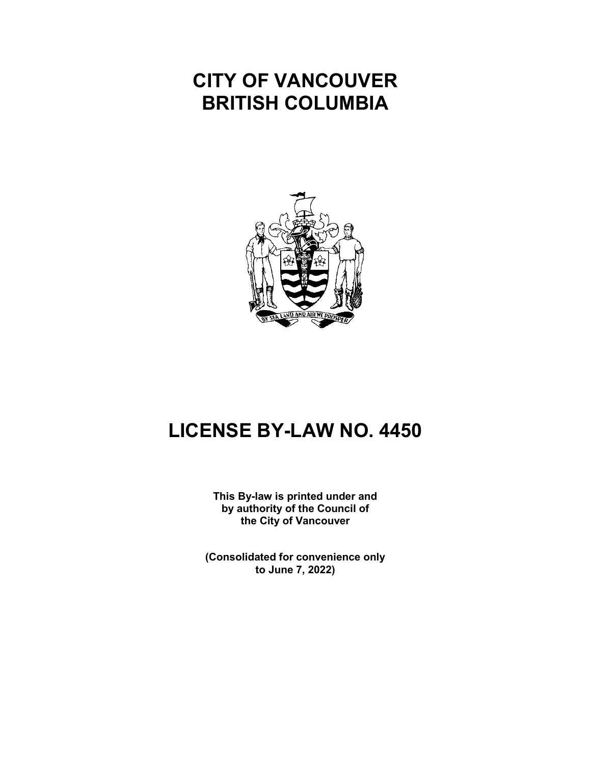# CITY OF VANCOUVER
# BRITISH COLUMBIA

# LICENSE BY-LAW NO. 4450

**This By-law is printed under and by authority of the Council of the City of Vancouver**

**(Consolidated for convenience only to June 7, 2022)**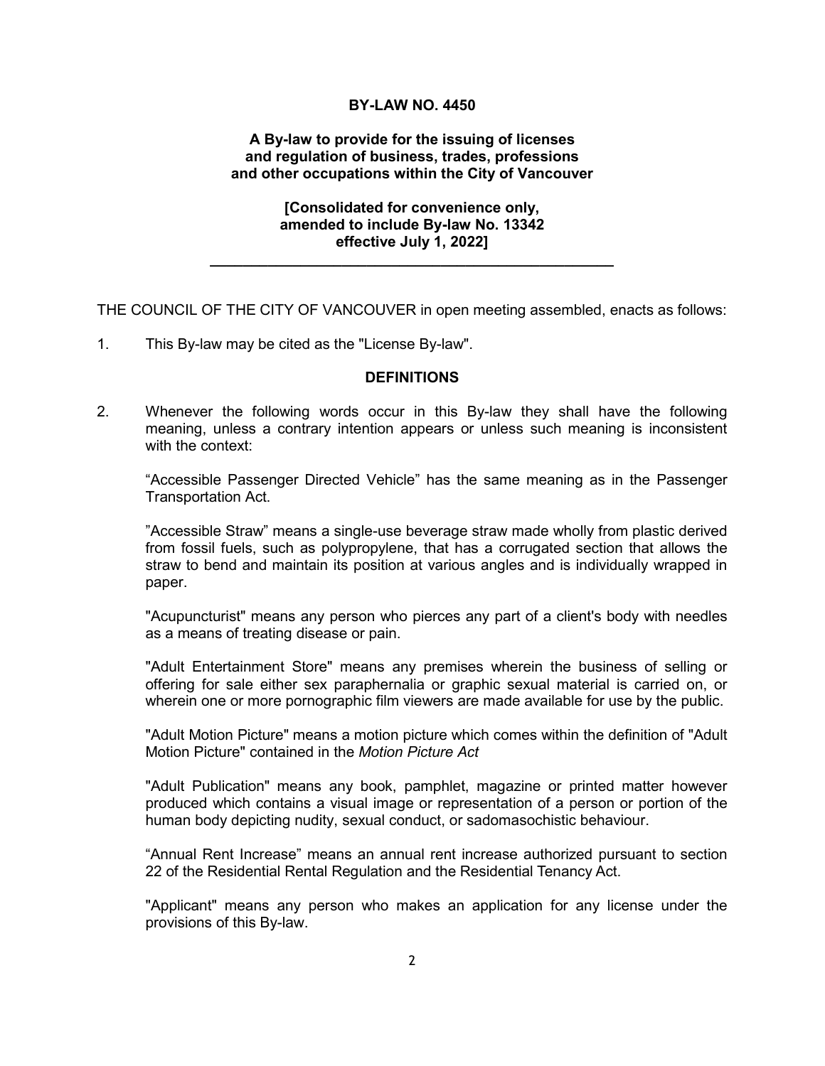**BY-LAW NO. 4450**

**A By-law to provide for the issuing of licenses and regulation of business, trades, professions and other occupations within the City of Vancouver**

**[Consolidated for convenience only, amended to include By-law No. 13342 effective July 1, 2022]**

---

THE COUNCIL OF THE CITY OF VANCOUVER in open meeting assembled, enacts as follows:

1. This By-law may be cited as the "License By-law".

**DEFINITIONS**

2. Whenever the following words occur in this By-law they shall have the following meaning, unless a contrary intention appears or unless such meaning is inconsistent with the context:

   "Accessible Passenger Directed Vehicle" has the same meaning as in the Passenger Transportation Act.

   "Accessible Straw" means a single-use beverage straw made wholly from plastic derived from fossil fuels, such as polypropylene, that has a corrugated section that allows the straw to bend and maintain its position at various angles and is individually wrapped in paper.

   "Acupuncturist" means any person who pierces any part of a client's body with needles as a means of treating disease or pain.

   "Adult Entertainment Store" means any premises wherein the business of selling or offering for sale either sex paraphernalia or graphic sexual material is carried on, or wherein one or more pornographic film viewers are made available for use by the public.

   "Adult Motion Picture" means a motion picture which comes within the definition of "Adult Motion Picture" contained in the *Motion Picture Act*

   "Adult Publication" means any book, pamphlet, magazine or printed matter however produced which contains a visual image or representation of a person or portion of the human body depicting nudity, sexual conduct, or sadomasochistic behaviour.

   "Annual Rent Increase" means an annual rent increase authorized pursuant to section 22 of the Residential Rental Regulation and the Residential Tenancy Act.

   "Applicant" means any person who makes an application for any license under the provisions of this By-law.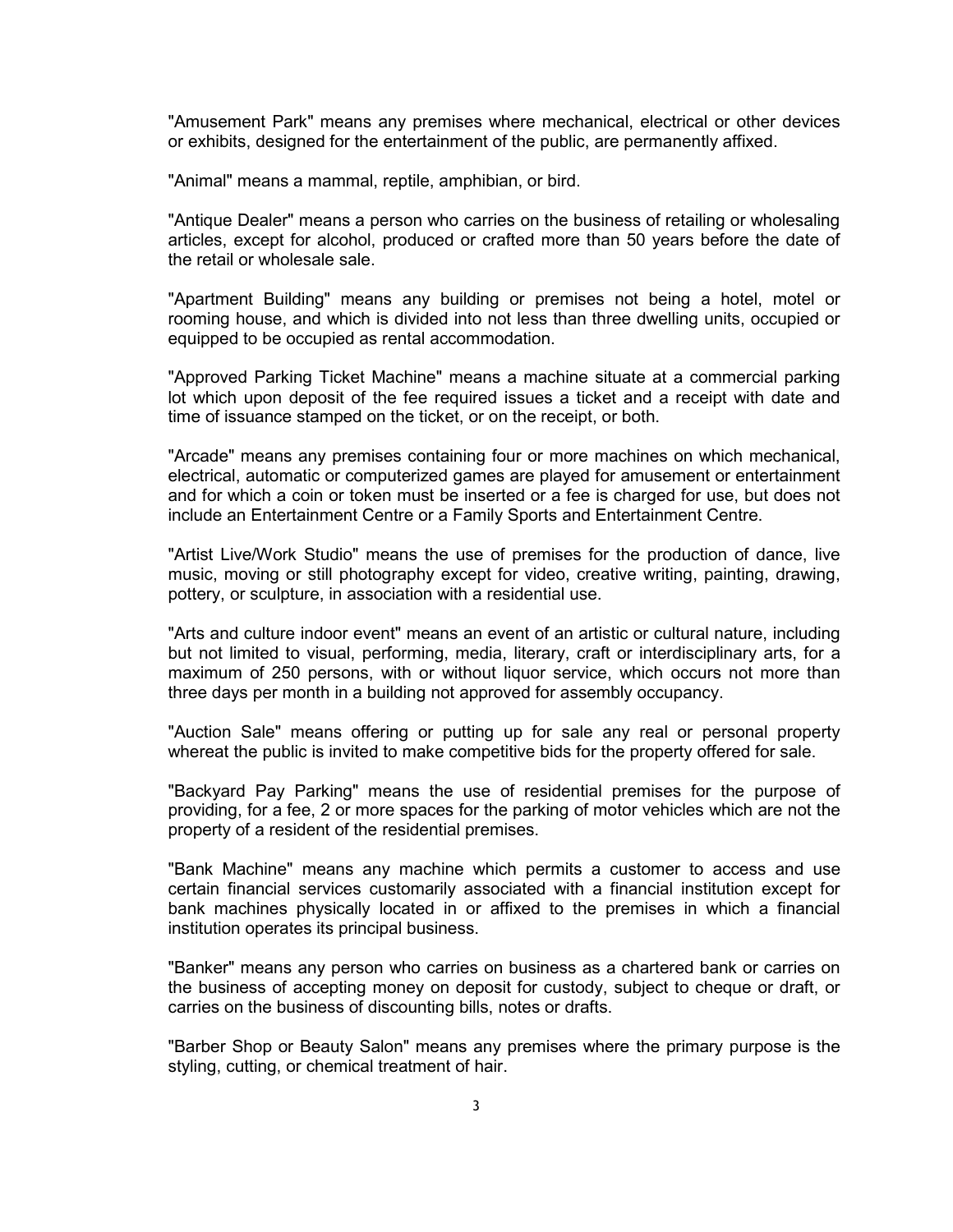"Amusement Park" means any premises where mechanical, electrical or other devices or exhibits, designed for the entertainment of the public, are permanently affixed.

"Animal" means a mammal, reptile, amphibian, or bird.

"Antique Dealer" means a person who carries on the business of retailing or wholesaling articles, except for alcohol, produced or crafted more than 50 years before the date of the retail or wholesale sale.

"Apartment Building" means any building or premises not being a hotel, motel or rooming house, and which is divided into not less than three dwelling units, occupied or equipped to be occupied as rental accommodation.

"Approved Parking Ticket Machine" means a machine situate at a commercial parking lot which upon deposit of the fee required issues a ticket and a receipt with date and time of issuance stamped on the ticket, or on the receipt, or both.

"Arcade" means any premises containing four or more machines on which mechanical, electrical, automatic or computerized games are played for amusement or entertainment and for which a coin or token must be inserted or a fee is charged for use, but does not include an Entertainment Centre or a Family Sports and Entertainment Centre.

"Artist Live/Work Studio" means the use of premises for the production of dance, live music, moving or still photography except for video, creative writing, painting, drawing, pottery, or sculpture, in association with a residential use.

"Arts and culture indoor event" means an event of an artistic or cultural nature, including but not limited to visual, performing, media, literary, craft or interdisciplinary arts, for a maximum of 250 persons, with or without liquor service, which occurs not more than three days per month in a building not approved for assembly occupancy.

"Auction Sale" means offering or putting up for sale any real or personal property whereat the public is invited to make competitive bids for the property offered for sale.

"Backyard Pay Parking" means the use of residential premises for the purpose of providing, for a fee, 2 or more spaces for the parking of motor vehicles which are not the property of a resident of the residential premises.

"Bank Machine" means any machine which permits a customer to access and use certain financial services customarily associated with a financial institution except for bank machines physically located in or affixed to the premises in which a financial institution operates its principal business.

"Banker" means any person who carries on business as a chartered bank or carries on the business of accepting money on deposit for custody, subject to cheque or draft, or carries on the business of discounting bills, notes or drafts.

"Barber Shop or Beauty Salon" means any premises where the primary purpose is the styling, cutting, or chemical treatment of hair.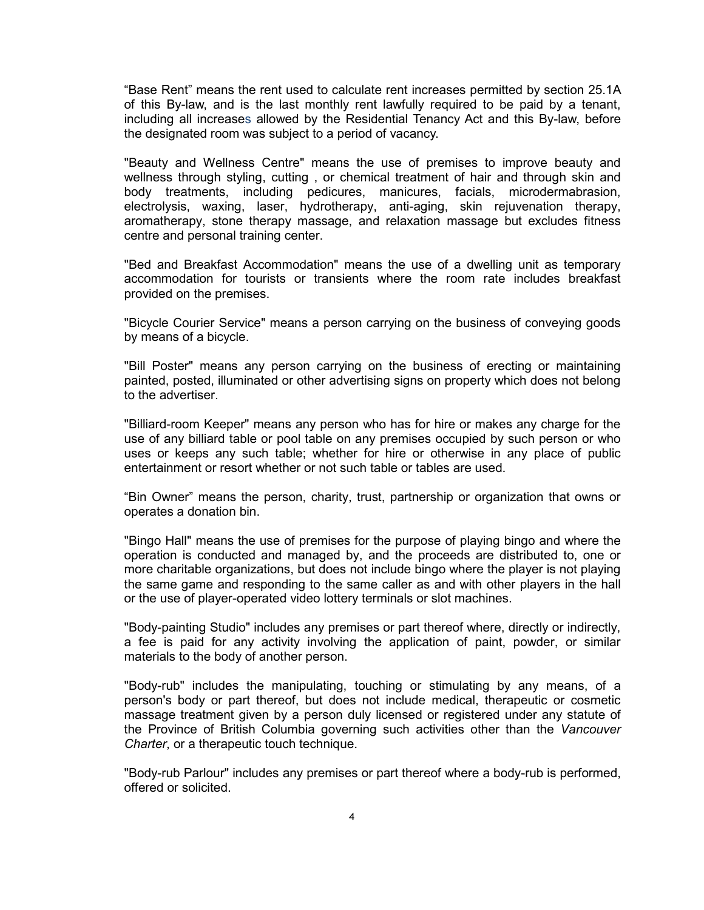“Base Rent” means the rent used to calculate rent increases permitted by section 25.1A of this By-law, and is the last monthly rent lawfully required to be paid by a tenant, including all increases allowed by the Residential Tenancy Act and this By-law, before the designated room was subject to a period of vacancy.

"Beauty and Wellness Centre" means the use of premises to improve beauty and wellness through styling, cutting , or chemical treatment of hair and through skin and body treatments, including pedicures, manicures, facials, microdermabrasion, electrolysis, waxing, laser, hydrotherapy, anti-aging, skin rejuvenation therapy, aromatherapy, stone therapy massage, and relaxation massage but excludes fitness centre and personal training center.

"Bed and Breakfast Accommodation" means the use of a dwelling unit as temporary accommodation for tourists or transients where the room rate includes breakfast provided on the premises.

"Bicycle Courier Service" means a person carrying on the business of conveying goods by means of a bicycle.

"Bill Poster" means any person carrying on the business of erecting or maintaining painted, posted, illuminated or other advertising signs on property which does not belong to the advertiser.

"Billiard-room Keeper" means any person who has for hire or makes any charge for the use of any billiard table or pool table on any premises occupied by such person or who uses or keeps any such table; whether for hire or otherwise in any place of public entertainment or resort whether or not such table or tables are used.

“Bin Owner” means the person, charity, trust, partnership or organization that owns or operates a donation bin.

"Bingo Hall" means the use of premises for the purpose of playing bingo and where the operation is conducted and managed by, and the proceeds are distributed to, one or more charitable organizations, but does not include bingo where the player is not playing the same game and responding to the same caller as and with other players in the hall or the use of player-operated video lottery terminals or slot machines.

"Body-painting Studio" includes any premises or part thereof where, directly or indirectly, a fee is paid for any activity involving the application of paint, powder, or similar materials to the body of another person.

"Body-rub" includes the manipulating, touching or stimulating by any means, of a person's body or part thereof, but does not include medical, therapeutic or cosmetic massage treatment given by a person duly licensed or registered under any statute of the Province of British Columbia governing such activities other than the *Vancouver Charter*, or a therapeutic touch technique.

"Body-rub Parlour" includes any premises or part thereof where a body-rub is performed, offered or solicited.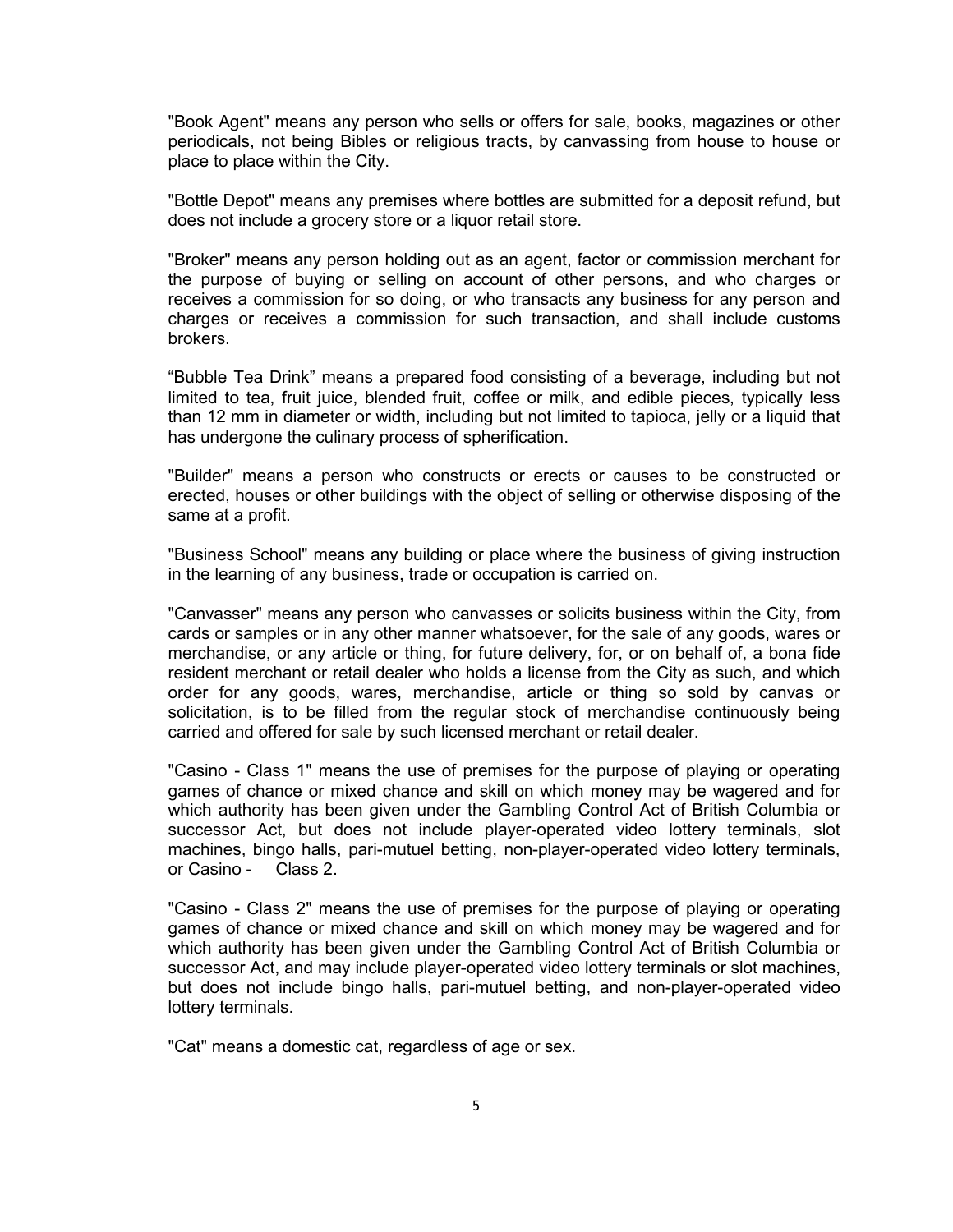"Book Agent" means any person who sells or offers for sale, books, magazines or other periodicals, not being Bibles or religious tracts, by canvassing from house to house or place to place within the City.

"Bottle Depot" means any premises where bottles are submitted for a deposit refund, but does not include a grocery store or a liquor retail store.

"Broker" means any person holding out as an agent, factor or commission merchant for the purpose of buying or selling on account of other persons, and who charges or receives a commission for so doing, or who transacts any business for any person and charges or receives a commission for such transaction, and shall include customs brokers.

“Bubble Tea Drink” means a prepared food consisting of a beverage, including but not limited to tea, fruit juice, blended fruit, coffee or milk, and edible pieces, typically less than 12 mm in diameter or width, including but not limited to tapioca, jelly or a liquid that has undergone the culinary process of spherification.

"Builder" means a person who constructs or erects or causes to be constructed or erected, houses or other buildings with the object of selling or otherwise disposing of the same at a profit.

"Business School" means any building or place where the business of giving instruction in the learning of any business, trade or occupation is carried on.

"Canvasser" means any person who canvasses or solicits business within the City, from cards or samples or in any other manner whatsoever, for the sale of any goods, wares or merchandise, or any article or thing, for future delivery, for, or on behalf of, a bona fide resident merchant or retail dealer who holds a license from the City as such, and which order for any goods, wares, merchandise, article or thing so sold by canvas or solicitation, is to be filled from the regular stock of merchandise continuously being carried and offered for sale by such licensed merchant or retail dealer.

"Casino - Class 1" means the use of premises for the purpose of playing or operating games of chance or mixed chance and skill on which money may be wagered and for which authority has been given under the Gambling Control Act of British Columbia or successor Act, but does not include player-operated video lottery terminals, slot machines, bingo halls, pari-mutuel betting, non-player-operated video lottery terminals, or Casino - Class 2.

"Casino - Class 2" means the use of premises for the purpose of playing or operating games of chance or mixed chance and skill on which money may be wagered and for which authority has been given under the Gambling Control Act of British Columbia or successor Act, and may include player-operated video lottery terminals or slot machines, but does not include bingo halls, pari-mutuel betting, and non-player-operated video lottery terminals.

"Cat" means a domestic cat, regardless of age or sex.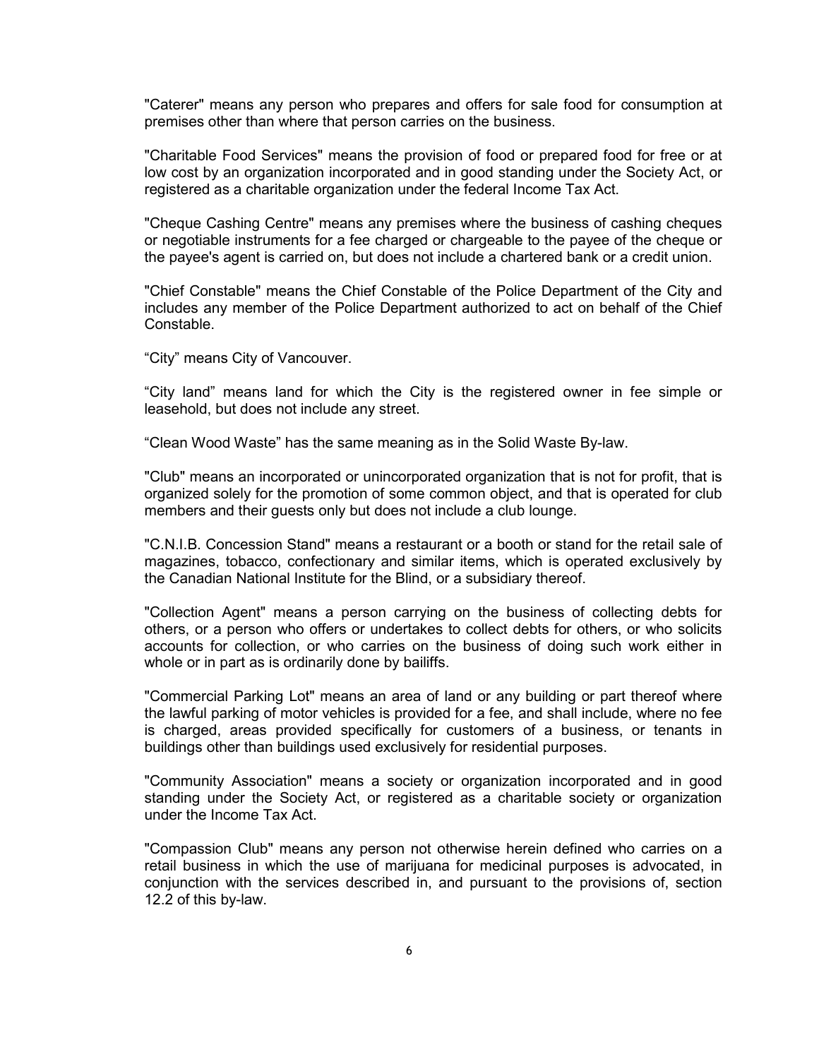"Caterer" means any person who prepares and offers for sale food for consumption at premises other than where that person carries on the business.

"Charitable Food Services" means the provision of food or prepared food for free or at low cost by an organization incorporated and in good standing under the Society Act, or registered as a charitable organization under the federal Income Tax Act.

"Cheque Cashing Centre" means any premises where the business of cashing cheques or negotiable instruments for a fee charged or chargeable to the payee of the cheque or the payee's agent is carried on, but does not include a chartered bank or a credit union.

"Chief Constable" means the Chief Constable of the Police Department of the City and includes any member of the Police Department authorized to act on behalf of the Chief Constable.

“City” means City of Vancouver.

“City land” means land for which the City is the registered owner in fee simple or leasehold, but does not include any street.

“Clean Wood Waste” has the same meaning as in the Solid Waste By-law.

"Club" means an incorporated or unincorporated organization that is not for profit, that is organized solely for the promotion of some common object, and that is operated for club members and their guests only but does not include a club lounge.

"C.N.I.B. Concession Stand" means a restaurant or a booth or stand for the retail sale of magazines, tobacco, confectionary and similar items, which is operated exclusively by the Canadian National Institute for the Blind, or a subsidiary thereof.

"Collection Agent" means a person carrying on the business of collecting debts for others, or a person who offers or undertakes to collect debts for others, or who solicits accounts for collection, or who carries on the business of doing such work either in whole or in part as is ordinarily done by bailiffs.

"Commercial Parking Lot" means an area of land or any building or part thereof where the lawful parking of motor vehicles is provided for a fee, and shall include, where no fee is charged, areas provided specifically for customers of a business, or tenants in buildings other than buildings used exclusively for residential purposes.

"Community Association" means a society or organization incorporated and in good standing under the Society Act, or registered as a charitable society or organization under the Income Tax Act.

"Compassion Club" means any person not otherwise herein defined who carries on a retail business in which the use of marijuana for medicinal purposes is advocated, in conjunction with the services described in, and pursuant to the provisions of, section 12.2 of this by-law.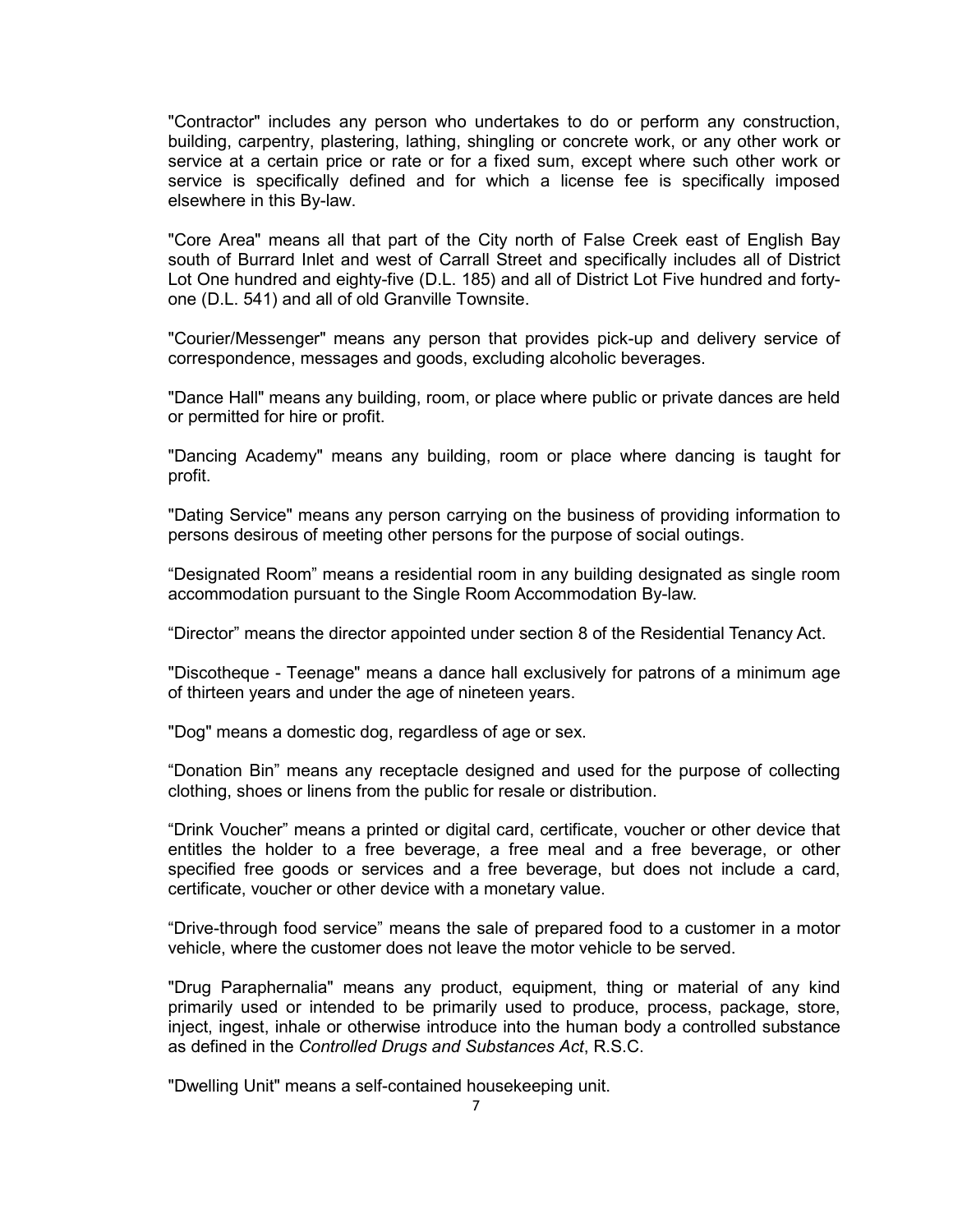"Contractor" includes any person who undertakes to do or perform any construction, building, carpentry, plastering, lathing, shingling or concrete work, or any other work or service at a certain price or rate or for a fixed sum, except where such other work or service is specifically defined and for which a license fee is specifically imposed elsewhere in this By-law.

"Core Area" means all that part of the City north of False Creek east of English Bay south of Burrard Inlet and west of Carrall Street and specifically includes all of District Lot One hundred and eighty-five (D.L. 185) and all of District Lot Five hundred and forty-one (D.L. 541) and all of old Granville Townsite.

"Courier/Messenger" means any person that provides pick-up and delivery service of correspondence, messages and goods, excluding alcoholic beverages.

"Dance Hall" means any building, room, or place where public or private dances are held or permitted for hire or profit.

"Dancing Academy" means any building, room or place where dancing is taught for profit.

"Dating Service" means any person carrying on the business of providing information to persons desirous of meeting other persons for the purpose of social outings.

“Designated Room” means a residential room in any building designated as single room accommodation pursuant to the Single Room Accommodation By-law.

“Director” means the director appointed under section 8 of the Residential Tenancy Act.

"Discotheque - Teenage" means a dance hall exclusively for patrons of a minimum age of thirteen years and under the age of nineteen years.

"Dog" means a domestic dog, regardless of age or sex.

“Donation Bin” means any receptacle designed and used for the purpose of collecting clothing, shoes or linens from the public for resale or distribution.

“Drink Voucher” means a printed or digital card, certificate, voucher or other device that entitles the holder to a free beverage, a free meal and a free beverage, or other specified free goods or services and a free beverage, but does not include a card, certificate, voucher or other device with a monetary value.

“Drive-through food service” means the sale of prepared food to a customer in a motor vehicle, where the customer does not leave the motor vehicle to be served.

"Drug Paraphernalia" means any product, equipment, thing or material of any kind primarily used or intended to be primarily used to produce, process, package, store, inject, ingest, inhale or otherwise introduce into the human body a controlled substance as defined in the *Controlled Drugs and Substances Act*, R.S.C.

"Dwelling Unit" means a self-contained housekeeping unit.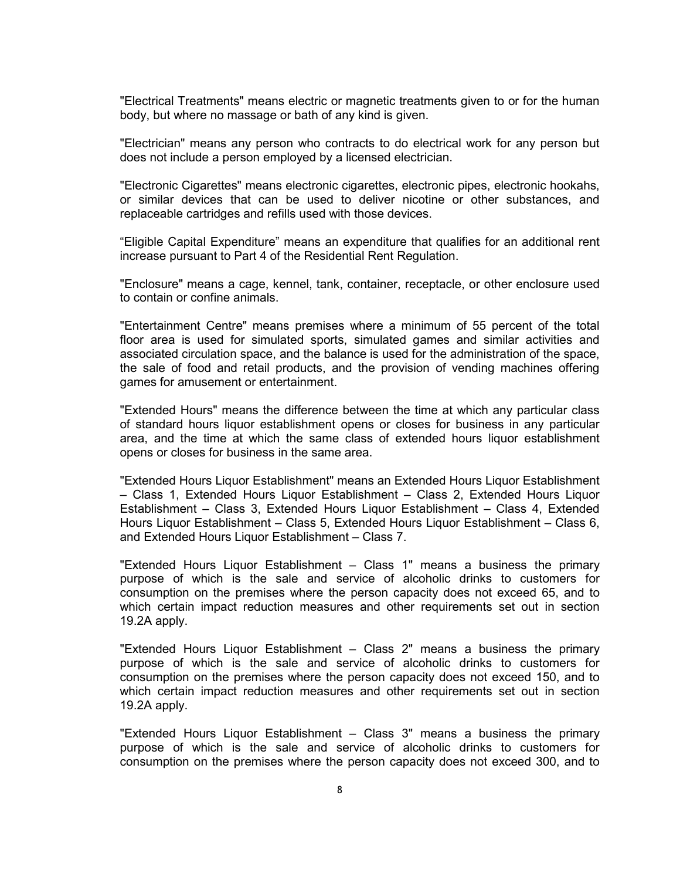"Electrical Treatments" means electric or magnetic treatments given to or for the human body, but where no massage or bath of any kind is given.

"Electrician" means any person who contracts to do electrical work for any person but does not include a person employed by a licensed electrician.

"Electronic Cigarettes" means electronic cigarettes, electronic pipes, electronic hookahs, or similar devices that can be used to deliver nicotine or other substances, and replaceable cartridges and refills used with those devices.

“Eligible Capital Expenditure” means an expenditure that qualifies for an additional rent increase pursuant to Part 4 of the Residential Rent Regulation.

"Enclosure" means a cage, kennel, tank, container, receptacle, or other enclosure used to contain or confine animals.

"Entertainment Centre" means premises where a minimum of 55 percent of the total floor area is used for simulated sports, simulated games and similar activities and associated circulation space, and the balance is used for the administration of the space, the sale of food and retail products, and the provision of vending machines offering games for amusement or entertainment.

"Extended Hours" means the difference between the time at which any particular class of standard hours liquor establishment opens or closes for business in any particular area, and the time at which the same class of extended hours liquor establishment opens or closes for business in the same area.

"Extended Hours Liquor Establishment" means an Extended Hours Liquor Establishment – Class 1, Extended Hours Liquor Establishment – Class 2, Extended Hours Liquor Establishment – Class 3, Extended Hours Liquor Establishment – Class 4, Extended Hours Liquor Establishment – Class 5, Extended Hours Liquor Establishment – Class 6, and Extended Hours Liquor Establishment – Class 7.

"Extended Hours Liquor Establishment – Class 1" means a business the primary purpose of which is the sale and service of alcoholic drinks to customers for consumption on the premises where the person capacity does not exceed 65, and to which certain impact reduction measures and other requirements set out in section 19.2A apply.

"Extended Hours Liquor Establishment – Class 2" means a business the primary purpose of which is the sale and service of alcoholic drinks to customers for consumption on the premises where the person capacity does not exceed 150, and to which certain impact reduction measures and other requirements set out in section 19.2A apply.

"Extended Hours Liquor Establishment – Class 3" means a business the primary purpose of which is the sale and service of alcoholic drinks to customers for consumption on the premises where the person capacity does not exceed 300, and to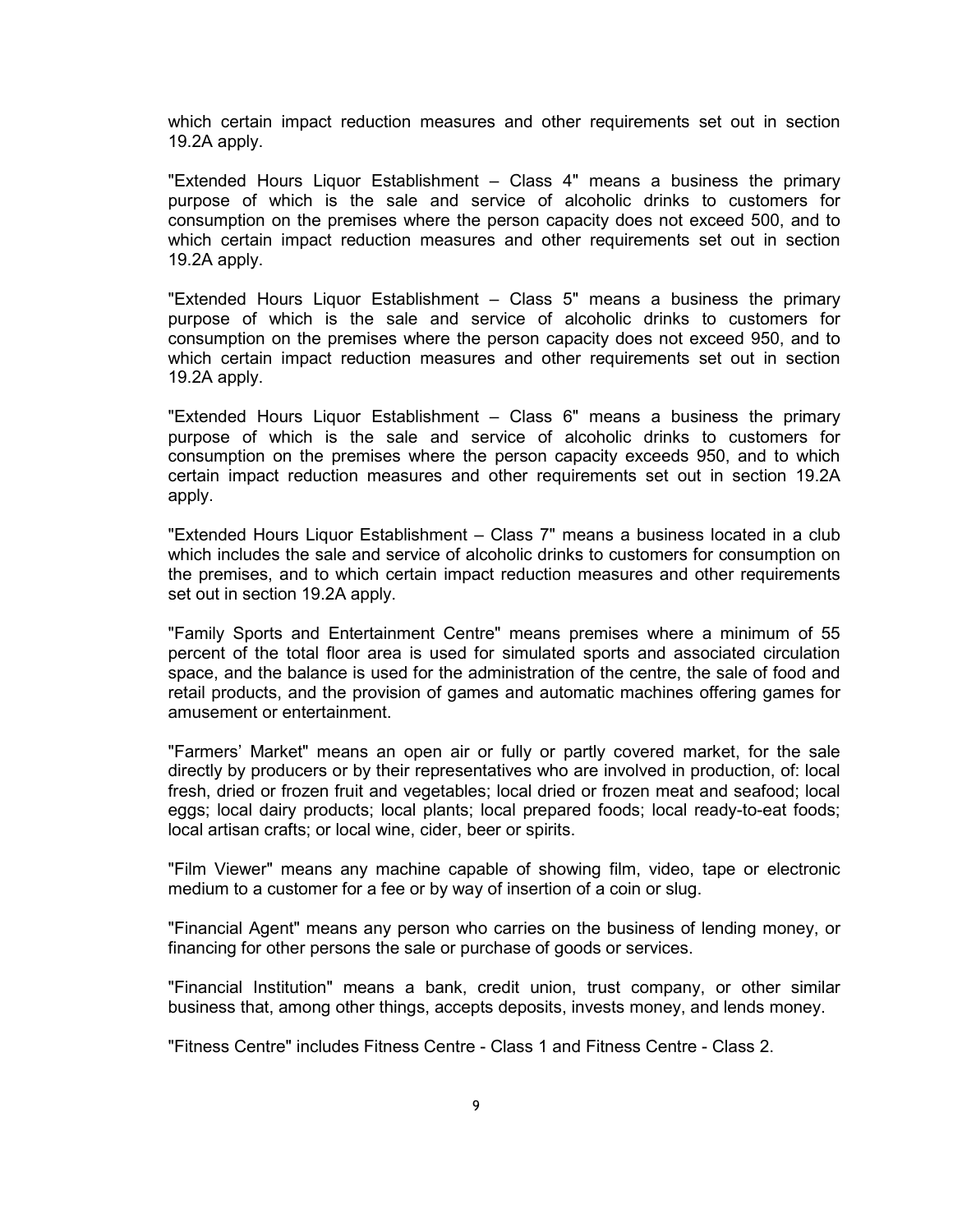which certain impact reduction measures and other requirements set out in section 19.2A apply.

"Extended Hours Liquor Establishment – Class 4" means a business the primary purpose of which is the sale and service of alcoholic drinks to customers for consumption on the premises where the person capacity does not exceed 500, and to which certain impact reduction measures and other requirements set out in section 19.2A apply.

"Extended Hours Liquor Establishment – Class 5" means a business the primary purpose of which is the sale and service of alcoholic drinks to customers for consumption on the premises where the person capacity does not exceed 950, and to which certain impact reduction measures and other requirements set out in section 19.2A apply.

"Extended Hours Liquor Establishment – Class 6" means a business the primary purpose of which is the sale and service of alcoholic drinks to customers for consumption on the premises where the person capacity exceeds 950, and to which certain impact reduction measures and other requirements set out in section 19.2A apply.

"Extended Hours Liquor Establishment – Class 7" means a business located in a club which includes the sale and service of alcoholic drinks to customers for consumption on the premises, and to which certain impact reduction measures and other requirements set out in section 19.2A apply.

"Family Sports and Entertainment Centre" means premises where a minimum of 55 percent of the total floor area is used for simulated sports and associated circulation space, and the balance is used for the administration of the centre, the sale of food and retail products, and the provision of games and automatic machines offering games for amusement or entertainment.

"Farmers' Market" means an open air or fully or partly covered market, for the sale directly by producers or by their representatives who are involved in production, of: local fresh, dried or frozen fruit and vegetables; local dried or frozen meat and seafood; local eggs; local dairy products; local plants; local prepared foods; local ready-to-eat foods; local artisan crafts; or local wine, cider, beer or spirits.

"Film Viewer" means any machine capable of showing film, video, tape or electronic medium to a customer for a fee or by way of insertion of a coin or slug.

"Financial Agent" means any person who carries on the business of lending money, or financing for other persons the sale or purchase of goods or services.

"Financial Institution" means a bank, credit union, trust company, or other similar business that, among other things, accepts deposits, invests money, and lends money.

"Fitness Centre" includes Fitness Centre - Class 1 and Fitness Centre - Class 2.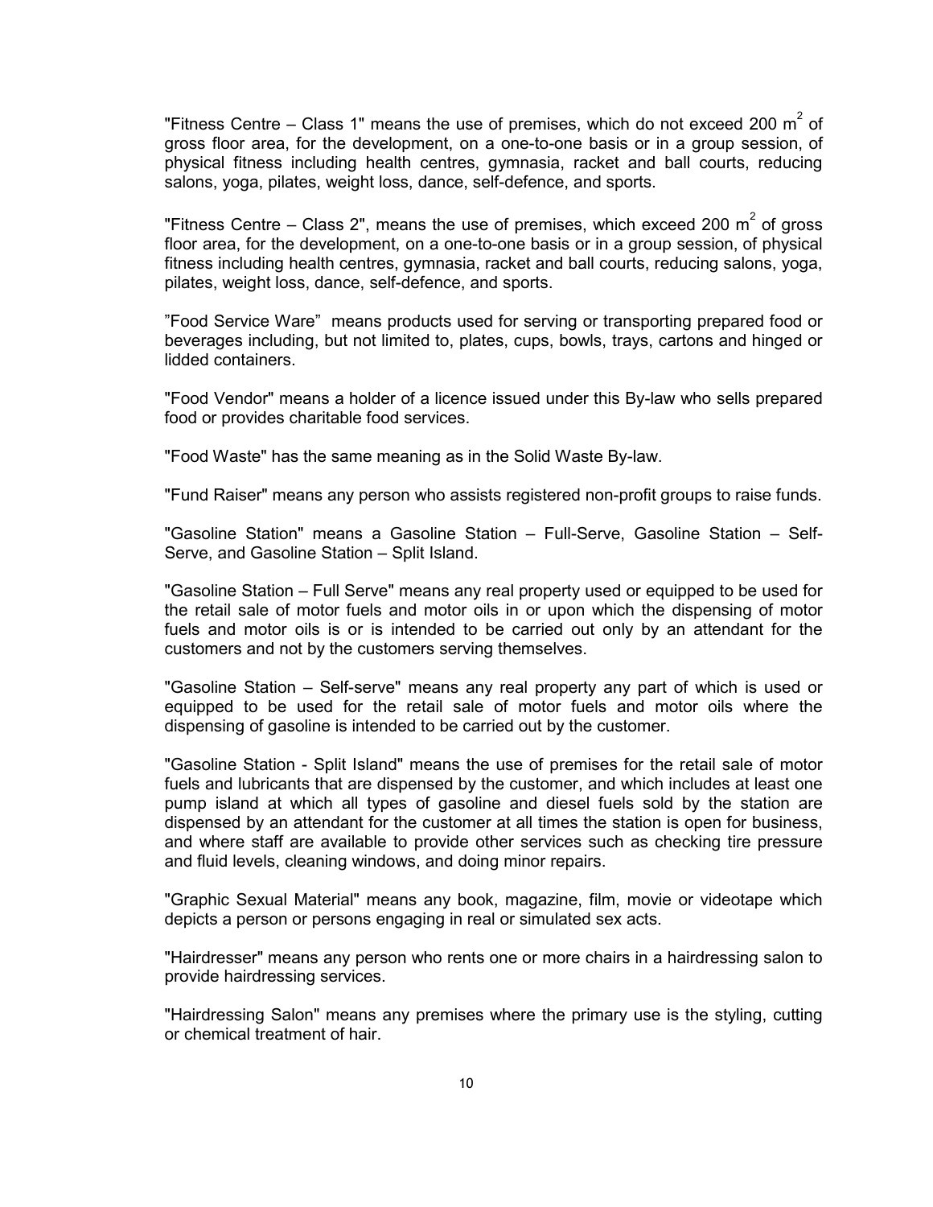"Fitness Centre – Class 1" means the use of premises, which do not exceed 200 $m^2$ of gross floor area, for the development, on a one-to-one basis or in a group session, of physical fitness including health centres, gymnasia, racket and ball courts, reducing salons, yoga, pilates, weight loss, dance, self-defence, and sports.

"Fitness Centre – Class 2", means the use of premises, which exceed 200 $m^2$ of gross floor area, for the development, on a one-to-one basis or in a group session, of physical fitness including health centres, gymnasia, racket and ball courts, reducing salons, yoga, pilates, weight loss, dance, self-defence, and sports.

"Food Service Ware" means products used for serving or transporting prepared food or beverages including, but not limited to, plates, cups, bowls, trays, cartons and hinged or lidded containers.

"Food Vendor" means a holder of a licence issued under this By-law who sells prepared food or provides charitable food services.

"Food Waste" has the same meaning as in the Solid Waste By-law.

"Fund Raiser" means any person who assists registered non-profit groups to raise funds.

"Gasoline Station" means a Gasoline Station – Full-Serve, Gasoline Station – Self-Serve, and Gasoline Station – Split Island.

"Gasoline Station – Full Serve" means any real property used or equipped to be used for the retail sale of motor fuels and motor oils in or upon which the dispensing of motor fuels and motor oils is or is intended to be carried out only by an attendant for the customers and not by the customers serving themselves.

"Gasoline Station – Self-serve" means any real property any part of which is used or equipped to be used for the retail sale of motor fuels and motor oils where the dispensing of gasoline is intended to be carried out by the customer.

"Gasoline Station - Split Island" means the use of premises for the retail sale of motor fuels and lubricants that are dispensed by the customer, and which includes at least one pump island at which all types of gasoline and diesel fuels sold by the station are dispensed by an attendant for the customer at all times the station is open for business, and where staff are available to provide other services such as checking tire pressure and fluid levels, cleaning windows, and doing minor repairs.

"Graphic Sexual Material" means any book, magazine, film, movie or videotape which depicts a person or persons engaging in real or simulated sex acts.

"Hairdresser" means any person who rents one or more chairs in a hairdressing salon to provide hairdressing services.

"Hairdressing Salon" means any premises where the primary use is the styling, cutting or chemical treatment of hair.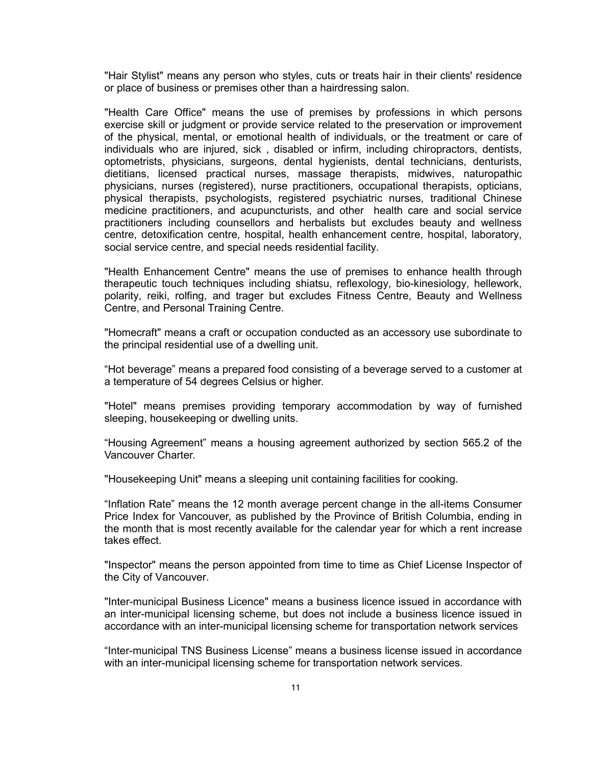"Hair Stylist" means any person who styles, cuts or treats hair in their clients' residence or place of business or premises other than a hairdressing salon.

"Health Care Office" means the use of premises by professions in which persons exercise skill or judgment or provide service related to the preservation or improvement of the physical, mental, or emotional health of individuals, or the treatment or care of individuals who are injured, sick , disabled or infirm, including chiropractors, dentists, optometrists, physicians, surgeons, dental hygienists, dental technicians, denturists, dietitians, licensed practical nurses, massage therapists, midwives, naturopathic physicians, nurses (registered), nurse practitioners, occupational therapists, opticians, physical therapists, psychologists, registered psychiatric nurses, traditional Chinese medicine practitioners, and acupuncturists, and other health care and social service practitioners including counsellors and herbalists but excludes beauty and wellness centre, detoxification centre, hospital, health enhancement centre, hospital, laboratory, social service centre, and special needs residential facility.

"Health Enhancement Centre" means the use of premises to enhance health through therapeutic touch techniques including shiatsu, reflexology, bio-kinesiology, hellework, polarity, reiki, rolfing, and trager but excludes Fitness Centre, Beauty and Wellness Centre, and Personal Training Centre.

"Homecraft" means a craft or occupation conducted as an accessory use subordinate to the principal residential use of a dwelling unit.

"Hot beverage" means a prepared food consisting of a beverage served to a customer at a temperature of 54 degrees Celsius or higher.

"Hotel" means premises providing temporary accommodation by way of furnished sleeping, housekeeping or dwelling units.

"Housing Agreement" means a housing agreement authorized by section 565.2 of the Vancouver Charter.

"Housekeeping Unit" means a sleeping unit containing facilities for cooking.

"Inflation Rate" means the 12 month average percent change in the all-items Consumer Price Index for Vancouver, as published by the Province of British Columbia, ending in the month that is most recently available for the calendar year for which a rent increase takes effect.

"Inspector" means the person appointed from time to time as Chief License Inspector of the City of Vancouver.

"Inter-municipal Business Licence" means a business licence issued in accordance with an inter-municipal licensing scheme, but does not include a business licence issued in accordance with an inter-municipal licensing scheme for transportation network services

"Inter-municipal TNS Business License" means a business license issued in accordance with an inter-municipal licensing scheme for transportation network services.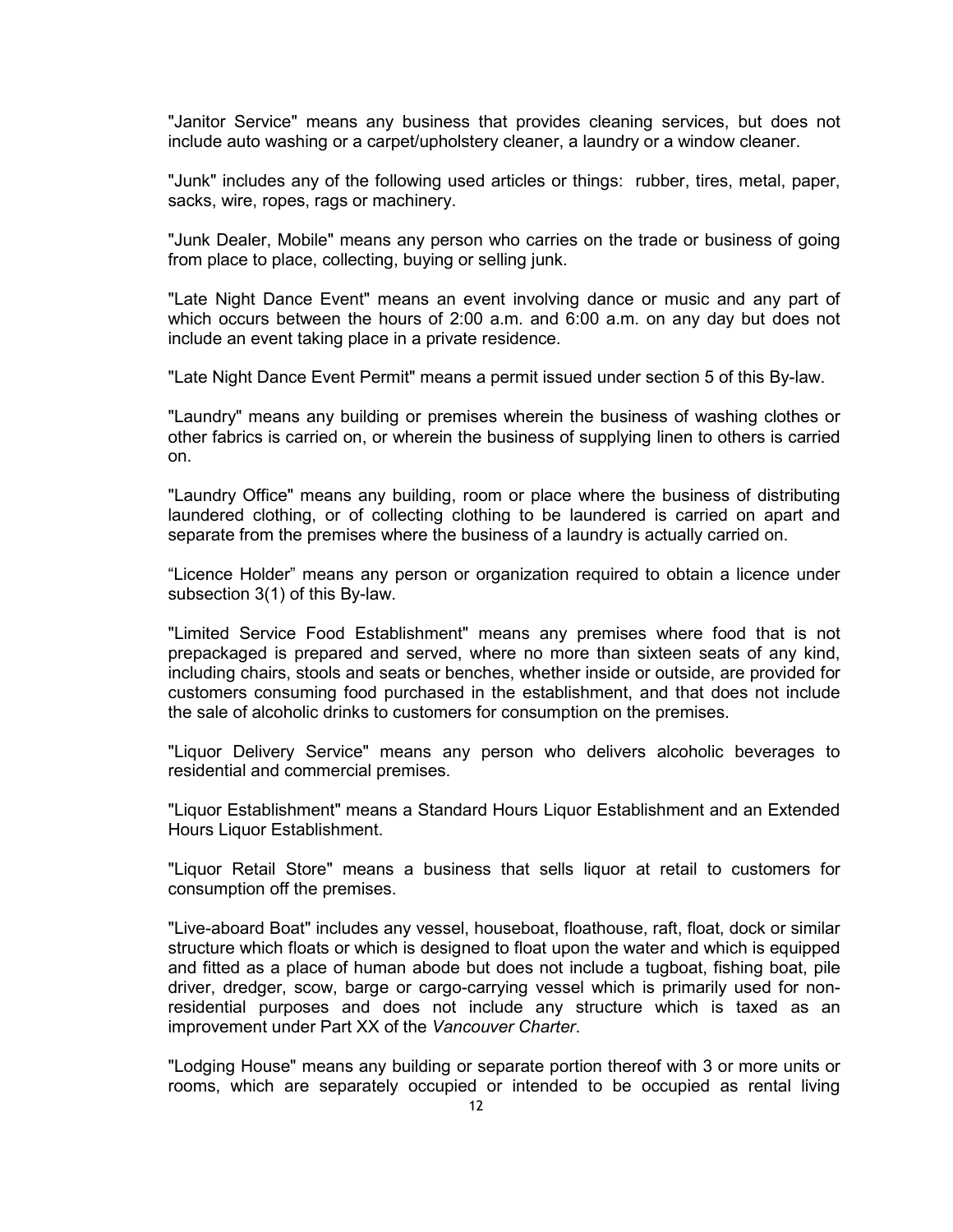"Janitor Service" means any business that provides cleaning services, but does not include auto washing or a carpet/upholstery cleaner, a laundry or a window cleaner.

"Junk" includes any of the following used articles or things: rubber, tires, metal, paper, sacks, wire, ropes, rags or machinery.

"Junk Dealer, Mobile" means any person who carries on the trade or business of going from place to place, collecting, buying or selling junk.

"Late Night Dance Event" means an event involving dance or music and any part of which occurs between the hours of 2:00 a.m. and 6:00 a.m. on any day but does not include an event taking place in a private residence.

"Late Night Dance Event Permit" means a permit issued under section 5 of this By-law.

"Laundry" means any building or premises wherein the business of washing clothes or other fabrics is carried on, or wherein the business of supplying linen to others is carried on.

"Laundry Office" means any building, room or place where the business of distributing laundered clothing, or of collecting clothing to be laundered is carried on apart and separate from the premises where the business of a laundry is actually carried on.

“Licence Holder” means any person or organization required to obtain a licence under subsection 3(1) of this By-law.

"Limited Service Food Establishment" means any premises where food that is not prepackaged is prepared and served, where no more than sixteen seats of any kind, including chairs, stools and seats or benches, whether inside or outside, are provided for customers consuming food purchased in the establishment, and that does not include the sale of alcoholic drinks to customers for consumption on the premises.

"Liquor Delivery Service" means any person who delivers alcoholic beverages to residential and commercial premises.

"Liquor Establishment" means a Standard Hours Liquor Establishment and an Extended Hours Liquor Establishment.

"Liquor Retail Store" means a business that sells liquor at retail to customers for consumption off the premises.

"Live-aboard Boat" includes any vessel, houseboat, floathouse, raft, float, dock or similar structure which floats or which is designed to float upon the water and which is equipped and fitted as a place of human abode but does not include a tugboat, fishing boat, pile driver, dredger, scow, barge or cargo-carrying vessel which is primarily used for non-residential purposes and does not include any structure which is taxed as an improvement under Part XX of the *Vancouver Charter*.

"Lodging House" means any building or separate portion thereof with 3 or more units or rooms, which are separately occupied or intended to be occupied as rental living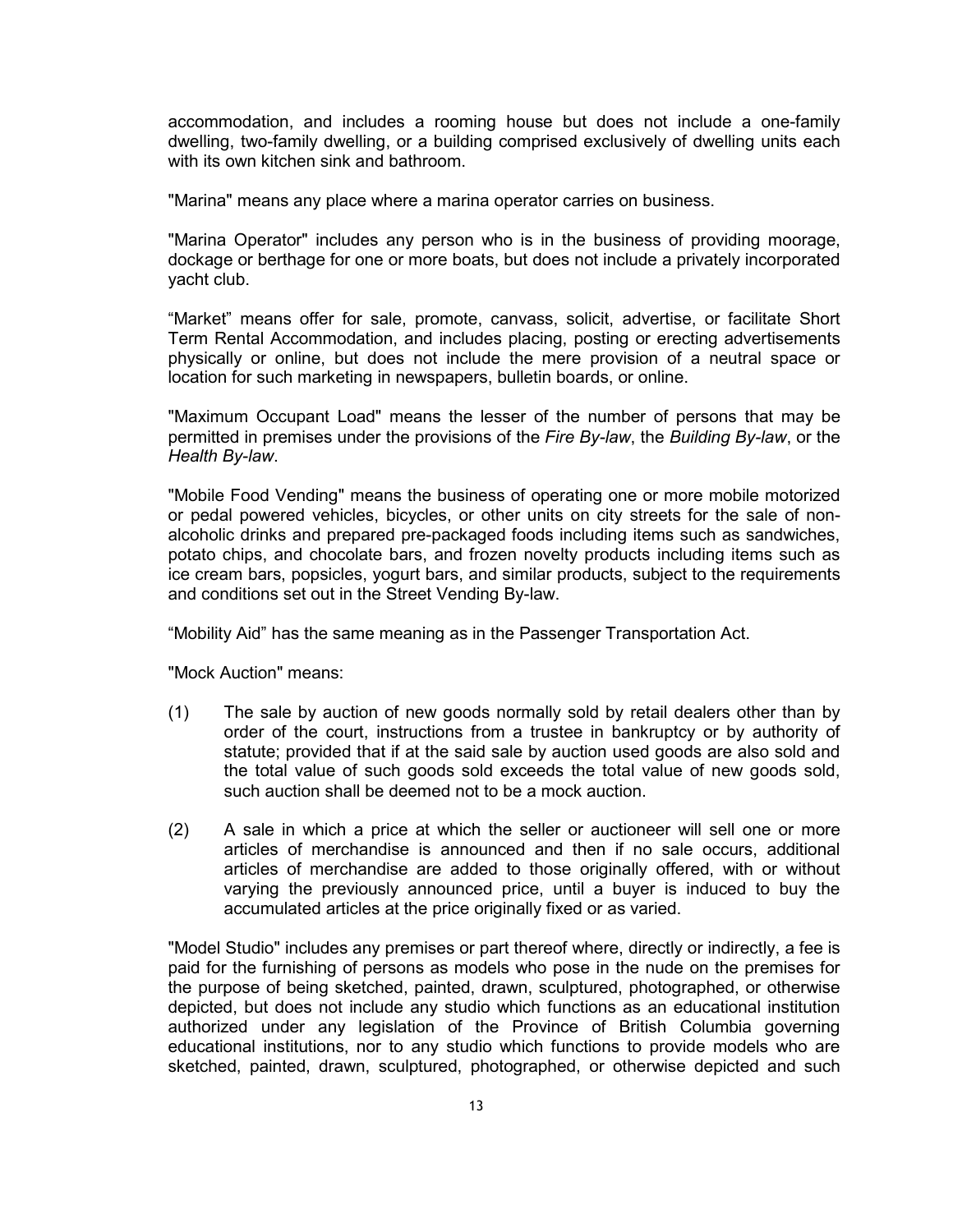accommodation, and includes a rooming house but does not include a one-family dwelling, two-family dwelling, or a building comprised exclusively of dwelling units each with its own kitchen sink and bathroom.

"Marina" means any place where a marina operator carries on business.

"Marina Operator" includes any person who is in the business of providing moorage, dockage or berthage for one or more boats, but does not include a privately incorporated yacht club.

“Market” means offer for sale, promote, canvass, solicit, advertise, or facilitate Short Term Rental Accommodation, and includes placing, posting or erecting advertisements physically or online, but does not include the mere provision of a neutral space or location for such marketing in newspapers, bulletin boards, or online.

"Maximum Occupant Load" means the lesser of the number of persons that may be permitted in premises under the provisions of the *Fire By-law*, the *Building By-law*, or the *Health By-law*.

"Mobile Food Vending" means the business of operating one or more mobile motorized or pedal powered vehicles, bicycles, or other units on city streets for the sale of non-alcoholic drinks and prepared pre-packaged foods including items such as sandwiches, potato chips, and chocolate bars, and frozen novelty products including items such as ice cream bars, popsicles, yogurt bars, and similar products, subject to the requirements and conditions set out in the Street Vending By-law.

“Mobility Aid” has the same meaning as in the Passenger Transportation Act.

"Mock Auction" means:

(1) The sale by auction of new goods normally sold by retail dealers other than by order of the court, instructions from a trustee in bankruptcy or by authority of statute; provided that if at the said sale by auction used goods are also sold and the total value of such goods sold exceeds the total value of new goods sold, such auction shall be deemed not to be a mock auction.

(2) A sale in which a price at which the seller or auctioneer will sell one or more articles of merchandise is announced and then if no sale occurs, additional articles of merchandise are added to those originally offered, with or without varying the previously announced price, until a buyer is induced to buy the accumulated articles at the price originally fixed or as varied.

"Model Studio" includes any premises or part thereof where, directly or indirectly, a fee is paid for the furnishing of persons as models who pose in the nude on the premises for the purpose of being sketched, painted, drawn, sculptured, photographed, or otherwise depicted, but does not include any studio which functions as an educational institution authorized under any legislation of the Province of British Columbia governing educational institutions, nor to any studio which functions to provide models who are sketched, painted, drawn, sculptured, photographed, or otherwise depicted and such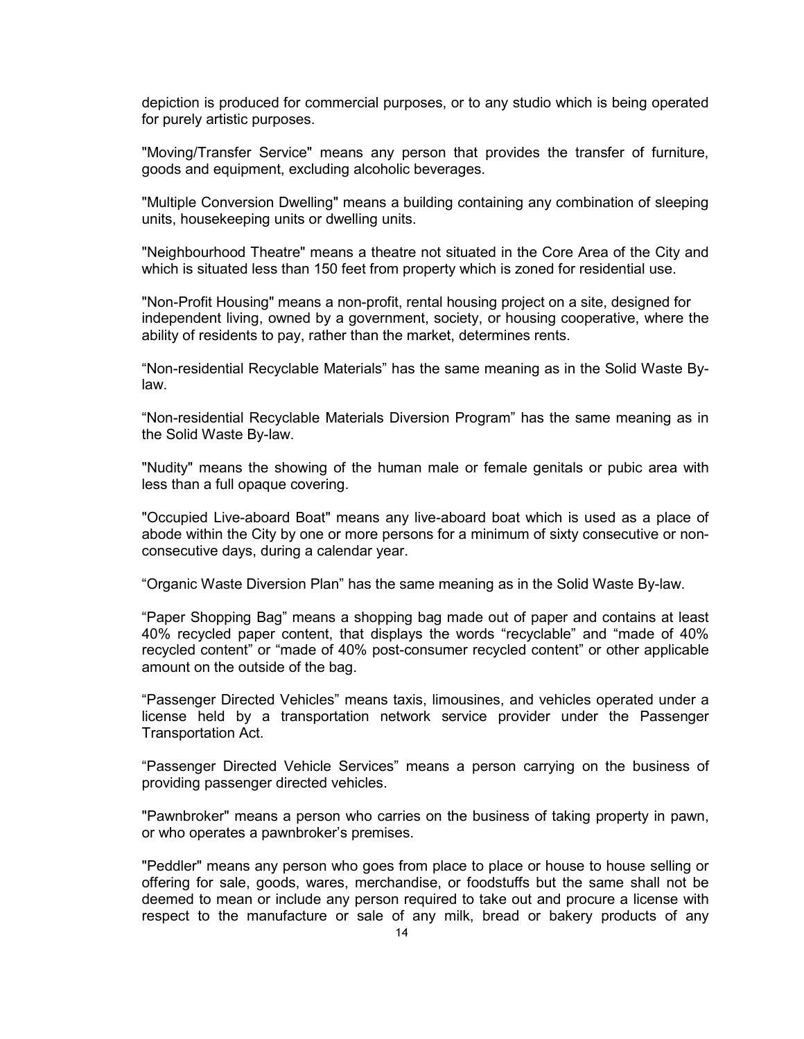depiction is produced for commercial purposes, or to any studio which is being operated for purely artistic purposes.

"Moving/Transfer Service" means any person that provides the transfer of furniture, goods and equipment, excluding alcoholic beverages.

"Multiple Conversion Dwelling" means a building containing any combination of sleeping units, housekeeping units or dwelling units.

"Neighbourhood Theatre" means a theatre not situated in the Core Area of the City and which is situated less than 150 feet from property which is zoned for residential use.

"Non-Profit Housing" means a non-profit, rental housing project on a site, designed for independent living, owned by a government, society, or housing cooperative, where the ability of residents to pay, rather than the market, determines rents.

“Non-residential Recyclable Materials” has the same meaning as in the Solid Waste By-law.

“Non-residential Recyclable Materials Diversion Program” has the same meaning as in the Solid Waste By-law.

"Nudity" means the showing of the human male or female genitals or pubic area with less than a full opaque covering.

"Occupied Live-aboard Boat" means any live-aboard boat which is used as a place of abode within the City by one or more persons for a minimum of sixty consecutive or non-consecutive days, during a calendar year.

“Organic Waste Diversion Plan” has the same meaning as in the Solid Waste By-law.

“Paper Shopping Bag” means a shopping bag made out of paper and contains at least 40% recycled paper content, that displays the words “recyclable” and “made of 40% recycled content” or “made of 40% post-consumer recycled content” or other applicable amount on the outside of the bag.

“Passenger Directed Vehicles” means taxis, limousines, and vehicles operated under a license held by a transportation network service provider under the Passenger Transportation Act.

“Passenger Directed Vehicle Services” means a person carrying on the business of providing passenger directed vehicles.

"Pawnbroker" means a person who carries on the business of taking property in pawn, or who operates a pawnbroker’s premises.

"Peddler" means any person who goes from place to place or house to house selling or offering for sale, goods, wares, merchandise, or foodstuffs but the same shall not be deemed to mean or include any person required to take out and procure a license with respect to the manufacture or sale of any milk, bread or bakery products of any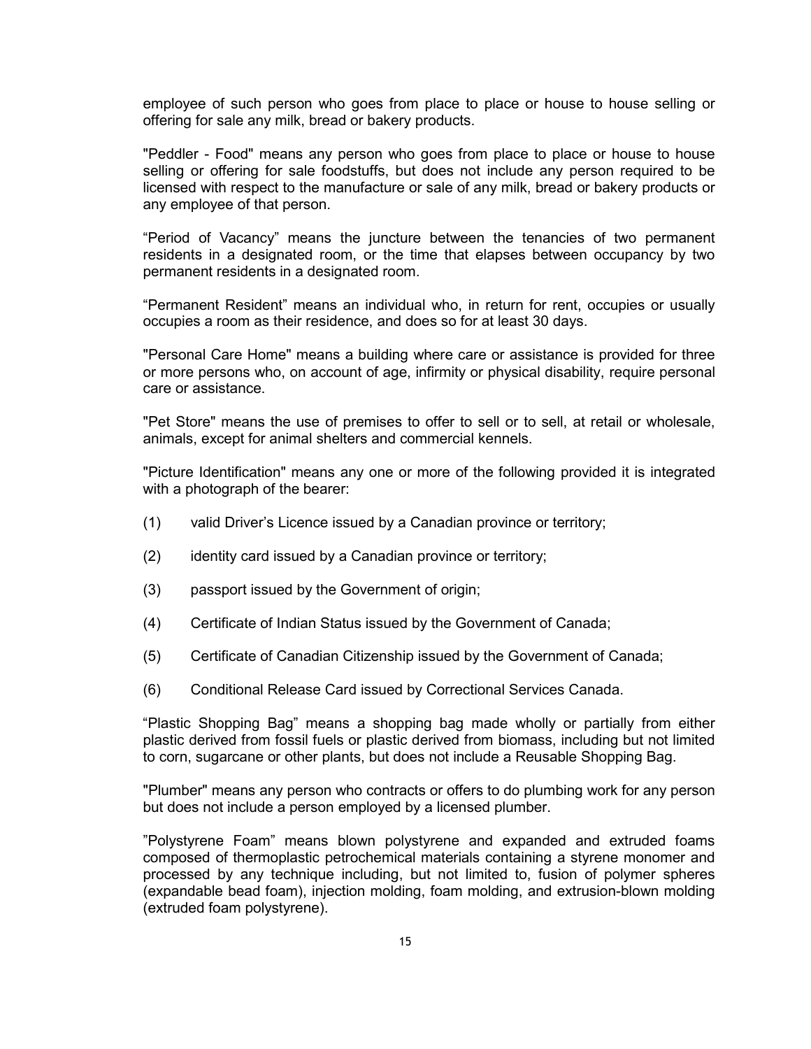employee of such person who goes from place to place or house to house selling or offering for sale any milk, bread or bakery products.

"Peddler - Food" means any person who goes from place to place or house to house selling or offering for sale foodstuffs, but does not include any person required to be licensed with respect to the manufacture or sale of any milk, bread or bakery products or any employee of that person.

“Period of Vacancy” means the juncture between the tenancies of two permanent residents in a designated room, or the time that elapses between occupancy by two permanent residents in a designated room.

“Permanent Resident” means an individual who, in return for rent, occupies or usually occupies a room as their residence, and does so for at least 30 days.

"Personal Care Home" means a building where care or assistance is provided for three or more persons who, on account of age, infirmity or physical disability, require personal care or assistance.

"Pet Store" means the use of premises to offer to sell or to sell, at retail or wholesale, animals, except for animal shelters and commercial kennels.

"Picture Identification" means any one or more of the following provided it is integrated with a photograph of the bearer:

(1) valid Driver’s Licence issued by a Canadian province or territory;

(2) identity card issued by a Canadian province or territory;

(3) passport issued by the Government of origin;

(4) Certificate of Indian Status issued by the Government of Canada;

(5) Certificate of Canadian Citizenship issued by the Government of Canada;

(6) Conditional Release Card issued by Correctional Services Canada.

“Plastic Shopping Bag” means a shopping bag made wholly or partially from either plastic derived from fossil fuels or plastic derived from biomass, including but not limited to corn, sugarcane or other plants, but does not include a Reusable Shopping Bag.

"Plumber" means any person who contracts or offers to do plumbing work for any person but does not include a person employed by a licensed plumber.

”Polystyrene Foam” means blown polystyrene and expanded and extruded foams composed of thermoplastic petrochemical materials containing a styrene monomer and processed by any technique including, but not limited to, fusion of polymer spheres (expandable bead foam), injection molding, foam molding, and extrusion-blown molding (extruded foam polystyrene).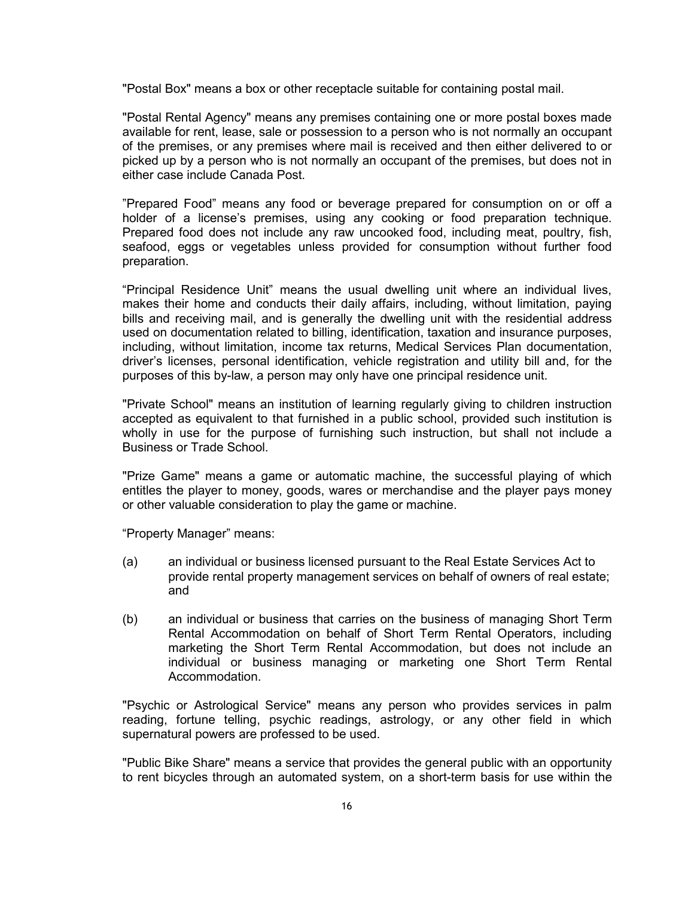"Postal Box" means a box or other receptacle suitable for containing postal mail.

"Postal Rental Agency" means any premises containing one or more postal boxes made available for rent, lease, sale or possession to a person who is not normally an occupant of the premises, or any premises where mail is received and then either delivered to or picked up by a person who is not normally an occupant of the premises, but does not in either case include Canada Post.

"Prepared Food" means any food or beverage prepared for consumption on or off a holder of a license's premises, using any cooking or food preparation technique. Prepared food does not include any raw uncooked food, including meat, poultry, fish, seafood, eggs or vegetables unless provided for consumption without further food preparation.

"Principal Residence Unit" means the usual dwelling unit where an individual lives, makes their home and conducts their daily affairs, including, without limitation, paying bills and receiving mail, and is generally the dwelling unit with the residential address used on documentation related to billing, identification, taxation and insurance purposes, including, without limitation, income tax returns, Medical Services Plan documentation, driver's licenses, personal identification, vehicle registration and utility bill and, for the purposes of this by-law, a person may only have one principal residence unit.

"Private School" means an institution of learning regularly giving to children instruction accepted as equivalent to that furnished in a public school, provided such institution is wholly in use for the purpose of furnishing such instruction, but shall not include a Business or Trade School.

"Prize Game" means a game or automatic machine, the successful playing of which entitles the player to money, goods, wares or merchandise and the player pays money or other valuable consideration to play the game or machine.

"Property Manager" means:

(a) an individual or business licensed pursuant to the Real Estate Services Act to provide rental property management services on behalf of owners of real estate; and

(b) an individual or business that carries on the business of managing Short Term Rental Accommodation on behalf of Short Term Rental Operators, including marketing the Short Term Rental Accommodation, but does not include an individual or business managing or marketing one Short Term Rental Accommodation.

"Psychic or Astrological Service" means any person who provides services in palm reading, fortune telling, psychic readings, astrology, or any other field in which supernatural powers are professed to be used.

"Public Bike Share" means a service that provides the general public with an opportunity to rent bicycles through an automated system, on a short-term basis for use within the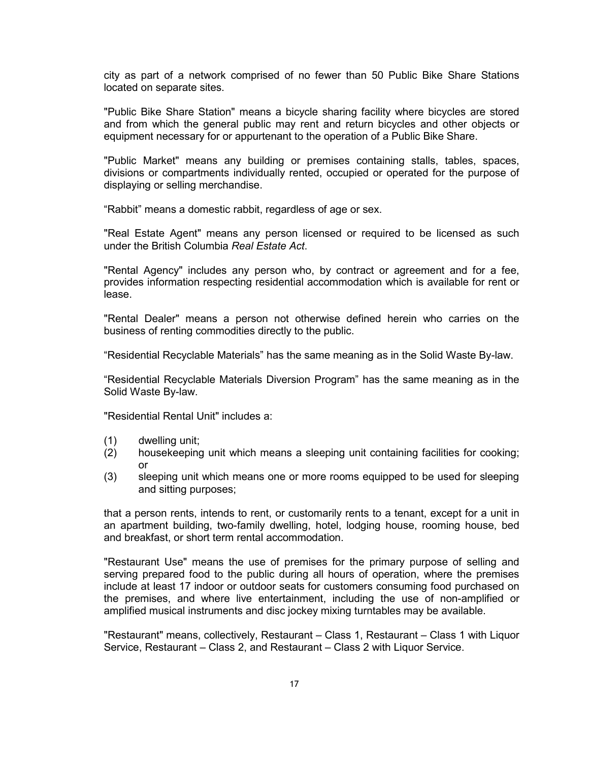city as part of a network comprised of no fewer than 50 Public Bike Share Stations located on separate sites.

"Public Bike Share Station" means a bicycle sharing facility where bicycles are stored and from which the general public may rent and return bicycles and other objects or equipment necessary for or appurtenant to the operation of a Public Bike Share.

"Public Market" means any building or premises containing stalls, tables, spaces, divisions or compartments individually rented, occupied or operated for the purpose of displaying or selling merchandise.

“Rabbit” means a domestic rabbit, regardless of age or sex.

"Real Estate Agent" means any person licensed or required to be licensed as such under the British Columbia *Real Estate Act*.

"Rental Agency" includes any person who, by contract or agreement and for a fee, provides information respecting residential accommodation which is available for rent or lease.

"Rental Dealer" means a person not otherwise defined herein who carries on the business of renting commodities directly to the public.

“Residential Recyclable Materials” has the same meaning as in the Solid Waste By-law.

“Residential Recyclable Materials Diversion Program” has the same meaning as in the Solid Waste By-law.

"Residential Rental Unit" includes a:

(1) dwelling unit;
(2) housekeeping unit which means a sleeping unit containing facilities for cooking; or
(3) sleeping unit which means one or more rooms equipped to be used for sleeping and sitting purposes;

that a person rents, intends to rent, or customarily rents to a tenant, except for a unit in an apartment building, two-family dwelling, hotel, lodging house, rooming house, bed and breakfast, or short term rental accommodation.

"Restaurant Use" means the use of premises for the primary purpose of selling and serving prepared food to the public during all hours of operation, where the premises include at least 17 indoor or outdoor seats for customers consuming food purchased on the premises, and where live entertainment, including the use of non-amplified or amplified musical instruments and disc jockey mixing turntables may be available.

"Restaurant" means, collectively, Restaurant – Class 1, Restaurant – Class 1 with Liquor Service, Restaurant – Class 2, and Restaurant – Class 2 with Liquor Service.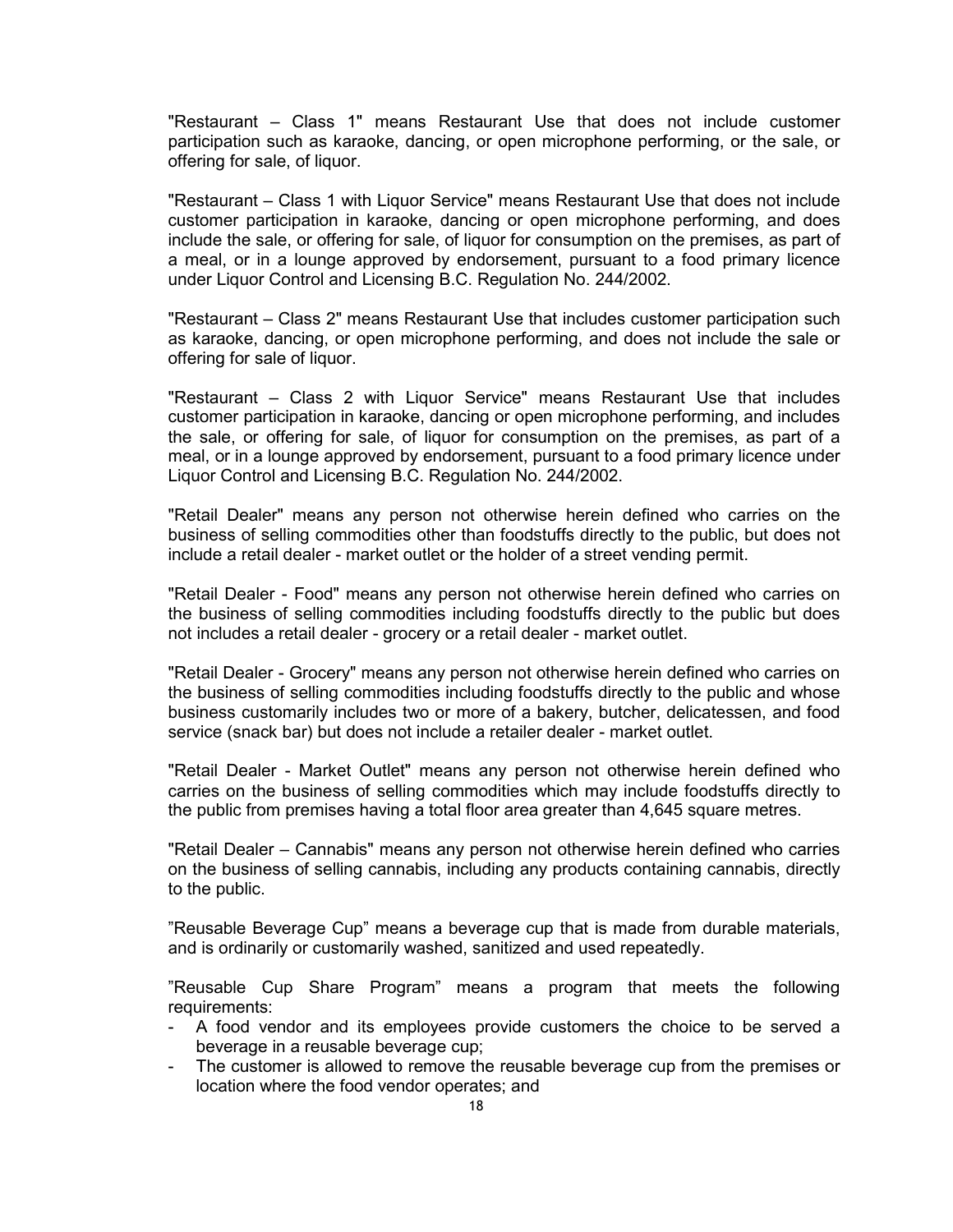"Restaurant – Class 1" means Restaurant Use that does not include customer participation such as karaoke, dancing, or open microphone performing, or the sale, or offering for sale, of liquor.

"Restaurant – Class 1 with Liquor Service" means Restaurant Use that does not include customer participation in karaoke, dancing or open microphone performing, and does include the sale, or offering for sale, of liquor for consumption on the premises, as part of a meal, or in a lounge approved by endorsement, pursuant to a food primary licence under Liquor Control and Licensing B.C. Regulation No. 244/2002.

"Restaurant – Class 2" means Restaurant Use that includes customer participation such as karaoke, dancing, or open microphone performing, and does not include the sale or offering for sale of liquor.

"Restaurant – Class 2 with Liquor Service" means Restaurant Use that includes customer participation in karaoke, dancing or open microphone performing, and includes the sale, or offering for sale, of liquor for consumption on the premises, as part of a meal, or in a lounge approved by endorsement, pursuant to a food primary licence under Liquor Control and Licensing B.C. Regulation No. 244/2002.

"Retail Dealer" means any person not otherwise herein defined who carries on the business of selling commodities other than foodstuffs directly to the public, but does not include a retail dealer - market outlet or the holder of a street vending permit.

"Retail Dealer - Food" means any person not otherwise herein defined who carries on the business of selling commodities including foodstuffs directly to the public but does not includes a retail dealer - grocery or a retail dealer - market outlet.

"Retail Dealer - Grocery" means any person not otherwise herein defined who carries on the business of selling commodities including foodstuffs directly to the public and whose business customarily includes two or more of a bakery, butcher, delicatessen, and food service (snack bar) but does not include a retailer dealer - market outlet.

"Retail Dealer - Market Outlet" means any person not otherwise herein defined who carries on the business of selling commodities which may include foodstuffs directly to the public from premises having a total floor area greater than 4,645 square metres.

"Retail Dealer – Cannabis" means any person not otherwise herein defined who carries on the business of selling cannabis, including any products containing cannabis, directly to the public.

"Reusable Beverage Cup" means a beverage cup that is made from durable materials, and is ordinarily or customarily washed, sanitized and used repeatedly.

"Reusable Cup Share Program" means a program that meets the following requirements:

- A food vendor and its employees provide customers the choice to be served a beverage in a reusable beverage cup;
- The customer is allowed to remove the reusable beverage cup from the premises or location where the food vendor operates; and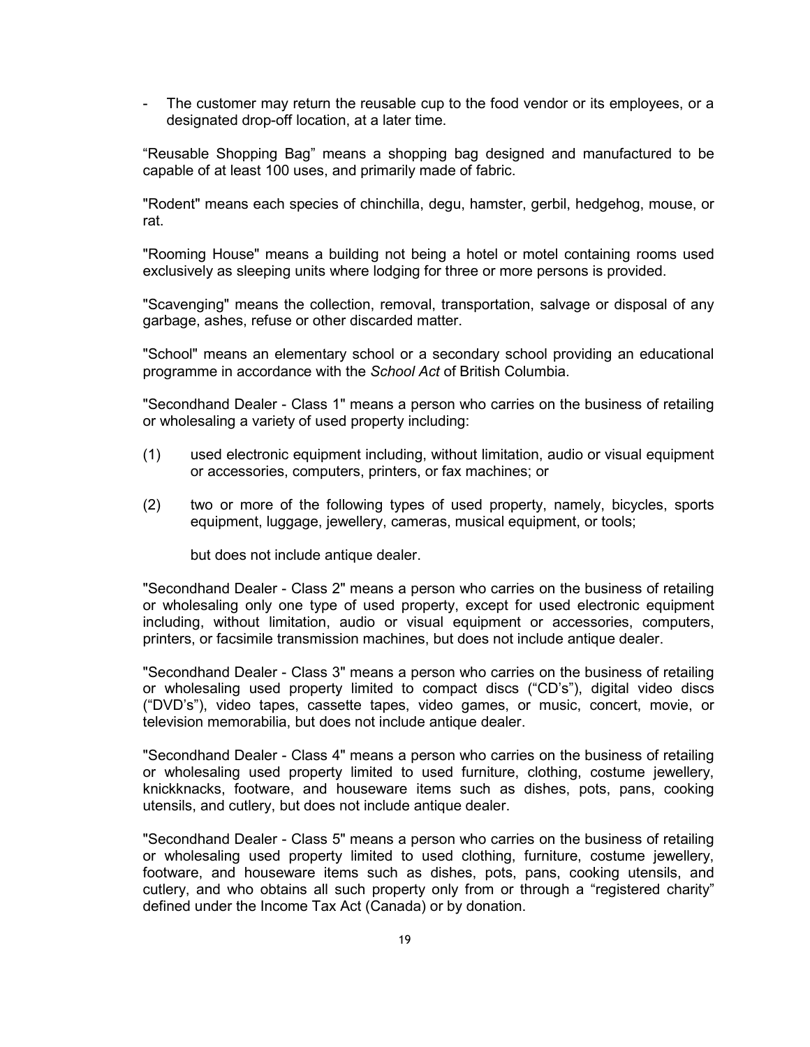- The customer may return the reusable cup to the food vendor or its employees, or a designated drop-off location, at a later time.

“Reusable Shopping Bag” means a shopping bag designed and manufactured to be capable of at least 100 uses, and primarily made of fabric.

"Rodent" means each species of chinchilla, degu, hamster, gerbil, hedgehog, mouse, or rat.

"Rooming House" means a building not being a hotel or motel containing rooms used exclusively as sleeping units where lodging for three or more persons is provided.

"Scavenging" means the collection, removal, transportation, salvage or disposal of any garbage, ashes, refuse or other discarded matter.

"School" means an elementary school or a secondary school providing an educational programme in accordance with the *School Act* of British Columbia.

"Secondhand Dealer - Class 1" means a person who carries on the business of retailing or wholesaling a variety of used property including:

(1) used electronic equipment including, without limitation, audio or visual equipment or accessories, computers, printers, or fax machines; or

(2) two or more of the following types of used property, namely, bicycles, sports equipment, luggage, jewellery, cameras, musical equipment, or tools;

but does not include antique dealer.

"Secondhand Dealer - Class 2" means a person who carries on the business of retailing or wholesaling only one type of used property, except for used electronic equipment including, without limitation, audio or visual equipment or accessories, computers, printers, or facsimile transmission machines, but does not include antique dealer.

"Secondhand Dealer - Class 3" means a person who carries on the business of retailing or wholesaling used property limited to compact discs (“CD’s”), digital video discs (“DVD’s”), video tapes, cassette tapes, video games, or music, concert, movie, or television memorabilia, but does not include antique dealer.

"Secondhand Dealer - Class 4" means a person who carries on the business of retailing or wholesaling used property limited to used furniture, clothing, costume jewellery, knickknacks, footware, and houseware items such as dishes, pots, pans, cooking utensils, and cutlery, but does not include antique dealer.

"Secondhand Dealer - Class 5" means a person who carries on the business of retailing or wholesaling used property limited to used clothing, furniture, costume jewellery, footware, and houseware items such as dishes, pots, pans, cooking utensils, and cutlery, and who obtains all such property only from or through a “registered charity” defined under the Income Tax Act (Canada) or by donation.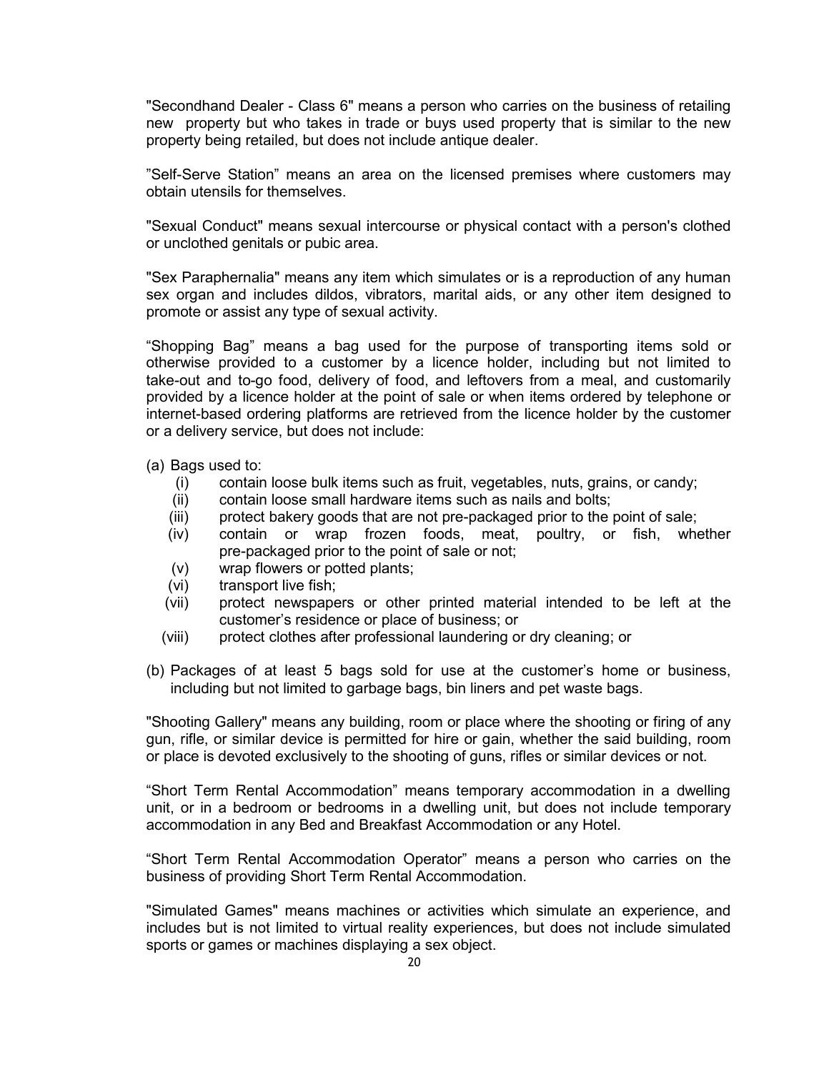"Secondhand Dealer - Class 6" means a person who carries on the business of retailing new property but who takes in trade or buys used property that is similar to the new property being retailed, but does not include antique dealer.

"Self-Serve Station" means an area on the licensed premises where customers may obtain utensils for themselves.

"Sexual Conduct" means sexual intercourse or physical contact with a person's clothed or unclothed genitals or pubic area.

"Sex Paraphernalia" means any item which simulates or is a reproduction of any human sex organ and includes dildos, vibrators, marital aids, or any other item designed to promote or assist any type of sexual activity.

"Shopping Bag" means a bag used for the purpose of transporting items sold or otherwise provided to a customer by a licence holder, including but not limited to take-out and to-go food, delivery of food, and leftovers from a meal, and customarily provided by a licence holder at the point of sale or when items ordered by telephone or internet-based ordering platforms are retrieved from the licence holder by the customer or a delivery service, but does not include:

(a) Bags used to:
   - (i) contain loose bulk items such as fruit, vegetables, nuts, grains, or candy;
   - (ii) contain loose small hardware items such as nails and bolts;
   - (iii) protect bakery goods that are not pre-packaged prior to the point of sale;
   - (iv) contain or wrap frozen foods, meat, poultry, or fish, whether pre-packaged prior to the point of sale or not;
   - (v) wrap flowers or potted plants;
   - (vi) transport live fish;
   - (vii) protect newspapers or other printed material intended to be left at the customer's residence or place of business; or
   - (viii) protect clothes after professional laundering or dry cleaning; or

(b) Packages of at least 5 bags sold for use at the customer's home or business, including but not limited to garbage bags, bin liners and pet waste bags.

"Shooting Gallery" means any building, room or place where the shooting or firing of any gun, rifle, or similar device is permitted for hire or gain, whether the said building, room or place is devoted exclusively to the shooting of guns, rifles or similar devices or not.

"Short Term Rental Accommodation" means temporary accommodation in a dwelling unit, or in a bedroom or bedrooms in a dwelling unit, but does not include temporary accommodation in any Bed and Breakfast Accommodation or any Hotel.

"Short Term Rental Accommodation Operator" means a person who carries on the business of providing Short Term Rental Accommodation.

"Simulated Games" means machines or activities which simulate an experience, and includes but is not limited to virtual reality experiences, but does not include simulated sports or games or machines displaying a sex object.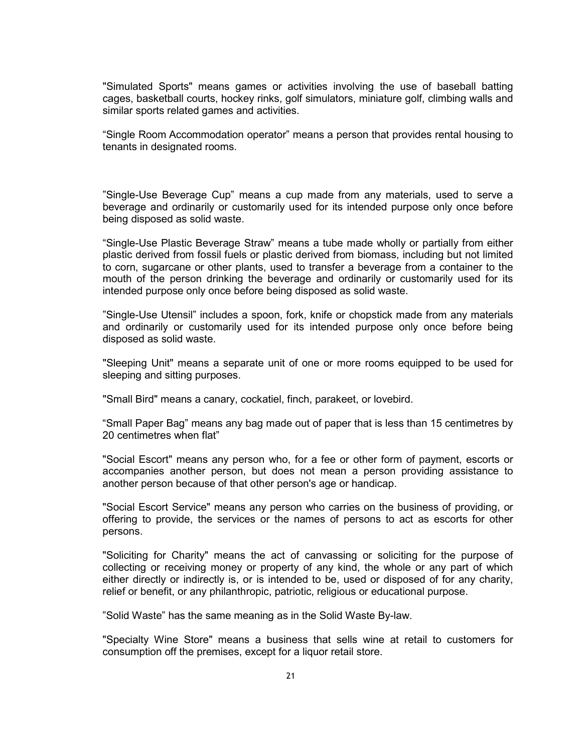"Simulated Sports" means games or activities involving the use of baseball batting cages, basketball courts, hockey rinks, golf simulators, miniature golf, climbing walls and similar sports related games and activities.

“Single Room Accommodation operator” means a person that provides rental housing to tenants in designated rooms.

”Single-Use Beverage Cup” means a cup made from any materials, used to serve a beverage and ordinarily or customarily used for its intended purpose only once before being disposed as solid waste.

“Single-Use Plastic Beverage Straw” means a tube made wholly or partially from either plastic derived from fossil fuels or plastic derived from biomass, including but not limited to corn, sugarcane or other plants, used to transfer a beverage from a container to the mouth of the person drinking the beverage and ordinarily or customarily used for its intended purpose only once before being disposed as solid waste.

”Single-Use Utensil” includes a spoon, fork, knife or chopstick made from any materials and ordinarily or customarily used for its intended purpose only once before being disposed as solid waste.

"Sleeping Unit" means a separate unit of one or more rooms equipped to be used for sleeping and sitting purposes.

"Small Bird" means a canary, cockatiel, finch, parakeet, or lovebird.

“Small Paper Bag” means any bag made out of paper that is less than 15 centimetres by 20 centimetres when flat”

"Social Escort" means any person who, for a fee or other form of payment, escorts or accompanies another person, but does not mean a person providing assistance to another person because of that other person's age or handicap.

"Social Escort Service" means any person who carries on the business of providing, or offering to provide, the services or the names of persons to act as escorts for other persons.

"Soliciting for Charity" means the act of canvassing or soliciting for the purpose of collecting or receiving money or property of any kind, the whole or any part of which either directly or indirectly is, or is intended to be, used or disposed of for any charity, relief or benefit, or any philanthropic, patriotic, religious or educational purpose.

”Solid Waste” has the same meaning as in the Solid Waste By-law.

"Specialty Wine Store" means a business that sells wine at retail to customers for consumption off the premises, except for a liquor retail store.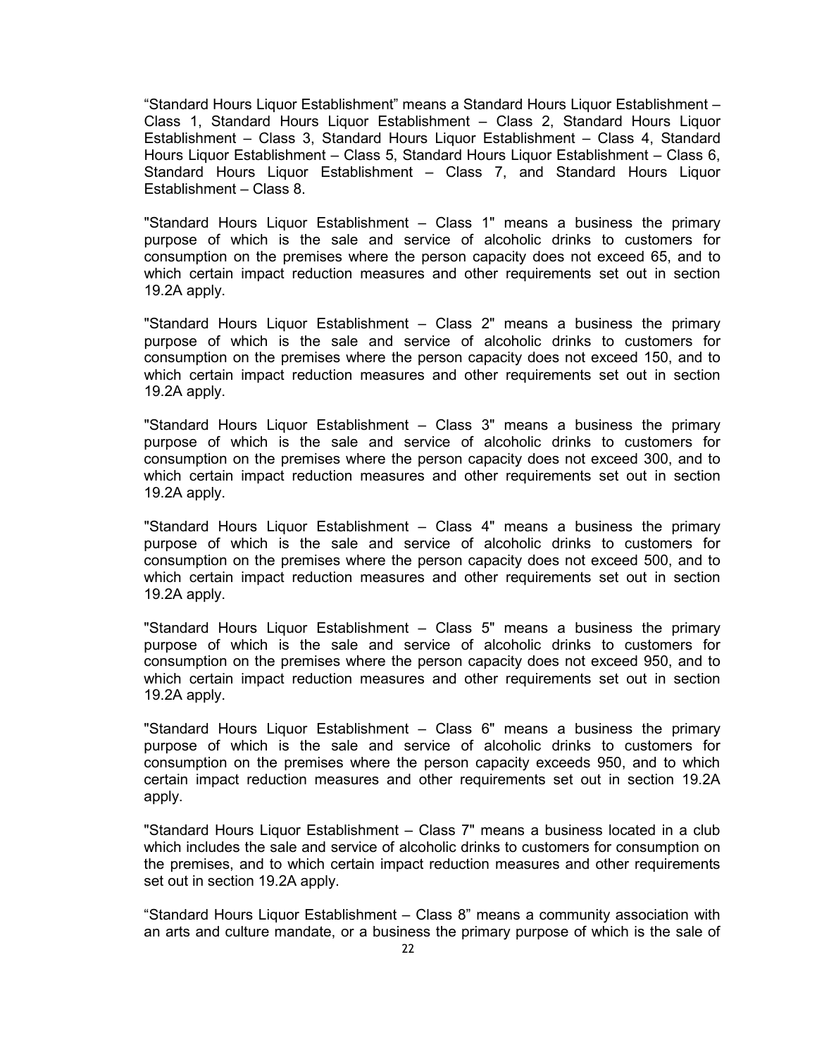“Standard Hours Liquor Establishment” means a Standard Hours Liquor Establishment – Class 1, Standard Hours Liquor Establishment – Class 2, Standard Hours Liquor Establishment – Class 3, Standard Hours Liquor Establishment – Class 4, Standard Hours Liquor Establishment – Class 5, Standard Hours Liquor Establishment – Class 6, Standard Hours Liquor Establishment – Class 7, and Standard Hours Liquor Establishment – Class 8.

"Standard Hours Liquor Establishment – Class 1" means a business the primary purpose of which is the sale and service of alcoholic drinks to customers for consumption on the premises where the person capacity does not exceed 65, and to which certain impact reduction measures and other requirements set out in section 19.2A apply.

"Standard Hours Liquor Establishment – Class 2" means a business the primary purpose of which is the sale and service of alcoholic drinks to customers for consumption on the premises where the person capacity does not exceed 150, and to which certain impact reduction measures and other requirements set out in section 19.2A apply.

"Standard Hours Liquor Establishment – Class 3" means a business the primary purpose of which is the sale and service of alcoholic drinks to customers for consumption on the premises where the person capacity does not exceed 300, and to which certain impact reduction measures and other requirements set out in section 19.2A apply.

"Standard Hours Liquor Establishment – Class 4" means a business the primary purpose of which is the sale and service of alcoholic drinks to customers for consumption on the premises where the person capacity does not exceed 500, and to which certain impact reduction measures and other requirements set out in section 19.2A apply.

"Standard Hours Liquor Establishment – Class 5" means a business the primary purpose of which is the sale and service of alcoholic drinks to customers for consumption on the premises where the person capacity does not exceed 950, and to which certain impact reduction measures and other requirements set out in section 19.2A apply.

"Standard Hours Liquor Establishment – Class 6" means a business the primary purpose of which is the sale and service of alcoholic drinks to customers for consumption on the premises where the person capacity exceeds 950, and to which certain impact reduction measures and other requirements set out in section 19.2A apply.

"Standard Hours Liquor Establishment – Class 7" means a business located in a club which includes the sale and service of alcoholic drinks to customers for consumption on the premises, and to which certain impact reduction measures and other requirements set out in section 19.2A apply.

“Standard Hours Liquor Establishment – Class 8” means a community association with an arts and culture mandate, or a business the primary purpose of which is the sale of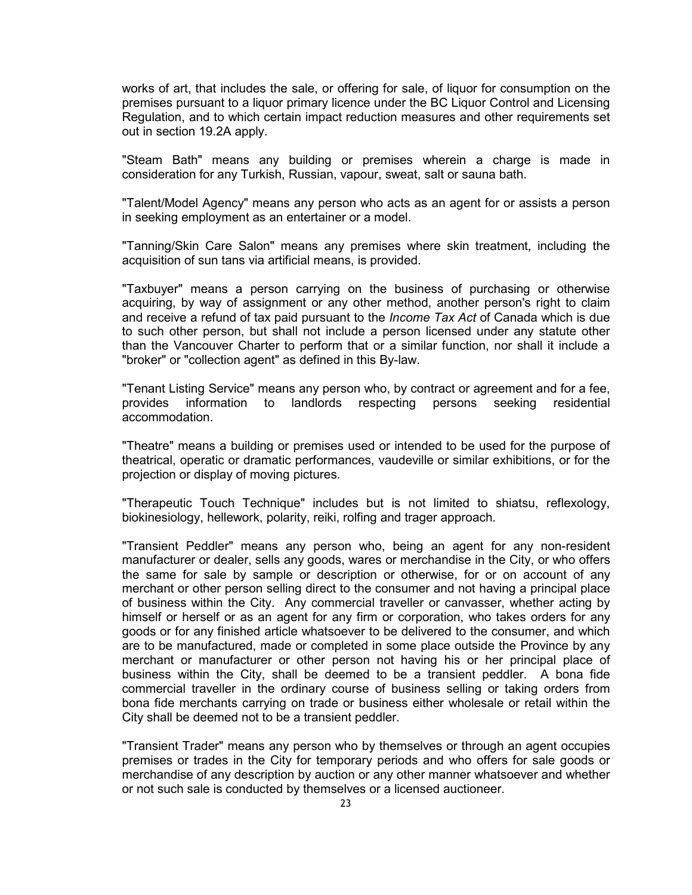works of art, that includes the sale, or offering for sale, of liquor for consumption on the premises pursuant to a liquor primary licence under the BC Liquor Control and Licensing Regulation, and to which certain impact reduction measures and other requirements set out in section 19.2A apply.

"Steam Bath" means any building or premises wherein a charge is made in consideration for any Turkish, Russian, vapour, sweat, salt or sauna bath.

"Talent/Model Agency" means any person who acts as an agent for or assists a person in seeking employment as an entertainer or a model.

"Tanning/Skin Care Salon" means any premises where skin treatment, including the acquisition of sun tans via artificial means, is provided.

"Taxbuyer" means a person carrying on the business of purchasing or otherwise acquiring, by way of assignment or any other method, another person's right to claim and receive a refund of tax paid pursuant to the *Income Tax Act* of Canada which is due to such other person, but shall not include a person licensed under any statute other than the Vancouver Charter to perform that or a similar function, nor shall it include a "broker" or "collection agent" as defined in this By-law.

"Tenant Listing Service" means any person who, by contract or agreement and for a fee, provides information to landlords respecting persons seeking residential accommodation.

"Theatre" means a building or premises used or intended to be used for the purpose of theatrical, operatic or dramatic performances, vaudeville or similar exhibitions, or for the projection or display of moving pictures.

"Therapeutic Touch Technique" includes but is not limited to shiatsu, reflexology, biokinesiology, hellework, polarity, reiki, rolfing and trager approach.

"Transient Peddler" means any person who, being an agent for any non-resident manufacturer or dealer, sells any goods, wares or merchandise in the City, or who offers the same for sale by sample or description or otherwise, for or on account of any merchant or other person selling direct to the consumer and not having a principal place of business within the City. Any commercial traveller or canvasser, whether acting by himself or herself or as an agent for any firm or corporation, who takes orders for any goods or for any finished article whatsoever to be delivered to the consumer, and which are to be manufactured, made or completed in some place outside the Province by any merchant or manufacturer or other person not having his or her principal place of business within the City, shall be deemed to be a transient peddler. A bona fide commercial traveller in the ordinary course of business selling or taking orders from bona fide merchants carrying on trade or business either wholesale or retail within the City shall be deemed not to be a transient peddler.

"Transient Trader" means any person who by themselves or through an agent occupies premises or trades in the City for temporary periods and who offers for sale goods or merchandise of any description by auction or any other manner whatsoever and whether or not such sale is conducted by themselves or a licensed auctioneer.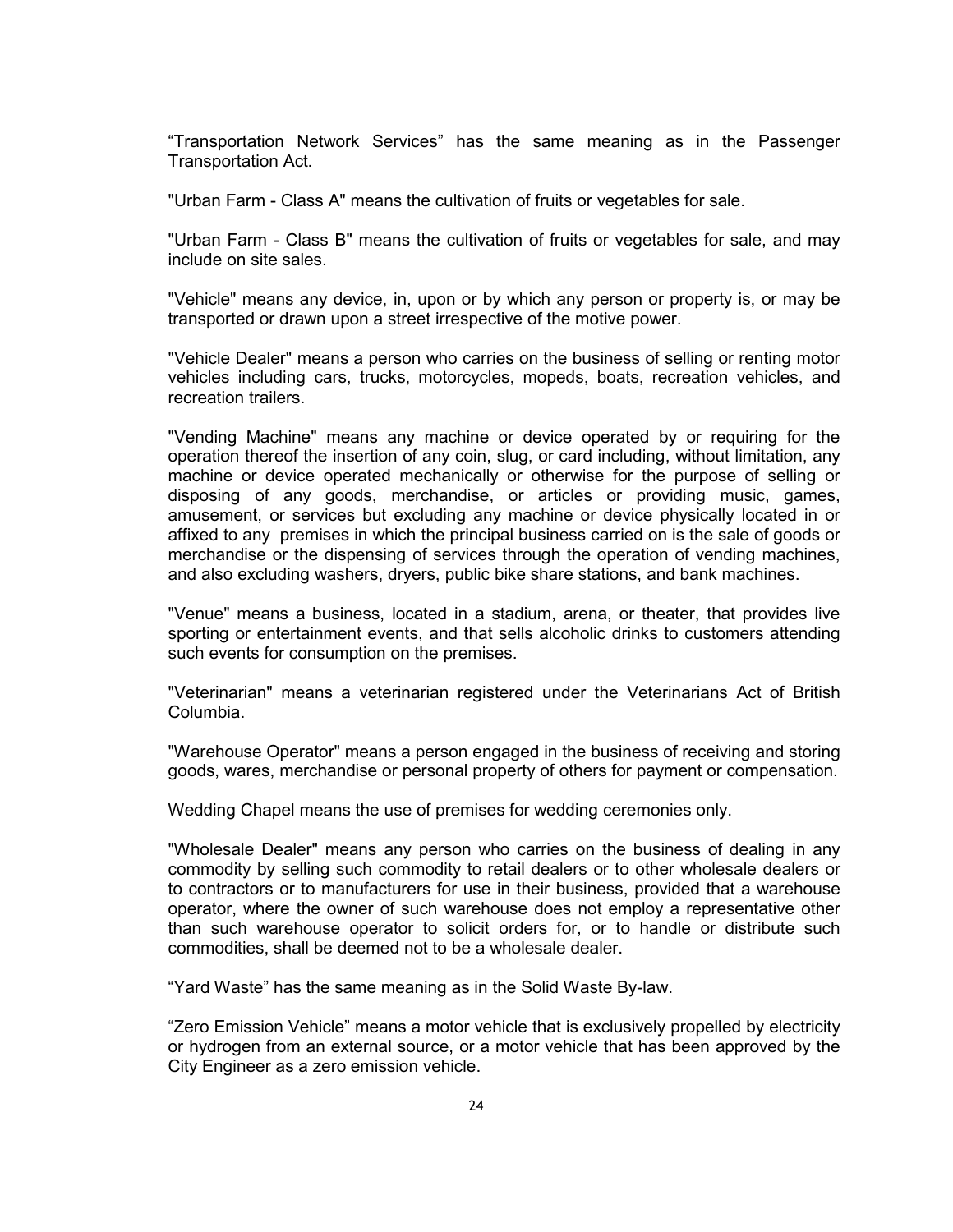“Transportation Network Services” has the same meaning as in the Passenger Transportation Act.

"Urban Farm - Class A" means the cultivation of fruits or vegetables for sale.

"Urban Farm - Class B" means the cultivation of fruits or vegetables for sale, and may include on site sales.

"Vehicle" means any device, in, upon or by which any person or property is, or may be transported or drawn upon a street irrespective of the motive power.

"Vehicle Dealer" means a person who carries on the business of selling or renting motor vehicles including cars, trucks, motorcycles, mopeds, boats, recreation vehicles, and recreation trailers.

"Vending Machine" means any machine or device operated by or requiring for the operation thereof the insertion of any coin, slug, or card including, without limitation, any machine or device operated mechanically or otherwise for the purpose of selling or disposing of any goods, merchandise, or articles or providing music, games, amusement, or services but excluding any machine or device physically located in or affixed to any premises in which the principal business carried on is the sale of goods or merchandise or the dispensing of services through the operation of vending machines, and also excluding washers, dryers, public bike share stations, and bank machines.

"Venue" means a business, located in a stadium, arena, or theater, that provides live sporting or entertainment events, and that sells alcoholic drinks to customers attending such events for consumption on the premises.

"Veterinarian" means a veterinarian registered under the Veterinarians Act of British Columbia.

"Warehouse Operator" means a person engaged in the business of receiving and storing goods, wares, merchandise or personal property of others for payment or compensation.

Wedding Chapel means the use of premises for wedding ceremonies only.

"Wholesale Dealer" means any person who carries on the business of dealing in any commodity by selling such commodity to retail dealers or to other wholesale dealers or to contractors or to manufacturers for use in their business, provided that a warehouse operator, where the owner of such warehouse does not employ a representative other than such warehouse operator to solicit orders for, or to handle or distribute such commodities, shall be deemed not to be a wholesale dealer.

“Yard Waste” has the same meaning as in the Solid Waste By-law.

“Zero Emission Vehicle” means a motor vehicle that is exclusively propelled by electricity or hydrogen from an external source, or a motor vehicle that has been approved by the City Engineer as a zero emission vehicle.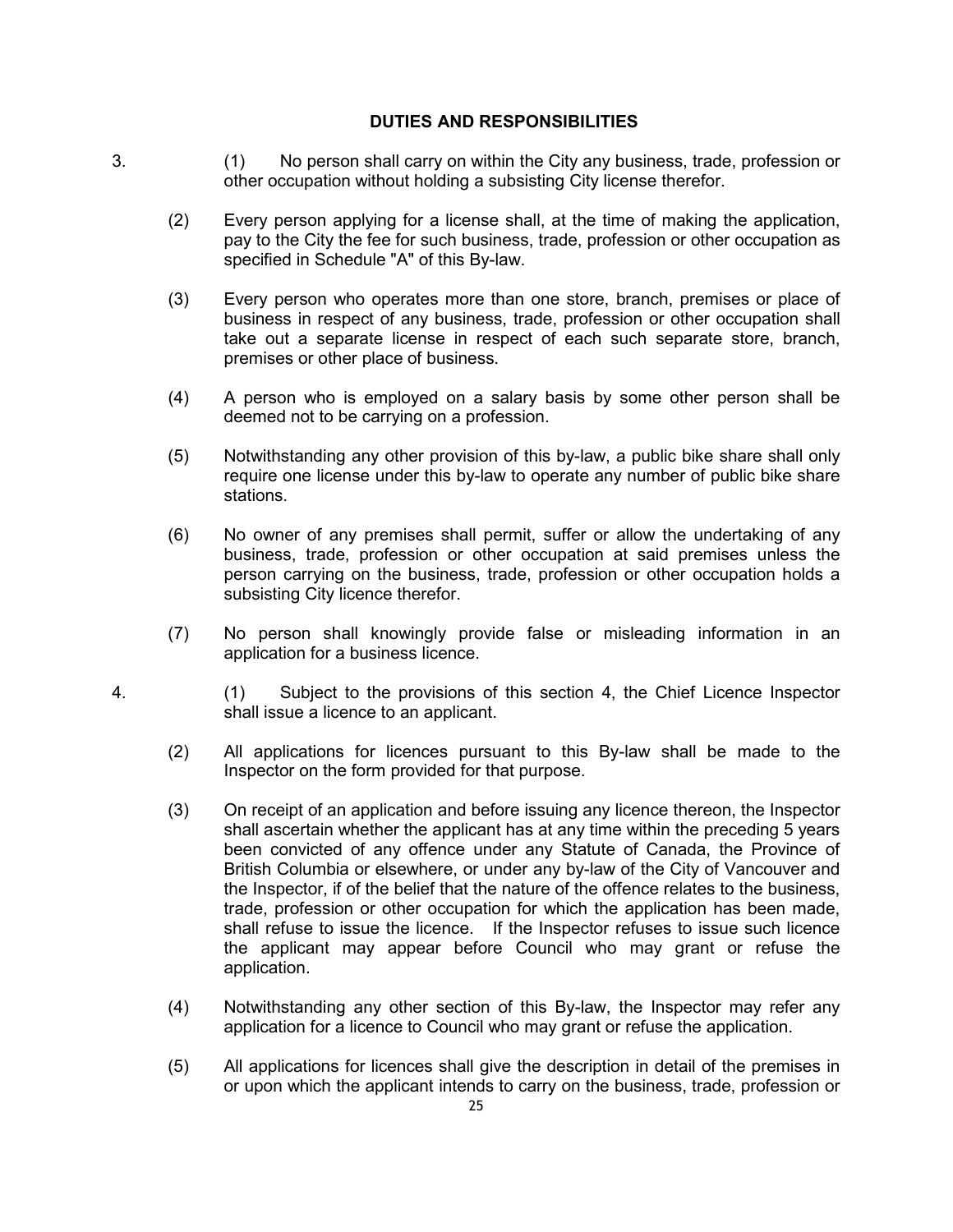## DUTIES AND RESPONSIBILITIES

3. (1) No person shall carry on within the City any business, trade, profession or other occupation without holding a subsisting City license therefor.

(2) Every person applying for a license shall, at the time of making the application, pay to the City the fee for such business, trade, profession or other occupation as specified in Schedule "A" of this By-law.

(3) Every person who operates more than one store, branch, premises or place of business in respect of any business, trade, profession or other occupation shall take out a separate license in respect of each such separate store, branch, premises or other place of business.

(4) A person who is employed on a salary basis by some other person shall be deemed not to be carrying on a profession.

(5) Notwithstanding any other provision of this by-law, a public bike share shall only require one license under this by-law to operate any number of public bike share stations.

(6) No owner of any premises shall permit, suffer or allow the undertaking of any business, trade, profession or other occupation at said premises unless the person carrying on the business, trade, profession or other occupation holds a subsisting City licence therefor.

(7) No person shall knowingly provide false or misleading information in an application for a business licence.

4. (1) Subject to the provisions of this section 4, the Chief Licence Inspector shall issue a licence to an applicant.

(2) All applications for licences pursuant to this By-law shall be made to the Inspector on the form provided for that purpose.

(3) On receipt of an application and before issuing any licence thereon, the Inspector shall ascertain whether the applicant has at any time within the preceding 5 years been convicted of any offence under any Statute of Canada, the Province of British Columbia or elsewhere, or under any by-law of the City of Vancouver and the Inspector, if of the belief that the nature of the offence relates to the business, trade, profession or other occupation for which the application has been made, shall refuse to issue the licence. If the Inspector refuses to issue such licence the applicant may appear before Council who may grant or refuse the application.

(4) Notwithstanding any other section of this By-law, the Inspector may refer any application for a licence to Council who may grant or refuse the application.

(5) All applications for licences shall give the description in detail of the premises in or upon which the applicant intends to carry on the business, trade, profession or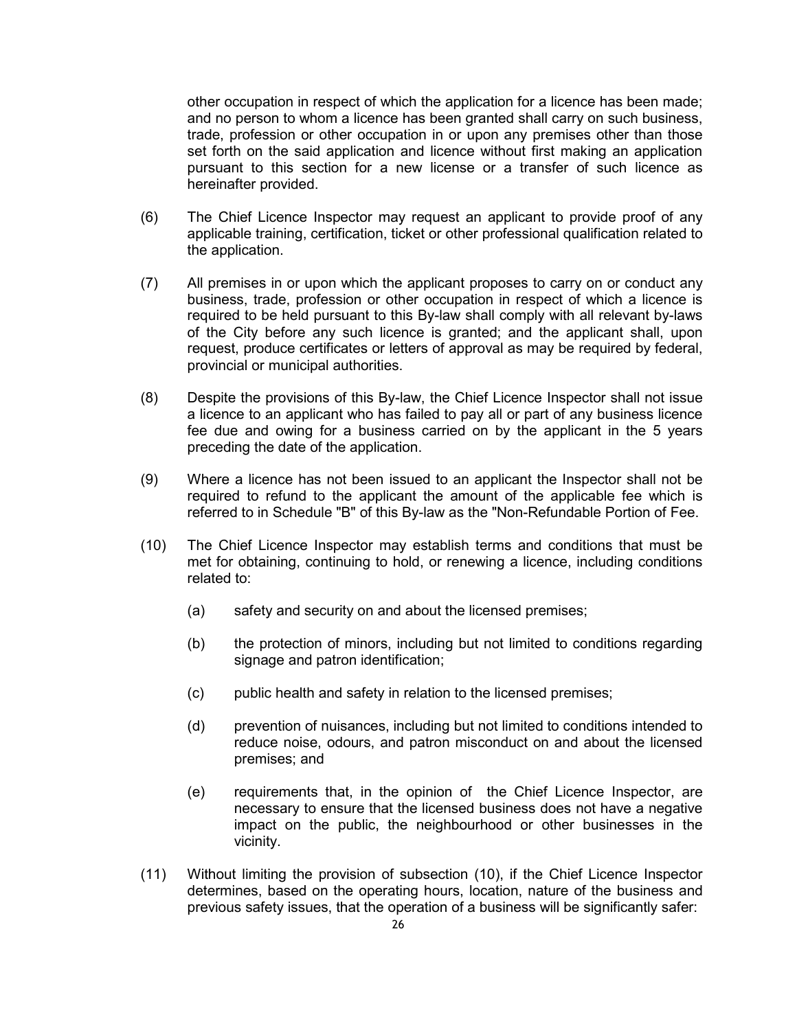other occupation in respect of which the application for a licence has been made; and no person to whom a licence has been granted shall carry on such business, trade, profession or other occupation in or upon any premises other than those set forth on the said application and licence without first making an application pursuant to this section for a new license or a transfer of such licence as hereinafter provided.

(6) The Chief Licence Inspector may request an applicant to provide proof of any applicable training, certification, ticket or other professional qualification related to the application.

(7) All premises in or upon which the applicant proposes to carry on or conduct any business, trade, profession or other occupation in respect of which a licence is required to be held pursuant to this By-law shall comply with all relevant by-laws of the City before any such licence is granted; and the applicant shall, upon request, produce certificates or letters of approval as may be required by federal, provincial or municipal authorities.

(8) Despite the provisions of this By-law, the Chief Licence Inspector shall not issue a licence to an applicant who has failed to pay all or part of any business licence fee due and owing for a business carried on by the applicant in the 5 years preceding the date of the application.

(9) Where a licence has not been issued to an applicant the Inspector shall not be required to refund to the applicant the amount of the applicable fee which is referred to in Schedule "B" of this By-law as the "Non-Refundable Portion of Fee.

(10) The Chief Licence Inspector may establish terms and conditions that must be met for obtaining, continuing to hold, or renewing a licence, including conditions related to:

(a) safety and security on and about the licensed premises;

(b) the protection of minors, including but not limited to conditions regarding signage and patron identification;

(c) public health and safety in relation to the licensed premises;

(d) prevention of nuisances, including but not limited to conditions intended to reduce noise, odours, and patron misconduct on and about the licensed premises; and

(e) requirements that, in the opinion of the Chief Licence Inspector, are necessary to ensure that the licensed business does not have a negative impact on the public, the neighbourhood or other businesses in the vicinity.

(11) Without limiting the provision of subsection (10), if the Chief Licence Inspector determines, based on the operating hours, location, nature of the business and previous safety issues, that the operation of a business will be significantly safer: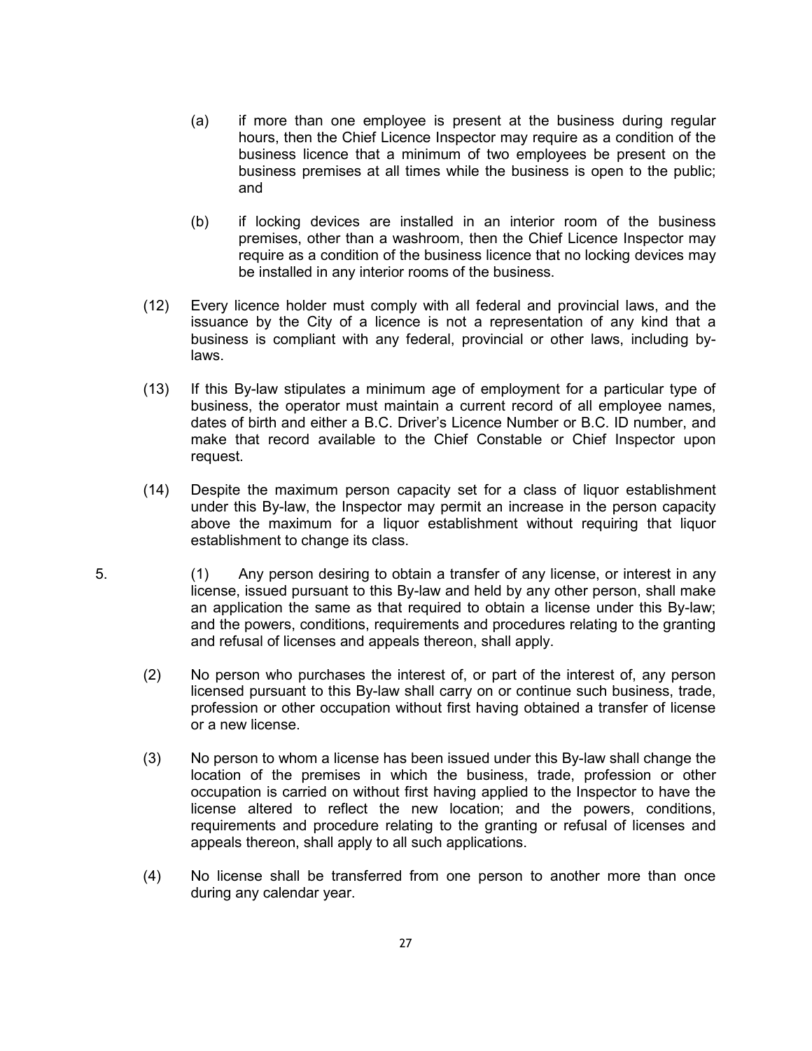(a) if more than one employee is present at the business during regular hours, then the Chief Licence Inspector may require as a condition of the business licence that a minimum of two employees be present on the business premises at all times while the business is open to the public; and

(b) if locking devices are installed in an interior room of the business premises, other than a washroom, then the Chief Licence Inspector may require as a condition of the business licence that no locking devices may be installed in any interior rooms of the business.

(12) Every licence holder must comply with all federal and provincial laws, and the issuance by the City of a licence is not a representation of any kind that a business is compliant with any federal, provincial or other laws, including by-laws.

(13) If this By-law stipulates a minimum age of employment for a particular type of business, the operator must maintain a current record of all employee names, dates of birth and either a B.C. Driver's Licence Number or B.C. ID number, and make that record available to the Chief Constable or Chief Inspector upon request.

(14) Despite the maximum person capacity set for a class of liquor establishment under this By-law, the Inspector may permit an increase in the person capacity above the maximum for a liquor establishment without requiring that liquor establishment to change its class.

5. (1) Any person desiring to obtain a transfer of any license, or interest in any license, issued pursuant to this By-law and held by any other person, shall make an application the same as that required to obtain a license under this By-law; and the powers, conditions, requirements and procedures relating to the granting and refusal of licenses and appeals thereon, shall apply.

(2) No person who purchases the interest of, or part of the interest of, any person licensed pursuant to this By-law shall carry on or continue such business, trade, profession or other occupation without first having obtained a transfer of license or a new license.

(3) No person to whom a license has been issued under this By-law shall change the location of the premises in which the business, trade, profession or other occupation is carried on without first having applied to the Inspector to have the license altered to reflect the new location; and the powers, conditions, requirements and procedure relating to the granting or refusal of licenses and appeals thereon, shall apply to all such applications.

(4) No license shall be transferred from one person to another more than once during any calendar year.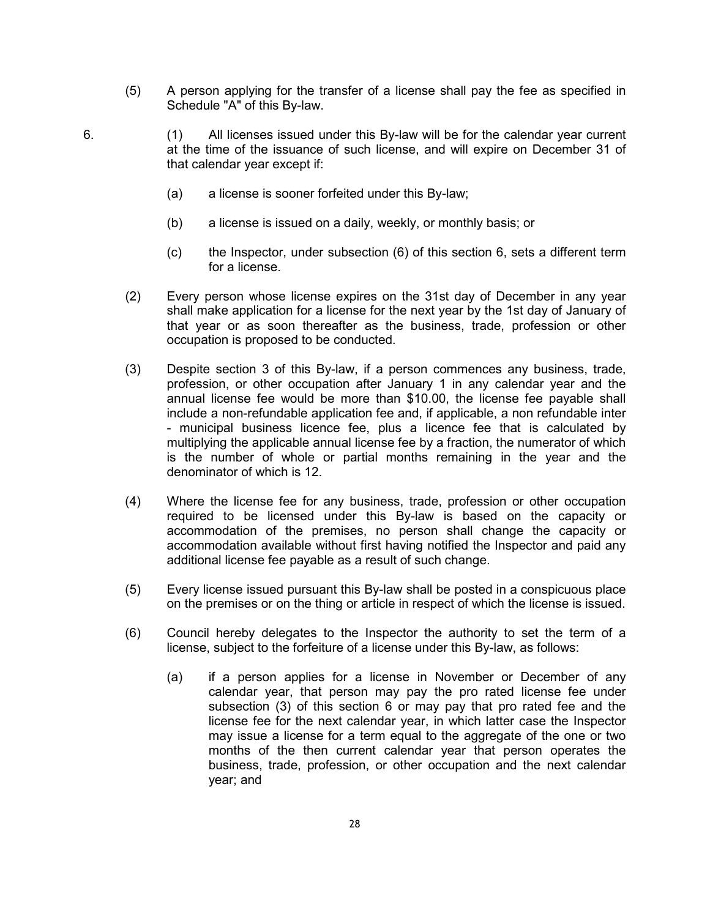(5) A person applying for the transfer of a license shall pay the fee as specified in Schedule "A" of this By-law.

6. (1) All licenses issued under this By-law will be for the calendar year current at the time of the issuance of such license, and will expire on December 31 of that calendar year except if:

   (a) a license is sooner forfeited under this By-law;

   (b) a license is issued on a daily, weekly, or monthly basis; or

   (c) the Inspector, under subsection (6) of this section 6, sets a different term for a license.

(2) Every person whose license expires on the 31st day of December in any year shall make application for a license for the next year by the 1st day of January of that year or as soon thereafter as the business, trade, profession or other occupation is proposed to be conducted.

(3) Despite section 3 of this By-law, if a person commences any business, trade, profession, or other occupation after January 1 in any calendar year and the annual license fee would be more than $10.00, the license fee payable shall include a non-refundable application fee and, if applicable, a non refundable inter - municipal business licence fee, plus a licence fee that is calculated by multiplying the applicable annual license fee by a fraction, the numerator of which is the number of whole or partial months remaining in the year and the denominator of which is 12.

(4) Where the license fee for any business, trade, profession or other occupation required to be licensed under this By-law is based on the capacity or accommodation of the premises, no person shall change the capacity or accommodation available without first having notified the Inspector and paid any additional license fee payable as a result of such change.

(5) Every license issued pursuant this By-law shall be posted in a conspicuous place on the premises or on the thing or article in respect of which the license is issued.

(6) Council hereby delegates to the Inspector the authority to set the term of a license, subject to the forfeiture of a license under this By-law, as follows:

   (a) if a person applies for a license in November or December of any calendar year, that person may pay the pro rated license fee under subsection (3) of this section 6 or may pay that pro rated fee and the license fee for the next calendar year, in which latter case the Inspector may issue a license for a term equal to the aggregate of the one or two months of the then current calendar year that person operates the business, trade, profession, or other occupation and the next calendar year; and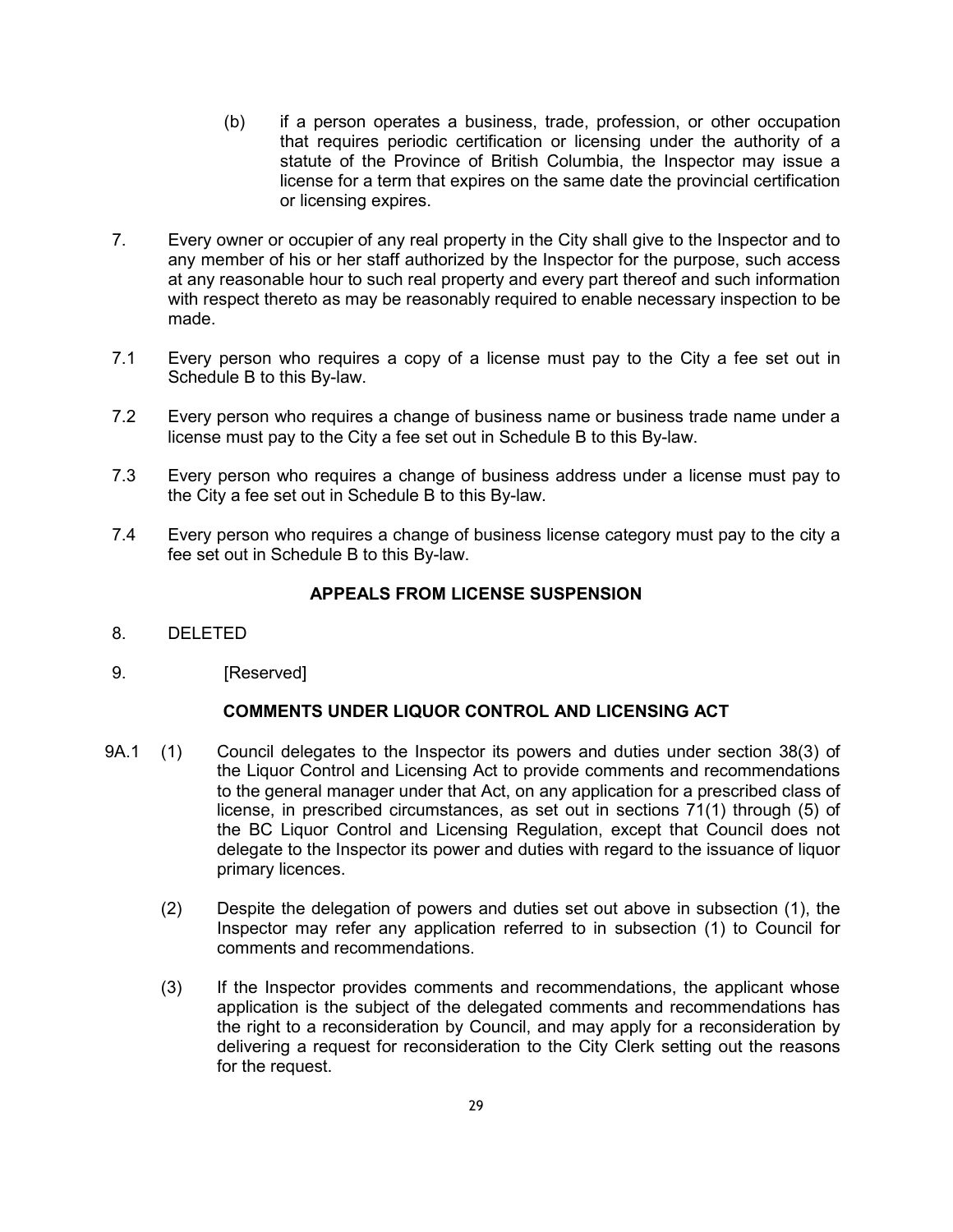(b) if a person operates a business, trade, profession, or other occupation that requires periodic certification or licensing under the authority of a statute of the Province of British Columbia, the Inspector may issue a license for a term that expires on the same date the provincial certification or licensing expires.

7. Every owner or occupier of any real property in the City shall give to the Inspector and to any member of his or her staff authorized by the Inspector for the purpose, such access at any reasonable hour to such real property and every part thereof and such information with respect thereto as may be reasonably required to enable necessary inspection to be made.

7.1 Every person who requires a copy of a license must pay to the City a fee set out in Schedule B to this By-law.

7.2 Every person who requires a change of business name or business trade name under a license must pay to the City a fee set out in Schedule B to this By-law.

7.3 Every person who requires a change of business address under a license must pay to the City a fee set out in Schedule B to this By-law.

7.4 Every person who requires a change of business license category must pay to the city a fee set out in Schedule B to this By-law.

## APPEALS FROM LICENSE SUSPENSION

8. DELETED

9. [Reserved]

## COMMENTS UNDER LIQUOR CONTROL AND LICENSING ACT

9A.1 (1) Council delegates to the Inspector its powers and duties under section 38(3) of the Liquor Control and Licensing Act to provide comments and recommendations to the general manager under that Act, on any application for a prescribed class of license, in prescribed circumstances, as set out in sections 71(1) through (5) of the BC Liquor Control and Licensing Regulation, except that Council does not delegate to the Inspector its power and duties with regard to the issuance of liquor primary licences.

(2) Despite the delegation of powers and duties set out above in subsection (1), the Inspector may refer any application referred to in subsection (1) to Council for comments and recommendations.

(3) If the Inspector provides comments and recommendations, the applicant whose application is the subject of the delegated comments and recommendations has the right to a reconsideration by Council, and may apply for a reconsideration by delivering a request for reconsideration to the City Clerk setting out the reasons for the request.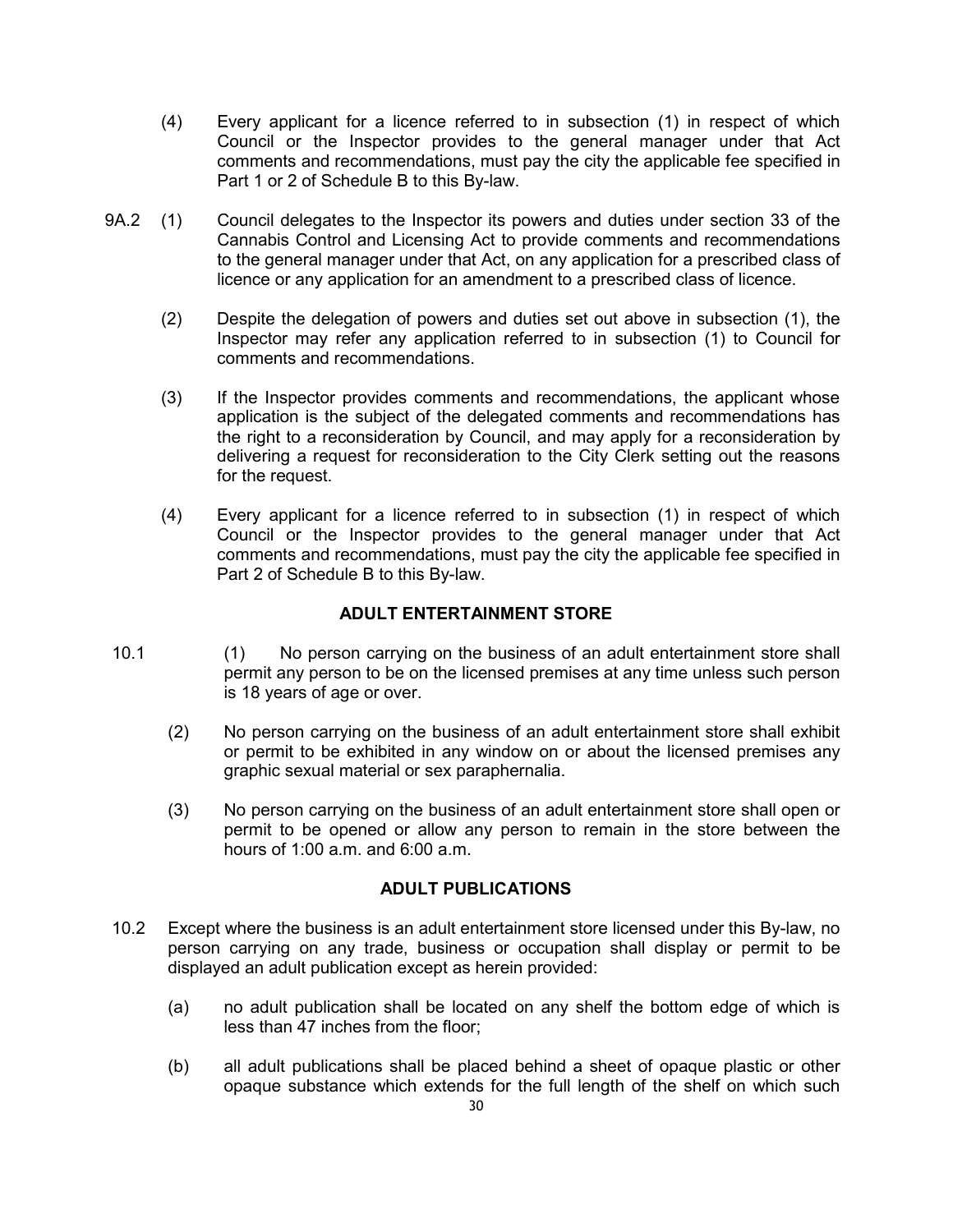(4) Every applicant for a licence referred to in subsection (1) in respect of which Council or the Inspector provides to the general manager under that Act comments and recommendations, must pay the city the applicable fee specified in Part 1 or 2 of Schedule B to this By-law.

9A.2 (1) Council delegates to the Inspector its powers and duties under section 33 of the Cannabis Control and Licensing Act to provide comments and recommendations to the general manager under that Act, on any application for a prescribed class of licence or any application for an amendment to a prescribed class of licence.

(2) Despite the delegation of powers and duties set out above in subsection (1), the Inspector may refer any application referred to in subsection (1) to Council for comments and recommendations.

(3) If the Inspector provides comments and recommendations, the applicant whose application is the subject of the delegated comments and recommendations has the right to a reconsideration by Council, and may apply for a reconsideration by delivering a request for reconsideration to the City Clerk setting out the reasons for the request.

(4) Every applicant for a licence referred to in subsection (1) in respect of which Council or the Inspector provides to the general manager under that Act comments and recommendations, must pay the city the applicable fee specified in Part 2 of Schedule B to this By-law.

## ADULT ENTERTAINMENT STORE

10.1 (1) No person carrying on the business of an adult entertainment store shall permit any person to be on the licensed premises at any time unless such person is 18 years of age or over.

(2) No person carrying on the business of an adult entertainment store shall exhibit or permit to be exhibited in any window on or about the licensed premises any graphic sexual material or sex paraphernalia.

(3) No person carrying on the business of an adult entertainment store shall open or permit to be opened or allow any person to remain in the store between the hours of 1:00 a.m. and 6:00 a.m.

## ADULT PUBLICATIONS

10.2 Except where the business is an adult entertainment store licensed under this By-law, no person carrying on any trade, business or occupation shall display or permit to be displayed an adult publication except as herein provided:

(a) no adult publication shall be located on any shelf the bottom edge of which is less than 47 inches from the floor;

(b) all adult publications shall be placed behind a sheet of opaque plastic or other opaque substance which extends for the full length of the shelf on which such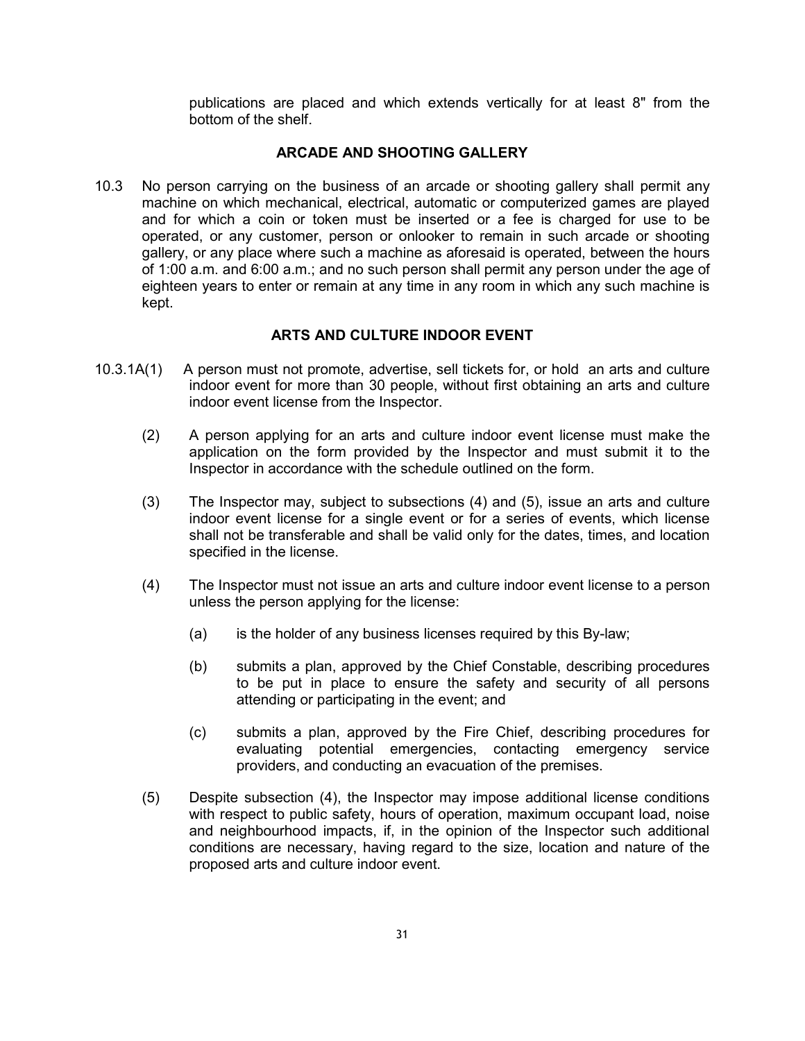publications are placed and which extends vertically for at least 8" from the bottom of the shelf.

## ARCADE AND SHOOTING GALLERY

10.3 No person carrying on the business of an arcade or shooting gallery shall permit any machine on which mechanical, electrical, automatic or computerized games are played and for which a coin or token must be inserted or a fee is charged for use to be operated, or any customer, person or onlooker to remain in such arcade or shooting gallery, or any place where such a machine as aforesaid is operated, between the hours of 1:00 a.m. and 6:00 a.m.; and no such person shall permit any person under the age of eighteen years to enter or remain at any time in any room in which any such machine is kept.

## ARTS AND CULTURE INDOOR EVENT

10.3.1A(1) A person must not promote, advertise, sell tickets for, or hold an arts and culture indoor event for more than 30 people, without first obtaining an arts and culture indoor event license from the Inspector.

(2) A person applying for an arts and culture indoor event license must make the application on the form provided by the Inspector and must submit it to the Inspector in accordance with the schedule outlined on the form.

(3) The Inspector may, subject to subsections (4) and (5), issue an arts and culture indoor event license for a single event or for a series of events, which license shall not be transferable and shall be valid only for the dates, times, and location specified in the license.

(4) The Inspector must not issue an arts and culture indoor event license to a person unless the person applying for the license:

(a) is the holder of any business licenses required by this By-law;

(b) submits a plan, approved by the Chief Constable, describing procedures to be put in place to ensure the safety and security of all persons attending or participating in the event; and

(c) submits a plan, approved by the Fire Chief, describing procedures for evaluating potential emergencies, contacting emergency service providers, and conducting an evacuation of the premises.

(5) Despite subsection (4), the Inspector may impose additional license conditions with respect to public safety, hours of operation, maximum occupant load, noise and neighbourhood impacts, if, in the opinion of the Inspector such additional conditions are necessary, having regard to the size, location and nature of the proposed arts and culture indoor event.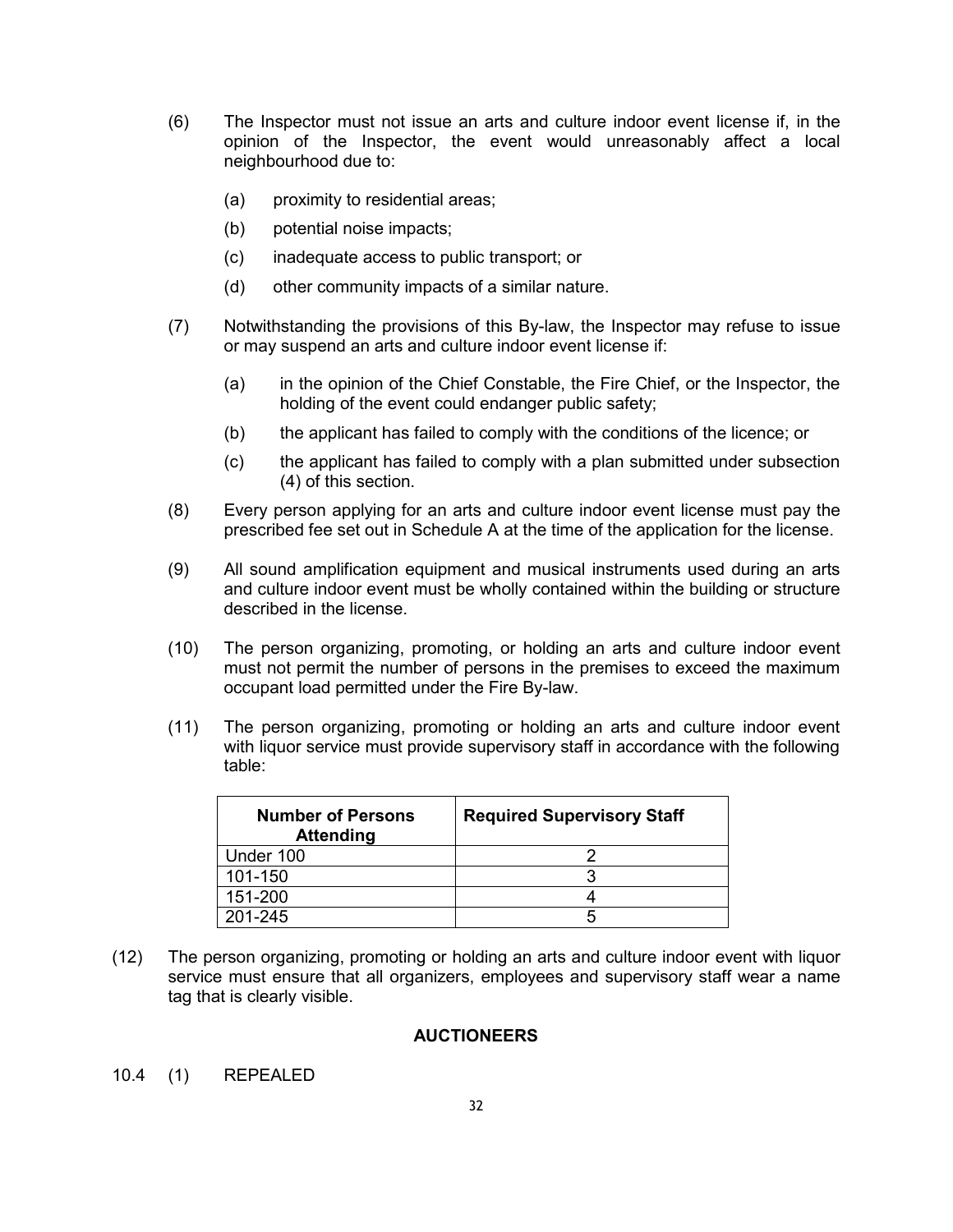(6) The Inspector must not issue an arts and culture indoor event license if, in the opinion of the Inspector, the event would unreasonably affect a local neighbourhood due to:

   (a) proximity to residential areas;

   (b) potential noise impacts;

   (c) inadequate access to public transport; or

   (d) other community impacts of a similar nature.

(7) Notwithstanding the provisions of this By-law, the Inspector may refuse to issue or may suspend an arts and culture indoor event license if:

   (a) in the opinion of the Chief Constable, the Fire Chief, or the Inspector, the holding of the event could endanger public safety;

   (b) the applicant has failed to comply with the conditions of the licence; or

   (c) the applicant has failed to comply with a plan submitted under subsection (4) of this section.

(8) Every person applying for an arts and culture indoor event license must pay the prescribed fee set out in Schedule A at the time of the application for the license.

(9) All sound amplification equipment and musical instruments used during an arts and culture indoor event must be wholly contained within the building or structure described in the license.

(10) The person organizing, promoting, or holding an arts and culture indoor event must not permit the number of persons in the premises to exceed the maximum occupant load permitted under the Fire By-law.

(11) The person organizing, promoting or holding an arts and culture indoor event with liquor service must provide supervisory staff in accordance with the following table:

| Number of Persons Attending | Required Supervisory Staff |
|---|---|
| Under 100 | 2 |
| 101-150 | 3 |
| 151-200 | 4 |
| 201-245 | 5 |

(12) The person organizing, promoting or holding an arts and culture indoor event with liquor service must ensure that all organizers, employees and supervisory staff wear a name tag that is clearly visible.

**AUCTIONEERS**

10.4 (1) REPEALED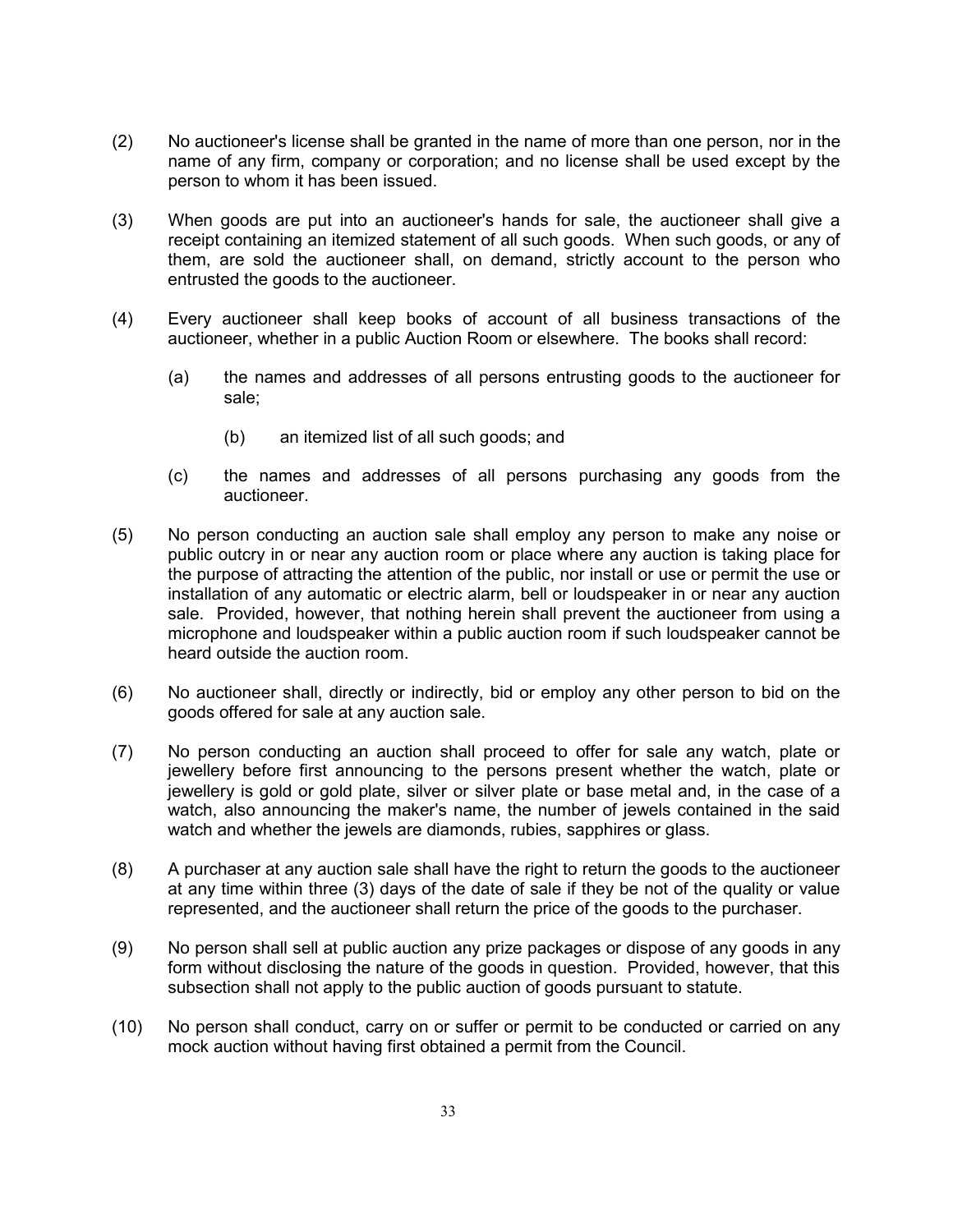(2) No auctioneer's license shall be granted in the name of more than one person, nor in the name of any firm, company or corporation; and no license shall be used except by the person to whom it has been issued.

(3) When goods are put into an auctioneer's hands for sale, the auctioneer shall give a receipt containing an itemized statement of all such goods. When such goods, or any of them, are sold the auctioneer shall, on demand, strictly account to the person who entrusted the goods to the auctioneer.

(4) Every auctioneer shall keep books of account of all business transactions of the auctioneer, whether in a public Auction Room or elsewhere. The books shall record:

   (a) the names and addresses of all persons entrusting goods to the auctioneer for sale;

   (b) an itemized list of all such goods; and

   (c) the names and addresses of all persons purchasing any goods from the auctioneer.

(5) No person conducting an auction sale shall employ any person to make any noise or public outcry in or near any auction room or place where any auction is taking place for the purpose of attracting the attention of the public, nor install or use or permit the use or installation of any automatic or electric alarm, bell or loudspeaker in or near any auction sale. Provided, however, that nothing herein shall prevent the auctioneer from using a microphone and loudspeaker within a public auction room if such loudspeaker cannot be heard outside the auction room.

(6) No auctioneer shall, directly or indirectly, bid or employ any other person to bid on the goods offered for sale at any auction sale.

(7) No person conducting an auction shall proceed to offer for sale any watch, plate or jewellery before first announcing to the persons present whether the watch, plate or jewellery is gold or gold plate, silver or silver plate or base metal and, in the case of a watch, also announcing the maker's name, the number of jewels contained in the said watch and whether the jewels are diamonds, rubies, sapphires or glass.

(8) A purchaser at any auction sale shall have the right to return the goods to the auctioneer at any time within three (3) days of the date of sale if they be not of the quality or value represented, and the auctioneer shall return the price of the goods to the purchaser.

(9) No person shall sell at public auction any prize packages or dispose of any goods in any form without disclosing the nature of the goods in question. Provided, however, that this subsection shall not apply to the public auction of goods pursuant to statute.

(10) No person shall conduct, carry on or suffer or permit to be conducted or carried on any mock auction without having first obtained a permit from the Council.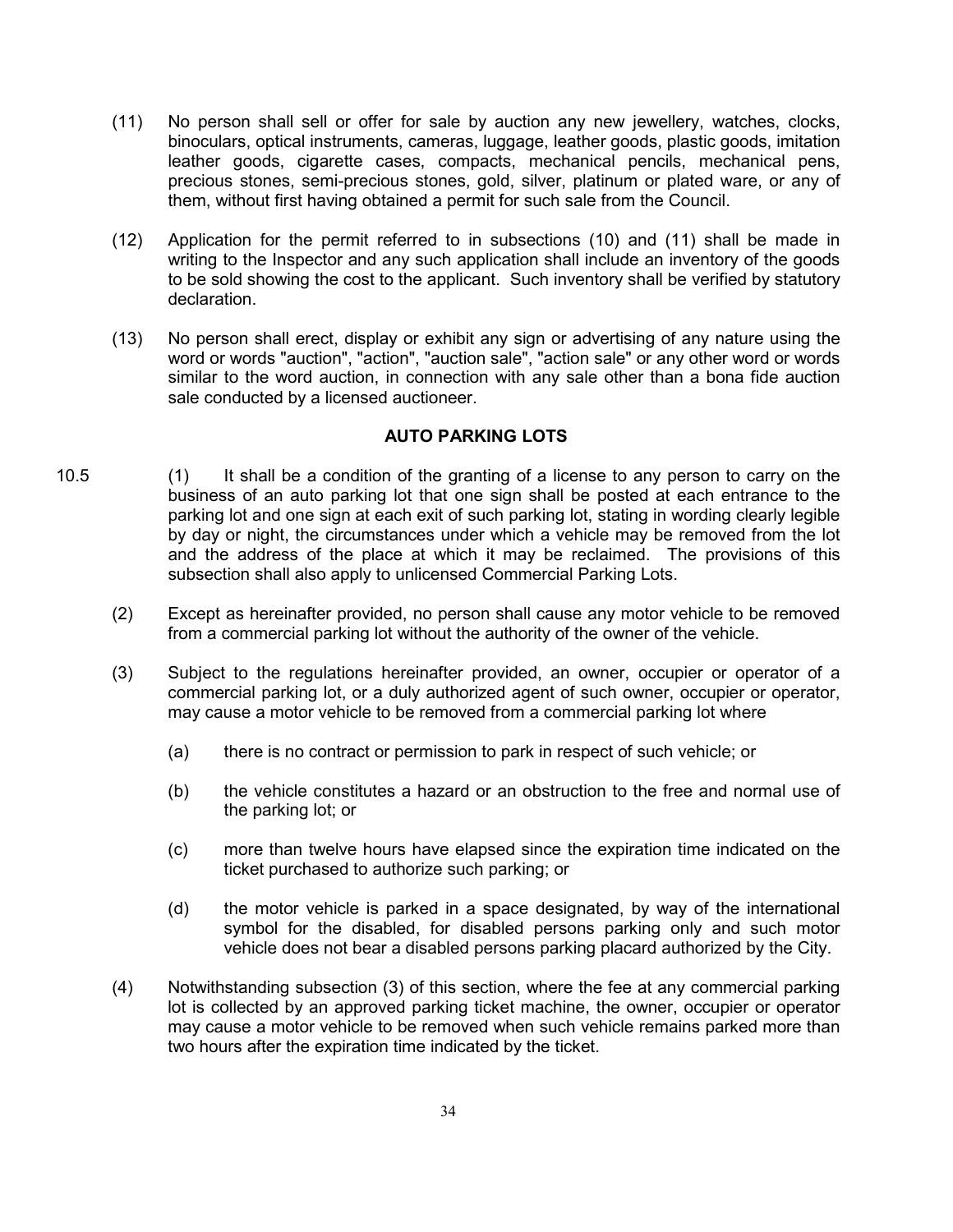(11) No person shall sell or offer for sale by auction any new jewellery, watches, clocks, binoculars, optical instruments, cameras, luggage, leather goods, plastic goods, imitation leather goods, cigarette cases, compacts, mechanical pencils, mechanical pens, precious stones, semi-precious stones, gold, silver, platinum or plated ware, or any of them, without first having obtained a permit for such sale from the Council.

(12) Application for the permit referred to in subsections (10) and (11) shall be made in writing to the Inspector and any such application shall include an inventory of the goods to be sold showing the cost to the applicant. Such inventory shall be verified by statutory declaration.

(13) No person shall erect, display or exhibit any sign or advertising of any nature using the word or words "auction", "action", "auction sale", "action sale" or any other word or words similar to the word auction, in connection with any sale other than a bona fide auction sale conducted by a licensed auctioneer.

## AUTO PARKING LOTS

10.5 (1) It shall be a condition of the granting of a license to any person to carry on the business of an auto parking lot that one sign shall be posted at each entrance to the parking lot and one sign at each exit of such parking lot, stating in wording clearly legible by day or night, the circumstances under which a vehicle may be removed from the lot and the address of the place at which it may be reclaimed. The provisions of this subsection shall also apply to unlicensed Commercial Parking Lots.

(2) Except as hereinafter provided, no person shall cause any motor vehicle to be removed from a commercial parking lot without the authority of the owner of the vehicle.

(3) Subject to the regulations hereinafter provided, an owner, occupier or operator of a commercial parking lot, or a duly authorized agent of such owner, occupier or operator, may cause a motor vehicle to be removed from a commercial parking lot where

- (a) there is no contract or permission to park in respect of such vehicle; or
- (b) the vehicle constitutes a hazard or an obstruction to the free and normal use of the parking lot; or
- (c) more than twelve hours have elapsed since the expiration time indicated on the ticket purchased to authorize such parking; or
- (d) the motor vehicle is parked in a space designated, by way of the international symbol for the disabled, for disabled persons parking only and such motor vehicle does not bear a disabled persons parking placard authorized by the City.

(4) Notwithstanding subsection (3) of this section, where the fee at any commercial parking lot is collected by an approved parking ticket machine, the owner, occupier or operator may cause a motor vehicle to be removed when such vehicle remains parked more than two hours after the expiration time indicated by the ticket.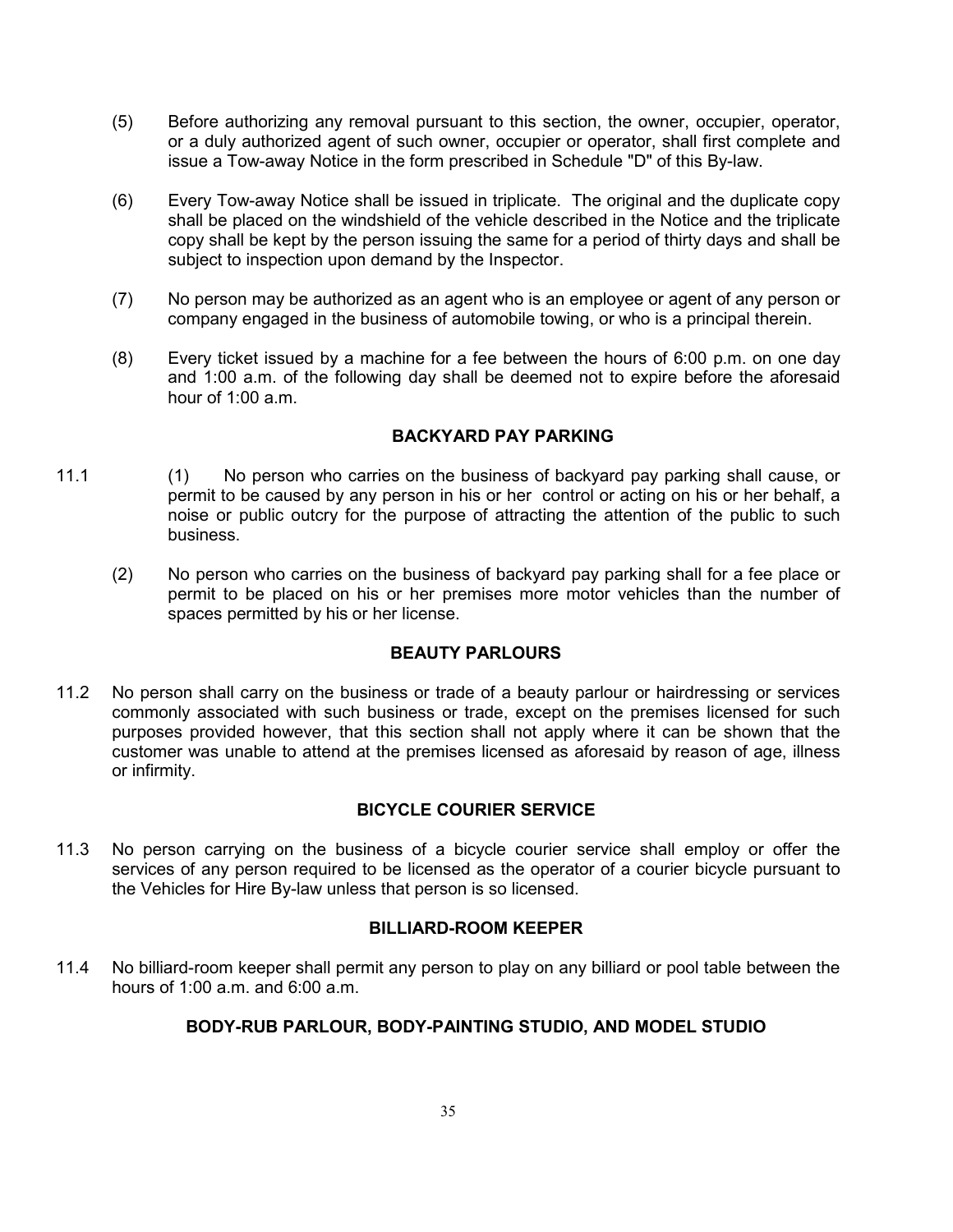(5) Before authorizing any removal pursuant to this section, the owner, occupier, operator, or a duly authorized agent of such owner, occupier or operator, shall first complete and issue a Tow-away Notice in the form prescribed in Schedule "D" of this By-law.

(6) Every Tow-away Notice shall be issued in triplicate. The original and the duplicate copy shall be placed on the windshield of the vehicle described in the Notice and the triplicate copy shall be kept by the person issuing the same for a period of thirty days and shall be subject to inspection upon demand by the Inspector.

(7) No person may be authorized as an agent who is an employee or agent of any person or company engaged in the business of automobile towing, or who is a principal therein.

(8) Every ticket issued by a machine for a fee between the hours of 6:00 p.m. on one day and 1:00 a.m. of the following day shall be deemed not to expire before the aforesaid hour of 1:00 a.m.

### BACKYARD PAY PARKING

11.1 (1) No person who carries on the business of backyard pay parking shall cause, or permit to be caused by any person in his or her control or acting on his or her behalf, a noise or public outcry for the purpose of attracting the attention of the public to such business.

(2) No person who carries on the business of backyard pay parking shall for a fee place or permit to be placed on his or her premises more motor vehicles than the number of spaces permitted by his or her license.

### BEAUTY PARLOURS

11.2 No person shall carry on the business or trade of a beauty parlour or hairdressing or services commonly associated with such business or trade, except on the premises licensed for such purposes provided however, that this section shall not apply where it can be shown that the customer was unable to attend at the premises licensed as aforesaid by reason of age, illness or infirmity.

### BICYCLE COURIER SERVICE

11.3 No person carrying on the business of a bicycle courier service shall employ or offer the services of any person required to be licensed as the operator of a courier bicycle pursuant to the Vehicles for Hire By-law unless that person is so licensed.

### BILLIARD-ROOM KEEPER

11.4 No billiard-room keeper shall permit any person to play on any billiard or pool table between the hours of 1:00 a.m. and 6:00 a.m.

### BODY-RUB PARLOUR, BODY-PAINTING STUDIO, AND MODEL STUDIO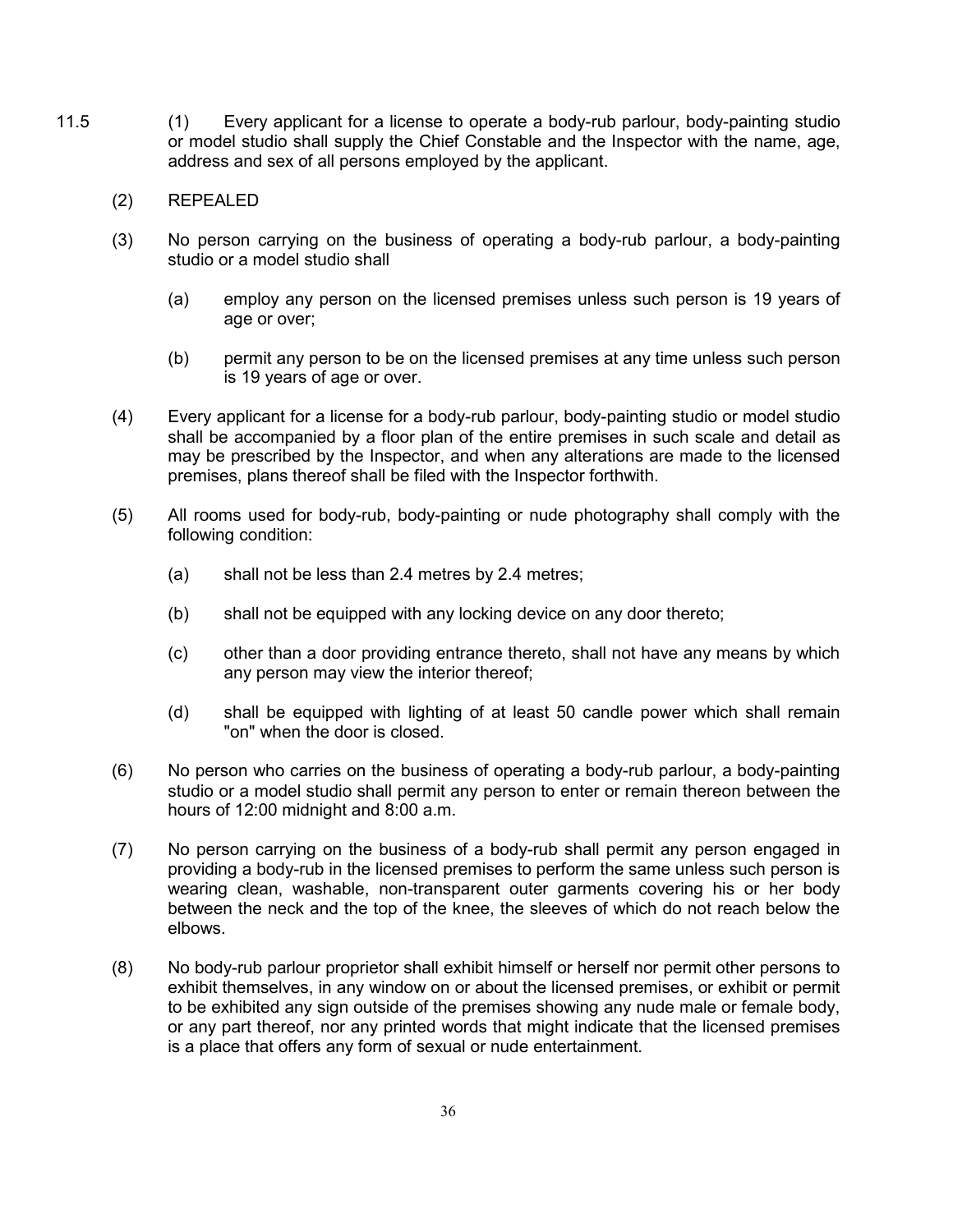11.5 (1) Every applicant for a license to operate a body-rub parlour, body-painting studio or model studio shall supply the Chief Constable and the Inspector with the name, age, address and sex of all persons employed by the applicant.

(2) REPEALED

(3) No person carrying on the business of operating a body-rub parlour, a body-painting studio or a model studio shall

(a) employ any person on the licensed premises unless such person is 19 years of age or over;

(b) permit any person to be on the licensed premises at any time unless such person is 19 years of age or over.

(4) Every applicant for a license for a body-rub parlour, body-painting studio or model studio shall be accompanied by a floor plan of the entire premises in such scale and detail as may be prescribed by the Inspector, and when any alterations are made to the licensed premises, plans thereof shall be filed with the Inspector forthwith.

(5) All rooms used for body-rub, body-painting or nude photography shall comply with the following condition:

(a) shall not be less than 2.4 metres by 2.4 metres;

(b) shall not be equipped with any locking device on any door thereto;

(c) other than a door providing entrance thereto, shall not have any means by which any person may view the interior thereof;

(d) shall be equipped with lighting of at least 50 candle power which shall remain "on" when the door is closed.

(6) No person who carries on the business of operating a body-rub parlour, a body-painting studio or a model studio shall permit any person to enter or remain thereon between the hours of 12:00 midnight and 8:00 a.m.

(7) No person carrying on the business of a body-rub shall permit any person engaged in providing a body-rub in the licensed premises to perform the same unless such person is wearing clean, washable, non-transparent outer garments covering his or her body between the neck and the top of the knee, the sleeves of which do not reach below the elbows.

(8) No body-rub parlour proprietor shall exhibit himself or herself nor permit other persons to exhibit themselves, in any window on or about the licensed premises, or exhibit or permit to be exhibited any sign outside of the premises showing any nude male or female body, or any part thereof, nor any printed words that might indicate that the licensed premises is a place that offers any form of sexual or nude entertainment.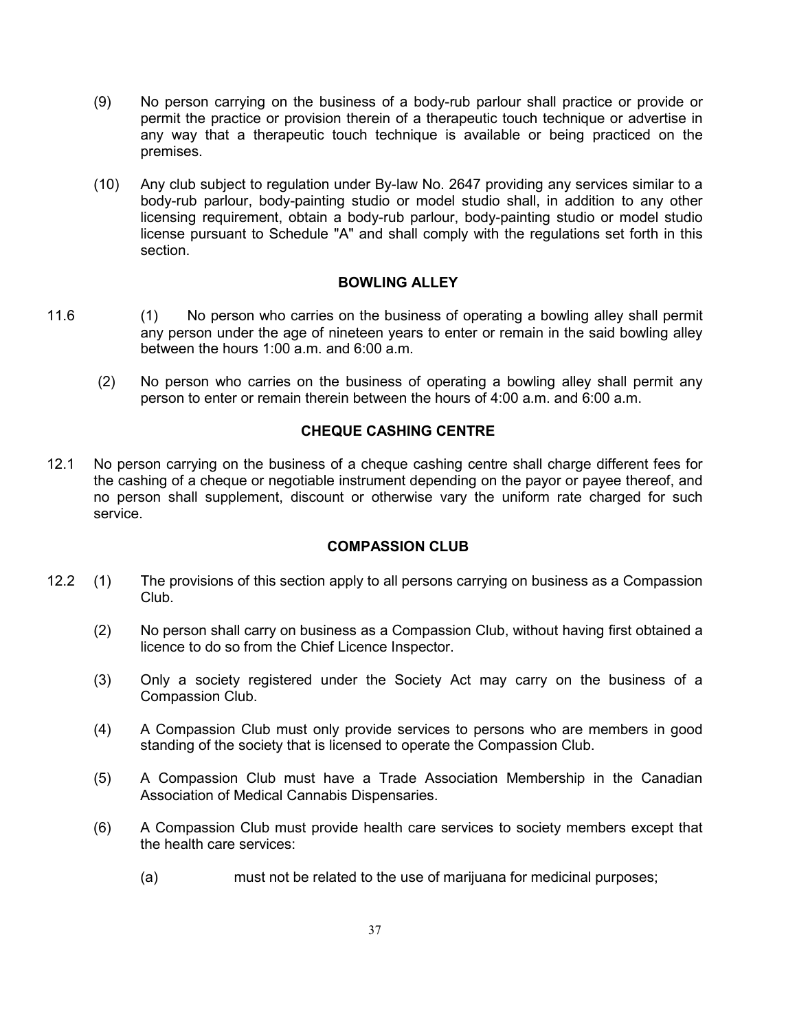(9) No person carrying on the business of a body-rub parlour shall practice or provide or permit the practice or provision therein of a therapeutic touch technique or advertise in any way that a therapeutic touch technique is available or being practiced on the premises.

(10) Any club subject to regulation under By-law No. 2647 providing any services similar to a body-rub parlour, body-painting studio or model studio shall, in addition to any other licensing requirement, obtain a body-rub parlour, body-painting studio or model studio license pursuant to Schedule "A" and shall comply with the regulations set forth in this section.

**BOWLING ALLEY**

11.6 (1) No person who carries on the business of operating a bowling alley shall permit any person under the age of nineteen years to enter or remain in the said bowling alley between the hours 1:00 a.m. and 6:00 a.m.

(2) No person who carries on the business of operating a bowling alley shall permit any person to enter or remain therein between the hours of 4:00 a.m. and 6:00 a.m.

**CHEQUE CASHING CENTRE**

12.1 No person carrying on the business of a cheque cashing centre shall charge different fees for the cashing of a cheque or negotiable instrument depending on the payor or payee thereof, and no person shall supplement, discount or otherwise vary the uniform rate charged for such service.

**COMPASSION CLUB**

12.2 (1) The provisions of this section apply to all persons carrying on business as a Compassion Club.

(2) No person shall carry on business as a Compassion Club, without having first obtained a licence to do so from the Chief Licence Inspector.

(3) Only a society registered under the Society Act may carry on the business of a Compassion Club.

(4) A Compassion Club must only provide services to persons who are members in good standing of the society that is licensed to operate the Compassion Club.

(5) A Compassion Club must have a Trade Association Membership in the Canadian Association of Medical Cannabis Dispensaries.

(6) A Compassion Club must provide health care services to society members except that the health care services:

(a) must not be related to the use of marijuana for medicinal purposes;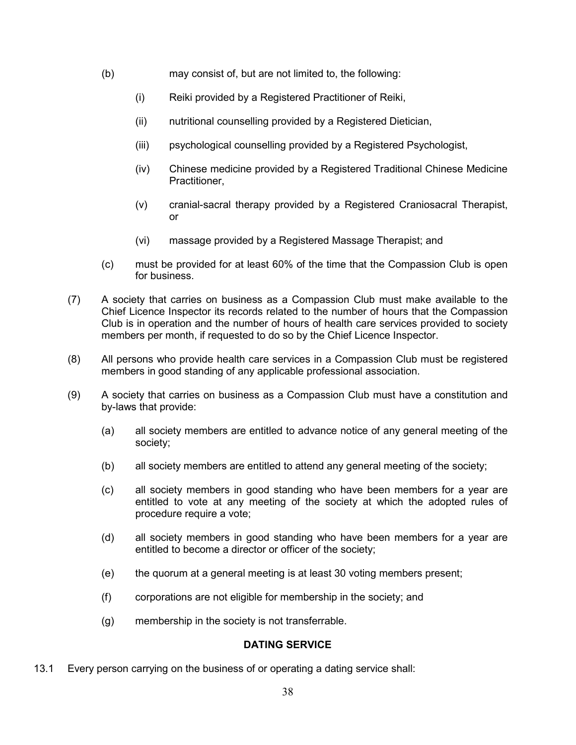(b) may consist of, but are not limited to, the following:

  (i) Reiki provided by a Registered Practitioner of Reiki,

  (ii) nutritional counselling provided by a Registered Dietician,

  (iii) psychological counselling provided by a Registered Psychologist,

  (iv) Chinese medicine provided by a Registered Traditional Chinese Medicine Practitioner,

  (v) cranial-sacral therapy provided by a Registered Craniosacral Therapist, or

  (vi) massage provided by a Registered Massage Therapist; and

(c) must be provided for at least 60% of the time that the Compassion Club is open for business.

(7) A society that carries on business as a Compassion Club must make available to the Chief Licence Inspector its records related to the number of hours that the Compassion Club is in operation and the number of hours of health care services provided to society members per month, if requested to do so by the Chief Licence Inspector.

(8) All persons who provide health care services in a Compassion Club must be registered members in good standing of any applicable professional association.

(9) A society that carries on business as a Compassion Club must have a constitution and by-laws that provide:

  (a) all society members are entitled to advance notice of any general meeting of the society;

  (b) all society members are entitled to attend any general meeting of the society;

  (c) all society members in good standing who have been members for a year are entitled to vote at any meeting of the society at which the adopted rules of procedure require a vote;

  (d) all society members in good standing who have been members for a year are entitled to become a director or officer of the society;

  (e) the quorum at a general meeting is at least 30 voting members present;

  (f) corporations are not eligible for membership in the society; and

  (g) membership in the society is not transferrable.

**DATING SERVICE**

13.1 Every person carrying on the business of or operating a dating service shall: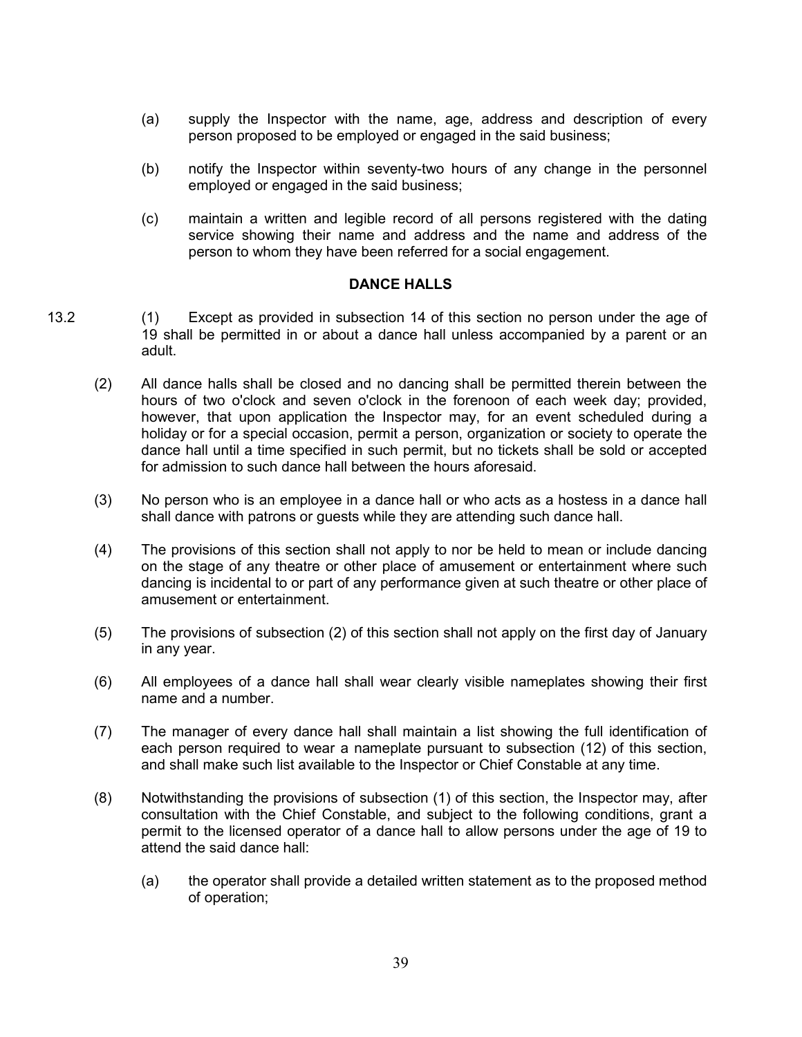(a) supply the Inspector with the name, age, address and description of every person proposed to be employed or engaged in the said business;

(b) notify the Inspector within seventy-two hours of any change in the personnel employed or engaged in the said business;

(c) maintain a written and legible record of all persons registered with the dating service showing their name and address and the name and address of the person to whom they have been referred for a social engagement.

## DANCE HALLS

13.2 (1) Except as provided in subsection 14 of this section no person under the age of 19 shall be permitted in or about a dance hall unless accompanied by a parent or an adult.

(2) All dance halls shall be closed and no dancing shall be permitted therein between the hours of two o'clock and seven o'clock in the forenoon of each week day; provided, however, that upon application the Inspector may, for an event scheduled during a holiday or for a special occasion, permit a person, organization or society to operate the dance hall until a time specified in such permit, but no tickets shall be sold or accepted for admission to such dance hall between the hours aforesaid.

(3) No person who is an employee in a dance hall or who acts as a hostess in a dance hall shall dance with patrons or guests while they are attending such dance hall.

(4) The provisions of this section shall not apply to nor be held to mean or include dancing on the stage of any theatre or other place of amusement or entertainment where such dancing is incidental to or part of any performance given at such theatre or other place of amusement or entertainment.

(5) The provisions of subsection (2) of this section shall not apply on the first day of January in any year.

(6) All employees of a dance hall shall wear clearly visible nameplates showing their first name and a number.

(7) The manager of every dance hall shall maintain a list showing the full identification of each person required to wear a nameplate pursuant to subsection (12) of this section, and shall make such list available to the Inspector or Chief Constable at any time.

(8) Notwithstanding the provisions of subsection (1) of this section, the Inspector may, after consultation with the Chief Constable, and subject to the following conditions, grant a permit to the licensed operator of a dance hall to allow persons under the age of 19 to attend the said dance hall:

(a) the operator shall provide a detailed written statement as to the proposed method of operation;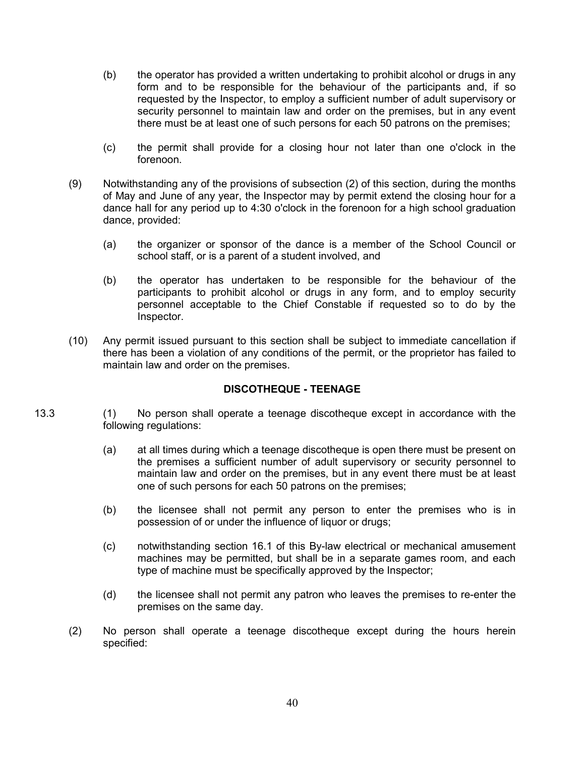(b) the operator has provided a written undertaking to prohibit alcohol or drugs in any form and to be responsible for the behaviour of the participants and, if so requested by the Inspector, to employ a sufficient number of adult supervisory or security personnel to maintain law and order on the premises, but in any event there must be at least one of such persons for each 50 patrons on the premises;

(c) the permit shall provide for a closing hour not later than one o'clock in the forenoon.

(9) Notwithstanding any of the provisions of subsection (2) of this section, during the months of May and June of any year, the Inspector may by permit extend the closing hour for a dance hall for any period up to 4:30 o'clock in the forenoon for a high school graduation dance, provided:

(a) the organizer or sponsor of the dance is a member of the School Council or school staff, or is a parent of a student involved, and

(b) the operator has undertaken to be responsible for the behaviour of the participants to prohibit alcohol or drugs in any form, and to employ security personnel acceptable to the Chief Constable if requested so to do by the Inspector.

(10) Any permit issued pursuant to this section shall be subject to immediate cancellation if there has been a violation of any conditions of the permit, or the proprietor has failed to maintain law and order on the premises.

### DISCOTHEQUE - TEENAGE

13.3 (1) No person shall operate a teenage discotheque except in accordance with the following regulations:

(a) at all times during which a teenage discotheque is open there must be present on the premises a sufficient number of adult supervisory or security personnel to maintain law and order on the premises, but in any event there must be at least one of such persons for each 50 patrons on the premises;

(b) the licensee shall not permit any person to enter the premises who is in possession of or under the influence of liquor or drugs;

(c) notwithstanding section 16.1 of this By-law electrical or mechanical amusement machines may be permitted, but shall be in a separate games room, and each type of machine must be specifically approved by the Inspector;

(d) the licensee shall not permit any patron who leaves the premises to re-enter the premises on the same day.

(2) No person shall operate a teenage discotheque except during the hours herein specified: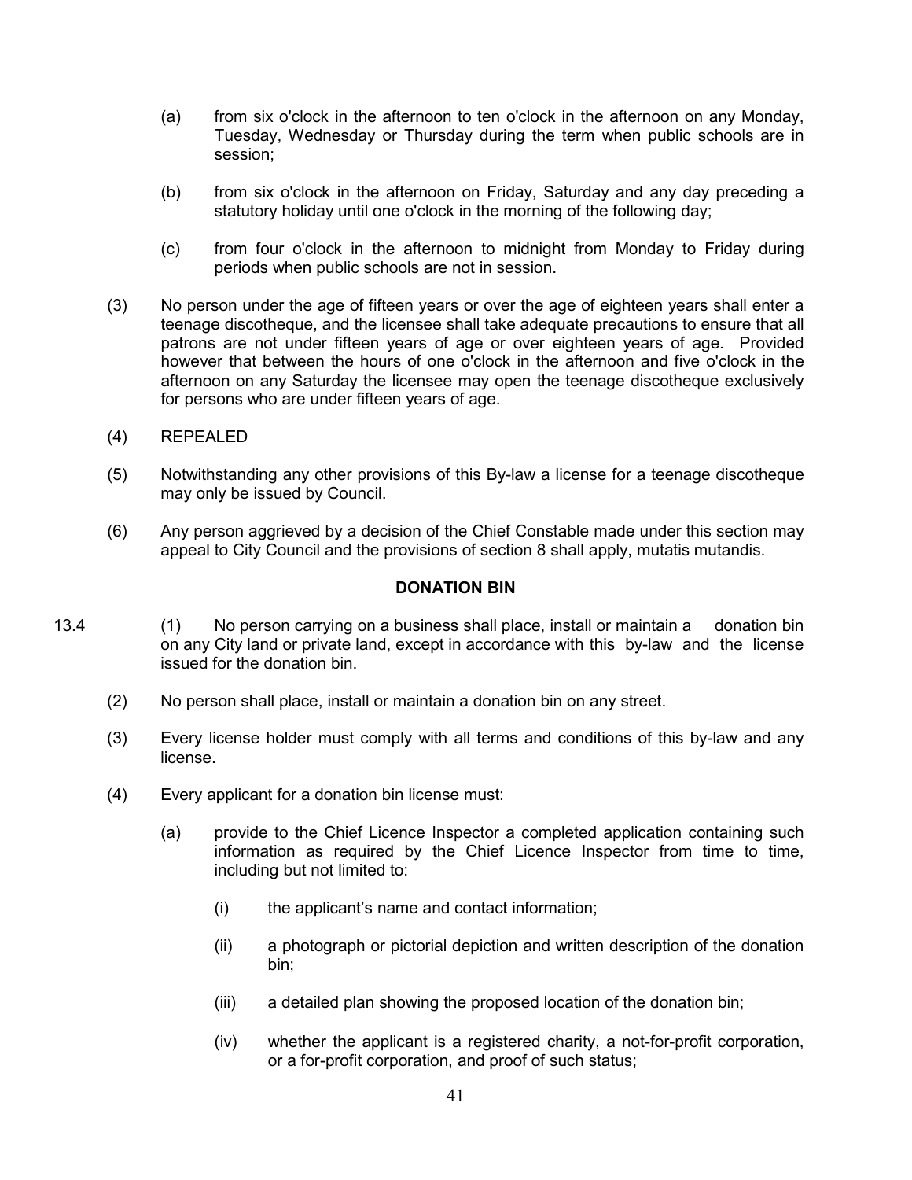(a) from six o'clock in the afternoon to ten o'clock in the afternoon on any Monday, Tuesday, Wednesday or Thursday during the term when public schools are in session;

(b) from six o'clock in the afternoon on Friday, Saturday and any day preceding a statutory holiday until one o'clock in the morning of the following day;

(c) from four o'clock in the afternoon to midnight from Monday to Friday during periods when public schools are not in session.

(3) No person under the age of fifteen years or over the age of eighteen years shall enter a teenage discotheque, and the licensee shall take adequate precautions to ensure that all patrons are not under fifteen years of age or over eighteen years of age. Provided however that between the hours of one o'clock in the afternoon and five o'clock in the afternoon on any Saturday the licensee may open the teenage discotheque exclusively for persons who are under fifteen years of age.

(4) REPEALED

(5) Notwithstanding any other provisions of this By-law a license for a teenage discotheque may only be issued by Council.

(6) Any person aggrieved by a decision of the Chief Constable made under this section may appeal to City Council and the provisions of section 8 shall apply, mutatis mutandis.

**DONATION BIN**

13.4 (1) No person carrying on a business shall place, install or maintain a donation bin on any City land or private land, except in accordance with this by-law and the license issued for the donation bin.

(2) No person shall place, install or maintain a donation bin on any street.

(3) Every license holder must comply with all terms and conditions of this by-law and any license.

(4) Every applicant for a donation bin license must:

(a) provide to the Chief Licence Inspector a completed application containing such information as required by the Chief Licence Inspector from time to time, including but not limited to:

(i) the applicant's name and contact information;

(ii) a photograph or pictorial depiction and written description of the donation bin;

(iii) a detailed plan showing the proposed location of the donation bin;

(iv) whether the applicant is a registered charity, a not-for-profit corporation, or a for-profit corporation, and proof of such status;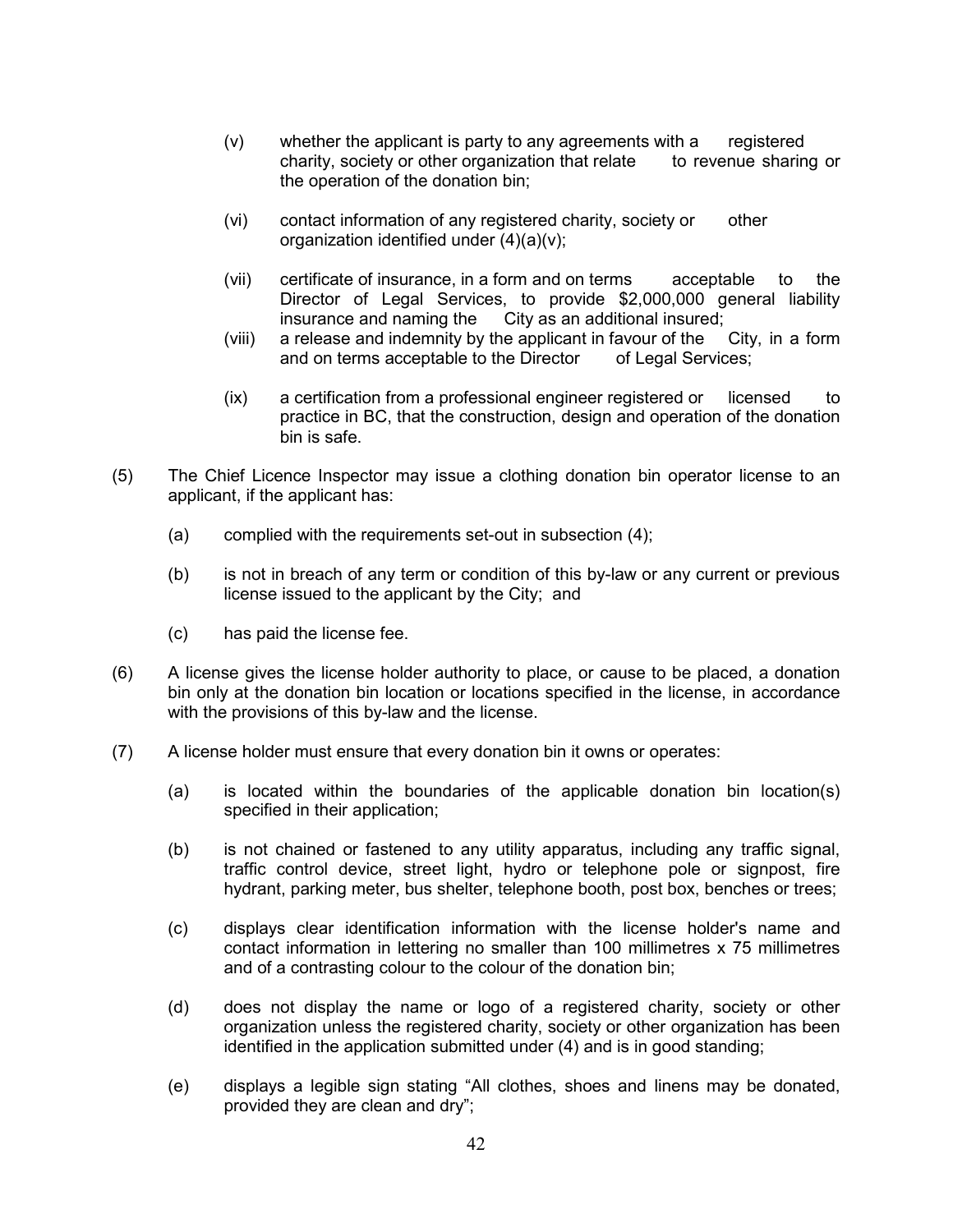(v) whether the applicant is party to any agreements with a registered charity, society or other organization that relate to revenue sharing or the operation of the donation bin;

(vi) contact information of any registered charity, society or other organization identified under (4)(a)(v);

(vii) certificate of insurance, in a form and on terms acceptable to the Director of Legal Services, to provide $2,000,000 general liability insurance and naming the City as an additional insured;

(viii) a release and indemnity by the applicant in favour of the City, in a form and on terms acceptable to the Director of Legal Services;

(ix) a certification from a professional engineer registered or licensed to practice in BC, that the construction, design and operation of the donation bin is safe.

(5) The Chief Licence Inspector may issue a clothing donation bin operator license to an applicant, if the applicant has:

(a) complied with the requirements set-out in subsection (4);

(b) is not in breach of any term or condition of this by-law or any current or previous license issued to the applicant by the City; and

(c) has paid the license fee.

(6) A license gives the license holder authority to place, or cause to be placed, a donation bin only at the donation bin location or locations specified in the license, in accordance with the provisions of this by-law and the license.

(7) A license holder must ensure that every donation bin it owns or operates:

(a) is located within the boundaries of the applicable donation bin location(s) specified in their application;

(b) is not chained or fastened to any utility apparatus, including any traffic signal, traffic control device, street light, hydro or telephone pole or signpost, fire hydrant, parking meter, bus shelter, telephone booth, post box, benches or trees;

(c) displays clear identification information with the license holder's name and contact information in lettering no smaller than 100 millimetres x 75 millimetres and of a contrasting colour to the colour of the donation bin;

(d) does not display the name or logo of a registered charity, society or other organization unless the registered charity, society or other organization has been identified in the application submitted under (4) and is in good standing;

(e) displays a legible sign stating "All clothes, shoes and linens may be donated, provided they are clean and dry";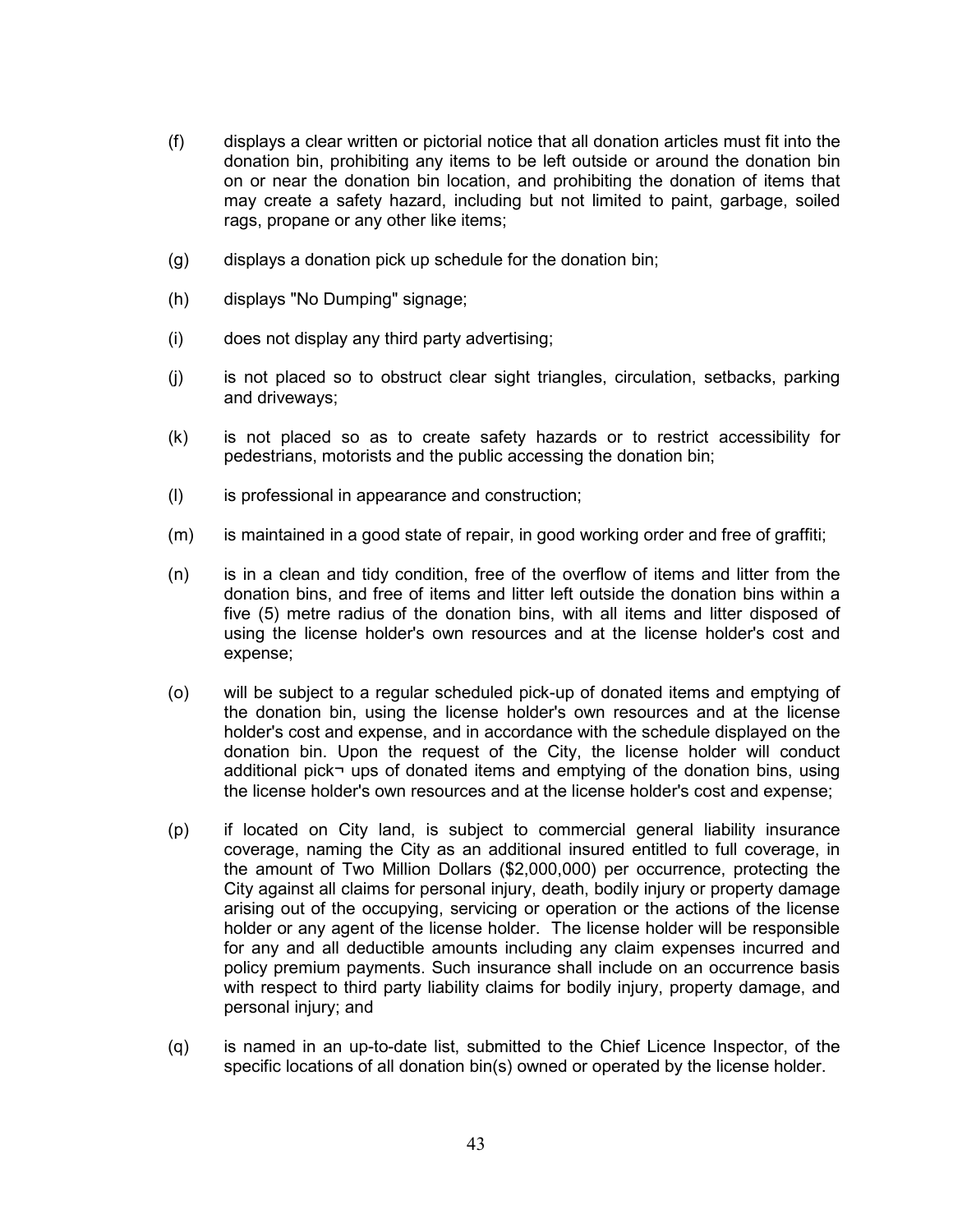(f) displays a clear written or pictorial notice that all donation articles must fit into the donation bin, prohibiting any items to be left outside or around the donation bin on or near the donation bin location, and prohibiting the donation of items that may create a safety hazard, including but not limited to paint, garbage, soiled rags, propane or any other like items;

(g) displays a donation pick up schedule for the donation bin;

(h) displays "No Dumping" signage;

(i) does not display any third party advertising;

(j) is not placed so to obstruct clear sight triangles, circulation, setbacks, parking and driveways;

(k) is not placed so as to create safety hazards or to restrict accessibility for pedestrians, motorists and the public accessing the donation bin;

(l) is professional in appearance and construction;

(m) is maintained in a good state of repair, in good working order and free of graffiti;

(n) is in a clean and tidy condition, free of the overflow of items and litter from the donation bins, and free of items and litter left outside the donation bins within a five (5) metre radius of the donation bins, with all items and litter disposed of using the license holder's own resources and at the license holder's cost and expense;

(o) will be subject to a regular scheduled pick-up of donated items and emptying of the donation bin, using the license holder's own resources and at the license holder's cost and expense, and in accordance with the schedule displayed on the donation bin. Upon the request of the City, the license holder will conduct additional pick¬ ups of donated items and emptying of the donation bins, using the license holder's own resources and at the license holder's cost and expense;

(p) if located on City land, is subject to commercial general liability insurance coverage, naming the City as an additional insured entitled to full coverage, in the amount of Two Million Dollars ($2,000,000) per occurrence, protecting the City against all claims for personal injury, death, bodily injury or property damage arising out of the occupying, servicing or operation or the actions of the license holder or any agent of the license holder. The license holder will be responsible for any and all deductible amounts including any claim expenses incurred and policy premium payments. Such insurance shall include on an occurrence basis with respect to third party liability claims for bodily injury, property damage, and personal injury; and

(q) is named in an up-to-date list, submitted to the Chief Licence Inspector, of the specific locations of all donation bin(s) owned or operated by the license holder.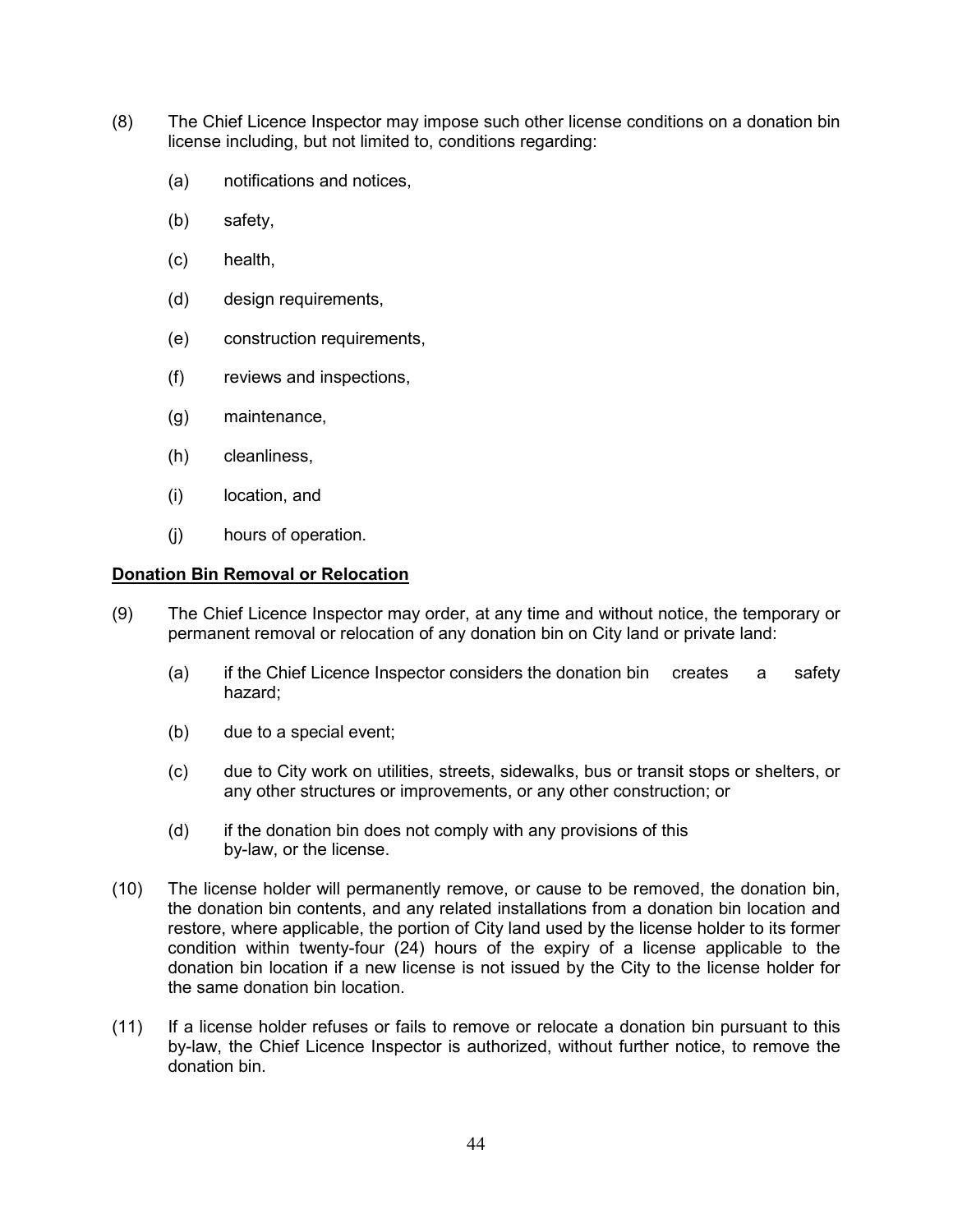(8) The Chief Licence Inspector may impose such other license conditions on a donation bin license including, but not limited to, conditions regarding:

   (a) notifications and notices,

   (b) safety,

   (c) health,

   (d) design requirements,

   (e) construction requirements,

   (f) reviews and inspections,

   (g) maintenance,

   (h) cleanliness,

   (i) location, and

   (j) hours of operation.

**Donation Bin Removal or Relocation**

(9) The Chief Licence Inspector may order, at any time and without notice, the temporary or permanent removal or relocation of any donation bin on City land or private land:

   (a) if the Chief Licence Inspector considers the donation bin creates a safety hazard;

   (b) due to a special event;

   (c) due to City work on utilities, streets, sidewalks, bus or transit stops or shelters, or any other structures or improvements, or any other construction; or

   (d) if the donation bin does not comply with any provisions of this by-law, or the license.

(10) The license holder will permanently remove, or cause to be removed, the donation bin, the donation bin contents, and any related installations from a donation bin location and restore, where applicable, the portion of City land used by the license holder to its former condition within twenty-four (24) hours of the expiry of a license applicable to the donation bin location if a new license is not issued by the City to the license holder for the same donation bin location.

(11) If a license holder refuses or fails to remove or relocate a donation bin pursuant to this by-law, the Chief Licence Inspector is authorized, without further notice, to remove the donation bin.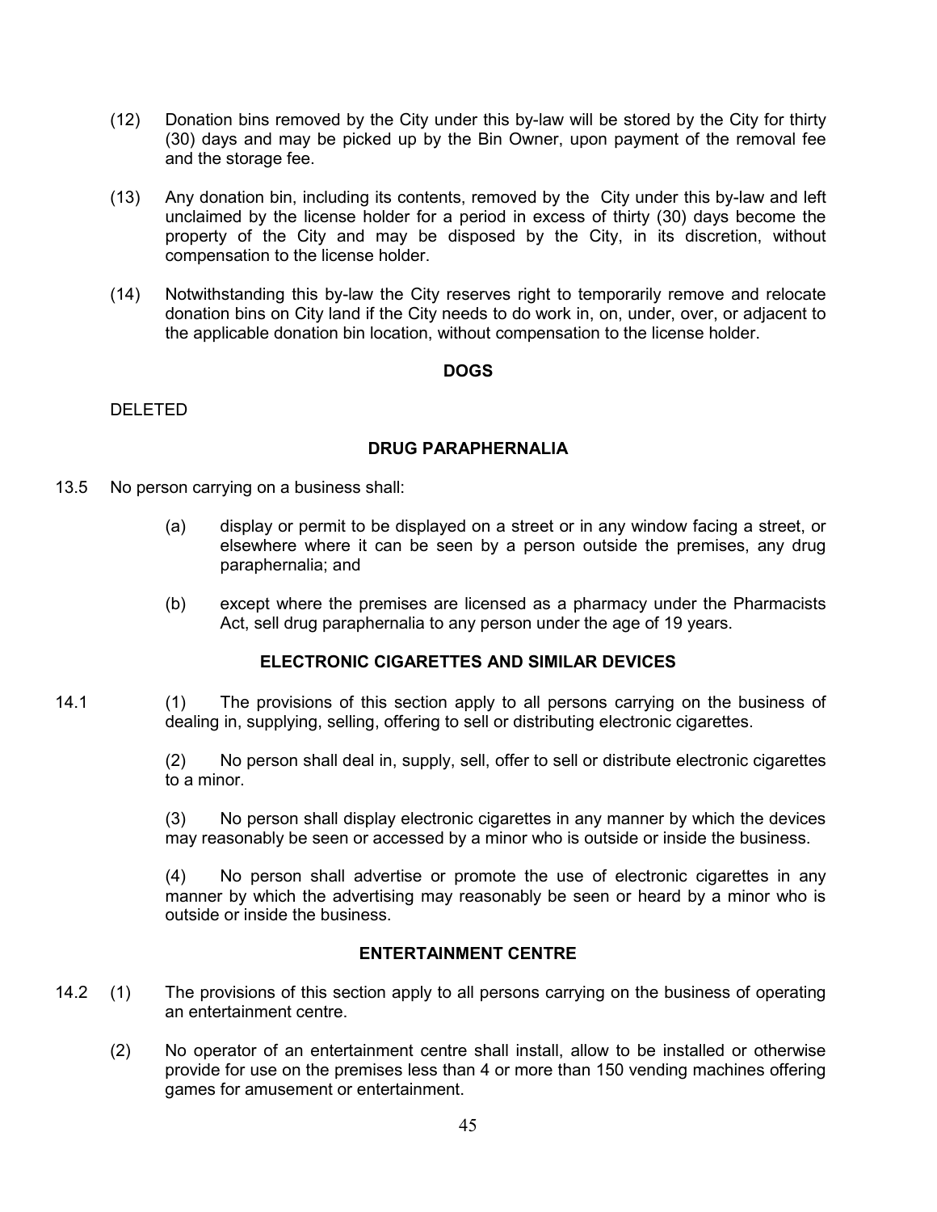(12) Donation bins removed by the City under this by-law will be stored by the City for thirty (30) days and may be picked up by the Bin Owner, upon payment of the removal fee and the storage fee.

(13) Any donation bin, including its contents, removed by the City under this by-law and left unclaimed by the license holder for a period in excess of thirty (30) days become the property of the City and may be disposed by the City, in its discretion, without compensation to the license holder.

(14) Notwithstanding this by-law the City reserves right to temporarily remove and relocate donation bins on City land if the City needs to do work in, on, under, over, or adjacent to the applicable donation bin location, without compensation to the license holder.

**DOGS**

DELETED

**DRUG PARAPHERNALIA**

13.5 No person carrying on a business shall:

(a) display or permit to be displayed on a street or in any window facing a street, or elsewhere where it can be seen by a person outside the premises, any drug paraphernalia; and

(b) except where the premises are licensed as a pharmacy under the Pharmacists Act, sell drug paraphernalia to any person under the age of 19 years.

**ELECTRONIC CIGARETTES AND SIMILAR DEVICES**

14.1 (1) The provisions of this section apply to all persons carrying on the business of dealing in, supplying, selling, offering to sell or distributing electronic cigarettes.

(2) No person shall deal in, supply, sell, offer to sell or distribute electronic cigarettes to a minor.

(3) No person shall display electronic cigarettes in any manner by which the devices may reasonably be seen or accessed by a minor who is outside or inside the business.

(4) No person shall advertise or promote the use of electronic cigarettes in any manner by which the advertising may reasonably be seen or heard by a minor who is outside or inside the business.

**ENTERTAINMENT CENTRE**

14.2 (1) The provisions of this section apply to all persons carrying on the business of operating an entertainment centre.

(2) No operator of an entertainment centre shall install, allow to be installed or otherwise provide for use on the premises less than 4 or more than 150 vending machines offering games for amusement or entertainment.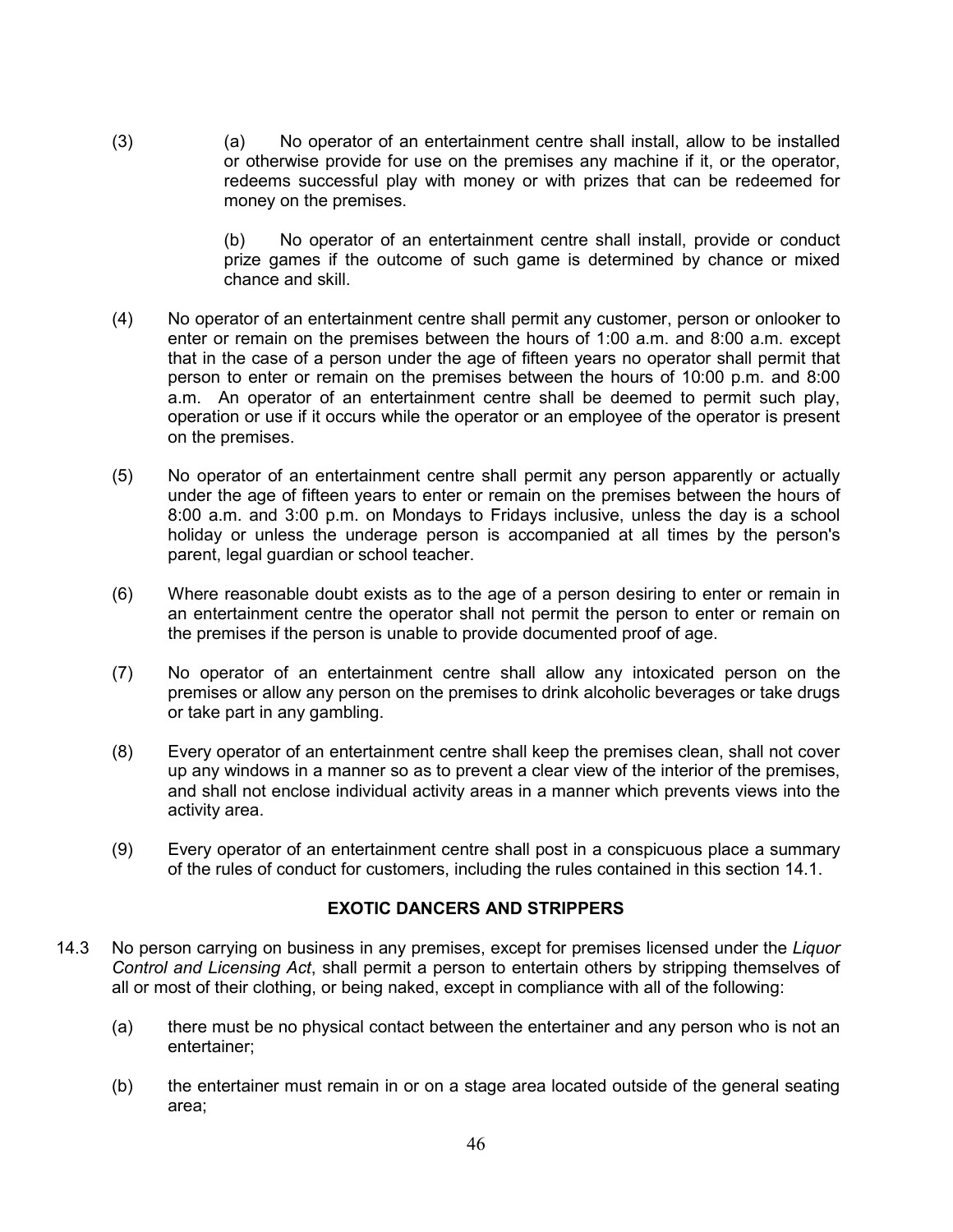(3) (a) No operator of an entertainment centre shall install, allow to be installed or otherwise provide for use on the premises any machine if it, or the operator, redeems successful play with money or with prizes that can be redeemed for money on the premises.

(b) No operator of an entertainment centre shall install, provide or conduct prize games if the outcome of such game is determined by chance or mixed chance and skill.

(4) No operator of an entertainment centre shall permit any customer, person or onlooker to enter or remain on the premises between the hours of 1:00 a.m. and 8:00 a.m. except that in the case of a person under the age of fifteen years no operator shall permit that person to enter or remain on the premises between the hours of 10:00 p.m. and 8:00 a.m. An operator of an entertainment centre shall be deemed to permit such play, operation or use if it occurs while the operator or an employee of the operator is present on the premises.

(5) No operator of an entertainment centre shall permit any person apparently or actually under the age of fifteen years to enter or remain on the premises between the hours of 8:00 a.m. and 3:00 p.m. on Mondays to Fridays inclusive, unless the day is a school holiday or unless the underage person is accompanied at all times by the person's parent, legal guardian or school teacher.

(6) Where reasonable doubt exists as to the age of a person desiring to enter or remain in an entertainment centre the operator shall not permit the person to enter or remain on the premises if the person is unable to provide documented proof of age.

(7) No operator of an entertainment centre shall allow any intoxicated person on the premises or allow any person on the premises to drink alcoholic beverages or take drugs or take part in any gambling.

(8) Every operator of an entertainment centre shall keep the premises clean, shall not cover up any windows in a manner so as to prevent a clear view of the interior of the premises, and shall not enclose individual activity areas in a manner which prevents views into the activity area.

(9) Every operator of an entertainment centre shall post in a conspicuous place a summary of the rules of conduct for customers, including the rules contained in this section 14.1.

## EXOTIC DANCERS AND STRIPPERS

14.3 No person carrying on business in any premises, except for premises licensed under the *Liquor Control and Licensing Act*, shall permit a person to entertain others by stripping themselves of all or most of their clothing, or being naked, except in compliance with all of the following:

(a) there must be no physical contact between the entertainer and any person who is not an entertainer;

(b) the entertainer must remain in or on a stage area located outside of the general seating area;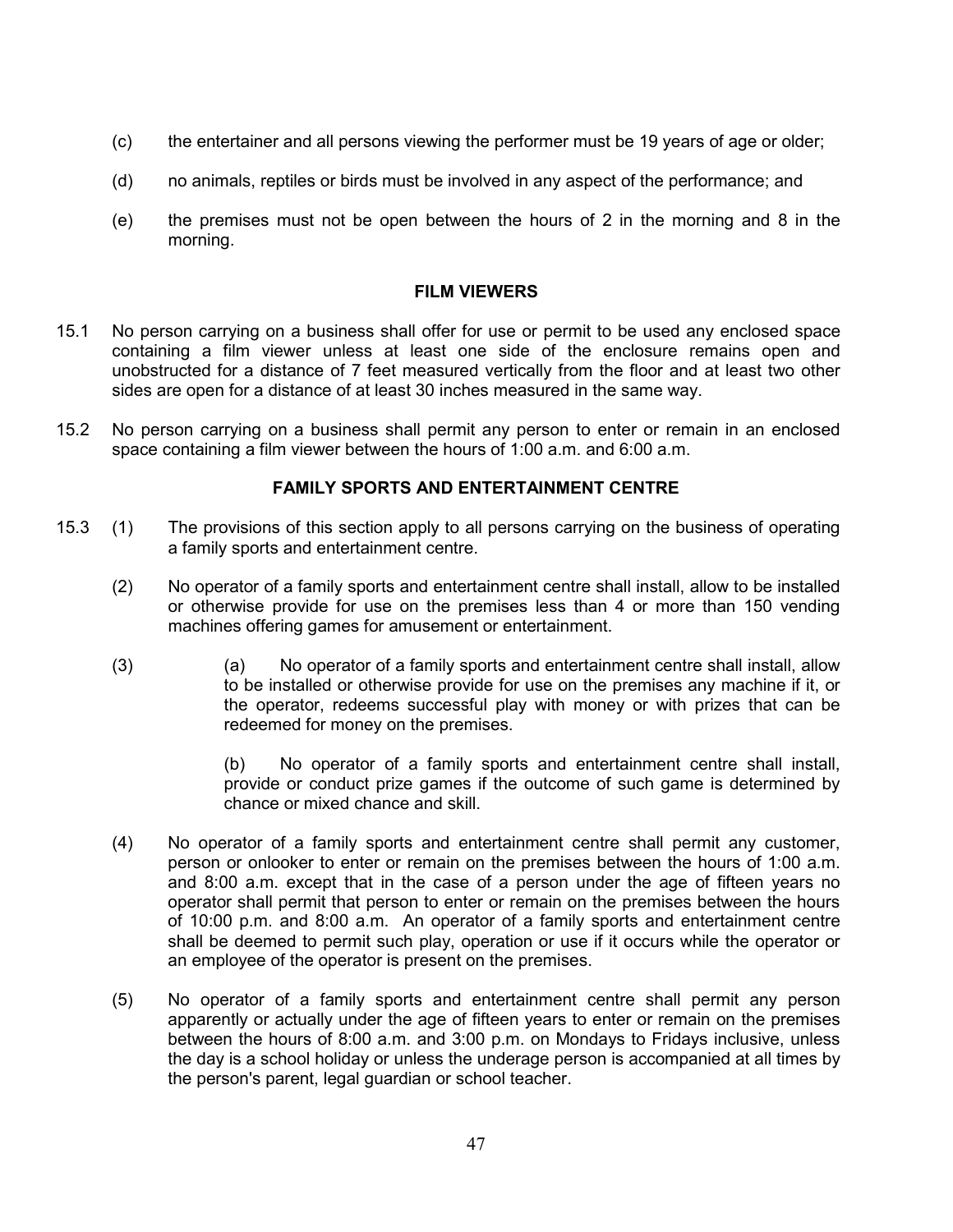(c) the entertainer and all persons viewing the performer must be 19 years of age or older;

(d) no animals, reptiles or birds must be involved in any aspect of the performance; and

(e) the premises must not be open between the hours of 2 in the morning and 8 in the morning.

**FILM VIEWERS**

15.1 No person carrying on a business shall offer for use or permit to be used any enclosed space containing a film viewer unless at least one side of the enclosure remains open and unobstructed for a distance of 7 feet measured vertically from the floor and at least two other sides are open for a distance of at least 30 inches measured in the same way.

15.2 No person carrying on a business shall permit any person to enter or remain in an enclosed space containing a film viewer between the hours of 1:00 a.m. and 6:00 a.m.

**FAMILY SPORTS AND ENTERTAINMENT CENTRE**

15.3 (1) The provisions of this section apply to all persons carrying on the business of operating a family sports and entertainment centre.

(2) No operator of a family sports and entertainment centre shall install, allow to be installed or otherwise provide for use on the premises less than 4 or more than 150 vending machines offering games for amusement or entertainment.

(3) (a) No operator of a family sports and entertainment centre shall install, allow to be installed or otherwise provide for use on the premises any machine if it, or the operator, redeems successful play with money or with prizes that can be redeemed for money on the premises.

(b) No operator of a family sports and entertainment centre shall install, provide or conduct prize games if the outcome of such game is determined by chance or mixed chance and skill.

(4) No operator of a family sports and entertainment centre shall permit any customer, person or onlooker to enter or remain on the premises between the hours of 1:00 a.m. and 8:00 a.m. except that in the case of a person under the age of fifteen years no operator shall permit that person to enter or remain on the premises between the hours of 10:00 p.m. and 8:00 a.m. An operator of a family sports and entertainment centre shall be deemed to permit such play, operation or use if it occurs while the operator or an employee of the operator is present on the premises.

(5) No operator of a family sports and entertainment centre shall permit any person apparently or actually under the age of fifteen years to enter or remain on the premises between the hours of 8:00 a.m. and 3:00 p.m. on Mondays to Fridays inclusive, unless the day is a school holiday or unless the underage person is accompanied at all times by the person's parent, legal guardian or school teacher.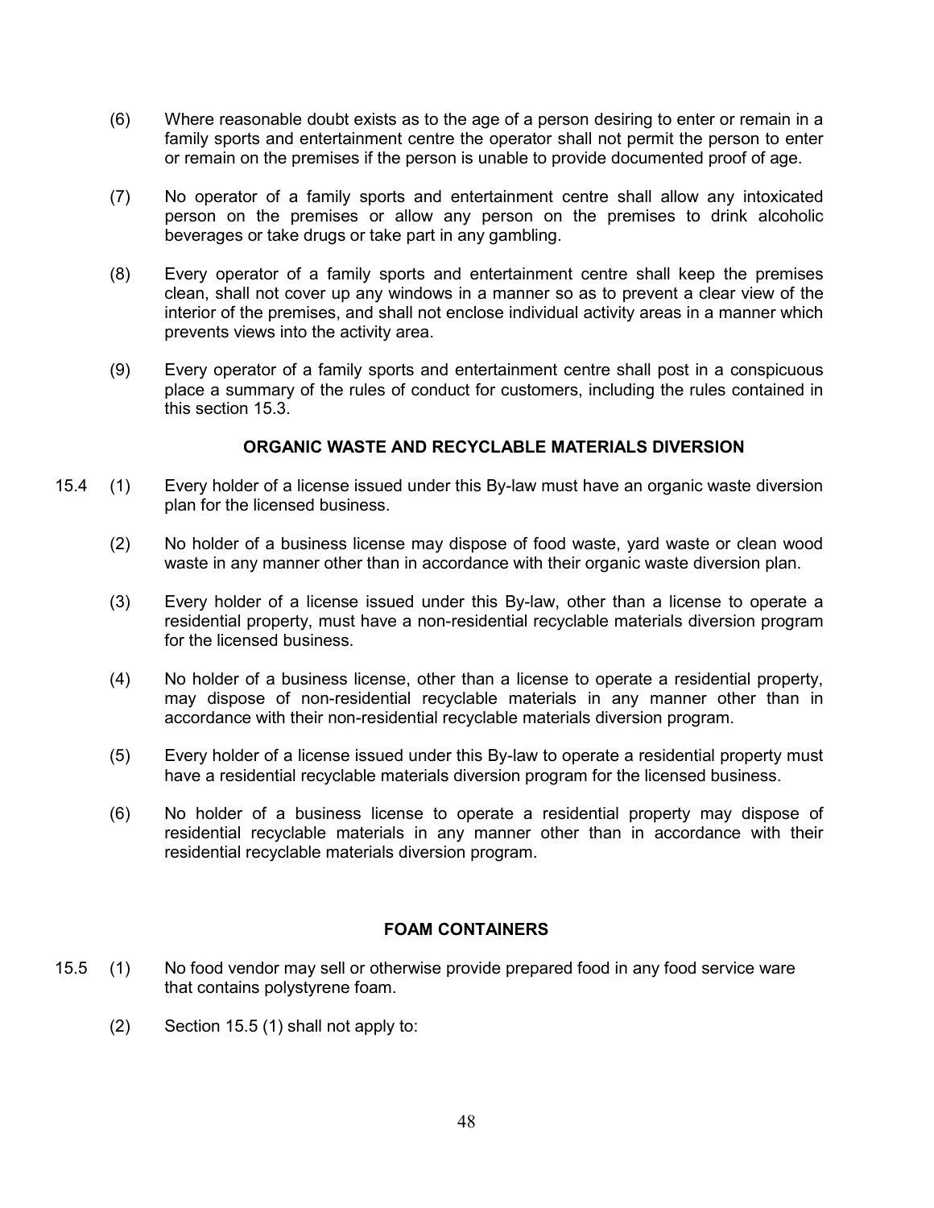(6) Where reasonable doubt exists as to the age of a person desiring to enter or remain in a family sports and entertainment centre the operator shall not permit the person to enter or remain on the premises if the person is unable to provide documented proof of age.

(7) No operator of a family sports and entertainment centre shall allow any intoxicated person on the premises or allow any person on the premises to drink alcoholic beverages or take drugs or take part in any gambling.

(8) Every operator of a family sports and entertainment centre shall keep the premises clean, shall not cover up any windows in a manner so as to prevent a clear view of the interior of the premises, and shall not enclose individual activity areas in a manner which prevents views into the activity area.

(9) Every operator of a family sports and entertainment centre shall post in a conspicuous place a summary of the rules of conduct for customers, including the rules contained in this section 15.3.

**ORGANIC WASTE AND RECYCLABLE MATERIALS DIVERSION**

15.4 (1) Every holder of a license issued under this By-law must have an organic waste diversion plan for the licensed business.

(2) No holder of a business license may dispose of food waste, yard waste or clean wood waste in any manner other than in accordance with their organic waste diversion plan.

(3) Every holder of a license issued under this By-law, other than a license to operate a residential property, must have a non-residential recyclable materials diversion program for the licensed business.

(4) No holder of a business license, other than a license to operate a residential property, may dispose of non-residential recyclable materials in any manner other than in accordance with their non-residential recyclable materials diversion program.

(5) Every holder of a license issued under this By-law to operate a residential property must have a residential recyclable materials diversion program for the licensed business.

(6) No holder of a business license to operate a residential property may dispose of residential recyclable materials in any manner other than in accordance with their residential recyclable materials diversion program.

**FOAM CONTAINERS**

15.5 (1) No food vendor may sell or otherwise provide prepared food in any food service ware that contains polystyrene foam.

(2) Section 15.5 (1) shall not apply to: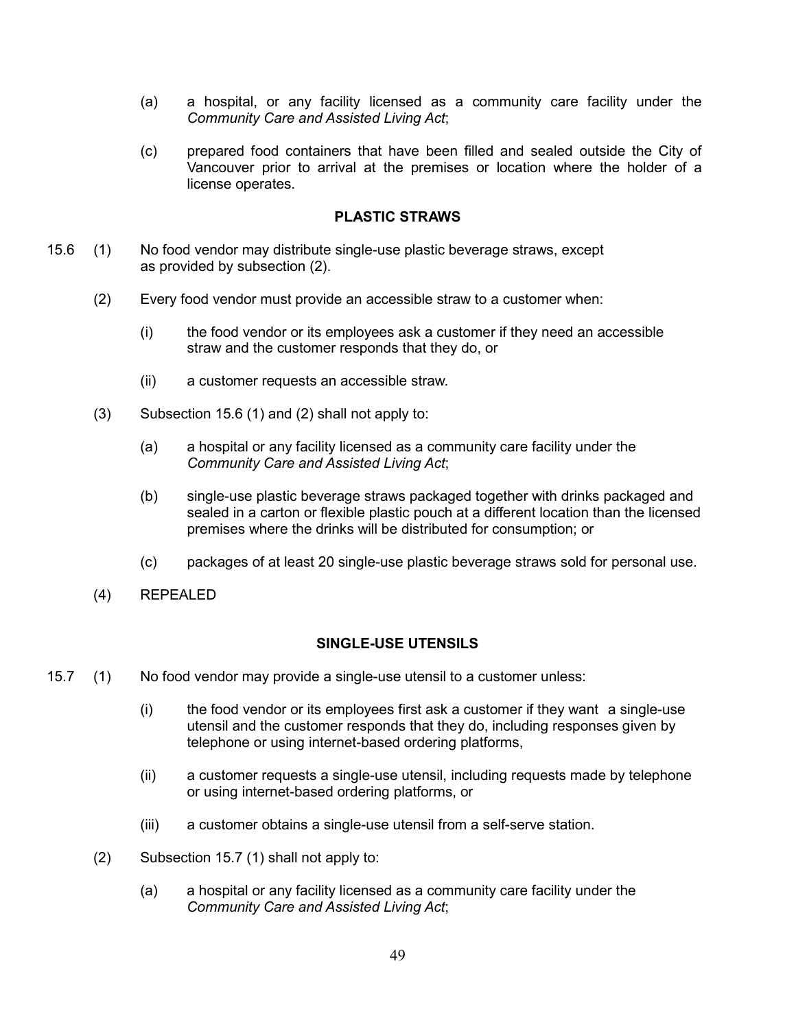(a) a hospital, or any facility licensed as a community care facility under the *Community Care and Assisted Living Act*;

(c) prepared food containers that have been filled and sealed outside the City of Vancouver prior to arrival at the premises or location where the holder of a license operates.

**PLASTIC STRAWS**

15.6 (1) No food vendor may distribute single-use plastic beverage straws, except as provided by subsection (2).

(2) Every food vendor must provide an accessible straw to a customer when:

(i) the food vendor or its employees ask a customer if they need an accessible straw and the customer responds that they do, or

(ii) a customer requests an accessible straw.

(3) Subsection 15.6 (1) and (2) shall not apply to:

(a) a hospital or any facility licensed as a community care facility under the *Community Care and Assisted Living Act*;

(b) single-use plastic beverage straws packaged together with drinks packaged and sealed in a carton or flexible plastic pouch at a different location than the licensed premises where the drinks will be distributed for consumption; or

(c) packages of at least 20 single-use plastic beverage straws sold for personal use.

(4) REPEALED

**SINGLE-USE UTENSILS**

15.7 (1) No food vendor may provide a single-use utensil to a customer unless:

(i) the food vendor or its employees first ask a customer if they want a single-use utensil and the customer responds that they do, including responses given by telephone or using internet-based ordering platforms,

(ii) a customer requests a single-use utensil, including requests made by telephone or using internet-based ordering platforms, or

(iii) a customer obtains a single-use utensil from a self-serve station.

(2) Subsection 15.7 (1) shall not apply to:

(a) a hospital or any facility licensed as a community care facility under the *Community Care and Assisted Living Act*;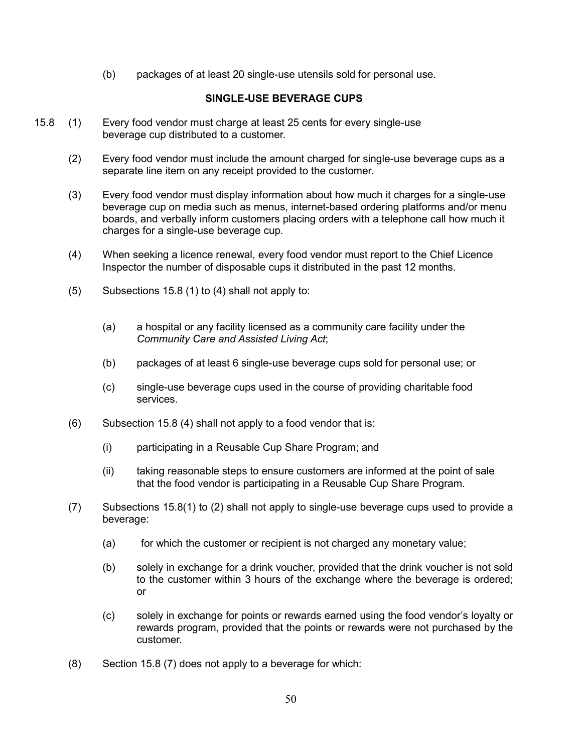(b) packages of at least 20 single-use utensils sold for personal use.

**SINGLE-USE BEVERAGE CUPS**

15.8 (1) Every food vendor must charge at least 25 cents for every single-use beverage cup distributed to a customer.

(2) Every food vendor must include the amount charged for single-use beverage cups as a separate line item on any receipt provided to the customer.

(3) Every food vendor must display information about how much it charges for a single-use beverage cup on media such as menus, internet-based ordering platforms and/or menu boards, and verbally inform customers placing orders with a telephone call how much it charges for a single-use beverage cup.

(4) When seeking a licence renewal, every food vendor must report to the Chief Licence Inspector the number of disposable cups it distributed in the past 12 months.

(5) Subsections 15.8 (1) to (4) shall not apply to:

(a) a hospital or any facility licensed as a community care facility under the *Community Care and Assisted Living Act*;

(b) packages of at least 6 single-use beverage cups sold for personal use; or

(c) single-use beverage cups used in the course of providing charitable food services.

(6) Subsection 15.8 (4) shall not apply to a food vendor that is:

(i) participating in a Reusable Cup Share Program; and

(ii) taking reasonable steps to ensure customers are informed at the point of sale that the food vendor is participating in a Reusable Cup Share Program.

(7) Subsections 15.8(1) to (2) shall not apply to single-use beverage cups used to provide a beverage:

(a) for which the customer or recipient is not charged any monetary value;

(b) solely in exchange for a drink voucher, provided that the drink voucher is not sold to the customer within 3 hours of the exchange where the beverage is ordered; or

(c) solely in exchange for points or rewards earned using the food vendor's loyalty or rewards program, provided that the points or rewards were not purchased by the customer.

(8) Section 15.8 (7) does not apply to a beverage for which: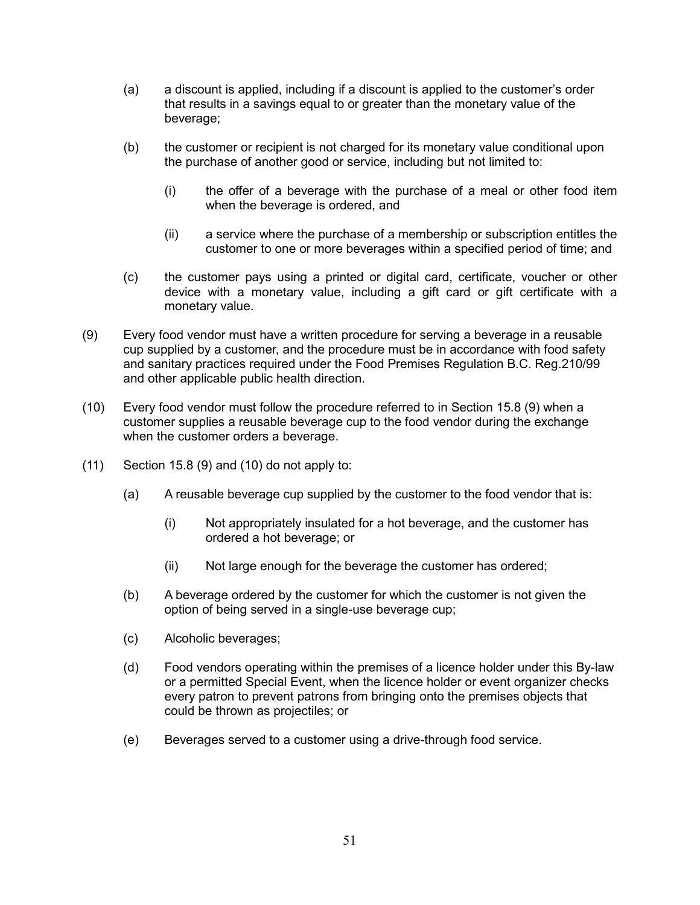(a) a discount is applied, including if a discount is applied to the customer's order that results in a savings equal to or greater than the monetary value of the beverage;

(b) the customer or recipient is not charged for its monetary value conditional upon the purchase of another good or service, including but not limited to:

(i) the offer of a beverage with the purchase of a meal or other food item when the beverage is ordered, and

(ii) a service where the purchase of a membership or subscription entitles the customer to one or more beverages within a specified period of time; and

(c) the customer pays using a printed or digital card, certificate, voucher or other device with a monetary value, including a gift card or gift certificate with a monetary value.

(9) Every food vendor must have a written procedure for serving a beverage in a reusable cup supplied by a customer, and the procedure must be in accordance with food safety and sanitary practices required under the Food Premises Regulation B.C. Reg.210/99 and other applicable public health direction.

(10) Every food vendor must follow the procedure referred to in Section 15.8 (9) when a customer supplies a reusable beverage cup to the food vendor during the exchange when the customer orders a beverage.

(11) Section 15.8 (9) and (10) do not apply to:

(a) A reusable beverage cup supplied by the customer to the food vendor that is:

(i) Not appropriately insulated for a hot beverage, and the customer has ordered a hot beverage; or

(ii) Not large enough for the beverage the customer has ordered;

(b) A beverage ordered by the customer for which the customer is not given the option of being served in a single-use beverage cup;

(c) Alcoholic beverages;

(d) Food vendors operating within the premises of a licence holder under this By-law or a permitted Special Event, when the licence holder or event organizer checks every patron to prevent patrons from bringing onto the premises objects that could be thrown as projectiles; or

(e) Beverages served to a customer using a drive-through food service.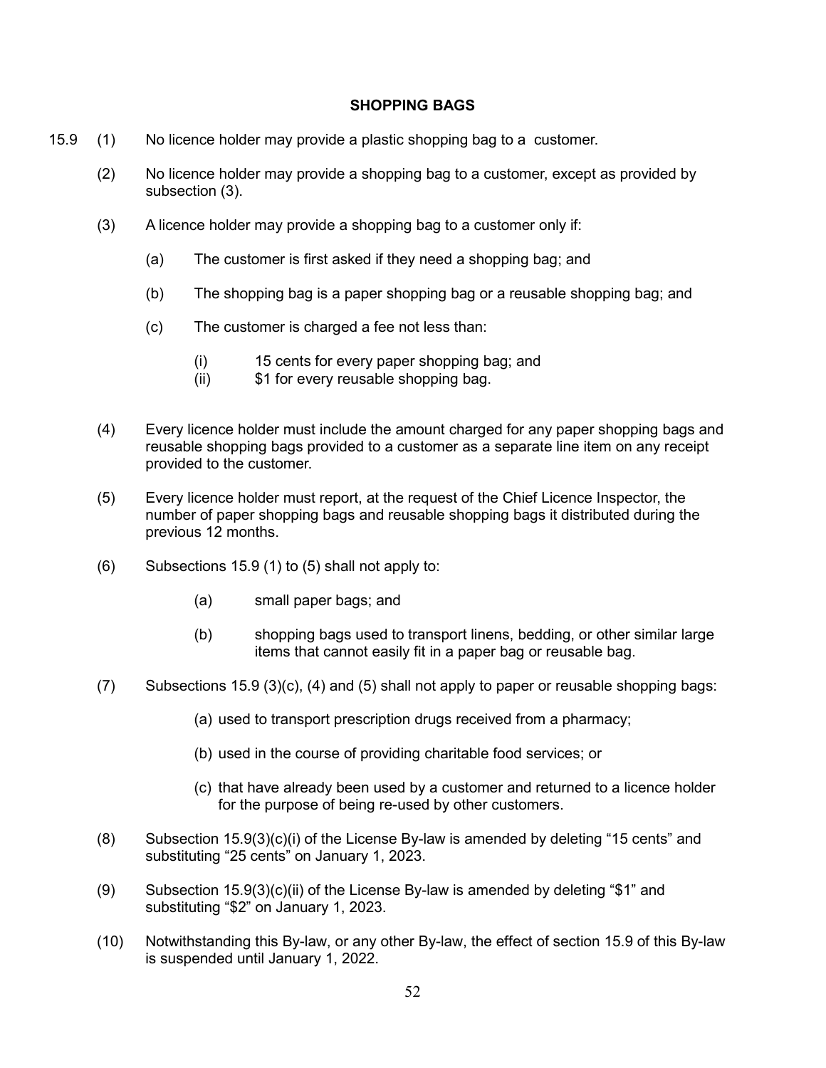## SHOPPING BAGS

15.9 (1) No licence holder may provide a plastic shopping bag to a customer.

(2) No licence holder may provide a shopping bag to a customer, except as provided by subsection (3).

(3) A licence holder may provide a shopping bag to a customer only if:

(a) The customer is first asked if they need a shopping bag; and

(b) The shopping bag is a paper shopping bag or a reusable shopping bag; and

(c) The customer is charged a fee not less than:

(i) 15 cents for every paper shopping bag; and
(ii) $1 for every reusable shopping bag.

(4) Every licence holder must include the amount charged for any paper shopping bags and reusable shopping bags provided to a customer as a separate line item on any receipt provided to the customer.

(5) Every licence holder must report, at the request of the Chief Licence Inspector, the number of paper shopping bags and reusable shopping bags it distributed during the previous 12 months.

(6) Subsections 15.9 (1) to (5) shall not apply to:

(a) small paper bags; and

(b) shopping bags used to transport linens, bedding, or other similar large items that cannot easily fit in a paper bag or reusable bag.

(7) Subsections 15.9 (3)(c), (4) and (5) shall not apply to paper or reusable shopping bags:

(a) used to transport prescription drugs received from a pharmacy;

(b) used in the course of providing charitable food services; or

(c) that have already been used by a customer and returned to a licence holder for the purpose of being re-used by other customers.

(8) Subsection 15.9(3)(c)(i) of the License By-law is amended by deleting "15 cents" and substituting "25 cents" on January 1, 2023.

(9) Subsection 15.9(3)(c)(ii) of the License By-law is amended by deleting "$1" and substituting "$2" on January 1, 2023.

(10) Notwithstanding this By-law, or any other By-law, the effect of section 15.9 of this By-law is suspended until January 1, 2022.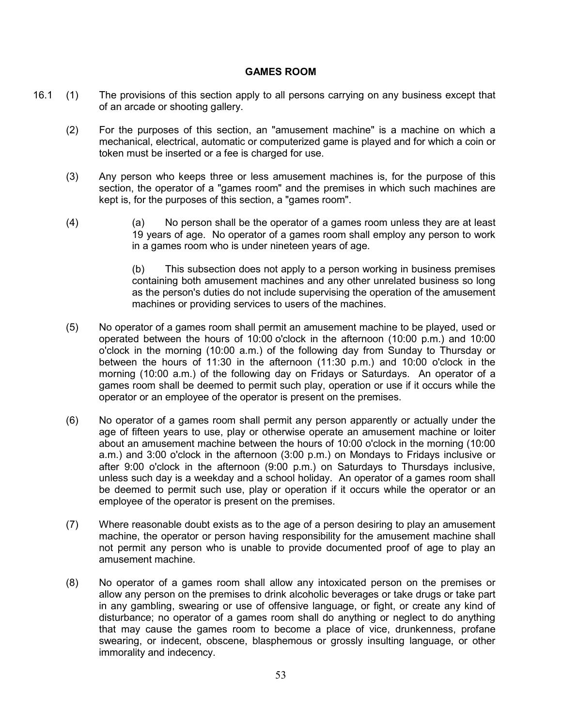## GAMES ROOM

16.1 (1) The provisions of this section apply to all persons carrying on any business except that of an arcade or shooting gallery.

(2) For the purposes of this section, an "amusement machine" is a machine on which a mechanical, electrical, automatic or computerized game is played and for which a coin or token must be inserted or a fee is charged for use.

(3) Any person who keeps three or less amusement machines is, for the purpose of this section, the operator of a "games room" and the premises in which such machines are kept is, for the purposes of this section, a "games room".

(4) (a) No person shall be the operator of a games room unless they are at least 19 years of age. No operator of a games room shall employ any person to work in a games room who is under nineteen years of age.

(b) This subsection does not apply to a person working in business premises containing both amusement machines and any other unrelated business so long as the person's duties do not include supervising the operation of the amusement machines or providing services to users of the machines.

(5) No operator of a games room shall permit an amusement machine to be played, used or operated between the hours of 10:00 o'clock in the afternoon (10:00 p.m.) and 10:00 o'clock in the morning (10:00 a.m.) of the following day from Sunday to Thursday or between the hours of 11:30 in the afternoon (11:30 p.m.) and 10:00 o'clock in the morning (10:00 a.m.) of the following day on Fridays or Saturdays. An operator of a games room shall be deemed to permit such play, operation or use if it occurs while the operator or an employee of the operator is present on the premises.

(6) No operator of a games room shall permit any person apparently or actually under the age of fifteen years to use, play or otherwise operate an amusement machine or loiter about an amusement machine between the hours of 10:00 o'clock in the morning (10:00 a.m.) and 3:00 o'clock in the afternoon (3:00 p.m.) on Mondays to Fridays inclusive or after 9:00 o'clock in the afternoon (9:00 p.m.) on Saturdays to Thursdays inclusive, unless such day is a weekday and a school holiday. An operator of a games room shall be deemed to permit such use, play or operation if it occurs while the operator or an employee of the operator is present on the premises.

(7) Where reasonable doubt exists as to the age of a person desiring to play an amusement machine, the operator or person having responsibility for the amusement machine shall not permit any person who is unable to provide documented proof of age to play an amusement machine.

(8) No operator of a games room shall allow any intoxicated person on the premises or allow any person on the premises to drink alcoholic beverages or take drugs or take part in any gambling, swearing or use of offensive language, or fight, or create any kind of disturbance; no operator of a games room shall do anything or neglect to do anything that may cause the games room to become a place of vice, drunkenness, profane swearing, or indecent, obscene, blasphemous or grossly insulting language, or other immorality and indecency.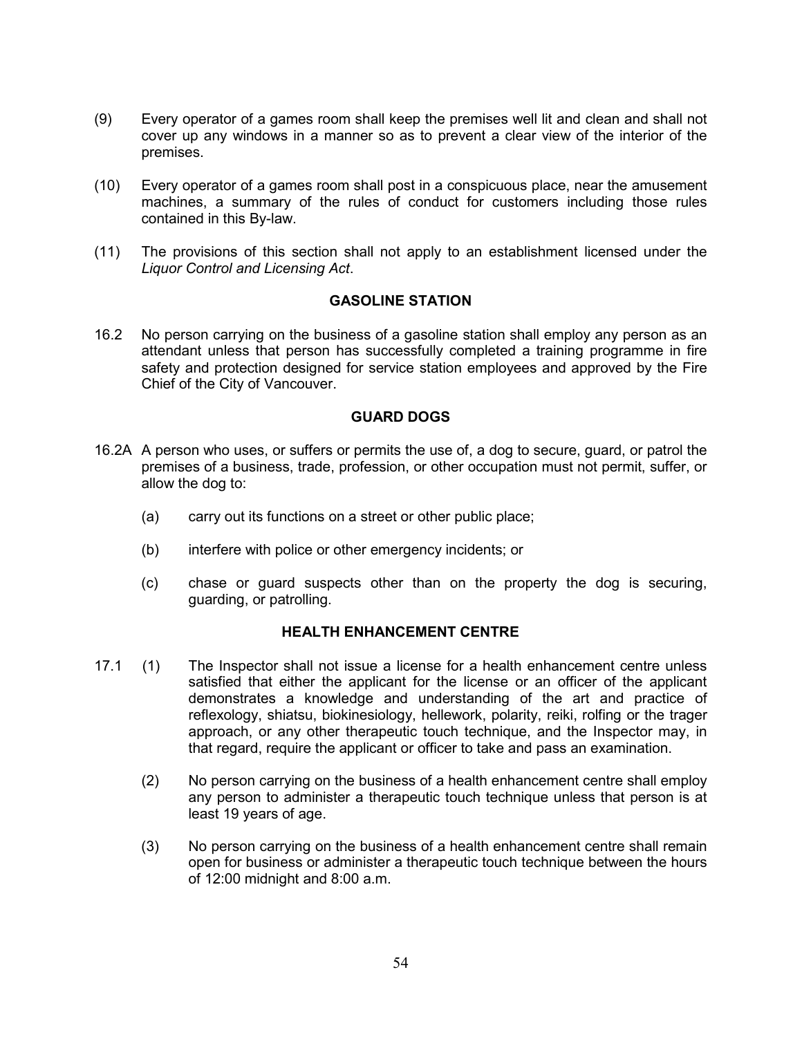(9) Every operator of a games room shall keep the premises well lit and clean and shall not cover up any windows in a manner so as to prevent a clear view of the interior of the premises.

(10) Every operator of a games room shall post in a conspicuous place, near the amusement machines, a summary of the rules of conduct for customers including those rules contained in this By-law.

(11) The provisions of this section shall not apply to an establishment licensed under the *Liquor Control and Licensing Act*.

**GASOLINE STATION**

16.2 No person carrying on the business of a gasoline station shall employ any person as an attendant unless that person has successfully completed a training programme in fire safety and protection designed for service station employees and approved by the Fire Chief of the City of Vancouver.

**GUARD DOGS**

16.2A A person who uses, or suffers or permits the use of, a dog to secure, guard, or patrol the premises of a business, trade, profession, or other occupation must not permit, suffer, or allow the dog to:

(a) carry out its functions on a street or other public place;

(b) interfere with police or other emergency incidents; or

(c) chase or guard suspects other than on the property the dog is securing, guarding, or patrolling.

**HEALTH ENHANCEMENT CENTRE**

17.1 (1) The Inspector shall not issue a license for a health enhancement centre unless satisfied that either the applicant for the license or an officer of the applicant demonstrates a knowledge and understanding of the art and practice of reflexology, shiatsu, biokinesiology, hellework, polarity, reiki, rolfing or the trager approach, or any other therapeutic touch technique, and the Inspector may, in that regard, require the applicant or officer to take and pass an examination.

(2) No person carrying on the business of a health enhancement centre shall employ any person to administer a therapeutic touch technique unless that person is at least 19 years of age.

(3) No person carrying on the business of a health enhancement centre shall remain open for business or administer a therapeutic touch technique between the hours of 12:00 midnight and 8:00 a.m.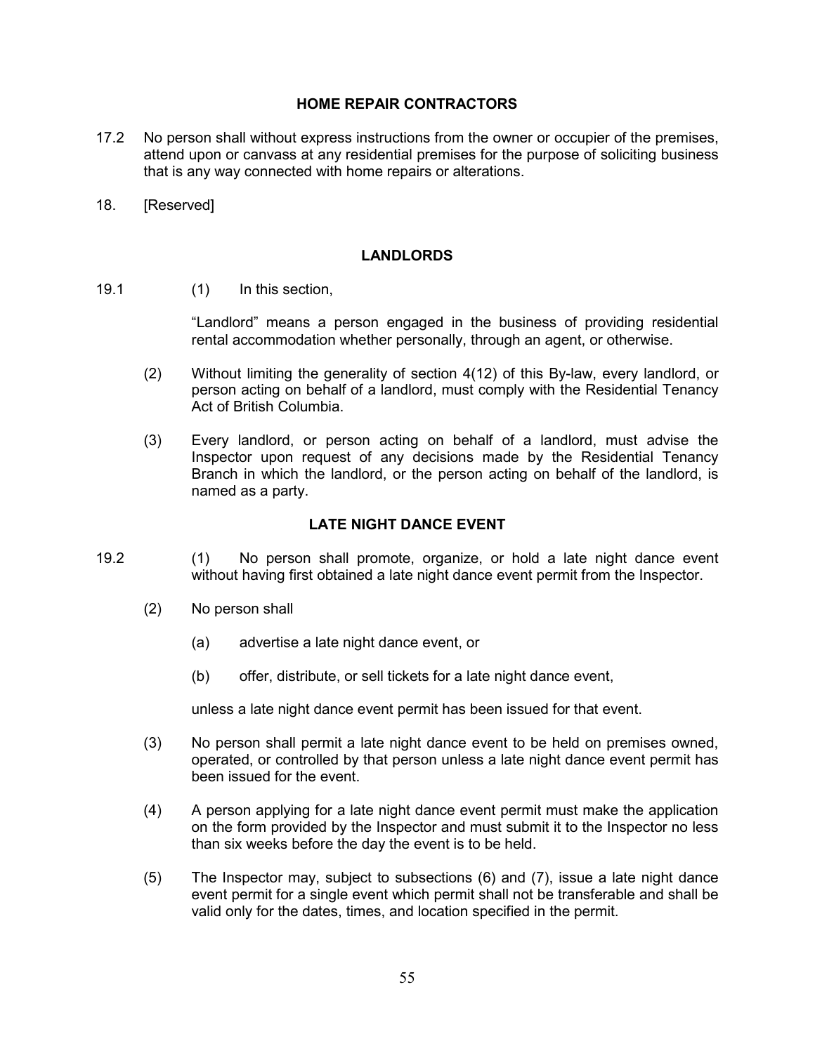## HOME REPAIR CONTRACTORS

17.2 No person shall without express instructions from the owner or occupier of the premises, attend upon or canvass at any residential premises for the purpose of soliciting business that is any way connected with home repairs or alterations.

18. [Reserved]

## LANDLORDS

19.1 (1) In this section,

"Landlord" means a person engaged in the business of providing residential rental accommodation whether personally, through an agent, or otherwise.

(2) Without limiting the generality of section 4(12) of this By-law, every landlord, or person acting on behalf of a landlord, must comply with the Residential Tenancy Act of British Columbia.

(3) Every landlord, or person acting on behalf of a landlord, must advise the Inspector upon request of any decisions made by the Residential Tenancy Branch in which the landlord, or the person acting on behalf of the landlord, is named as a party.

## LATE NIGHT DANCE EVENT

19.2 (1) No person shall promote, organize, or hold a late night dance event without having first obtained a late night dance event permit from the Inspector.

(2) No person shall

(a) advertise a late night dance event, or

(b) offer, distribute, or sell tickets for a late night dance event,

unless a late night dance event permit has been issued for that event.

(3) No person shall permit a late night dance event to be held on premises owned, operated, or controlled by that person unless a late night dance event permit has been issued for the event.

(4) A person applying for a late night dance event permit must make the application on the form provided by the Inspector and must submit it to the Inspector no less than six weeks before the day the event is to be held.

(5) The Inspector may, subject to subsections (6) and (7), issue a late night dance event permit for a single event which permit shall not be transferable and shall be valid only for the dates, times, and location specified in the permit.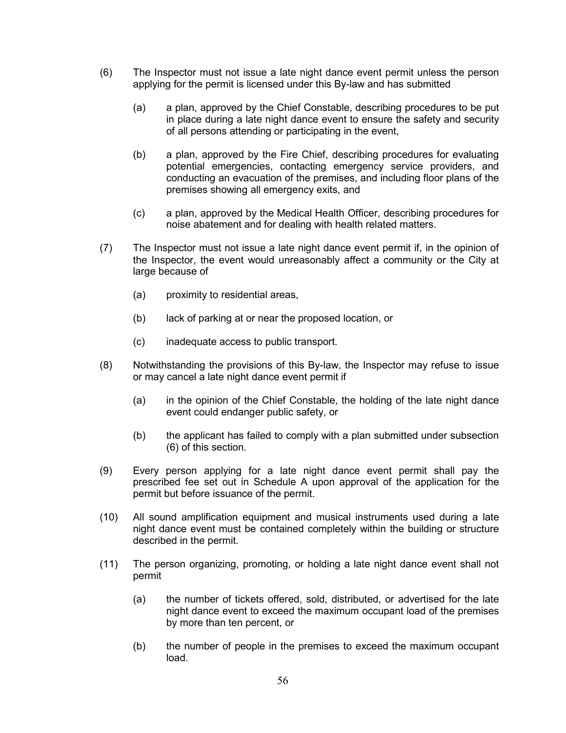(6) The Inspector must not issue a late night dance event permit unless the person applying for the permit is licensed under this By-law and has submitted

(a) a plan, approved by the Chief Constable, describing procedures to be put in place during a late night dance event to ensure the safety and security of all persons attending or participating in the event,

(b) a plan, approved by the Fire Chief, describing procedures for evaluating potential emergencies, contacting emergency service providers, and conducting an evacuation of the premises, and including floor plans of the premises showing all emergency exits, and

(c) a plan, approved by the Medical Health Officer, describing procedures for noise abatement and for dealing with health related matters.

(7) The Inspector must not issue a late night dance event permit if, in the opinion of the Inspector, the event would unreasonably affect a community or the City at large because of

(a) proximity to residential areas,

(b) lack of parking at or near the proposed location, or

(c) inadequate access to public transport.

(8) Notwithstanding the provisions of this By-law, the Inspector may refuse to issue or may cancel a late night dance event permit if

(a) in the opinion of the Chief Constable, the holding of the late night dance event could endanger public safety, or

(b) the applicant has failed to comply with a plan submitted under subsection (6) of this section.

(9) Every person applying for a late night dance event permit shall pay the prescribed fee set out in Schedule A upon approval of the application for the permit but before issuance of the permit.

(10) All sound amplification equipment and musical instruments used during a late night dance event must be contained completely within the building or structure described in the permit.

(11) The person organizing, promoting, or holding a late night dance event shall not permit

(a) the number of tickets offered, sold, distributed, or advertised for the late night dance event to exceed the maximum occupant load of the premises by more than ten percent, or

(b) the number of people in the premises to exceed the maximum occupant load.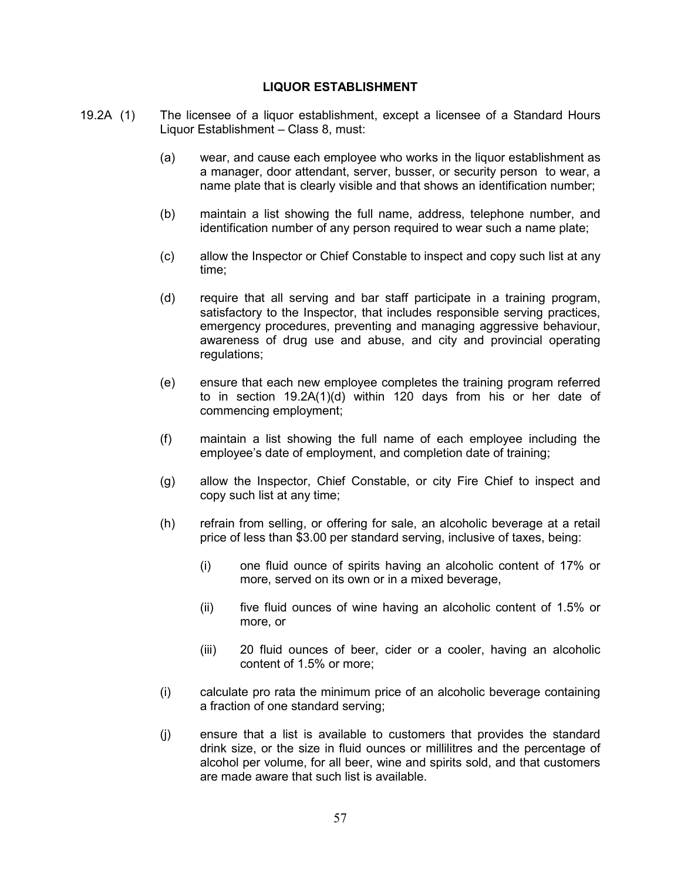## LIQUOR ESTABLISHMENT

19.2A (1) The licensee of a liquor establishment, except a licensee of a Standard Hours Liquor Establishment – Class 8, must:

(a) wear, and cause each employee who works in the liquor establishment as a manager, door attendant, server, busser, or security person to wear, a name plate that is clearly visible and that shows an identification number;

(b) maintain a list showing the full name, address, telephone number, and identification number of any person required to wear such a name plate;

(c) allow the Inspector or Chief Constable to inspect and copy such list at any time;

(d) require that all serving and bar staff participate in a training program, satisfactory to the Inspector, that includes responsible serving practices, emergency procedures, preventing and managing aggressive behaviour, awareness of drug use and abuse, and city and provincial operating regulations;

(e) ensure that each new employee completes the training program referred to in section 19.2A(1)(d) within 120 days from his or her date of commencing employment;

(f) maintain a list showing the full name of each employee including the employee's date of employment, and completion date of training;

(g) allow the Inspector, Chief Constable, or city Fire Chief to inspect and copy such list at any time;

(h) refrain from selling, or offering for sale, an alcoholic beverage at a retail price of less than $3.00 per standard serving, inclusive of taxes, being:

(i) one fluid ounce of spirits having an alcoholic content of 17% or more, served on its own or in a mixed beverage,

(ii) five fluid ounces of wine having an alcoholic content of 1.5% or more, or

(iii) 20 fluid ounces of beer, cider or a cooler, having an alcoholic content of 1.5% or more;

(i) calculate pro rata the minimum price of an alcoholic beverage containing a fraction of one standard serving;

(j) ensure that a list is available to customers that provides the standard drink size, or the size in fluid ounces or millilitres and the percentage of alcohol per volume, for all beer, wine and spirits sold, and that customers are made aware that such list is available.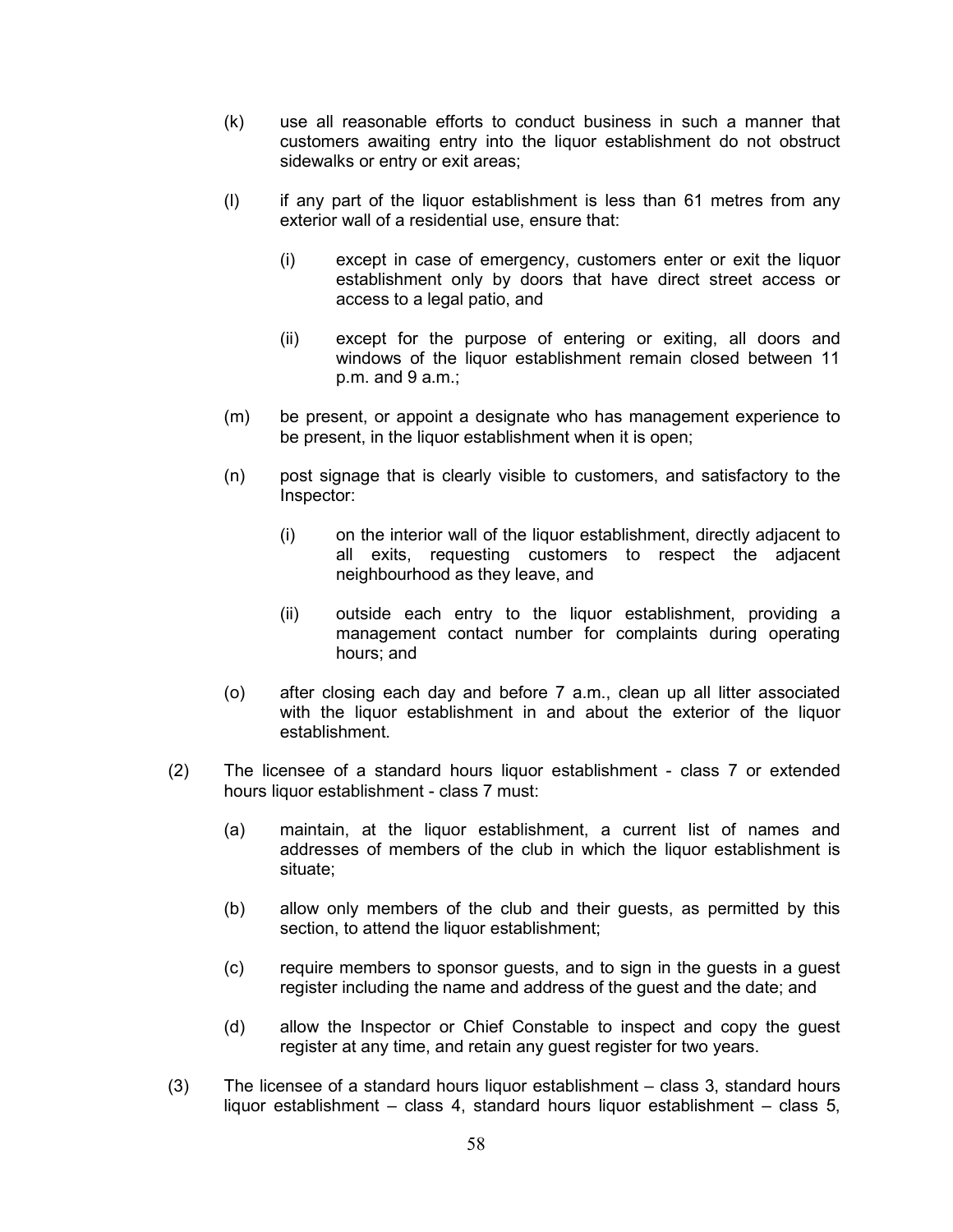(k) use all reasonable efforts to conduct business in such a manner that customers awaiting entry into the liquor establishment do not obstruct sidewalks or entry or exit areas;

(l) if any part of the liquor establishment is less than 61 metres from any exterior wall of a residential use, ensure that:

  (i) except in case of emergency, customers enter or exit the liquor establishment only by doors that have direct street access or access to a legal patio, and

  (ii) except for the purpose of entering or exiting, all doors and windows of the liquor establishment remain closed between 11 p.m. and 9 a.m.;

(m) be present, or appoint a designate who has management experience to be present, in the liquor establishment when it is open;

(n) post signage that is clearly visible to customers, and satisfactory to the Inspector:

  (i) on the interior wall of the liquor establishment, directly adjacent to all exits, requesting customers to respect the adjacent neighbourhood as they leave, and

  (ii) outside each entry to the liquor establishment, providing a management contact number for complaints during operating hours; and

(o) after closing each day and before 7 a.m., clean up all litter associated with the liquor establishment in and about the exterior of the liquor establishment.

(2) The licensee of a standard hours liquor establishment - class 7 or extended hours liquor establishment - class 7 must:

  (a) maintain, at the liquor establishment, a current list of names and addresses of members of the club in which the liquor establishment is situate;

  (b) allow only members of the club and their guests, as permitted by this section, to attend the liquor establishment;

  (c) require members to sponsor guests, and to sign in the guests in a guest register including the name and address of the guest and the date; and

  (d) allow the Inspector or Chief Constable to inspect and copy the guest register at any time, and retain any guest register for two years.

(3) The licensee of a standard hours liquor establishment – class 3, standard hours liquor establishment – class 4, standard hours liquor establishment – class 5,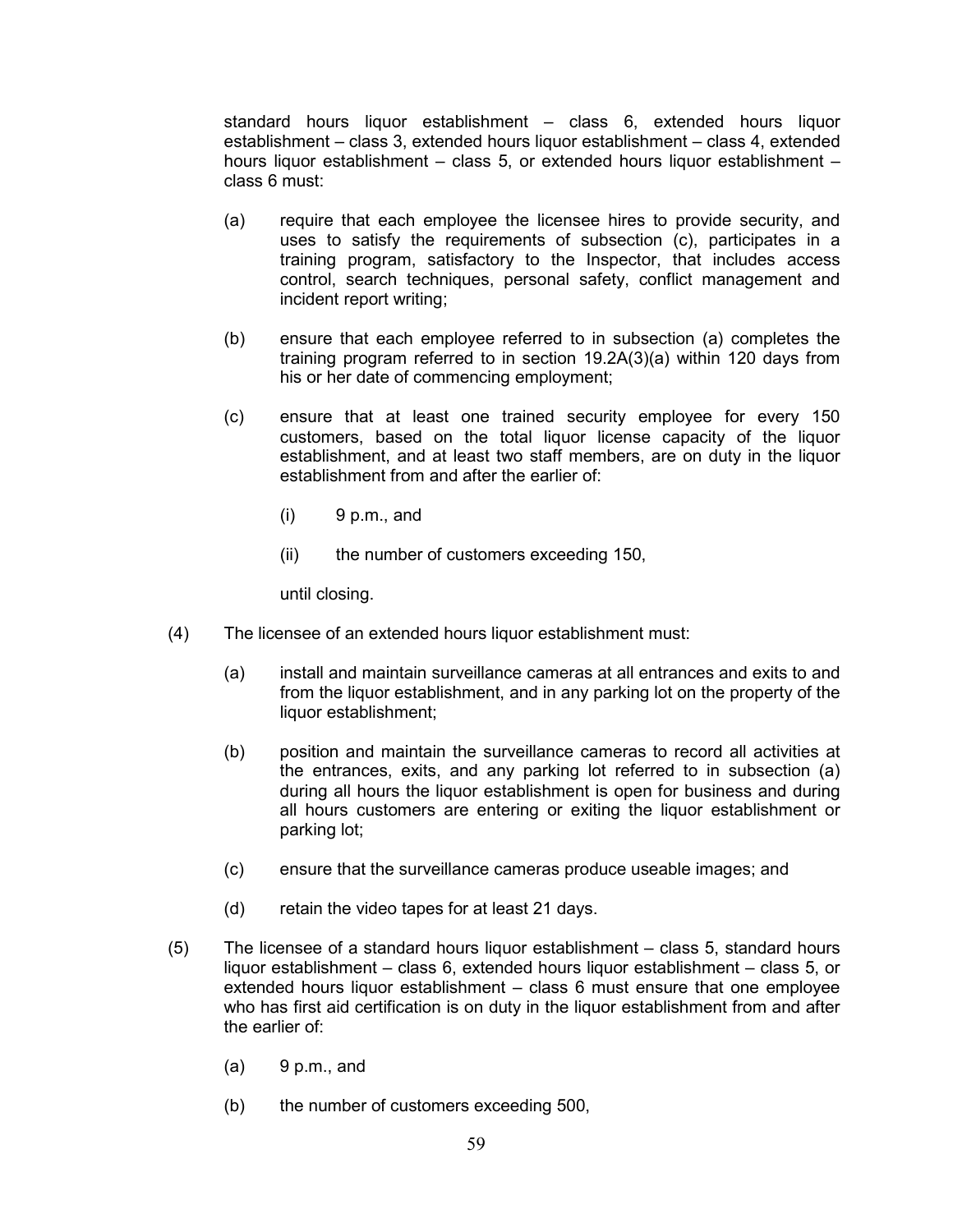standard hours liquor establishment – class 6, extended hours liquor establishment – class 3, extended hours liquor establishment – class 4, extended hours liquor establishment – class 5, or extended hours liquor establishment – class 6 must:

(a) require that each employee the licensee hires to provide security, and uses to satisfy the requirements of subsection (c), participates in a training program, satisfactory to the Inspector, that includes access control, search techniques, personal safety, conflict management and incident report writing;

(b) ensure that each employee referred to in subsection (a) completes the training program referred to in section 19.2A(3)(a) within 120 days from his or her date of commencing employment;

(c) ensure that at least one trained security employee for every 150 customers, based on the total liquor license capacity of the liquor establishment, and at least two staff members, are on duty in the liquor establishment from and after the earlier of:

    (i) 9 p.m., and

    (ii) the number of customers exceeding 150,

    until closing.

(4) The licensee of an extended hours liquor establishment must:

(a) install and maintain surveillance cameras at all entrances and exits to and from the liquor establishment, and in any parking lot on the property of the liquor establishment;

(b) position and maintain the surveillance cameras to record all activities at the entrances, exits, and any parking lot referred to in subsection (a) during all hours the liquor establishment is open for business and during all hours customers are entering or exiting the liquor establishment or parking lot;

(c) ensure that the surveillance cameras produce useable images; and

(d) retain the video tapes for at least 21 days.

(5) The licensee of a standard hours liquor establishment – class 5, standard hours liquor establishment – class 6, extended hours liquor establishment – class 5, or extended hours liquor establishment – class 6 must ensure that one employee who has first aid certification is on duty in the liquor establishment from and after the earlier of:

(a) 9 p.m., and

(b) the number of customers exceeding 500,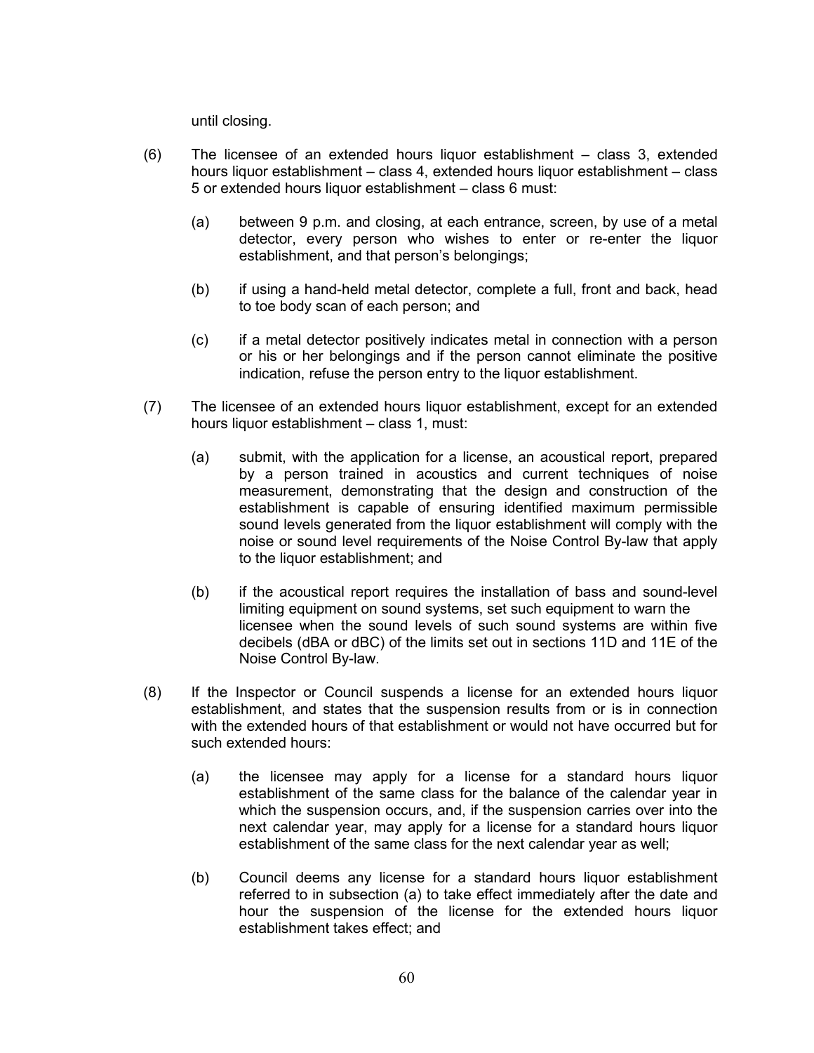until closing.

(6) The licensee of an extended hours liquor establishment – class 3, extended hours liquor establishment – class 4, extended hours liquor establishment – class 5 or extended hours liquor establishment – class 6 must:

> (a) between 9 p.m. and closing, at each entrance, screen, by use of a metal detector, every person who wishes to enter or re-enter the liquor establishment, and that person's belongings;
>
> (b) if using a hand-held metal detector, complete a full, front and back, head to toe body scan of each person; and
>
> (c) if a metal detector positively indicates metal in connection with a person or his or her belongings and if the person cannot eliminate the positive indication, refuse the person entry to the liquor establishment.

(7) The licensee of an extended hours liquor establishment, except for an extended hours liquor establishment – class 1, must:

> (a) submit, with the application for a license, an acoustical report, prepared by a person trained in acoustics and current techniques of noise measurement, demonstrating that the design and construction of the establishment is capable of ensuring identified maximum permissible sound levels generated from the liquor establishment will comply with the noise or sound level requirements of the Noise Control By-law that apply to the liquor establishment; and
>
> (b) if the acoustical report requires the installation of bass and sound-level limiting equipment on sound systems, set such equipment to warn the licensee when the sound levels of such sound systems are within five decibels (dBA or dBC) of the limits set out in sections 11D and 11E of the Noise Control By-law.

(8) If the Inspector or Council suspends a license for an extended hours liquor establishment, and states that the suspension results from or is in connection with the extended hours of that establishment or would not have occurred but for such extended hours:

> (a) the licensee may apply for a license for a standard hours liquor establishment of the same class for the balance of the calendar year in which the suspension occurs, and, if the suspension carries over into the next calendar year, may apply for a license for a standard hours liquor establishment of the same class for the next calendar year as well;
>
> (b) Council deems any license for a standard hours liquor establishment referred to in subsection (a) to take effect immediately after the date and hour the suspension of the license for the extended hours liquor establishment takes effect; and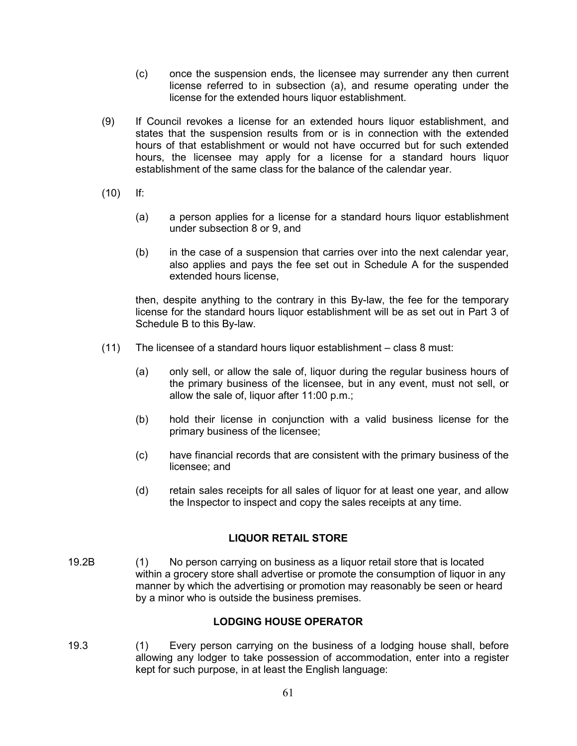(c) once the suspension ends, the licensee may surrender any then current license referred to in subsection (a), and resume operating under the license for the extended hours liquor establishment.

(9) If Council revokes a license for an extended hours liquor establishment, and states that the suspension results from or is in connection with the extended hours of that establishment or would not have occurred but for such extended hours, the licensee may apply for a license for a standard hours liquor establishment of the same class for the balance of the calendar year.

(10) If:

(a) a person applies for a license for a standard hours liquor establishment under subsection 8 or 9, and

(b) in the case of a suspension that carries over into the next calendar year, also applies and pays the fee set out in Schedule A for the suspended extended hours license,

then, despite anything to the contrary in this By-law, the fee for the temporary license for the standard hours liquor establishment will be as set out in Part 3 of Schedule B to this By-law.

(11) The licensee of a standard hours liquor establishment – class 8 must:

(a) only sell, or allow the sale of, liquor during the regular business hours of the primary business of the licensee, but in any event, must not sell, or allow the sale of, liquor after 11:00 p.m.;

(b) hold their license in conjunction with a valid business license for the primary business of the licensee;

(c) have financial records that are consistent with the primary business of the licensee; and

(d) retain sales receipts for all sales of liquor for at least one year, and allow the Inspector to inspect and copy the sales receipts at any time.

## LIQUOR RETAIL STORE

19.2B (1) No person carrying on business as a liquor retail store that is located within a grocery store shall advertise or promote the consumption of liquor in any manner by which the advertising or promotion may reasonably be seen or heard by a minor who is outside the business premises.

## LODGING HOUSE OPERATOR

19.3 (1) Every person carrying on the business of a lodging house shall, before allowing any lodger to take possession of accommodation, enter into a register kept for such purpose, in at least the English language: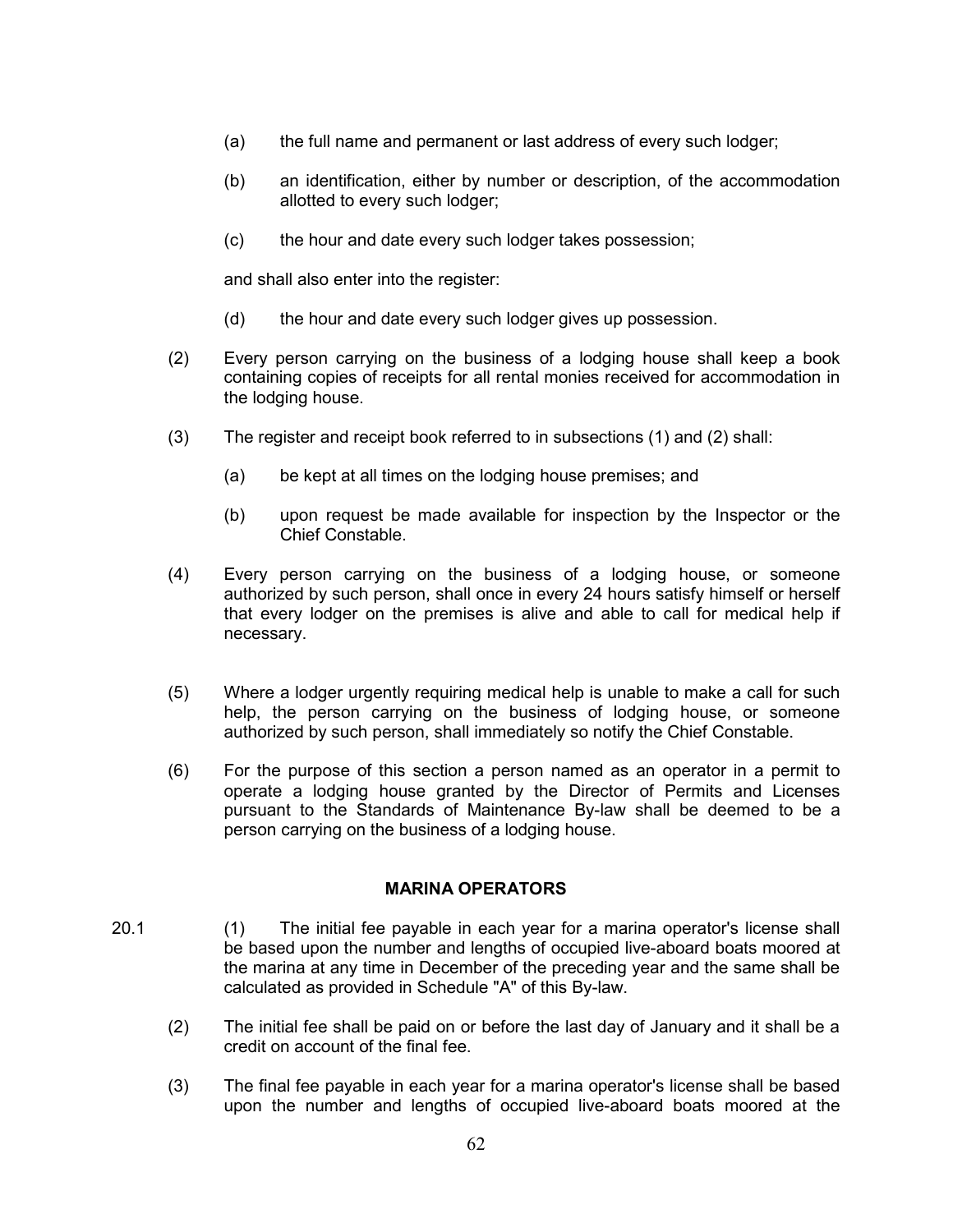(a) the full name and permanent or last address of every such lodger;

(b) an identification, either by number or description, of the accommodation allotted to every such lodger;

(c) the hour and date every such lodger takes possession;

and shall also enter into the register:

(d) the hour and date every such lodger gives up possession.

(2) Every person carrying on the business of a lodging house shall keep a book containing copies of receipts for all rental monies received for accommodation in the lodging house.

(3) The register and receipt book referred to in subsections (1) and (2) shall:

(a) be kept at all times on the lodging house premises; and

(b) upon request be made available for inspection by the Inspector or the Chief Constable.

(4) Every person carrying on the business of a lodging house, or someone authorized by such person, shall once in every 24 hours satisfy himself or herself that every lodger on the premises is alive and able to call for medical help if necessary.

(5) Where a lodger urgently requiring medical help is unable to make a call for such help, the person carrying on the business of lodging house, or someone authorized by such person, shall immediately so notify the Chief Constable.

(6) For the purpose of this section a person named as an operator in a permit to operate a lodging house granted by the Director of Permits and Licenses pursuant to the Standards of Maintenance By-law shall be deemed to be a person carrying on the business of a lodging house.

## MARINA OPERATORS

20.1 (1) The initial fee payable in each year for a marina operator's license shall be based upon the number and lengths of occupied live-aboard boats moored at the marina at any time in December of the preceding year and the same shall be calculated as provided in Schedule "A" of this By-law.

(2) The initial fee shall be paid on or before the last day of January and it shall be a credit on account of the final fee.

(3) The final fee payable in each year for a marina operator's license shall be based upon the number and lengths of occupied live-aboard boats moored at the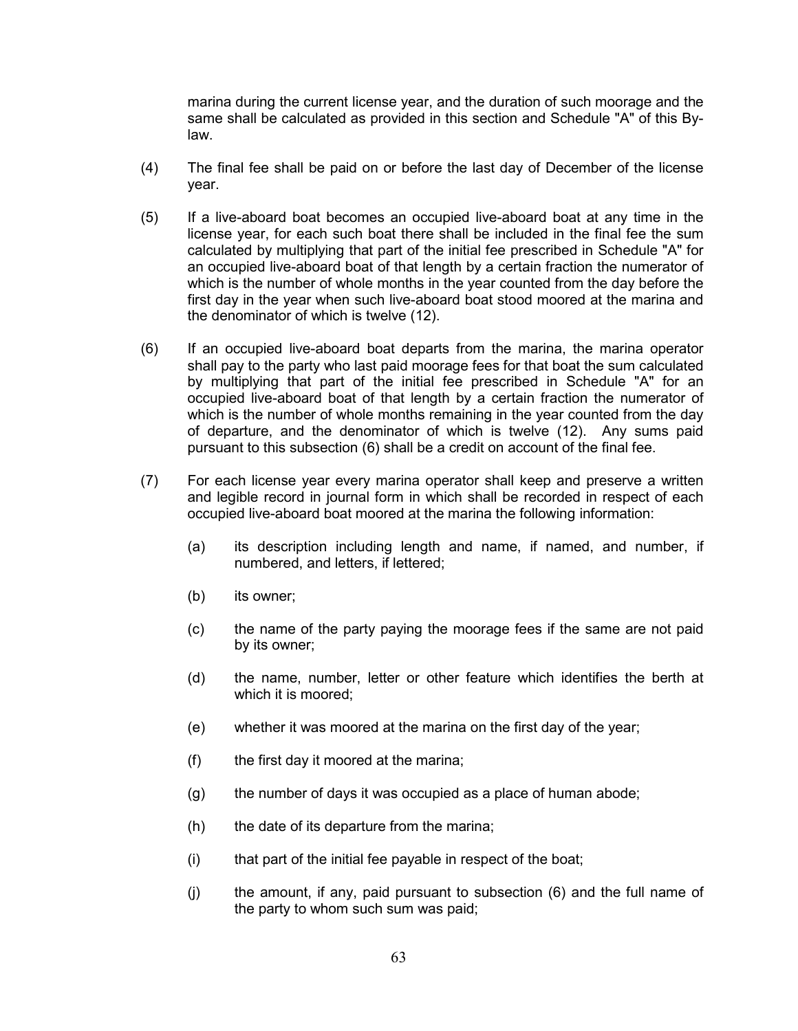marina during the current license year, and the duration of such moorage and the same shall be calculated as provided in this section and Schedule "A" of this By-law.

(4) The final fee shall be paid on or before the last day of December of the license year.

(5) If a live-aboard boat becomes an occupied live-aboard boat at any time in the license year, for each such boat there shall be included in the final fee the sum calculated by multiplying that part of the initial fee prescribed in Schedule "A" for an occupied live-aboard boat of that length by a certain fraction the numerator of which is the number of whole months in the year counted from the day before the first day in the year when such live-aboard boat stood moored at the marina and the denominator of which is twelve (12).

(6) If an occupied live-aboard boat departs from the marina, the marina operator shall pay to the party who last paid moorage fees for that boat the sum calculated by multiplying that part of the initial fee prescribed in Schedule "A" for an occupied live-aboard boat of that length by a certain fraction the numerator of which is the number of whole months remaining in the year counted from the day of departure, and the denominator of which is twelve (12). Any sums paid pursuant to this subsection (6) shall be a credit on account of the final fee.

(7) For each license year every marina operator shall keep and preserve a written and legible record in journal form in which shall be recorded in respect of each occupied live-aboard boat moored at the marina the following information:

(a) its description including length and name, if named, and number, if numbered, and letters, if lettered;

(b) its owner;

(c) the name of the party paying the moorage fees if the same are not paid by its owner;

(d) the name, number, letter or other feature which identifies the berth at which it is moored;

(e) whether it was moored at the marina on the first day of the year;

(f) the first day it moored at the marina;

(g) the number of days it was occupied as a place of human abode;

(h) the date of its departure from the marina;

(i) that part of the initial fee payable in respect of the boat;

(j) the amount, if any, paid pursuant to subsection (6) and the full name of the party to whom such sum was paid;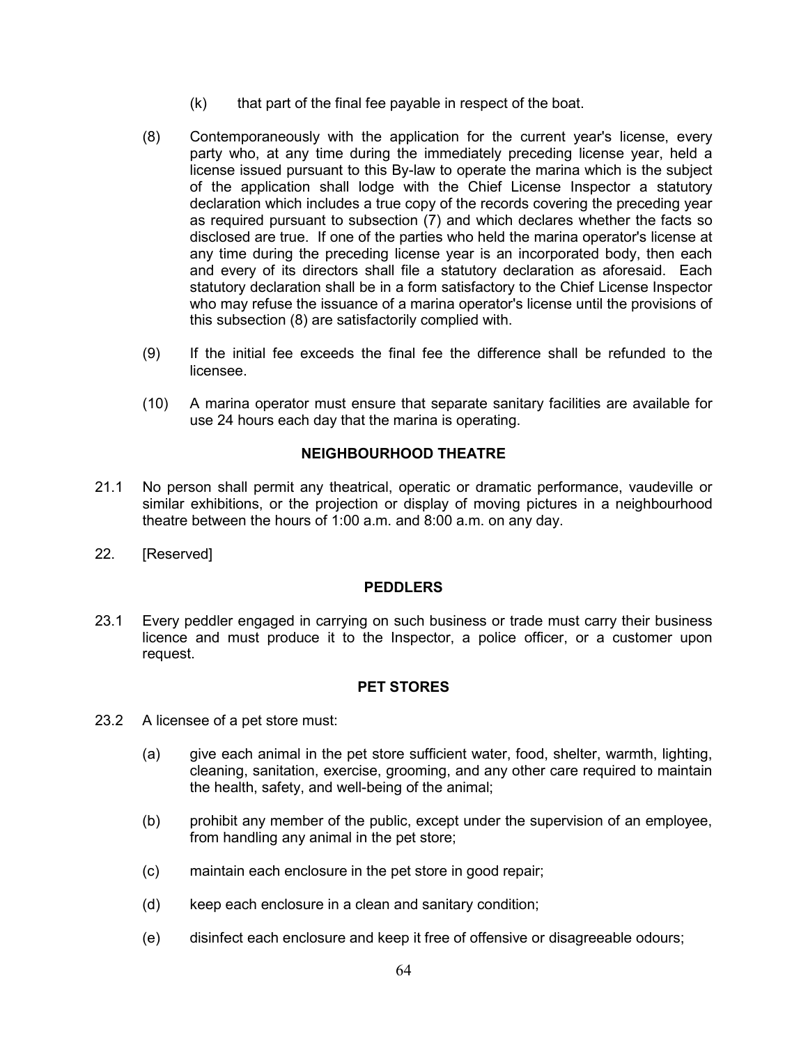(k) that part of the final fee payable in respect of the boat.

(8) Contemporaneously with the application for the current year's license, every party who, at any time during the immediately preceding license year, held a license issued pursuant to this By-law to operate the marina which is the subject of the application shall lodge with the Chief License Inspector a statutory declaration which includes a true copy of the records covering the preceding year as required pursuant to subsection (7) and which declares whether the facts so disclosed are true. If one of the parties who held the marina operator's license at any time during the preceding license year is an incorporated body, then each and every of its directors shall file a statutory declaration as aforesaid. Each statutory declaration shall be in a form satisfactory to the Chief License Inspector who may refuse the issuance of a marina operator's license until the provisions of this subsection (8) are satisfactorily complied with.

(9) If the initial fee exceeds the final fee the difference shall be refunded to the licensee.

(10) A marina operator must ensure that separate sanitary facilities are available for use 24 hours each day that the marina is operating.

**NEIGHBOURHOOD THEATRE**

21.1 No person shall permit any theatrical, operatic or dramatic performance, vaudeville or similar exhibitions, or the projection or display of moving pictures in a neighbourhood theatre between the hours of 1:00 a.m. and 8:00 a.m. on any day.

22. [Reserved]

**PEDDLERS**

23.1 Every peddler engaged in carrying on such business or trade must carry their business licence and must produce it to the Inspector, a police officer, or a customer upon request.

**PET STORES**

23.2 A licensee of a pet store must:

(a) give each animal in the pet store sufficient water, food, shelter, warmth, lighting, cleaning, sanitation, exercise, grooming, and any other care required to maintain the health, safety, and well-being of the animal;

(b) prohibit any member of the public, except under the supervision of an employee, from handling any animal in the pet store;

(c) maintain each enclosure in the pet store in good repair;

(d) keep each enclosure in a clean and sanitary condition;

(e) disinfect each enclosure and keep it free of offensive or disagreeable odours;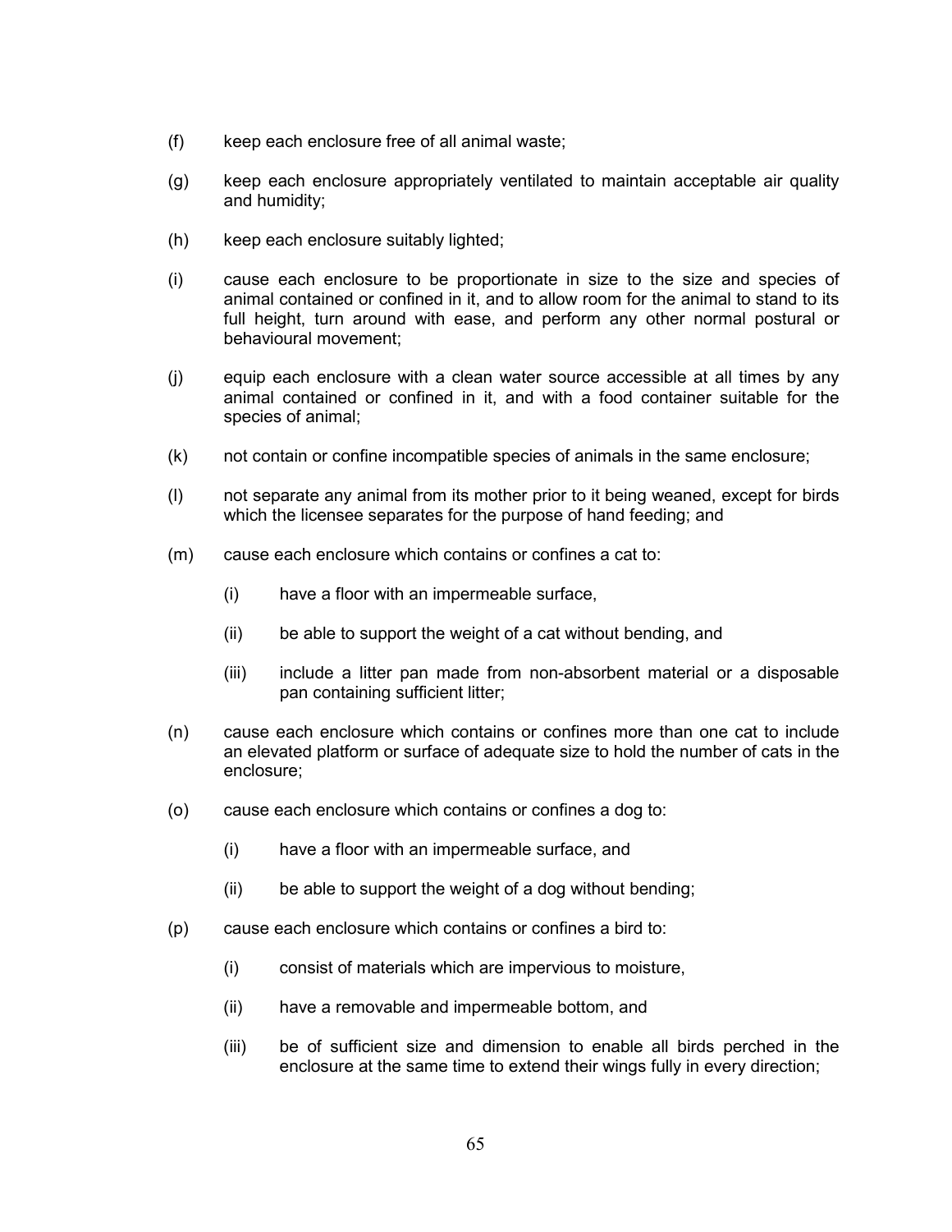(f) keep each enclosure free of all animal waste;

(g) keep each enclosure appropriately ventilated to maintain acceptable air quality and humidity;

(h) keep each enclosure suitably lighted;

(i) cause each enclosure to be proportionate in size to the size and species of animal contained or confined in it, and to allow room for the animal to stand to its full height, turn around with ease, and perform any other normal postural or behavioural movement;

(j) equip each enclosure with a clean water source accessible at all times by any animal contained or confined in it, and with a food container suitable for the species of animal;

(k) not contain or confine incompatible species of animals in the same enclosure;

(l) not separate any animal from its mother prior to it being weaned, except for birds which the licensee separates for the purpose of hand feeding; and

(m) cause each enclosure which contains or confines a cat to:

    (i) have a floor with an impermeable surface,

    (ii) be able to support the weight of a cat without bending, and

    (iii) include a litter pan made from non-absorbent material or a disposable pan containing sufficient litter;

(n) cause each enclosure which contains or confines more than one cat to include an elevated platform or surface of adequate size to hold the number of cats in the enclosure;

(o) cause each enclosure which contains or confines a dog to:

    (i) have a floor with an impermeable surface, and

    (ii) be able to support the weight of a dog without bending;

(p) cause each enclosure which contains or confines a bird to:

    (i) consist of materials which are impervious to moisture,

    (ii) have a removable and impermeable bottom, and

    (iii) be of sufficient size and dimension to enable all birds perched in the enclosure at the same time to extend their wings fully in every direction;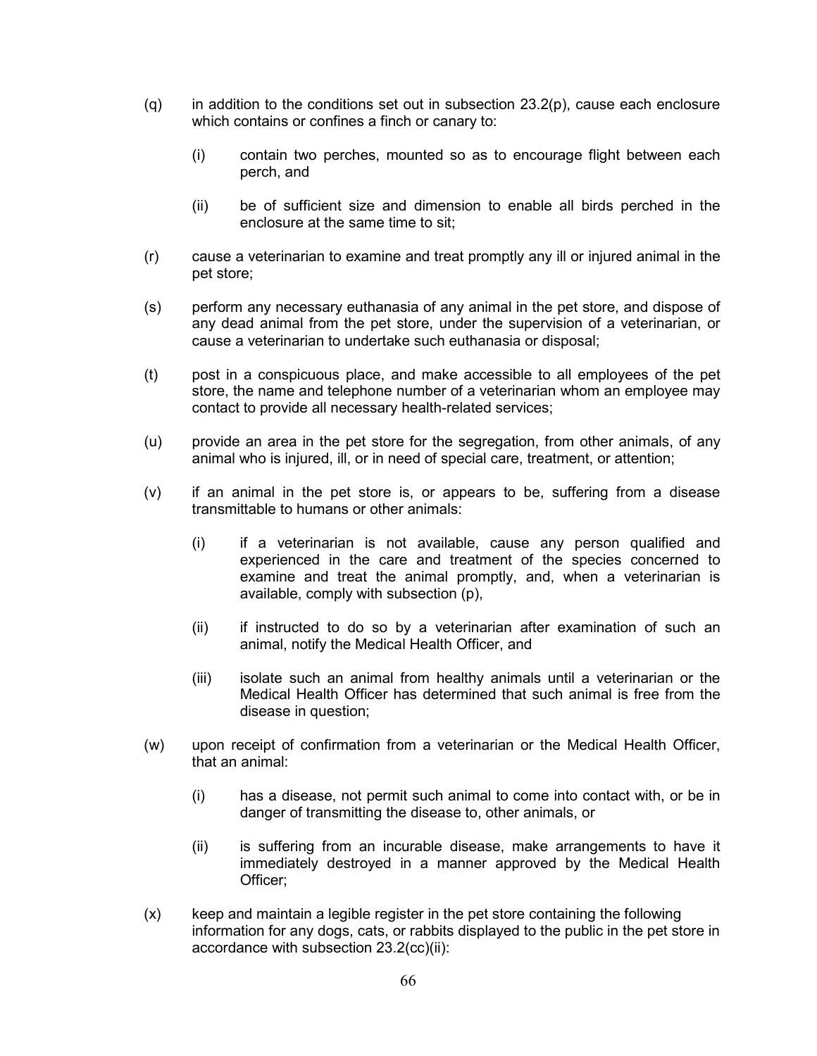(q) in addition to the conditions set out in subsection 23.2(p), cause each enclosure which contains or confines a finch or canary to:

   (i) contain two perches, mounted so as to encourage flight between each perch, and

   (ii) be of sufficient size and dimension to enable all birds perched in the enclosure at the same time to sit;

(r) cause a veterinarian to examine and treat promptly any ill or injured animal in the pet store;

(s) perform any necessary euthanasia of any animal in the pet store, and dispose of any dead animal from the pet store, under the supervision of a veterinarian, or cause a veterinarian to undertake such euthanasia or disposal;

(t) post in a conspicuous place, and make accessible to all employees of the pet store, the name and telephone number of a veterinarian whom an employee may contact to provide all necessary health-related services;

(u) provide an area in the pet store for the segregation, from other animals, of any animal who is injured, ill, or in need of special care, treatment, or attention;

(v) if an animal in the pet store is, or appears to be, suffering from a disease transmittable to humans or other animals:

   (i) if a veterinarian is not available, cause any person qualified and experienced in the care and treatment of the species concerned to examine and treat the animal promptly, and, when a veterinarian is available, comply with subsection (p),

   (ii) if instructed to do so by a veterinarian after examination of such an animal, notify the Medical Health Officer, and

   (iii) isolate such an animal from healthy animals until a veterinarian or the Medical Health Officer has determined that such animal is free from the disease in question;

(w) upon receipt of confirmation from a veterinarian or the Medical Health Officer, that an animal:

   (i) has a disease, not permit such animal to come into contact with, or be in danger of transmitting the disease to, other animals, or

   (ii) is suffering from an incurable disease, make arrangements to have it immediately destroyed in a manner approved by the Medical Health Officer;

(x) keep and maintain a legible register in the pet store containing the following information for any dogs, cats, or rabbits displayed to the public in the pet store in accordance with subsection 23.2(cc)(ii):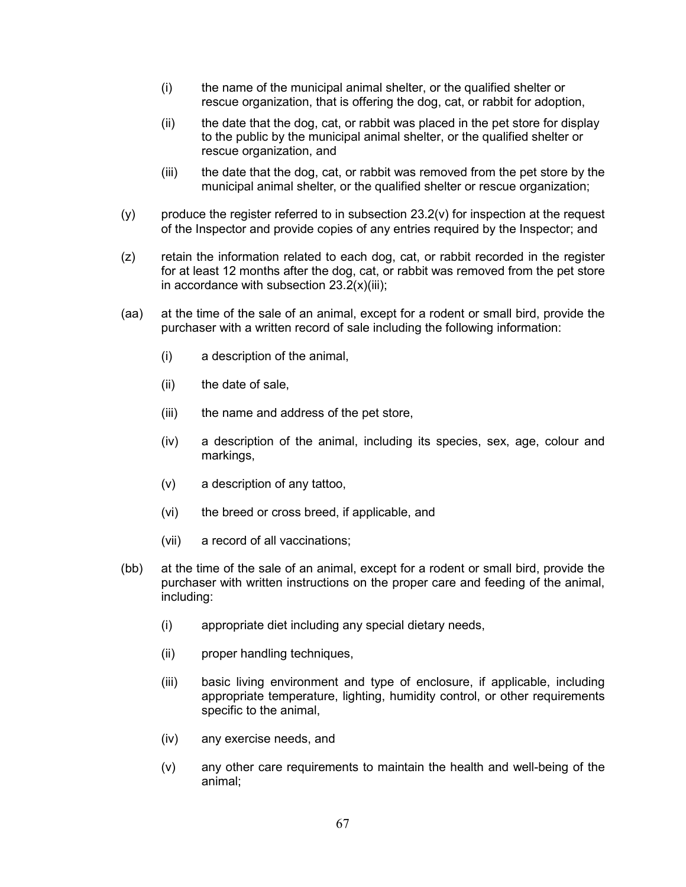(i) the name of the municipal animal shelter, or the qualified shelter or rescue organization, that is offering the dog, cat, or rabbit for adoption,

(ii) the date that the dog, cat, or rabbit was placed in the pet store for display to the public by the municipal animal shelter, or the qualified shelter or rescue organization, and

(iii) the date that the dog, cat, or rabbit was removed from the pet store by the municipal animal shelter, or the qualified shelter or rescue organization;

(y) produce the register referred to in subsection 23.2(v) for inspection at the request of the Inspector and provide copies of any entries required by the Inspector; and

(z) retain the information related to each dog, cat, or rabbit recorded in the register for at least 12 months after the dog, cat, or rabbit was removed from the pet store in accordance with subsection 23.2(x)(iii);

(aa) at the time of the sale of an animal, except for a rodent or small bird, provide the purchaser with a written record of sale including the following information:

(i) a description of the animal,

(ii) the date of sale,

(iii) the name and address of the pet store,

(iv) a description of the animal, including its species, sex, age, colour and markings,

(v) a description of any tattoo,

(vi) the breed or cross breed, if applicable, and

(vii) a record of all vaccinations;

(bb) at the time of the sale of an animal, except for a rodent or small bird, provide the purchaser with written instructions on the proper care and feeding of the animal, including:

(i) appropriate diet including any special dietary needs,

(ii) proper handling techniques,

(iii) basic living environment and type of enclosure, if applicable, including appropriate temperature, lighting, humidity control, or other requirements specific to the animal,

(iv) any exercise needs, and

(v) any other care requirements to maintain the health and well-being of the animal;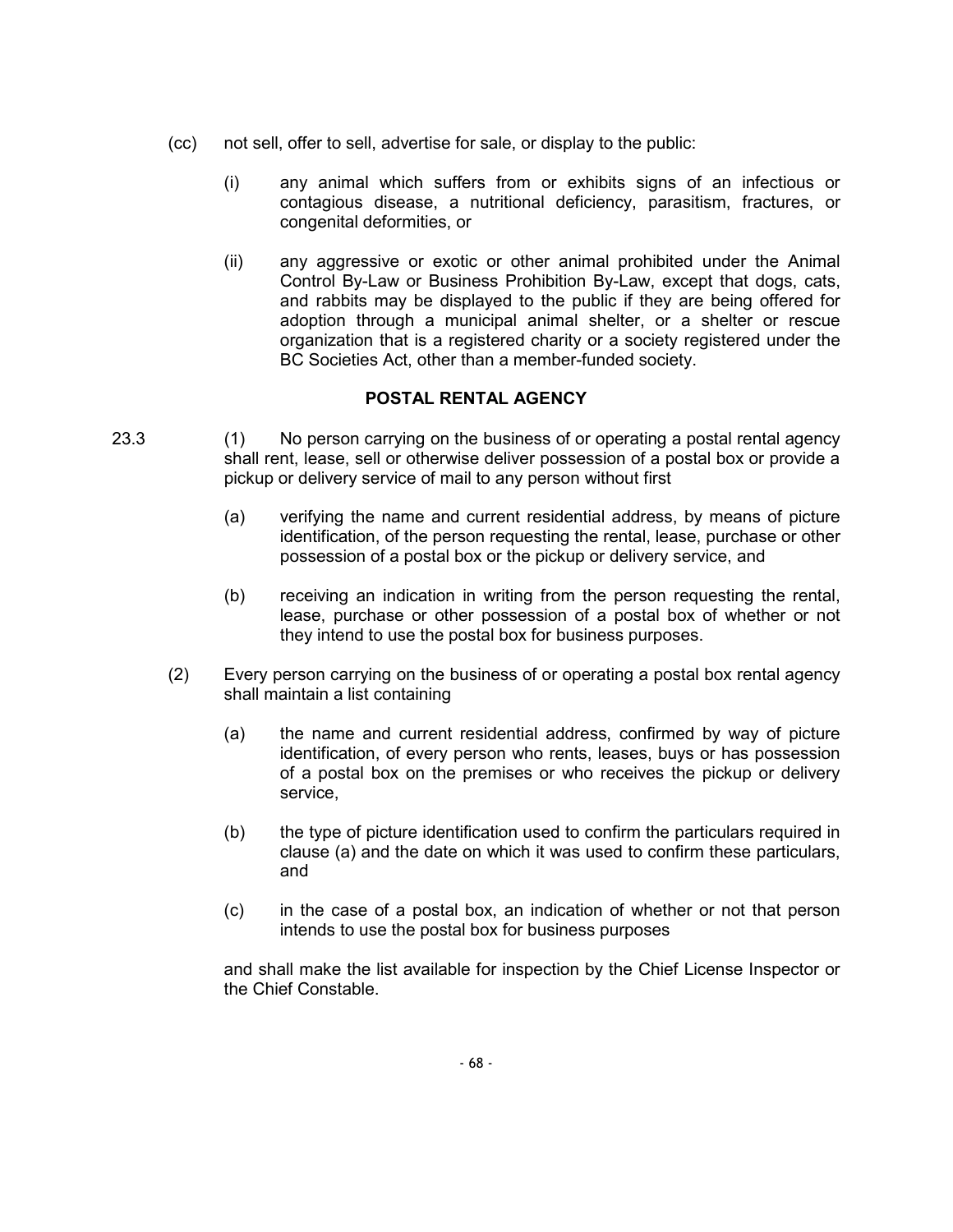(cc) not sell, offer to sell, advertise for sale, or display to the public:

(i) any animal which suffers from or exhibits signs of an infectious or contagious disease, a nutritional deficiency, parasitism, fractures, or congenital deformities, or

(ii) any aggressive or exotic or other animal prohibited under the Animal Control By-Law or Business Prohibition By-Law, except that dogs, cats, and rabbits may be displayed to the public if they are being offered for adoption through a municipal animal shelter, or a shelter or rescue organization that is a registered charity or a society registered under the BC Societies Act, other than a member-funded society.

## POSTAL RENTAL AGENCY

23.3 (1) No person carrying on the business of or operating a postal rental agency shall rent, lease, sell or otherwise deliver possession of a postal box or provide a pickup or delivery service of mail to any person without first

(a) verifying the name and current residential address, by means of picture identification, of the person requesting the rental, lease, purchase or other possession of a postal box or the pickup or delivery service, and

(b) receiving an indication in writing from the person requesting the rental, lease, purchase or other possession of a postal box of whether or not they intend to use the postal box for business purposes.

(2) Every person carrying on the business of or operating a postal box rental agency shall maintain a list containing

(a) the name and current residential address, confirmed by way of picture identification, of every person who rents, leases, buys or has possession of a postal box on the premises or who receives the pickup or delivery service,

(b) the type of picture identification used to confirm the particulars required in clause (a) and the date on which it was used to confirm these particulars, and

(c) in the case of a postal box, an indication of whether or not that person intends to use the postal box for business purposes

and shall make the list available for inspection by the Chief License Inspector or the Chief Constable.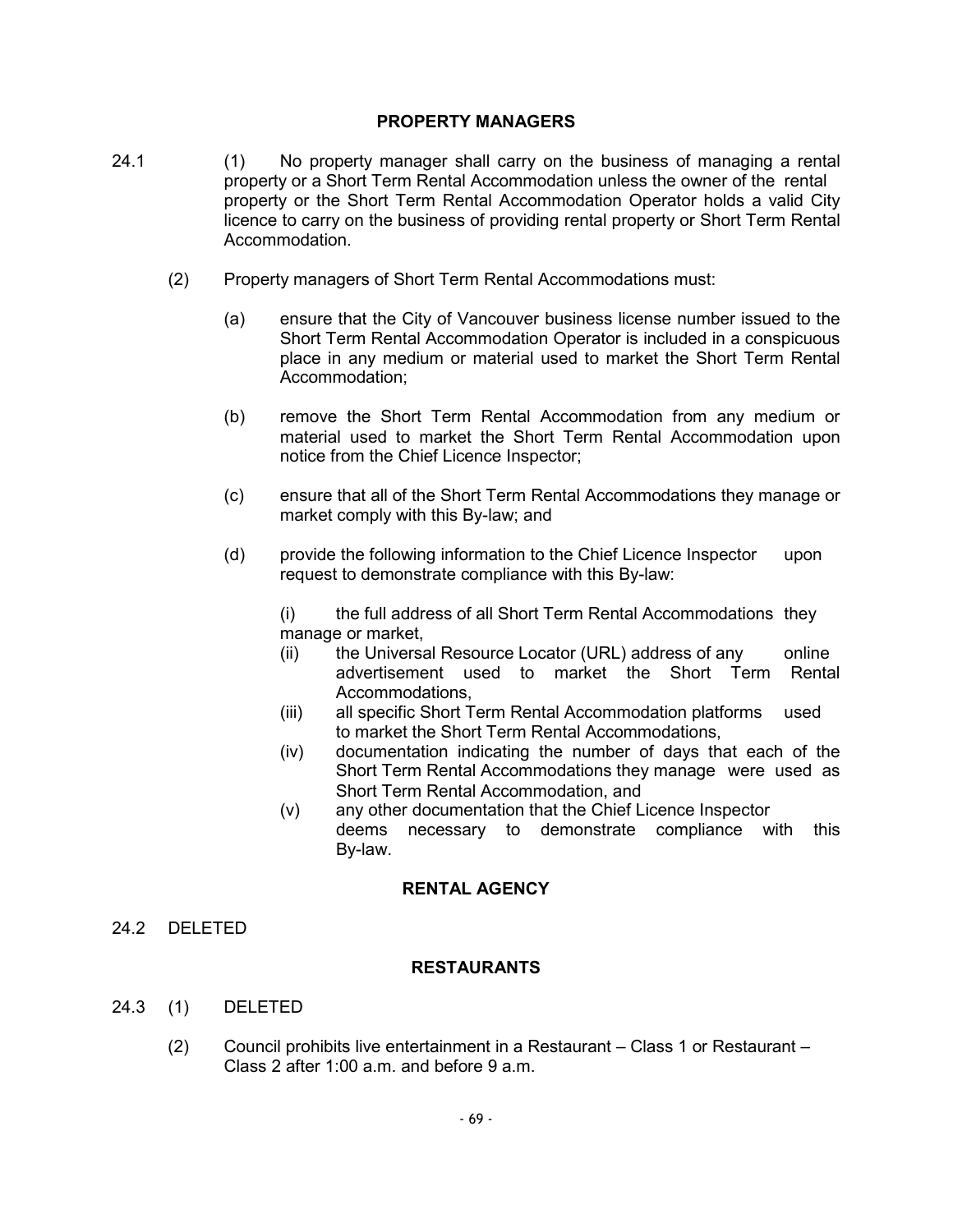### PROPERTY MANAGERS

24.1 (1) No property manager shall carry on the business of managing a rental property or a Short Term Rental Accommodation unless the owner of the rental property or the Short Term Rental Accommodation Operator holds a valid City licence to carry on the business of providing rental property or Short Term Rental Accommodation.

(2) Property managers of Short Term Rental Accommodations must:

(a) ensure that the City of Vancouver business license number issued to the Short Term Rental Accommodation Operator is included in a conspicuous place in any medium or material used to market the Short Term Rental Accommodation;

(b) remove the Short Term Rental Accommodation from any medium or material used to market the Short Term Rental Accommodation upon notice from the Chief Licence Inspector;

(c) ensure that all of the Short Term Rental Accommodations they manage or market comply with this By-law; and

(d) provide the following information to the Chief Licence Inspector upon request to demonstrate compliance with this By-law:

(i) the full address of all Short Term Rental Accommodations they manage or market,

(ii) the Universal Resource Locator (URL) address of any online advertisement used to market the Short Term Rental Accommodations,

(iii) all specific Short Term Rental Accommodation platforms used to market the Short Term Rental Accommodations,

(iv) documentation indicating the number of days that each of the Short Term Rental Accommodations they manage were used as Short Term Rental Accommodation, and

(v) any other documentation that the Chief Licence Inspector deems necessary to demonstrate compliance with this By-law.

### RENTAL AGENCY

24.2 DELETED

### RESTAURANTS

24.3 (1) DELETED

(2) Council prohibits live entertainment in a Restaurant – Class 1 or Restaurant – Class 2 after 1:00 a.m. and before 9 a.m.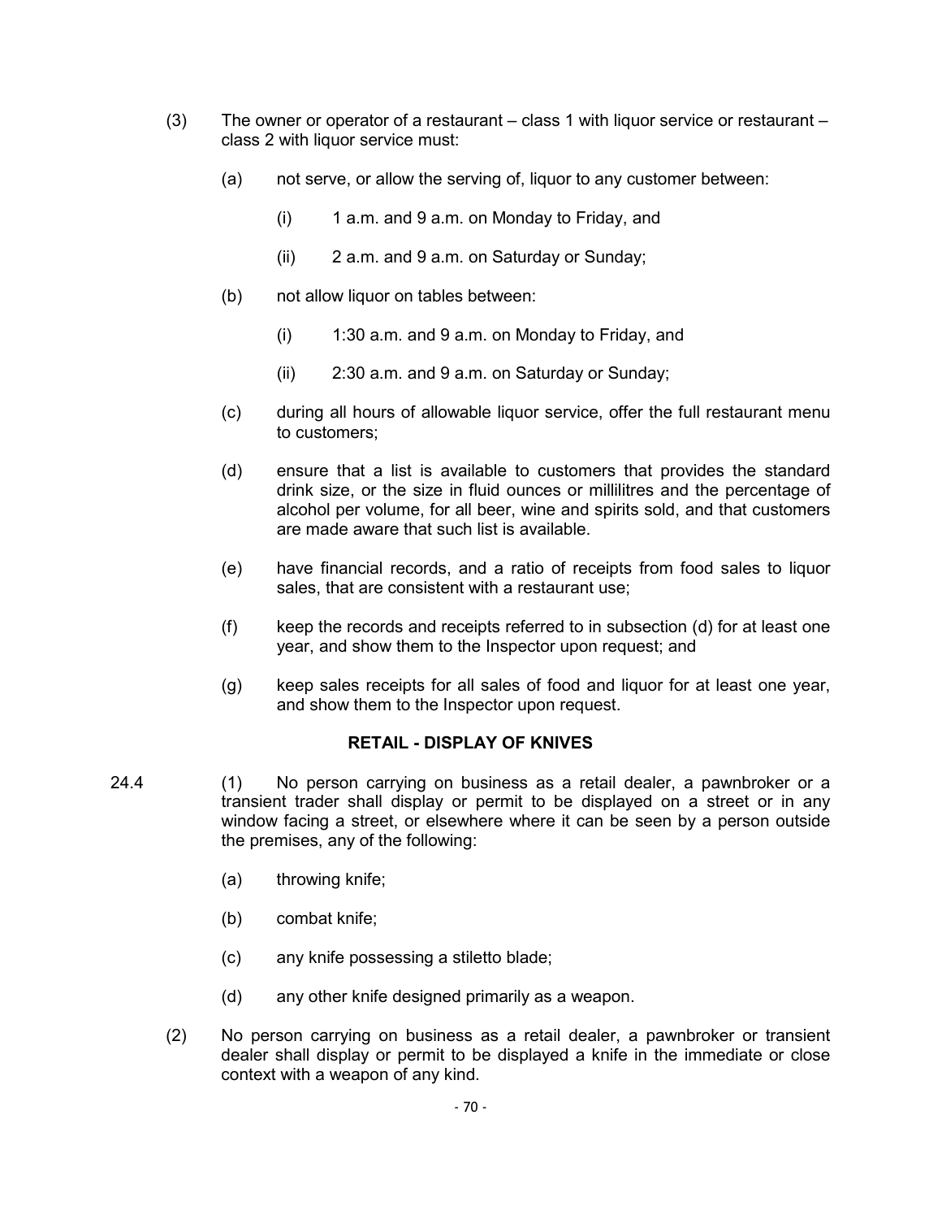(3) The owner or operator of a restaurant – class 1 with liquor service or restaurant – class 2 with liquor service must:

(a) not serve, or allow the serving of, liquor to any customer between:

(i) 1 a.m. and 9 a.m. on Monday to Friday, and

(ii) 2 a.m. and 9 a.m. on Saturday or Sunday;

(b) not allow liquor on tables between:

(i) 1:30 a.m. and 9 a.m. on Monday to Friday, and

(ii) 2:30 a.m. and 9 a.m. on Saturday or Sunday;

(c) during all hours of allowable liquor service, offer the full restaurant menu to customers;

(d) ensure that a list is available to customers that provides the standard drink size, or the size in fluid ounces or millilitres and the percentage of alcohol per volume, for all beer, wine and spirits sold, and that customers are made aware that such list is available.

(e) have financial records, and a ratio of receipts from food sales to liquor sales, that are consistent with a restaurant use;

(f) keep the records and receipts referred to in subsection (d) for at least one year, and show them to the Inspector upon request; and

(g) keep sales receipts for all sales of food and liquor for at least one year, and show them to the Inspector upon request.

**RETAIL - DISPLAY OF KNIVES**

24.4 (1) No person carrying on business as a retail dealer, a pawnbroker or a transient trader shall display or permit to be displayed on a street or in any window facing a street, or elsewhere where it can be seen by a person outside the premises, any of the following:

(a) throwing knife;

(b) combat knife;

(c) any knife possessing a stiletto blade;

(d) any other knife designed primarily as a weapon.

(2) No person carrying on business as a retail dealer, a pawnbroker or transient dealer shall display or permit to be displayed a knife in the immediate or close context with a weapon of any kind.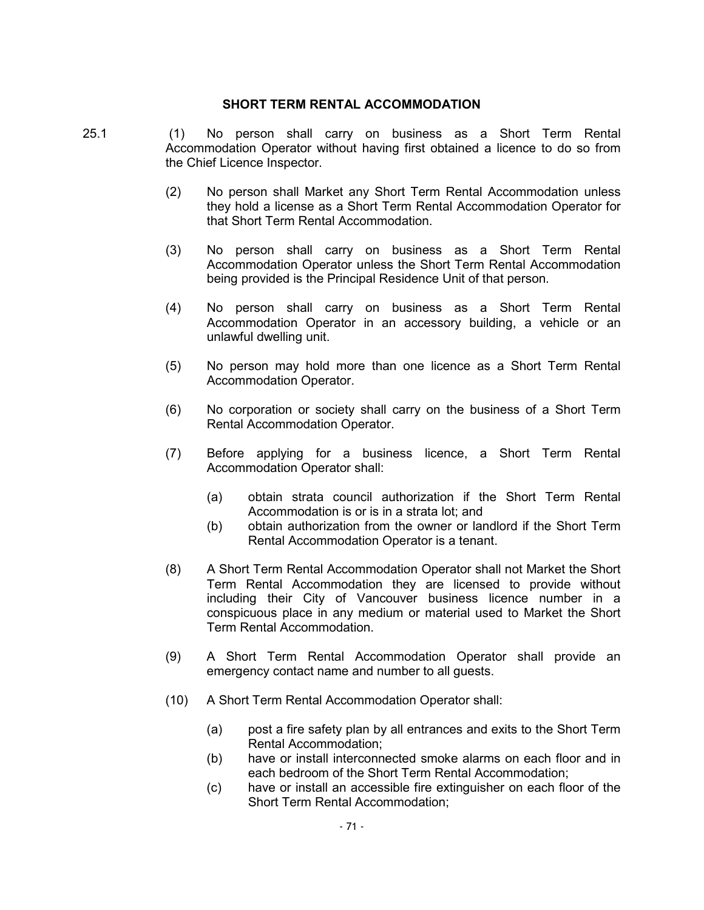## SHORT TERM RENTAL ACCOMMODATION

25.1 (1) No person shall carry on business as a Short Term Rental Accommodation Operator without having first obtained a licence to do so from the Chief Licence Inspector.

(2) No person shall Market any Short Term Rental Accommodation unless they hold a license as a Short Term Rental Accommodation Operator for that Short Term Rental Accommodation.

(3) No person shall carry on business as a Short Term Rental Accommodation Operator unless the Short Term Rental Accommodation being provided is the Principal Residence Unit of that person.

(4) No person shall carry on business as a Short Term Rental Accommodation Operator in an accessory building, a vehicle or an unlawful dwelling unit.

(5) No person may hold more than one licence as a Short Term Rental Accommodation Operator.

(6) No corporation or society shall carry on the business of a Short Term Rental Accommodation Operator.

(7) Before applying for a business licence, a Short Term Rental Accommodation Operator shall:

(a) obtain strata council authorization if the Short Term Rental Accommodation is or is in a strata lot; and

(b) obtain authorization from the owner or landlord if the Short Term Rental Accommodation Operator is a tenant.

(8) A Short Term Rental Accommodation Operator shall not Market the Short Term Rental Accommodation they are licensed to provide without including their City of Vancouver business licence number in a conspicuous place in any medium or material used to Market the Short Term Rental Accommodation.

(9) A Short Term Rental Accommodation Operator shall provide an emergency contact name and number to all guests.

(10) A Short Term Rental Accommodation Operator shall:

(a) post a fire safety plan by all entrances and exits to the Short Term Rental Accommodation;

(b) have or install interconnected smoke alarms on each floor and in each bedroom of the Short Term Rental Accommodation;

(c) have or install an accessible fire extinguisher on each floor of the Short Term Rental Accommodation;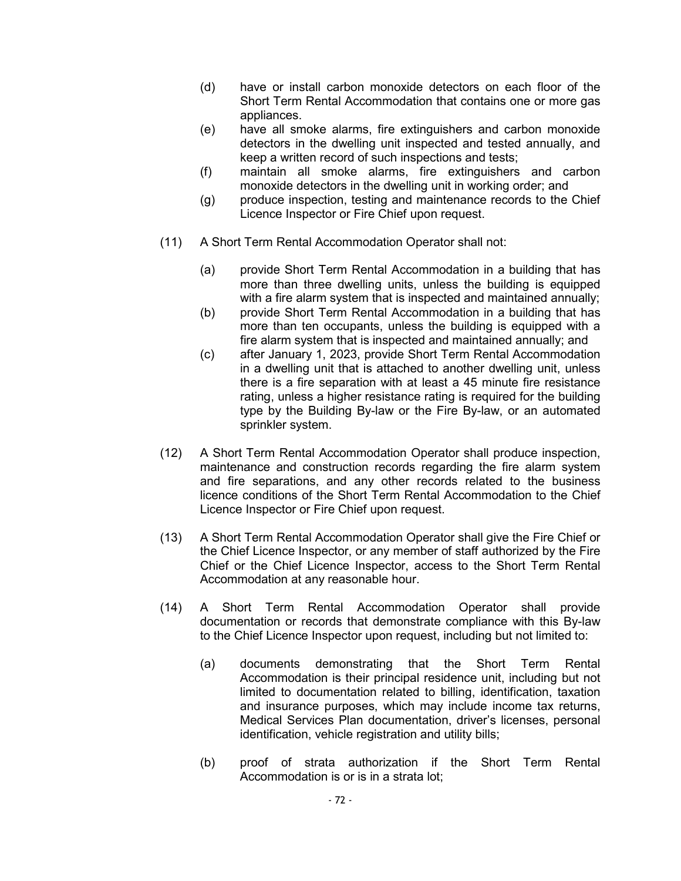(d) have or install carbon monoxide detectors on each floor of the Short Term Rental Accommodation that contains one or more gas appliances.

(e) have all smoke alarms, fire extinguishers and carbon monoxide detectors in the dwelling unit inspected and tested annually, and keep a written record of such inspections and tests;

(f) maintain all smoke alarms, fire extinguishers and carbon monoxide detectors in the dwelling unit in working order; and

(g) produce inspection, testing and maintenance records to the Chief Licence Inspector or Fire Chief upon request.

(11) A Short Term Rental Accommodation Operator shall not:

(a) provide Short Term Rental Accommodation in a building that has more than three dwelling units, unless the building is equipped with a fire alarm system that is inspected and maintained annually;

(b) provide Short Term Rental Accommodation in a building that has more than ten occupants, unless the building is equipped with a fire alarm system that is inspected and maintained annually; and

(c) after January 1, 2023, provide Short Term Rental Accommodation in a dwelling unit that is attached to another dwelling unit, unless there is a fire separation with at least a 45 minute fire resistance rating, unless a higher resistance rating is required for the building type by the Building By-law or the Fire By-law, or an automated sprinkler system.

(12) A Short Term Rental Accommodation Operator shall produce inspection, maintenance and construction records regarding the fire alarm system and fire separations, and any other records related to the business licence conditions of the Short Term Rental Accommodation to the Chief Licence Inspector or Fire Chief upon request.

(13) A Short Term Rental Accommodation Operator shall give the Fire Chief or the Chief Licence Inspector, or any member of staff authorized by the Fire Chief or the Chief Licence Inspector, access to the Short Term Rental Accommodation at any reasonable hour.

(14) A Short Term Rental Accommodation Operator shall provide documentation or records that demonstrate compliance with this By-law to the Chief Licence Inspector upon request, including but not limited to:

(a) documents demonstrating that the Short Term Rental Accommodation is their principal residence unit, including but not limited to documentation related to billing, identification, taxation and insurance purposes, which may include income tax returns, Medical Services Plan documentation, driver's licenses, personal identification, vehicle registration and utility bills;

(b) proof of strata authorization if the Short Term Rental Accommodation is or is in a strata lot;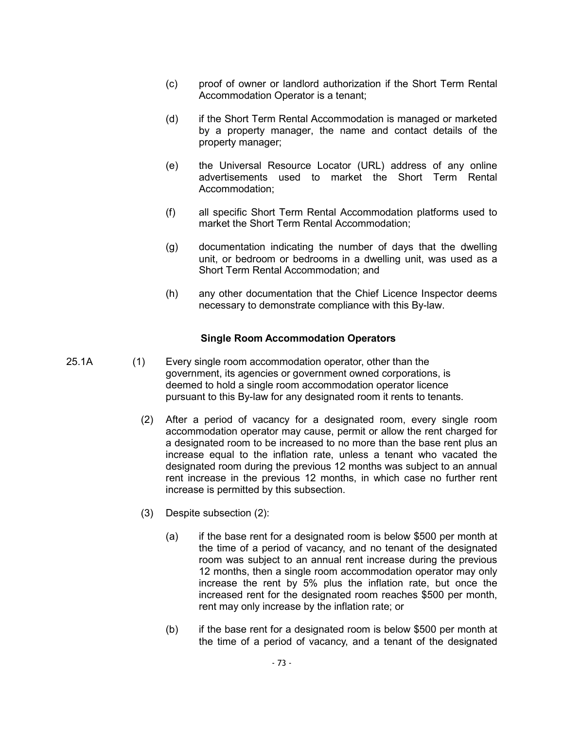(c) proof of owner or landlord authorization if the Short Term Rental Accommodation Operator is a tenant;

(d) if the Short Term Rental Accommodation is managed or marketed by a property manager, the name and contact details of the property manager;

(e) the Universal Resource Locator (URL) address of any online advertisements used to market the Short Term Rental Accommodation;

(f) all specific Short Term Rental Accommodation platforms used to market the Short Term Rental Accommodation;

(g) documentation indicating the number of days that the dwelling unit, or bedroom or bedrooms in a dwelling unit, was used as a Short Term Rental Accommodation; and

(h) any other documentation that the Chief Licence Inspector deems necessary to demonstrate compliance with this By-law.

**Single Room Accommodation Operators**

25.1A (1) Every single room accommodation operator, other than the government, its agencies or government owned corporations, is deemed to hold a single room accommodation operator licence pursuant to this By-law for any designated room it rents to tenants.

(2) After a period of vacancy for a designated room, every single room accommodation operator may cause, permit or allow the rent charged for a designated room to be increased to no more than the base rent plus an increase equal to the inflation rate, unless a tenant who vacated the designated room during the previous 12 months was subject to an annual rent increase in the previous 12 months, in which case no further rent increase is permitted by this subsection.

(3) Despite subsection (2):

(a) if the base rent for a designated room is below $500 per month at the time of a period of vacancy, and no tenant of the designated room was subject to an annual rent increase during the previous 12 months, then a single room accommodation operator may only increase the rent by 5% plus the inflation rate, but once the increased rent for the designated room reaches $500 per month, rent may only increase by the inflation rate; or

(b) if the base rent for a designated room is below $500 per month at the time of a period of vacancy, and a tenant of the designated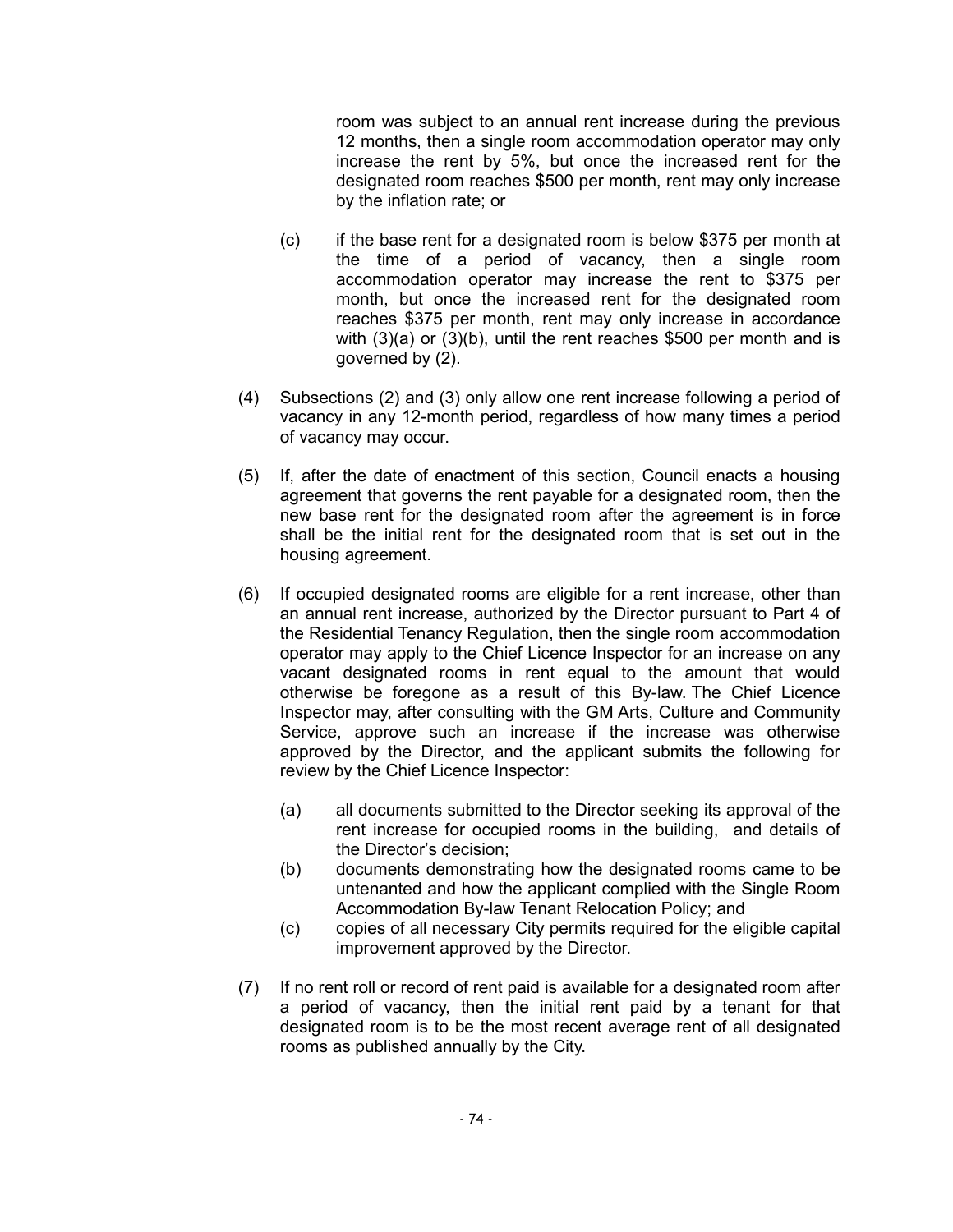room was subject to an annual rent increase during the previous 12 months, then a single room accommodation operator may only increase the rent by 5%, but once the increased rent for the designated room reaches $500 per month, rent may only increase by the inflation rate; or

(c) if the base rent for a designated room is below $375 per month at the time of a period of vacancy, then a single room accommodation operator may increase the rent to $375 per month, but once the increased rent for the designated room reaches $375 per month, rent may only increase in accordance with (3)(a) or (3)(b), until the rent reaches $500 per month and is governed by (2).

(4) Subsections (2) and (3) only allow one rent increase following a period of vacancy in any 12-month period, regardless of how many times a period of vacancy may occur.

(5) If, after the date of enactment of this section, Council enacts a housing agreement that governs the rent payable for a designated room, then the new base rent for the designated room after the agreement is in force shall be the initial rent for the designated room that is set out in the housing agreement.

(6) If occupied designated rooms are eligible for a rent increase, other than an annual rent increase, authorized by the Director pursuant to Part 4 of the Residential Tenancy Regulation, then the single room accommodation operator may apply to the Chief Licence Inspector for an increase on any vacant designated rooms in rent equal to the amount that would otherwise be foregone as a result of this By-law. The Chief Licence Inspector may, after consulting with the GM Arts, Culture and Community Service, approve such an increase if the increase was otherwise approved by the Director, and the applicant submits the following for review by the Chief Licence Inspector:

(a) all documents submitted to the Director seeking its approval of the rent increase for occupied rooms in the building, and details of the Director's decision;
(b) documents demonstrating how the designated rooms came to be untenanted and how the applicant complied with the Single Room Accommodation By-law Tenant Relocation Policy; and
(c) copies of all necessary City permits required for the eligible capital improvement approved by the Director.

(7) If no rent roll or record of rent paid is available for a designated room after a period of vacancy, then the initial rent paid by a tenant for that designated room is to be the most recent average rent of all designated rooms as published annually by the City.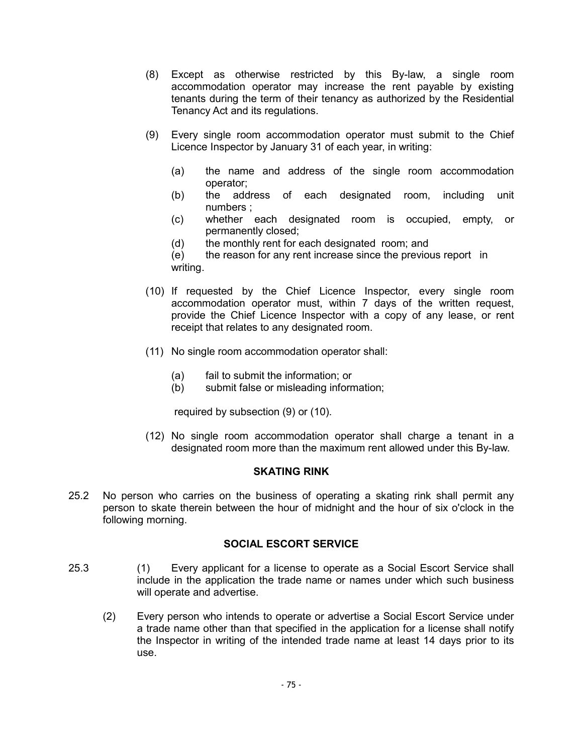(8) Except as otherwise restricted by this By-law, a single room accommodation operator may increase the rent payable by existing tenants during the term of their tenancy as authorized by the Residential Tenancy Act and its regulations.

(9) Every single room accommodation operator must submit to the Chief Licence Inspector by January 31 of each year, in writing:

(a) the name and address of the single room accommodation operator;
(b) the address of each designated room, including unit numbers ;
(c) whether each designated room is occupied, empty, or permanently closed;
(d) the monthly rent for each designated room; and
(e) the reason for any rent increase since the previous report in writing.

(10) If requested by the Chief Licence Inspector, every single room accommodation operator must, within 7 days of the written request, provide the Chief Licence Inspector with a copy of any lease, or rent receipt that relates to any designated room.

(11) No single room accommodation operator shall:

(a) fail to submit the information; or
(b) submit false or misleading information;

required by subsection (9) or (10).

(12) No single room accommodation operator shall charge a tenant in a designated room more than the maximum rent allowed under this By-law.

## SKATING RINK

25.2 No person who carries on the business of operating a skating rink shall permit any person to skate therein between the hour of midnight and the hour of six o'clock in the following morning.

## SOCIAL ESCORT SERVICE

25.3 (1) Every applicant for a license to operate as a Social Escort Service shall include in the application the trade name or names under which such business will operate and advertise.

(2) Every person who intends to operate or advertise a Social Escort Service under a trade name other than that specified in the application for a license shall notify the Inspector in writing of the intended trade name at least 14 days prior to its use.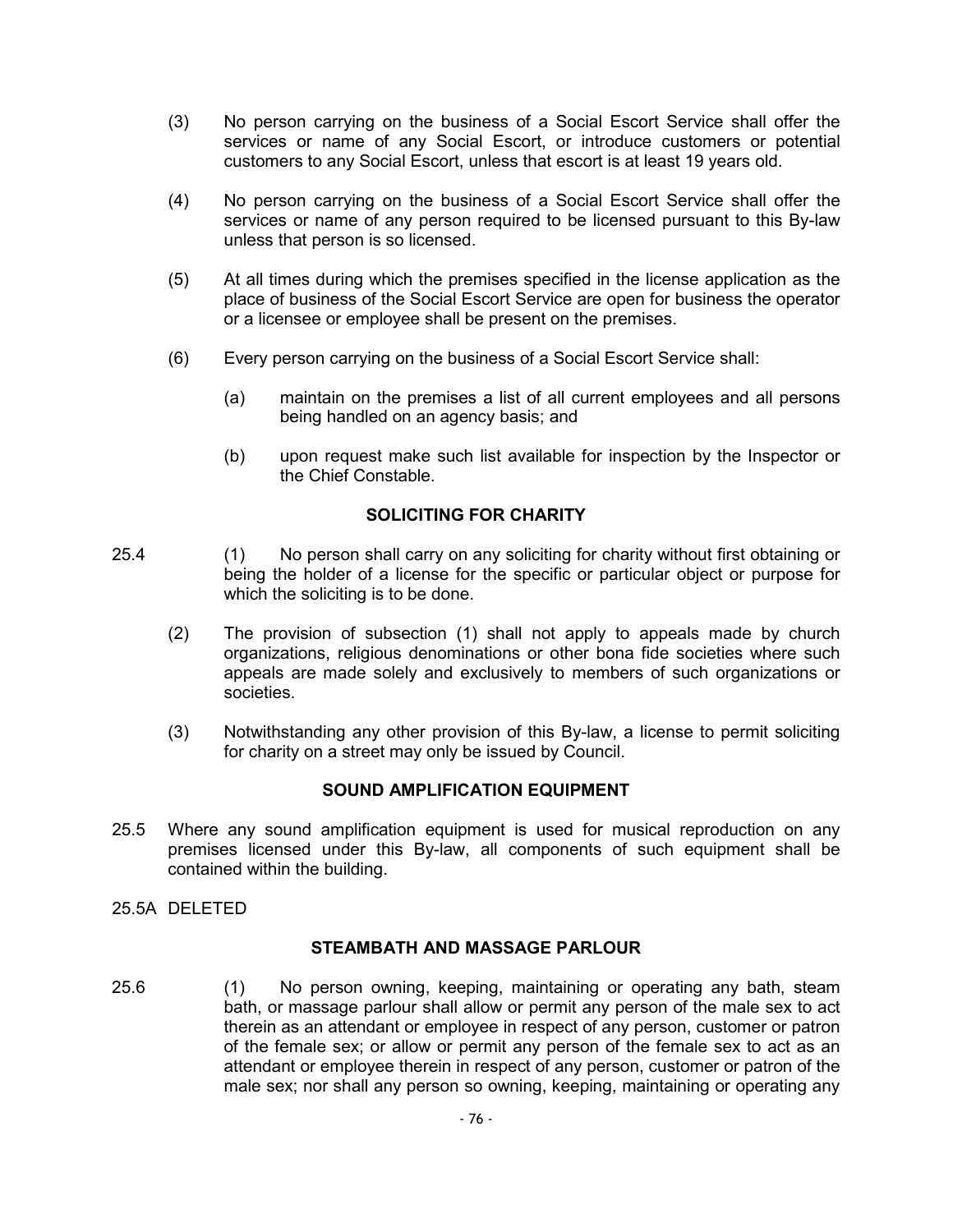(3) No person carrying on the business of a Social Escort Service shall offer the services or name of any Social Escort, or introduce customers or potential customers to any Social Escort, unless that escort is at least 19 years old.

(4) No person carrying on the business of a Social Escort Service shall offer the services or name of any person required to be licensed pursuant to this By-law unless that person is so licensed.

(5) At all times during which the premises specified in the license application as the place of business of the Social Escort Service are open for business the operator or a licensee or employee shall be present on the premises.

(6) Every person carrying on the business of a Social Escort Service shall:

(a) maintain on the premises a list of all current employees and all persons being handled on an agency basis; and

(b) upon request make such list available for inspection by the Inspector or the Chief Constable.

**SOLICITING FOR CHARITY**

25.4 (1) No person shall carry on any soliciting for charity without first obtaining or being the holder of a license for the specific or particular object or purpose for which the soliciting is to be done.

(2) The provision of subsection (1) shall not apply to appeals made by church organizations, religious denominations or other bona fide societies where such appeals are made solely and exclusively to members of such organizations or societies.

(3) Notwithstanding any other provision of this By-law, a license to permit soliciting for charity on a street may only be issued by Council.

**SOUND AMPLIFICATION EQUIPMENT**

25.5 Where any sound amplification equipment is used for musical reproduction on any premises licensed under this By-law, all components of such equipment shall be contained within the building.

25.5A DELETED

**STEAMBATH AND MASSAGE PARLOUR**

25.6 (1) No person owning, keeping, maintaining or operating any bath, steam bath, or massage parlour shall allow or permit any person of the male sex to act therein as an attendant or employee in respect of any person, customer or patron of the female sex; or allow or permit any person of the female sex to act as an attendant or employee therein in respect of any person, customer or patron of the male sex; nor shall any person so owning, keeping, maintaining or operating any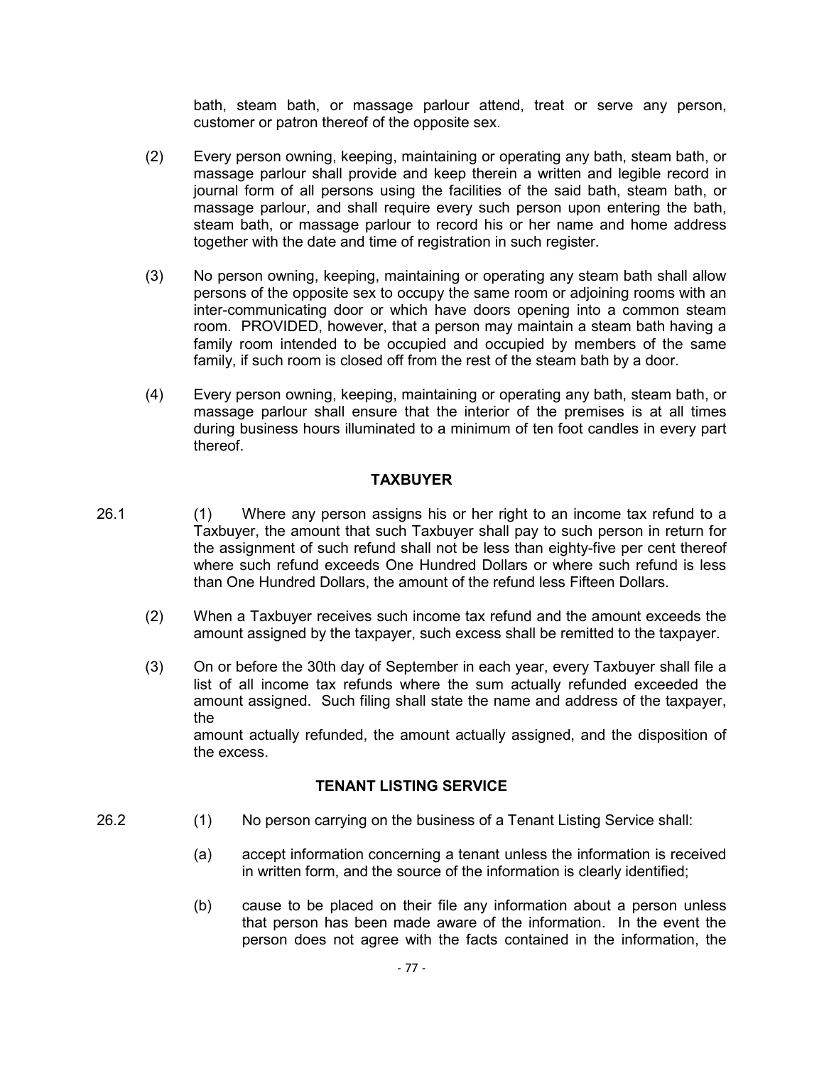bath, steam bath, or massage parlour attend, treat or serve any person, customer or patron thereof of the opposite sex.

(2) Every person owning, keeping, maintaining or operating any bath, steam bath, or massage parlour shall provide and keep therein a written and legible record in journal form of all persons using the facilities of the said bath, steam bath, or massage parlour, and shall require every such person upon entering the bath, steam bath, or massage parlour to record his or her name and home address together with the date and time of registration in such register.

(3) No person owning, keeping, maintaining or operating any steam bath shall allow persons of the opposite sex to occupy the same room or adjoining rooms with an inter-communicating door or which have doors opening into a common steam room. PROVIDED, however, that a person may maintain a steam bath having a family room intended to be occupied and occupied by members of the same family, if such room is closed off from the rest of the steam bath by a door.

(4) Every person owning, keeping, maintaining or operating any bath, steam bath, or massage parlour shall ensure that the interior of the premises is at all times during business hours illuminated to a minimum of ten foot candles in every part thereof.

## TAXBUYER

26.1 (1) Where any person assigns his or her right to an income tax refund to a Taxbuyer, the amount that such Taxbuyer shall pay to such person in return for the assignment of such refund shall not be less than eighty-five per cent thereof where such refund exceeds One Hundred Dollars or where such refund is less than One Hundred Dollars, the amount of the refund less Fifteen Dollars.

(2) When a Taxbuyer receives such income tax refund and the amount exceeds the amount assigned by the taxpayer, such excess shall be remitted to the taxpayer.

(3) On or before the 30th day of September in each year, every Taxbuyer shall file a list of all income tax refunds where the sum actually refunded exceeded the amount assigned. Such filing shall state the name and address of the taxpayer, the amount actually refunded, the amount actually assigned, and the disposition of the excess.

## TENANT LISTING SERVICE

26.2 (1) No person carrying on the business of a Tenant Listing Service shall:

(a) accept information concerning a tenant unless the information is received in written form, and the source of the information is clearly identified;

(b) cause to be placed on their file any information about a person unless that person has been made aware of the information. In the event the person does not agree with the facts contained in the information, the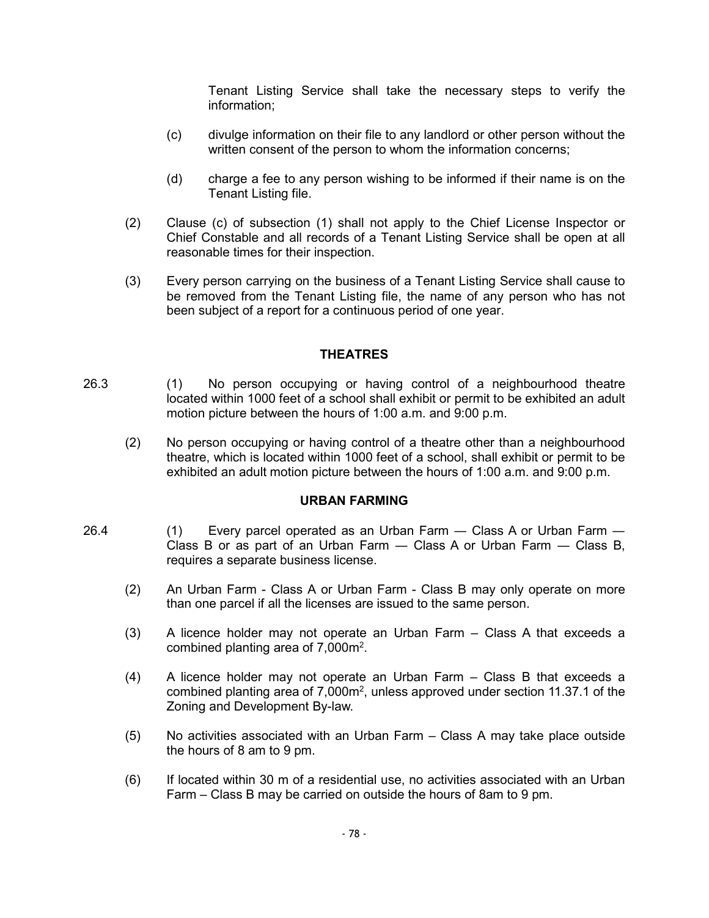Tenant Listing Service shall take the necessary steps to verify the information;

(c) divulge information on their file to any landlord or other person without the written consent of the person to whom the information concerns;

(d) charge a fee to any person wishing to be informed if their name is on the Tenant Listing file.

(2) Clause (c) of subsection (1) shall not apply to the Chief License Inspector or Chief Constable and all records of a Tenant Listing Service shall be open at all reasonable times for their inspection.

(3) Every person carrying on the business of a Tenant Listing Service shall cause to be removed from the Tenant Listing file, the name of any person who has not been subject of a report for a continuous period of one year.

## THEATRES

26.3 (1) No person occupying or having control of a neighbourhood theatre located within 1000 feet of a school shall exhibit or permit to be exhibited an adult motion picture between the hours of 1:00 a.m. and 9:00 p.m.

(2) No person occupying or having control of a theatre other than a neighbourhood theatre, which is located within 1000 feet of a school, shall exhibit or permit to be exhibited an adult motion picture between the hours of 1:00 a.m. and 9:00 p.m.

## URBAN FARMING

26.4 (1) Every parcel operated as an Urban Farm — Class A or Urban Farm — Class B or as part of an Urban Farm — Class A or Urban Farm — Class B, requires a separate business license.

(2) An Urban Farm - Class A or Urban Farm - Class B may only operate on more than one parcel if all the licenses are issued to the same person.

(3) A licence holder may not operate an Urban Farm – Class A that exceeds a combined planting area of 7,000m$^2$.

(4) A licence holder may not operate an Urban Farm – Class B that exceeds a combined planting area of 7,000m$^2$, unless approved under section 11.37.1 of the Zoning and Development By-law.

(5) No activities associated with an Urban Farm – Class A may take place outside the hours of 8 am to 9 pm.

(6) If located within 30 m of a residential use, no activities associated with an Urban Farm – Class B may be carried on outside the hours of 8am to 9 pm.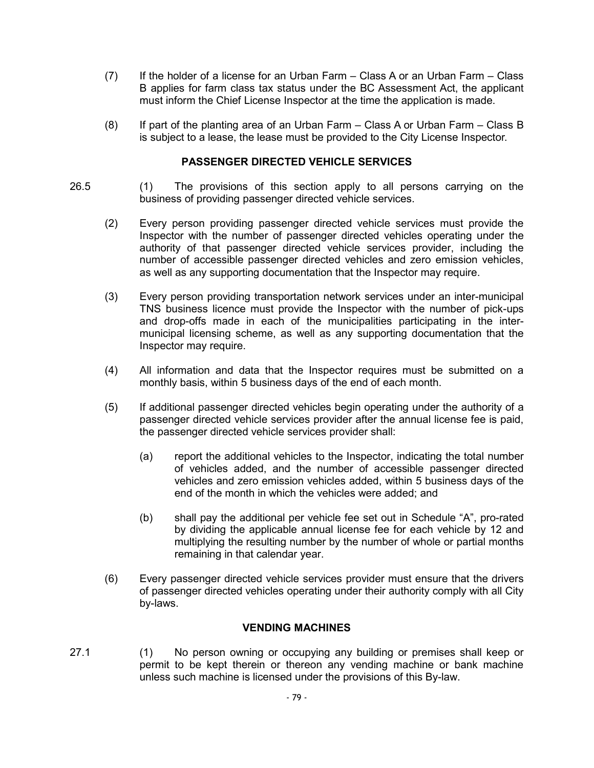(7) If the holder of a license for an Urban Farm – Class A or an Urban Farm – Class B applies for farm class tax status under the BC Assessment Act, the applicant must inform the Chief License Inspector at the time the application is made.

(8) If part of the planting area of an Urban Farm – Class A or Urban Farm – Class B is subject to a lease, the lease must be provided to the City License Inspector.

**PASSENGER DIRECTED VEHICLE SERVICES**

26.5 (1) The provisions of this section apply to all persons carrying on the business of providing passenger directed vehicle services.

(2) Every person providing passenger directed vehicle services must provide the Inspector with the number of passenger directed vehicles operating under the authority of that passenger directed vehicle services provider, including the number of accessible passenger directed vehicles and zero emission vehicles, as well as any supporting documentation that the Inspector may require.

(3) Every person providing transportation network services under an inter-municipal TNS business licence must provide the Inspector with the number of pick-ups and drop-offs made in each of the municipalities participating in the inter-municipal licensing scheme, as well as any supporting documentation that the Inspector may require.

(4) All information and data that the Inspector requires must be submitted on a monthly basis, within 5 business days of the end of each month.

(5) If additional passenger directed vehicles begin operating under the authority of a passenger directed vehicle services provider after the annual license fee is paid, the passenger directed vehicle services provider shall:

(a) report the additional vehicles to the Inspector, indicating the total number of vehicles added, and the number of accessible passenger directed vehicles and zero emission vehicles added, within 5 business days of the end of the month in which the vehicles were added; and

(b) shall pay the additional per vehicle fee set out in Schedule "A", pro-rated by dividing the applicable annual license fee for each vehicle by 12 and multiplying the resulting number by the number of whole or partial months remaining in that calendar year.

(6) Every passenger directed vehicle services provider must ensure that the drivers of passenger directed vehicles operating under their authority comply with all City by-laws.

**VENDING MACHINES**

27.1 (1) No person owning or occupying any building or premises shall keep or permit to be kept therein or thereon any vending machine or bank machine unless such machine is licensed under the provisions of this By-law.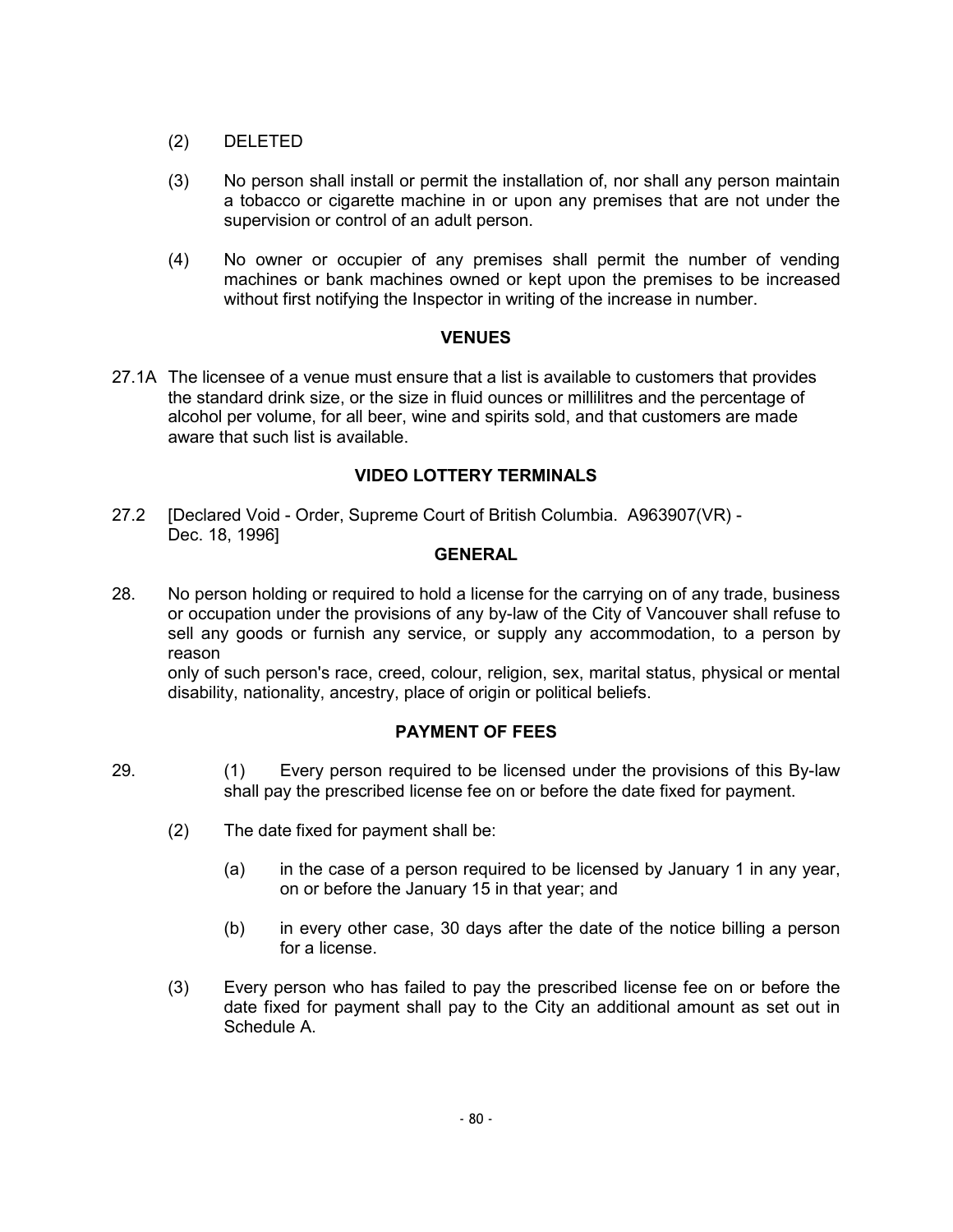(2) DELETED

(3) No person shall install or permit the installation of, nor shall any person maintain a tobacco or cigarette machine in or upon any premises that are not under the supervision or control of an adult person.

(4) No owner or occupier of any premises shall permit the number of vending machines or bank machines owned or kept upon the premises to be increased without first notifying the Inspector in writing of the increase in number.

## VENUES

27.1A The licensee of a venue must ensure that a list is available to customers that provides the standard drink size, or the size in fluid ounces or millilitres and the percentage of alcohol per volume, for all beer, wine and spirits sold, and that customers are made aware that such list is available.

## VIDEO LOTTERY TERMINALS

27.2 [Declared Void - Order, Supreme Court of British Columbia. A963907(VR) - Dec. 18, 1996]

## GENERAL

28. No person holding or required to hold a license for the carrying on of any trade, business or occupation under the provisions of any by-law of the City of Vancouver shall refuse to sell any goods or furnish any service, or supply any accommodation, to a person by reason only of such person's race, creed, colour, religion, sex, marital status, physical or mental disability, nationality, ancestry, place of origin or political beliefs.

## PAYMENT OF FEES

29. (1) Every person required to be licensed under the provisions of this By-law shall pay the prescribed license fee on or before the date fixed for payment.

(2) The date fixed for payment shall be:

(a) in the case of a person required to be licensed by January 1 in any year, on or before the January 15 in that year; and

(b) in every other case, 30 days after the date of the notice billing a person for a license.

(3) Every person who has failed to pay the prescribed license fee on or before the date fixed for payment shall pay to the City an additional amount as set out in Schedule A.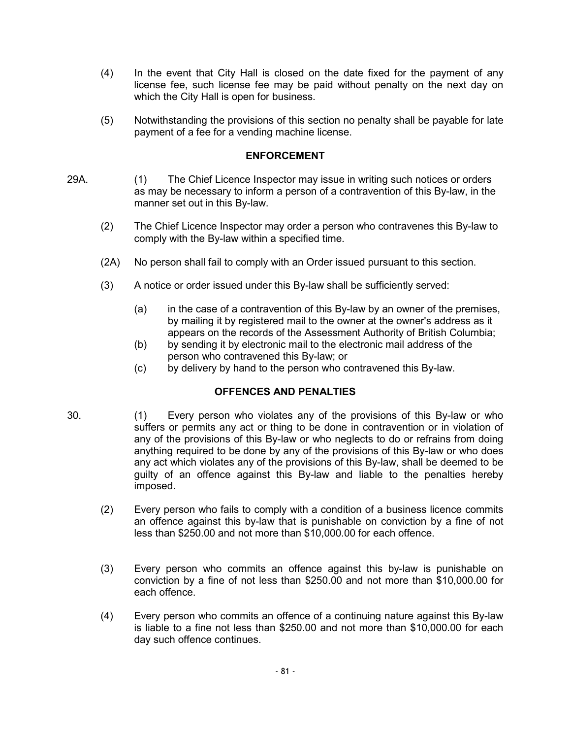(4) In the event that City Hall is closed on the date fixed for the payment of any license fee, such license fee may be paid without penalty on the next day on which the City Hall is open for business.

(5) Notwithstanding the provisions of this section no penalty shall be payable for late payment of a fee for a vending machine license.

## ENFORCEMENT

29A. (1) The Chief Licence Inspector may issue in writing such notices or orders as may be necessary to inform a person of a contravention of this By-law, in the manner set out in this By-law.

(2) The Chief Licence Inspector may order a person who contravenes this By-law to comply with the By-law within a specified time.

(2A) No person shall fail to comply with an Order issued pursuant to this section.

(3) A notice or order issued under this By-law shall be sufficiently served:

(a) in the case of a contravention of this By-law by an owner of the premises, by mailing it by registered mail to the owner at the owner's address as it appears on the records of the Assessment Authority of British Columbia;
(b) by sending it by electronic mail to the electronic mail address of the person who contravened this By-law; or
(c) by delivery by hand to the person who contravened this By-law.

## OFFENCES AND PENALTIES

30. (1) Every person who violates any of the provisions of this By-law or who suffers or permits any act or thing to be done in contravention or in violation of any of the provisions of this By-law or who neglects to do or refrains from doing anything required to be done by any of the provisions of this By-law or who does any act which violates any of the provisions of this By-law, shall be deemed to be guilty of an offence against this By-law and liable to the penalties hereby imposed.

(2) Every person who fails to comply with a condition of a business licence commits an offence against this by-law that is punishable on conviction by a fine of not less than $250.00 and not more than $10,000.00 for each offence.

(3) Every person who commits an offence against this by-law is punishable on conviction by a fine of not less than $250.00 and not more than $10,000.00 for each offence.

(4) Every person who commits an offence of a continuing nature against this By-law is liable to a fine not less than $250.00 and not more than $10,000.00 for each day such offence continues.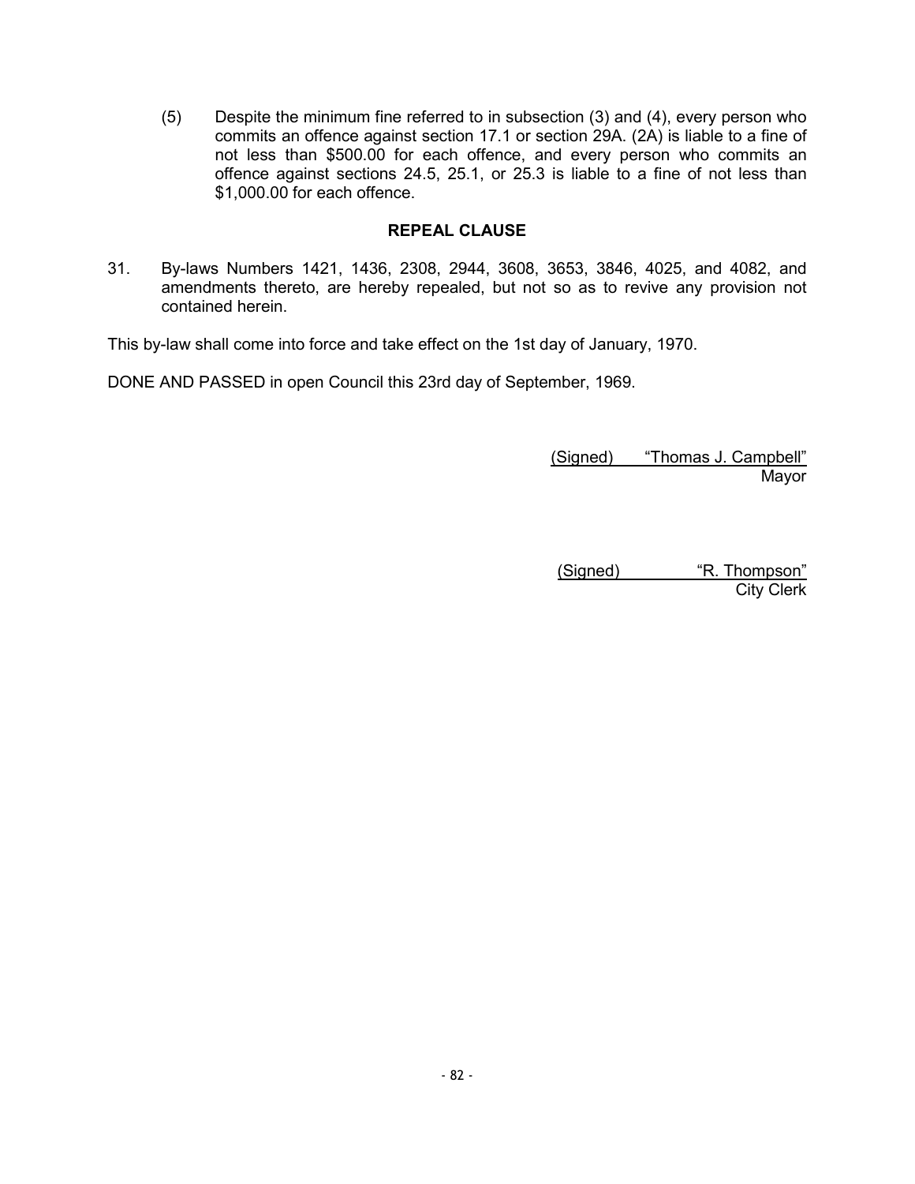(5) Despite the minimum fine referred to in subsection (3) and (4), every person who commits an offence against section 17.1 or section 29A. (2A) is liable to a fine of not less than $500.00 for each offence, and every person who commits an offence against sections 24.5, 25.1, or 25.3 is liable to a fine of not less than $1,000.00 for each offence.

**REPEAL CLAUSE**

31. By-laws Numbers 1421, 1436, 2308, 2944, 3608, 3653, 3846, 4025, and 4082, and amendments thereto, are hereby repealed, but not so as to revive any provision not contained herein.

This by-law shall come into force and take effect on the 1st day of January, 1970.

DONE AND PASSED in open Council this 23rd day of September, 1969.

(Signed) "Thomas J. Campbell"
Mayor

(Signed) "R. Thompson"
City Clerk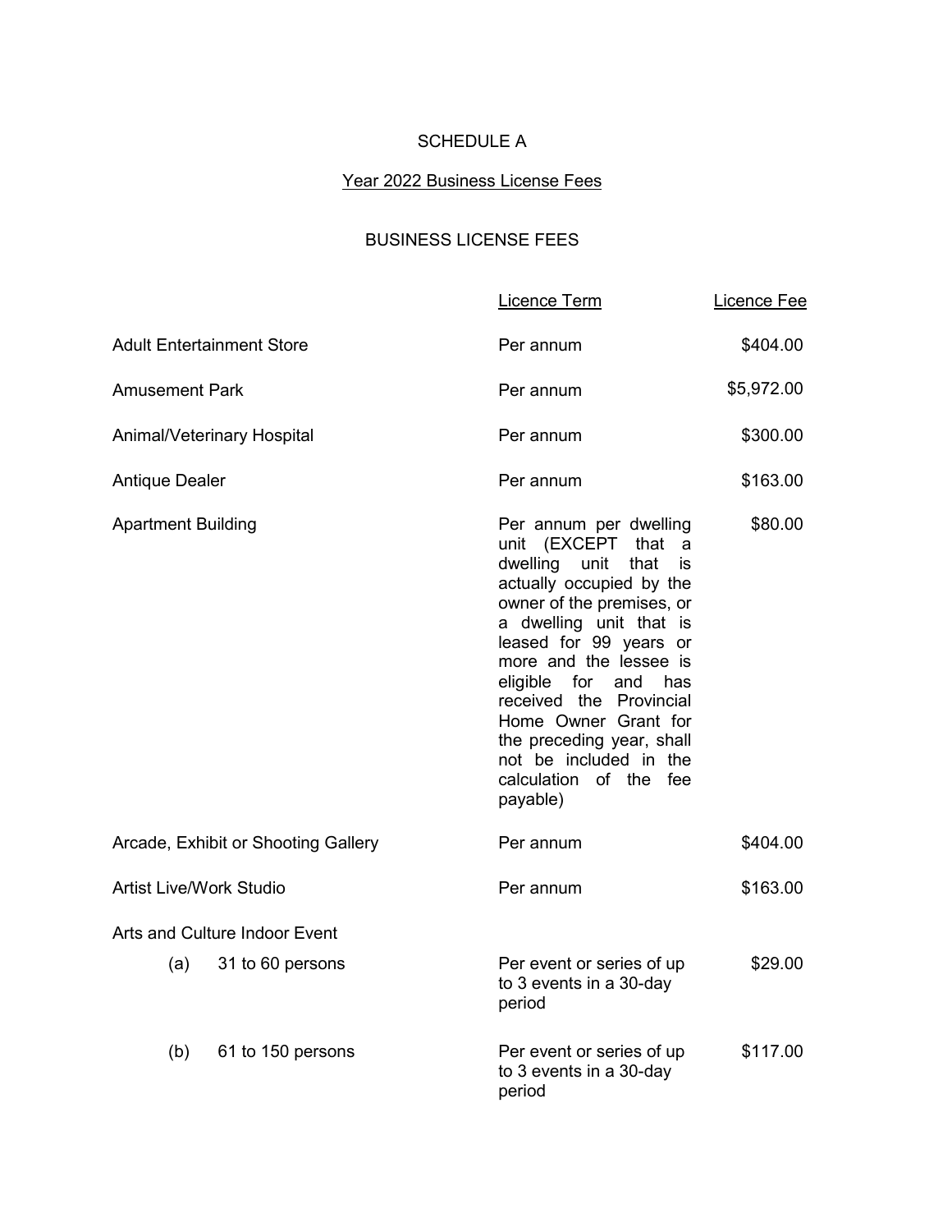# SCHEDULE A

## Year 2022 Business License Fees

### BUSINESS LICENSE FEES

| | Licence Term | Licence Fee |
|---|---|---|
| Adult Entertainment Store | Per annum | $404.00 |
| Amusement Park | Per annum | $5,972.00 |
| Animal/Veterinary Hospital | Per annum | $300.00 |
| Antique Dealer | Per annum | $163.00 |
| Apartment Building | Per annum per dwelling unit (EXCEPT that a dwelling unit that is actually occupied by the owner of the premises, or a dwelling unit that is leased for 99 years or more and the lessee is eligible for and has received the Provincial Home Owner Grant for the preceding year, shall not be included in the calculation of the fee payable) | $80.00 |
| Arcade, Exhibit or Shooting Gallery | Per annum | $404.00 |
| Artist Live/Work Studio | Per annum | $163.00 |
| Arts and Culture Indoor Event | | |
| (a) 31 to 60 persons | Per event or series of up to 3 events in a 30-day period | $29.00 |
| (b) 61 to 150 persons | Per event or series of up to 3 events in a 30-day period | $117.00 |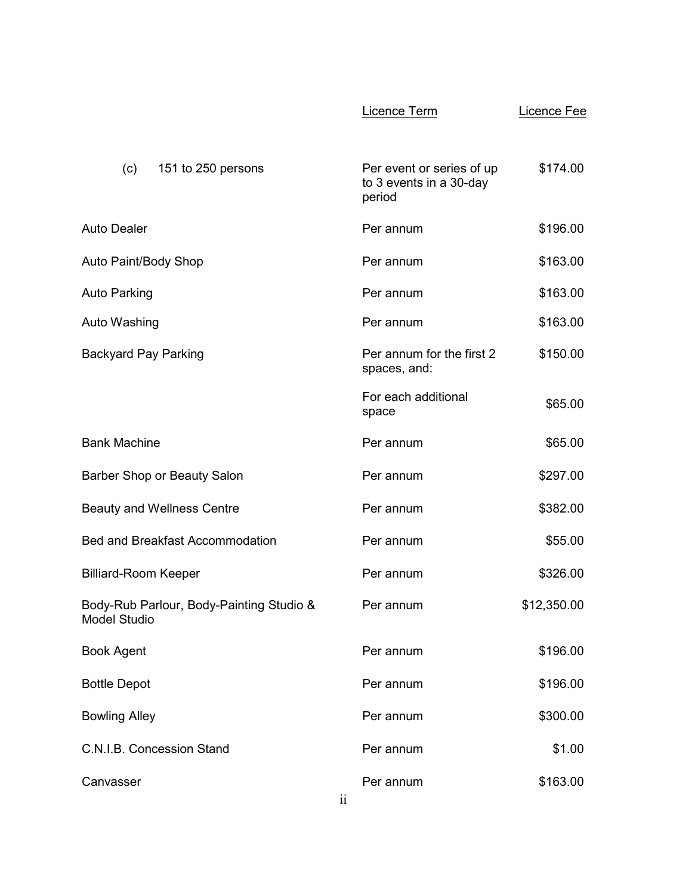| | Licence Term | Licence Fee |
|---|---|---|
| (c) 151 to 250 persons | Per event or series of up to 3 events in a 30-day period | $174.00 |
| Auto Dealer | Per annum | $196.00 |
| Auto Paint/Body Shop | Per annum | $163.00 |
| Auto Parking | Per annum | $163.00 |
| Auto Washing | Per annum | $163.00 |
| Backyard Pay Parking | Per annum for the first 2 spaces, and: | $150.00 |
| | For each additional space | $65.00 |
| Bank Machine | Per annum | $65.00 |
| Barber Shop or Beauty Salon | Per annum | $297.00 |
| Beauty and Wellness Centre | Per annum | $382.00 |
| Bed and Breakfast Accommodation | Per annum | $55.00 |
| Billiard-Room Keeper | Per annum | $326.00 |
| Body-Rub Parlour, Body-Painting Studio & Model Studio | Per annum | $12,350.00 |
| Book Agent | Per annum | $196.00 |
| Bottle Depot | Per annum | $196.00 |
| Bowling Alley | Per annum | $300.00 |
| C.N.I.B. Concession Stand | Per annum | $1.00 |
| Canvasser | Per annum | $163.00 |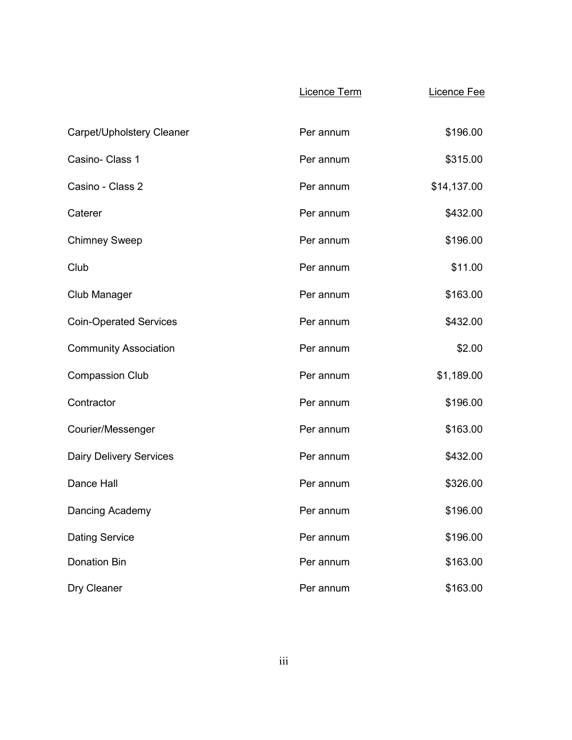| | Licence Term | Licence Fee |
|---|---|---|
| Carpet/Upholstery Cleaner | Per annum | $196.00 |
| Casino- Class 1 | Per annum | $315.00 |
| Casino - Class 2 | Per annum | $14,137.00 |
| Caterer | Per annum | $432.00 |
| Chimney Sweep | Per annum | $196.00 |
| Club | Per annum | $11.00 |
| Club Manager | Per annum | $163.00 |
| Coin-Operated Services | Per annum | $432.00 |
| Community Association | Per annum | $2.00 |
| Compassion Club | Per annum | $1,189.00 |
| Contractor | Per annum | $196.00 |
| Courier/Messenger | Per annum | $163.00 |
| Dairy Delivery Services | Per annum | $432.00 |
| Dance Hall | Per annum | $326.00 |
| Dancing Academy | Per annum | $196.00 |
| Dating Service | Per annum | $196.00 |
| Donation Bin | Per annum | $163.00 |
| Dry Cleaner | Per annum | $163.00 |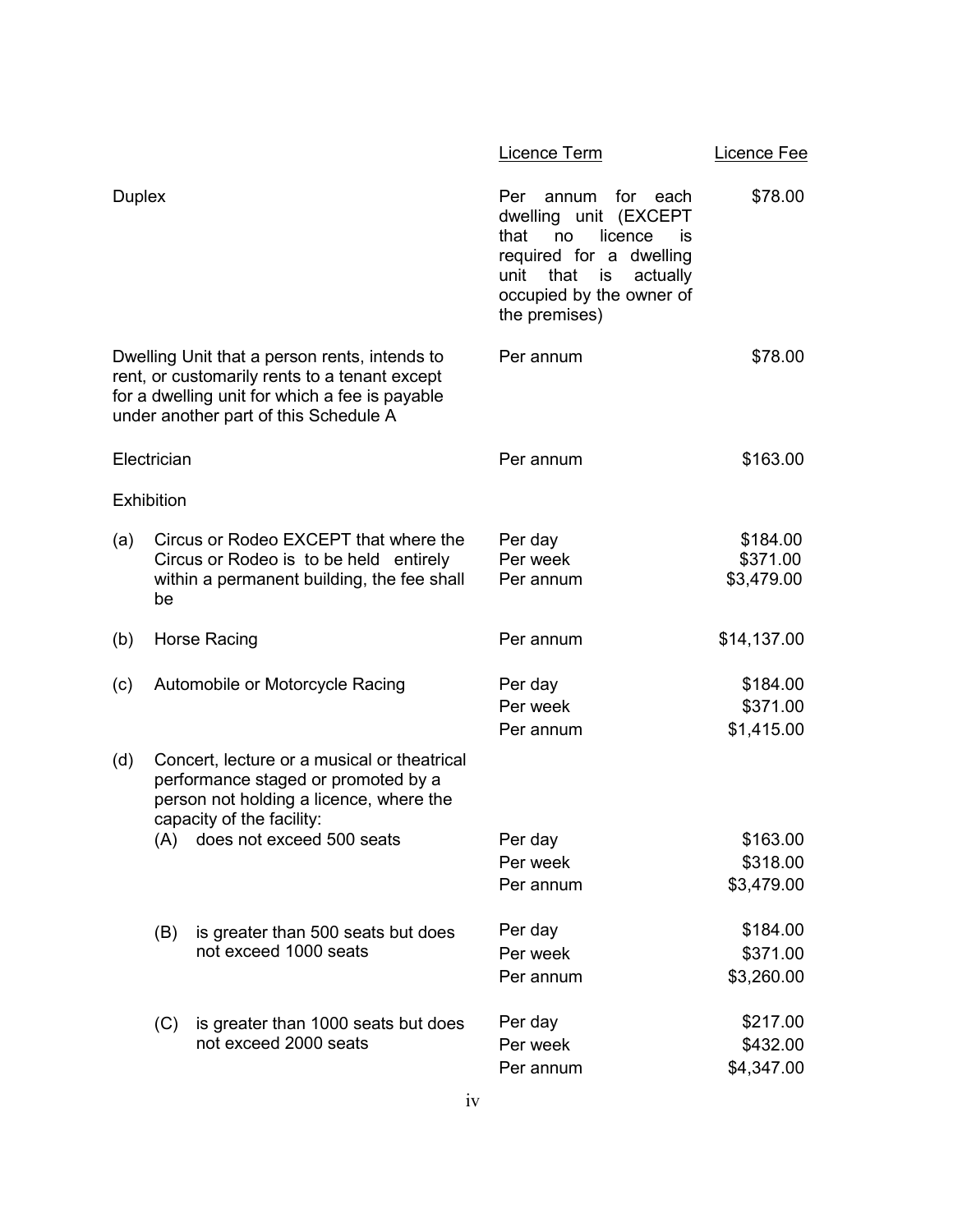| | Licence Term | Licence Fee |
|---|---|---|
| Duplex | Per annum for each dwelling unit (EXCEPT that no licence is required for a dwelling unit that is actually occupied by the owner of the premises) | $78.00 |
| Dwelling Unit that a person rents, intends to rent, or customarily rents to a tenant except for a dwelling unit for which a fee is payable under another part of this Schedule A | Per annum | $78.00 |
| Electrician | Per annum | $163.00 |
| Exhibition | | |
| (a) Circus or Rodeo EXCEPT that where the Circus or Rodeo is to be held entirely within a permanent building, the fee shall be | Per day<br>Per week<br>Per annum | $184.00<br>$371.00<br>$3,479.00 |
| (b) Horse Racing | Per annum | $14,137.00 |
| (c) Automobile or Motorcycle Racing | Per day<br>Per week<br>Per annum | $184.00<br>$371.00<br>$1,415.00 |
| (d) Concert, lecture or a musical or theatrical performance staged or promoted by a person not holding a licence, where the capacity of the facility: | | |
| (A) does not exceed 500 seats | Per day<br>Per week<br>Per annum | $163.00<br>$318.00<br>$3,479.00 |
| (B) is greater than 500 seats but does not exceed 1000 seats | Per day<br>Per week<br>Per annum | $184.00<br>$371.00<br>$3,260.00 |
| (C) is greater than 1000 seats but does not exceed 2000 seats | Per day<br>Per week<br>Per annum | $217.00<br>$432.00<br>$4,347.00 |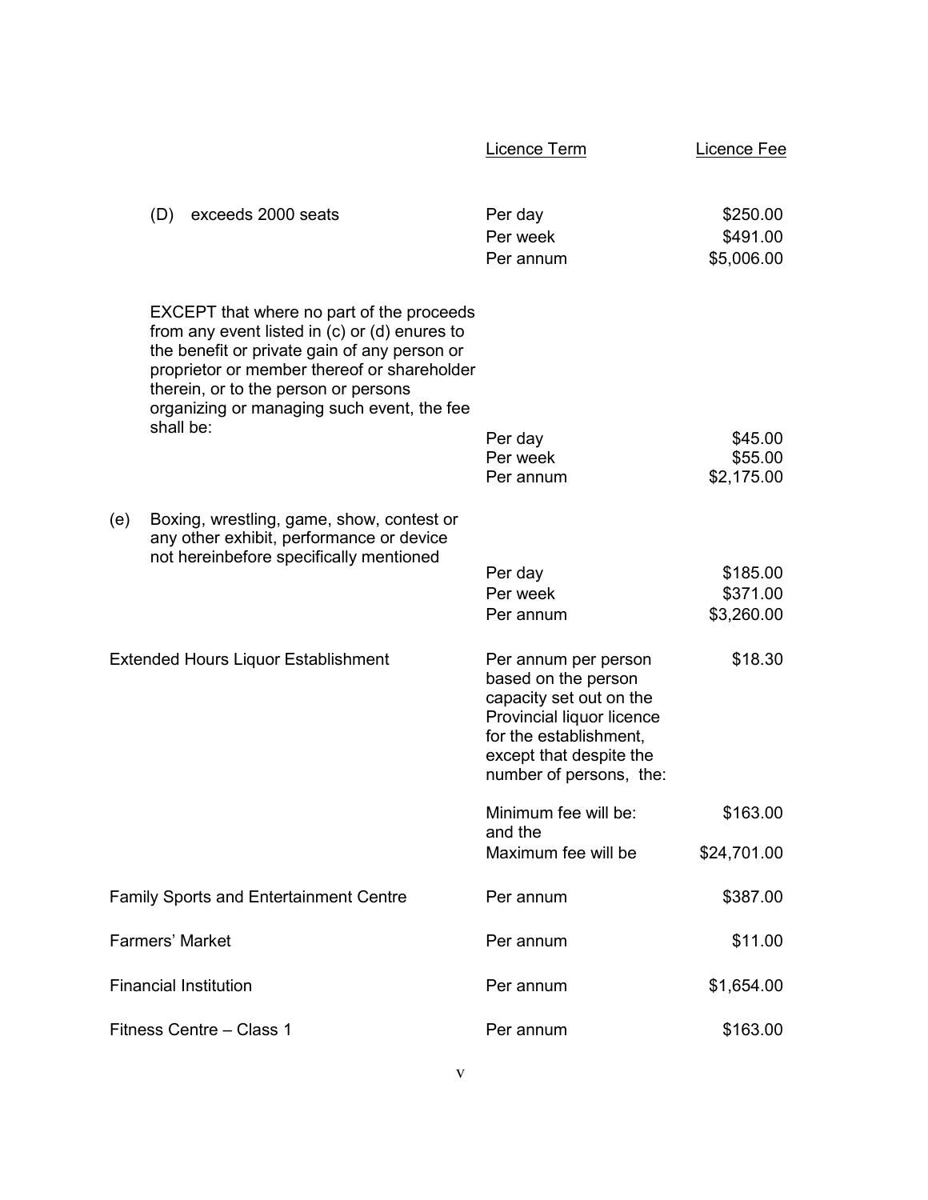| | Licence Term | Licence Fee |
|---|---|---|
| (D) exceeds 2000 seats | Per day<br>Per week<br>Per annum | \$250.00<br>\$491.00<br>\$5,006.00 |
| EXCEPT that where no part of the proceeds from any event listed in (c) or (d) enures to the benefit or private gain of any person or proprietor or member thereof or shareholder therein, or to the person or persons organizing or managing such event, the fee shall be: | Per day<br>Per week<br>Per annum | \$45.00<br>\$55.00<br>\$2,175.00 |
| (e) Boxing, wrestling, game, show, contest or any other exhibit, performance or device not hereinbefore specifically mentioned | Per day<br>Per week<br>Per annum | \$185.00<br>\$371.00<br>\$3,260.00 |
| Extended Hours Liquor Establishment | Per annum per person based on the person capacity set out on the Provincial liquor licence for the establishment, except that despite the number of persons, the: | \$18.30 |
| | Minimum fee will be: and the | \$163.00 |
| | Maximum fee will be | \$24,701.00 |
| Family Sports and Entertainment Centre | Per annum | \$387.00 |
| Farmers' Market | Per annum | \$11.00 |
| Financial Institution | Per annum | \$1,654.00 |
| Fitness Centre – Class 1 | Per annum | \$163.00 |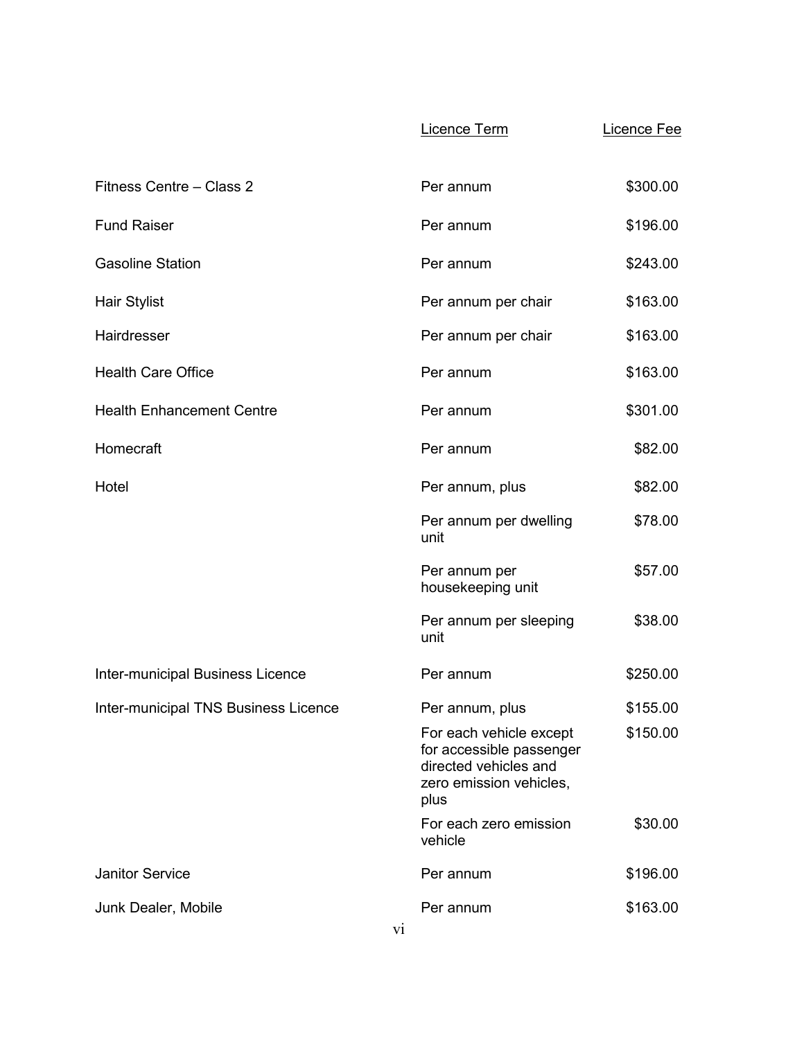| | Licence Term | Licence Fee |
|---|---|---|
| Fitness Centre – Class 2 | Per annum | $300.00 |
| Fund Raiser | Per annum | $196.00 |
| Gasoline Station | Per annum | $243.00 |
| Hair Stylist | Per annum per chair | $163.00 |
| Hairdresser | Per annum per chair | $163.00 |
| Health Care Office | Per annum | $163.00 |
| Health Enhancement Centre | Per annum | $301.00 |
| Homecraft | Per annum | $82.00 |
| Hotel | Per annum, plus | $82.00 |
| | Per annum per dwelling unit | $78.00 |
| | Per annum per housekeeping unit | $57.00 |
| | Per annum per sleeping unit | $38.00 |
| Inter-municipal Business Licence | Per annum | $250.00 |
| Inter-municipal TNS Business Licence | Per annum, plus | $155.00 |
| | For each vehicle except for accessible passenger directed vehicles and zero emission vehicles, plus | $150.00 |
| | For each zero emission vehicle | $30.00 |
| Janitor Service | Per annum | $196.00 |
| Junk Dealer, Mobile | Per annum | $163.00 |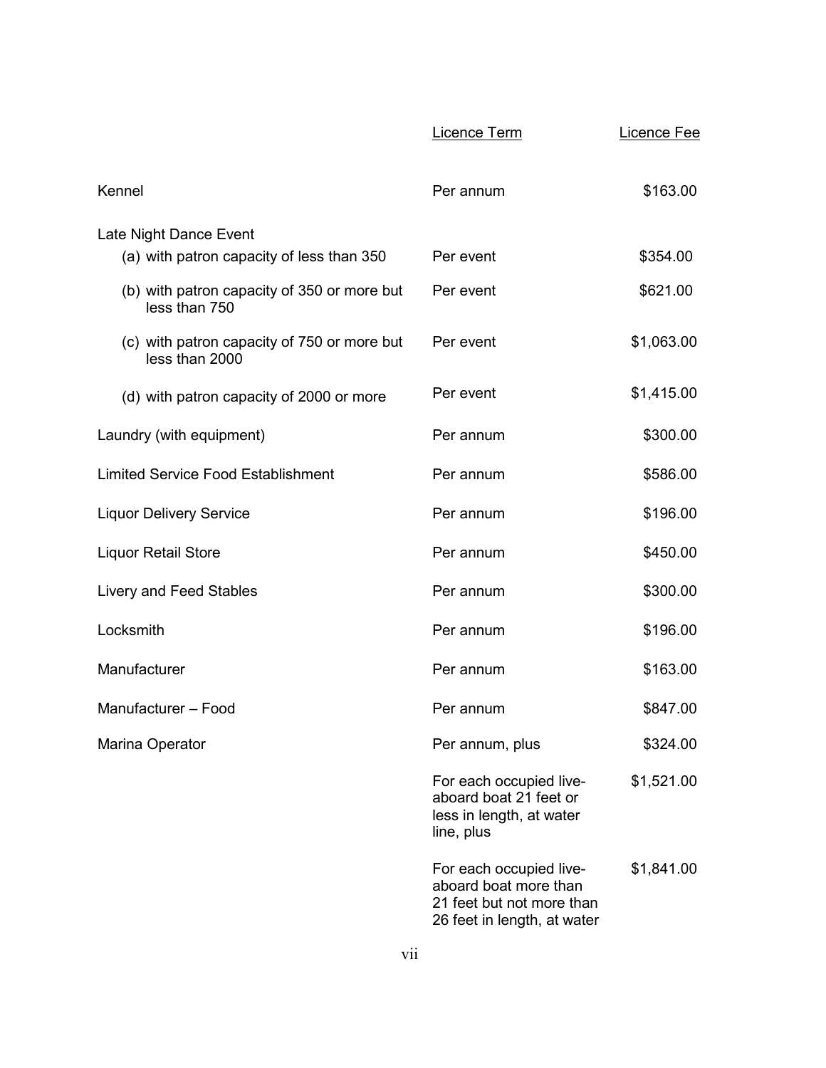| | Licence Term | Licence Fee |
|---|---|---|
| Kennel | Per annum | $163.00 |
| Late Night Dance Event | | |
| (a) with patron capacity of less than 350 | Per event | $354.00 |
| (b) with patron capacity of 350 or more but less than 750 | Per event | $621.00 |
| (c) with patron capacity of 750 or more but less than 2000 | Per event | $1,063.00 |
| (d) with patron capacity of 2000 or more | Per event | $1,415.00 |
| Laundry (with equipment) | Per annum | $300.00 |
| Limited Service Food Establishment | Per annum | $586.00 |
| Liquor Delivery Service | Per annum | $196.00 |
| Liquor Retail Store | Per annum | $450.00 |
| Livery and Feed Stables | Per annum | $300.00 |
| Locksmith | Per annum | $196.00 |
| Manufacturer | Per annum | $163.00 |
| Manufacturer – Food | Per annum | $847.00 |
| Marina Operator | Per annum, plus | $324.00 |
| | For each occupied live-aboard boat 21 feet or less in length, at water line, plus | $1,521.00 |
| | For each occupied live-aboard boat more than 21 feet but not more than 26 feet in length, at water | $1,841.00 |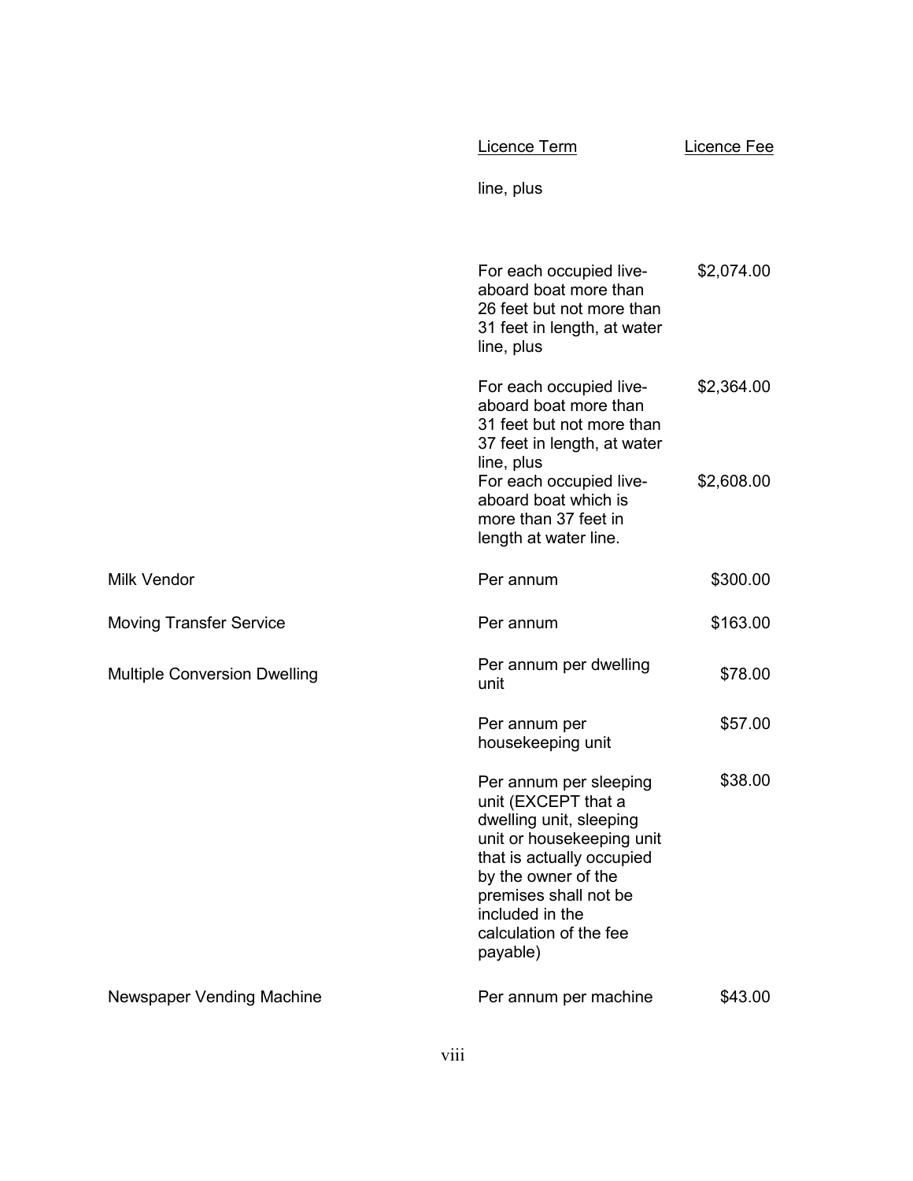| | Licence Term | Licence Fee |
|---|---|---|
| | line, plus | |
| | For each occupied live-aboard boat more than 26 feet but not more than 31 feet in length, at water line, plus | $2,074.00 |
| | For each occupied live-aboard boat more than 31 feet but not more than 37 feet in length, at water line, plus | $2,364.00 |
| | For each occupied live-aboard boat which is more than 37 feet in length at water line. | $2,608.00 |
| Milk Vendor | Per annum | $300.00 |
| Moving Transfer Service | Per annum | $163.00 |
| Multiple Conversion Dwelling | Per annum per dwelling unit | $78.00 |
| | Per annum per housekeeping unit | $57.00 |
| | Per annum per sleeping unit (EXCEPT that a dwelling unit, sleeping unit or housekeeping unit that is actually occupied by the owner of the premises shall not be included in the calculation of the fee payable) | $38.00 |
| Newspaper Vending Machine | Per annum per machine | $43.00 |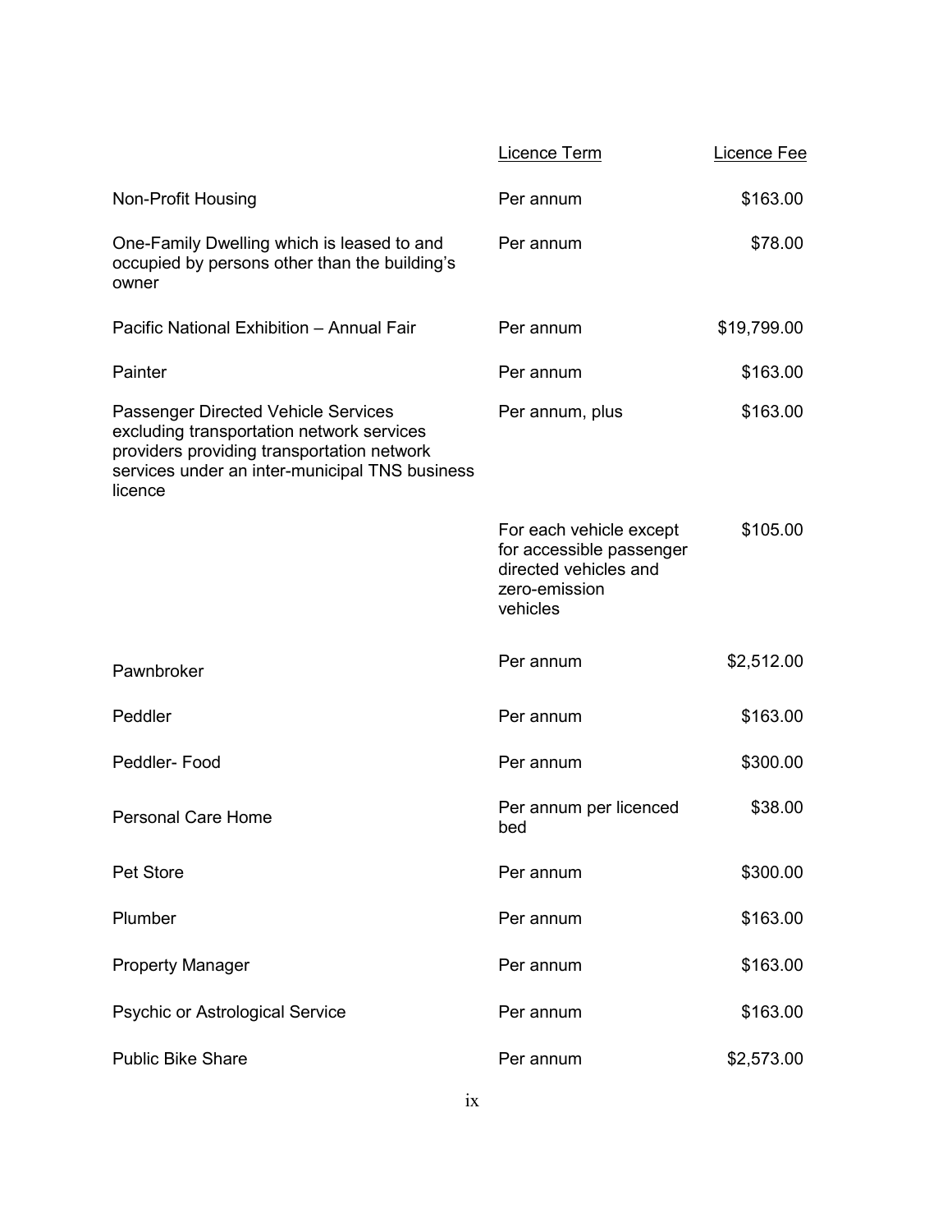| | Licence Term | Licence Fee |
|---|---|---|
| Non-Profit Housing | Per annum | $163.00 |
| One-Family Dwelling which is leased to and occupied by persons other than the building's owner | Per annum | $78.00 |
| Pacific National Exhibition – Annual Fair | Per annum | $19,799.00 |
| Painter | Per annum | $163.00 |
| Passenger Directed Vehicle Services excluding transportation network services providers providing transportation network services under an inter-municipal TNS business licence | Per annum, plus | $163.00 |
| | For each vehicle except for accessible passenger directed vehicles and zero-emission vehicles | $105.00 |
| Pawnbroker | Per annum | $2,512.00 |
| Peddler | Per annum | $163.00 |
| Peddler- Food | Per annum | $300.00 |
| Personal Care Home | Per annum per licenced bed | $38.00 |
| Pet Store | Per annum | $300.00 |
| Plumber | Per annum | $163.00 |
| Property Manager | Per annum | $163.00 |
| Psychic or Astrological Service | Per annum | $163.00 |
| Public Bike Share | Per annum | $2,573.00 |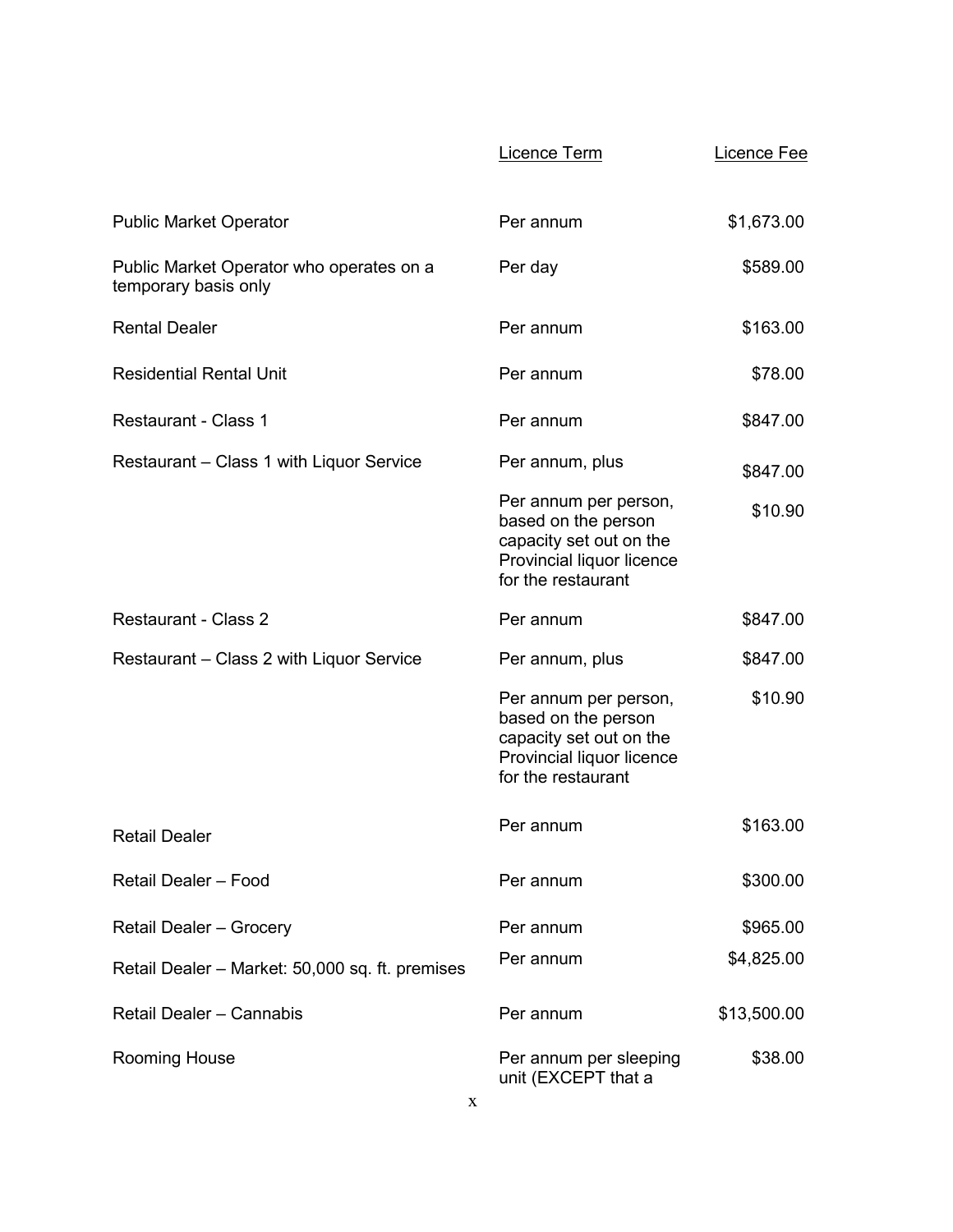| | Licence Term | Licence Fee |
|---|---|---|
| Public Market Operator | Per annum | $1,673.00 |
| Public Market Operator who operates on a temporary basis only | Per day | $589.00 |
| Rental Dealer | Per annum | $163.00 |
| Residential Rental Unit | Per annum | $78.00 |
| Restaurant - Class 1 | Per annum | $847.00 |
| Restaurant – Class 1 with Liquor Service | Per annum, plus | $847.00 |
| | Per annum per person, based on the person capacity set out on the Provincial liquor licence for the restaurant | $10.90 |
| Restaurant - Class 2 | Per annum | $847.00 |
| Restaurant – Class 2 with Liquor Service | Per annum, plus | $847.00 |
| | Per annum per person, based on the person capacity set out on the Provincial liquor licence for the restaurant | $10.90 |
| Retail Dealer | Per annum | $163.00 |
| Retail Dealer – Food | Per annum | $300.00 |
| Retail Dealer – Grocery | Per annum | $965.00 |
| Retail Dealer – Market: 50,000 sq. ft. premises | Per annum | $4,825.00 |
| Retail Dealer – Cannabis | Per annum | $13,500.00 |
| Rooming House | Per annum per sleeping unit (EXCEPT that a | $38.00 |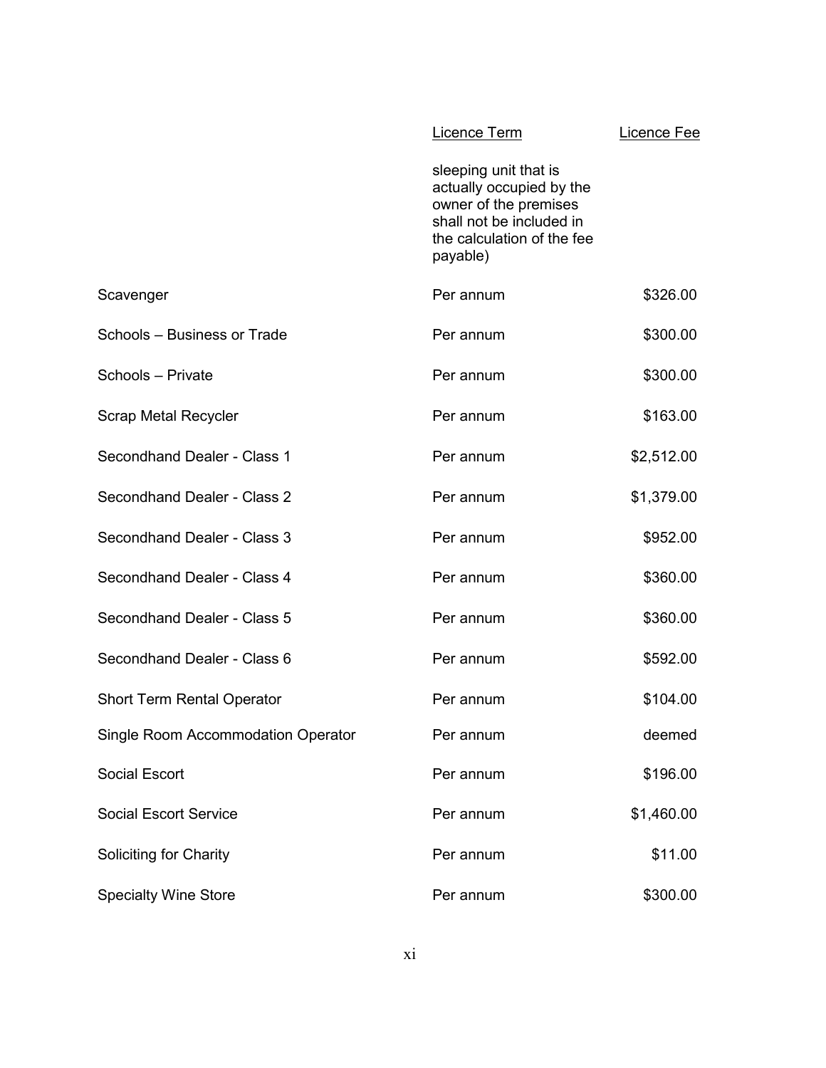| | Licence Term | Licence Fee |
|---|---|---|
| | sleeping unit that is actually occupied by the owner of the premises shall not be included in the calculation of the fee payable) | |
| Scavenger | Per annum | $326.00 |
| Schools – Business or Trade | Per annum | $300.00 |
| Schools – Private | Per annum | $300.00 |
| Scrap Metal Recycler | Per annum | $163.00 |
| Secondhand Dealer - Class 1 | Per annum | $2,512.00 |
| Secondhand Dealer - Class 2 | Per annum | $1,379.00 |
| Secondhand Dealer - Class 3 | Per annum | $952.00 |
| Secondhand Dealer - Class 4 | Per annum | $360.00 |
| Secondhand Dealer - Class 5 | Per annum | $360.00 |
| Secondhand Dealer - Class 6 | Per annum | $592.00 |
| Short Term Rental Operator | Per annum | $104.00 |
| Single Room Accommodation Operator | Per annum | deemed |
| Social Escort | Per annum | $196.00 |
| Social Escort Service | Per annum | $1,460.00 |
| Soliciting for Charity | Per annum | $11.00 |
| Specialty Wine Store | Per annum | $300.00 |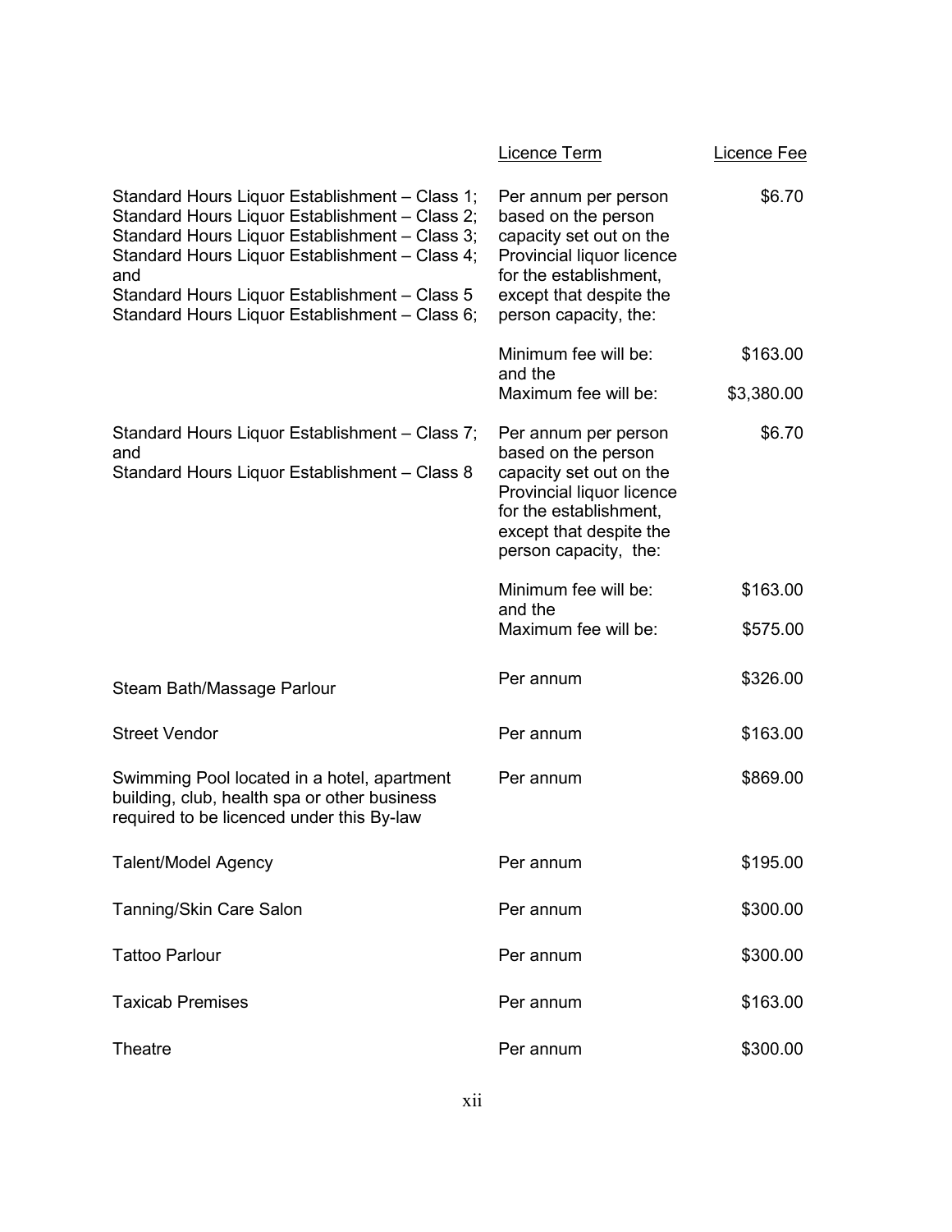| | Licence Term | Licence Fee |
|---|---|---|
| Standard Hours Liquor Establishment – Class 1; Standard Hours Liquor Establishment – Class 2; Standard Hours Liquor Establishment – Class 3; Standard Hours Liquor Establishment – Class 4; and Standard Hours Liquor Establishment – Class 5 Standard Hours Liquor Establishment – Class 6; | Per annum per person based on the person capacity set out on the Provincial liquor licence for the establishment, except that despite the person capacity, the: | $6.70 |
| | Minimum fee will be: and the | $163.00 |
| | Maximum fee will be: | $3,380.00 |
| Standard Hours Liquor Establishment – Class 7; and Standard Hours Liquor Establishment – Class 8 | Per annum per person based on the person capacity set out on the Provincial liquor licence for the establishment, except that despite the person capacity, the: | $6.70 |
| | Minimum fee will be: and the | $163.00 |
| | Maximum fee will be: | $575.00 |
| Steam Bath/Massage Parlour | Per annum | $326.00 |
| Street Vendor | Per annum | $163.00 |
| Swimming Pool located in a hotel, apartment building, club, health spa or other business required to be licenced under this By-law | Per annum | $869.00 |
| Talent/Model Agency | Per annum | $195.00 |
| Tanning/Skin Care Salon | Per annum | $300.00 |
| Tattoo Parlour | Per annum | $300.00 |
| Taxicab Premises | Per annum | $163.00 |
| Theatre | Per annum | $300.00 |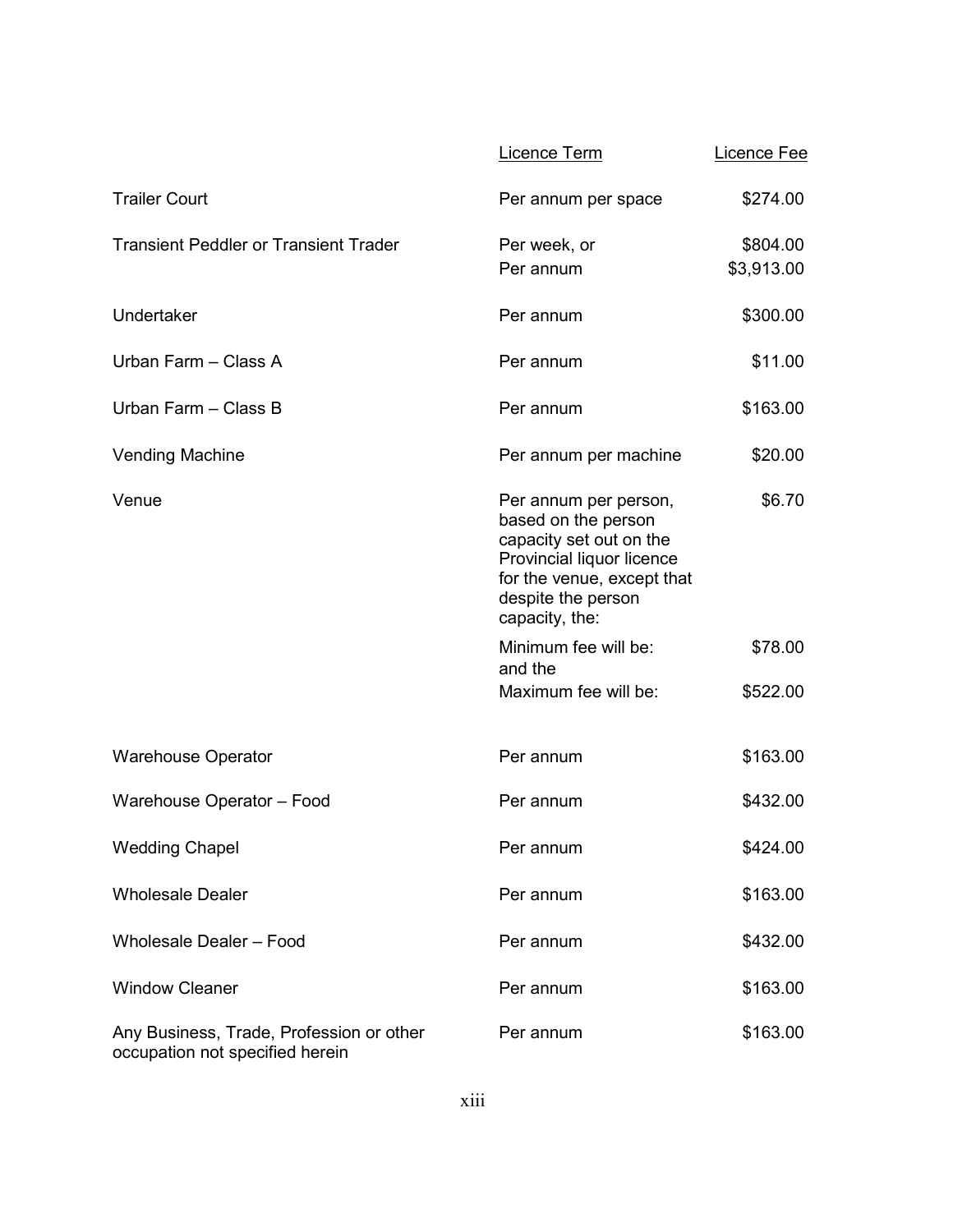| | Licence Term | Licence Fee |
|---|---|---|
| Trailer Court | Per annum per space | $274.00 |
| Transient Peddler or Transient Trader | Per week, or | $804.00 |
| | Per annum | $3,913.00 |
| Undertaker | Per annum | $300.00 |
| Urban Farm – Class A | Per annum | $11.00 |
| Urban Farm – Class B | Per annum | $163.00 |
| Vending Machine | Per annum per machine | $20.00 |
| Venue | Per annum per person, based on the person capacity set out on the Provincial liquor licence for the venue, except that despite the person capacity, the: | $6.70 |
| | Minimum fee will be: and the | $78.00 |
| | Maximum fee will be: | $522.00 |
| Warehouse Operator | Per annum | $163.00 |
| Warehouse Operator – Food | Per annum | $432.00 |
| Wedding Chapel | Per annum | $424.00 |
| Wholesale Dealer | Per annum | $163.00 |
| Wholesale Dealer – Food | Per annum | $432.00 |
| Window Cleaner | Per annum | $163.00 |
| Any Business, Trade, Profession or other occupation not specified herein | Per annum | $163.00 |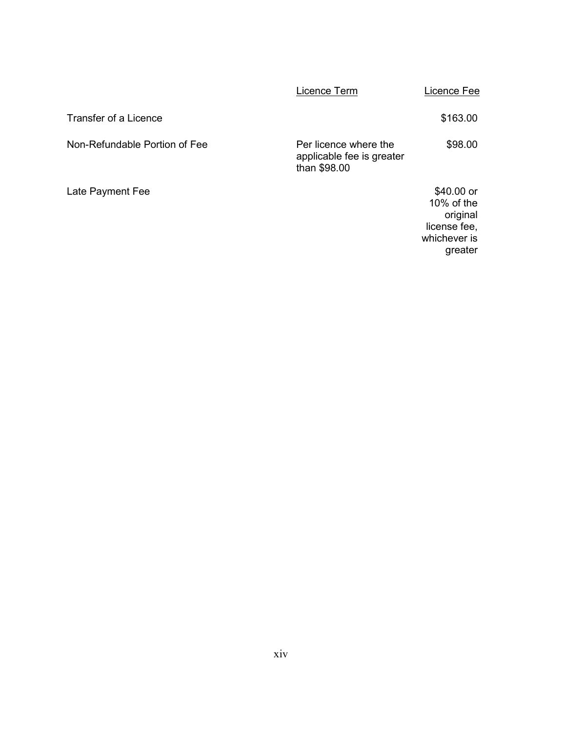| | Licence Term | Licence Fee |
| --- | --- | --- |
| Transfer of a Licence | | $163.00 |
| Non-Refundable Portion of Fee | Per licence where the applicable fee is greater than $98.00 | $98.00 |
| Late Payment Fee | | $40.00 or 10% of the original license fee, whichever is greater |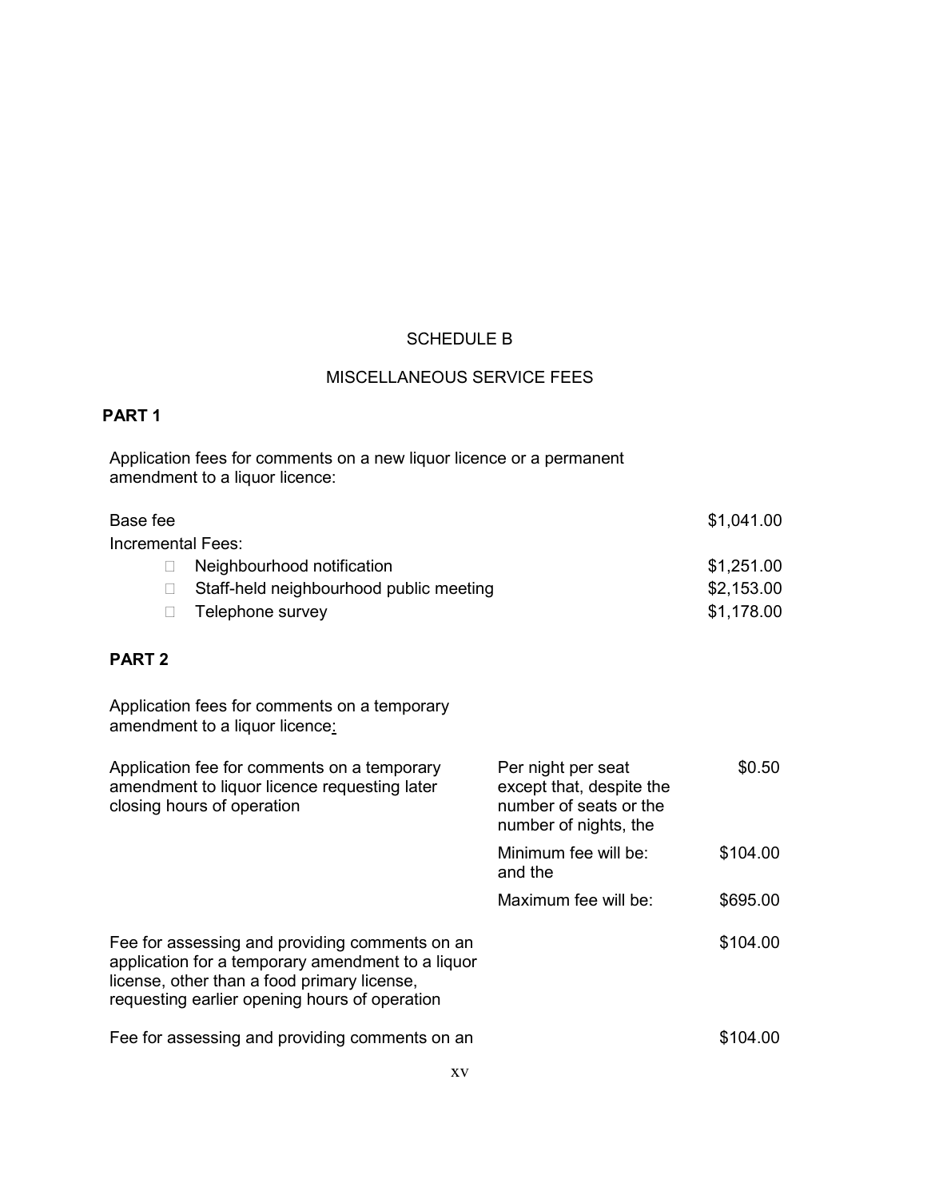SCHEDULE B

MISCELLANEOUS SERVICE FEES

**PART 1**

Application fees for comments on a new liquor licence or a permanent amendment to a liquor licence:

| | |
|---|---|
| Base fee | $1,041.00 |
| Incremental Fees: | |
| - Neighbourhood notification | $1,251.00 |
| - Staff-held neighbourhood public meeting | $2,153.00 |
| - Telephone survey | $1,178.00 |

**PART 2**

Application fees for comments on a temporary amendment to a liquor licence:

| | | |
|---|---|---|
| Application fee for comments on a temporary amendment to liquor licence requesting later closing hours of operation | Per night per seat except that, despite the number of seats or the number of nights, the | $0.50 |
| | Minimum fee will be: and the | $104.00 |
| | Maximum fee will be: | $695.00 |
| Fee for assessing and providing comments on an application for a temporary amendment to a liquor license, other than a food primary license, requesting earlier opening hours of operation | | $104.00 |
| Fee for assessing and providing comments on an | | $104.00 |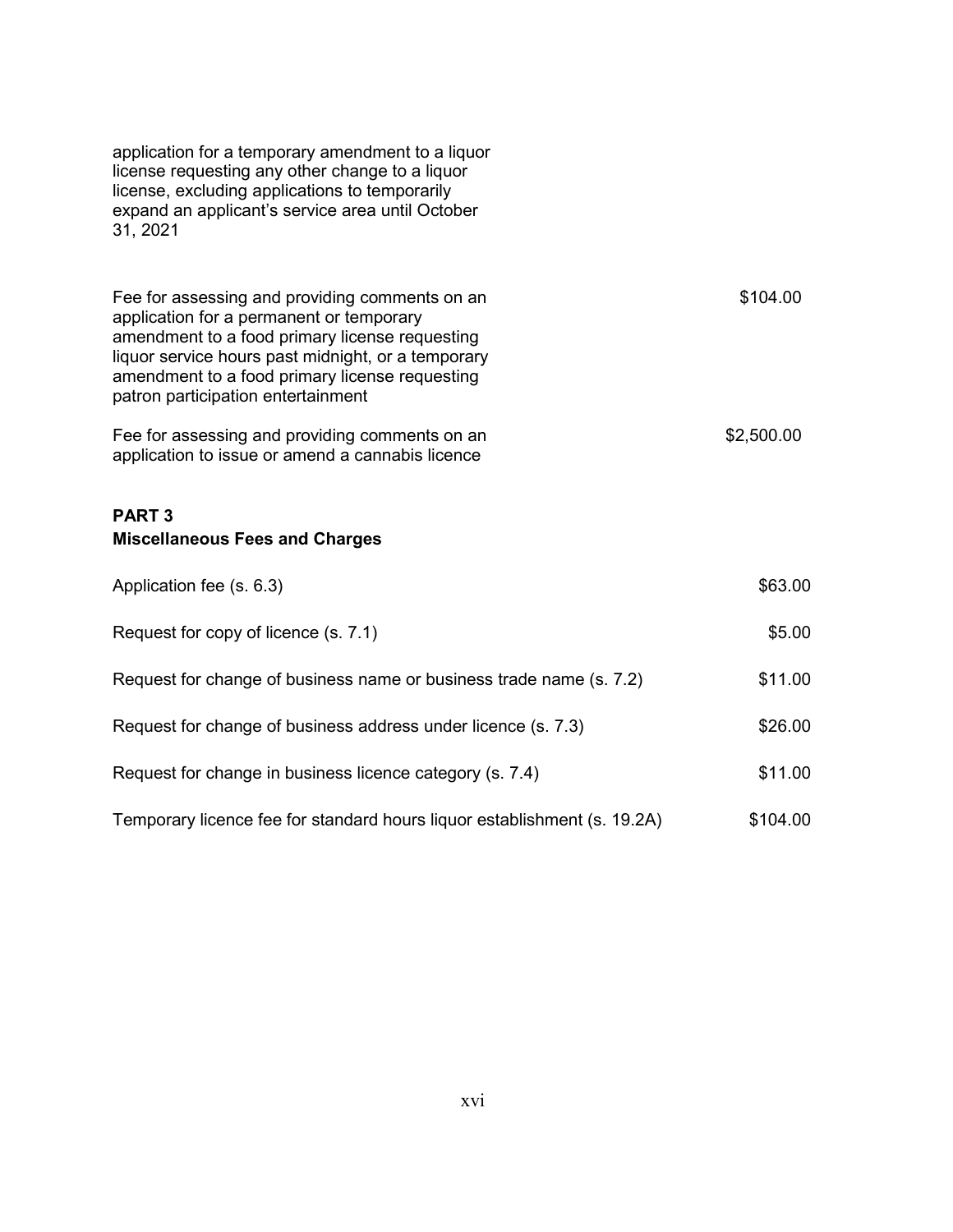application for a temporary amendment to a liquor license requesting any other change to a liquor license, excluding applications to temporarily expand an applicant's service area until October 31, 2021

| | |
|---|---|
| Fee for assessing and providing comments on an application for a permanent or temporary amendment to a food primary license requesting liquor service hours past midnight, or a temporary amendment to a food primary license requesting patron participation entertainment | $104.00 |
| Fee for assessing and providing comments on an application to issue or amend a cannabis licence | $2,500.00 |

**PART 3**
**Miscellaneous Fees and Charges**

| | |
|---|---|
| Application fee (s. 6.3) | $63.00 |
| Request for copy of licence (s. 7.1) | $5.00 |
| Request for change of business name or business trade name (s. 7.2) | $11.00 |
| Request for change of business address under licence (s. 7.3) | $26.00 |
| Request for change in business licence category (s. 7.4) | $11.00 |
| Temporary licence fee for standard hours liquor establishment (s. 19.2A) | $104.00 |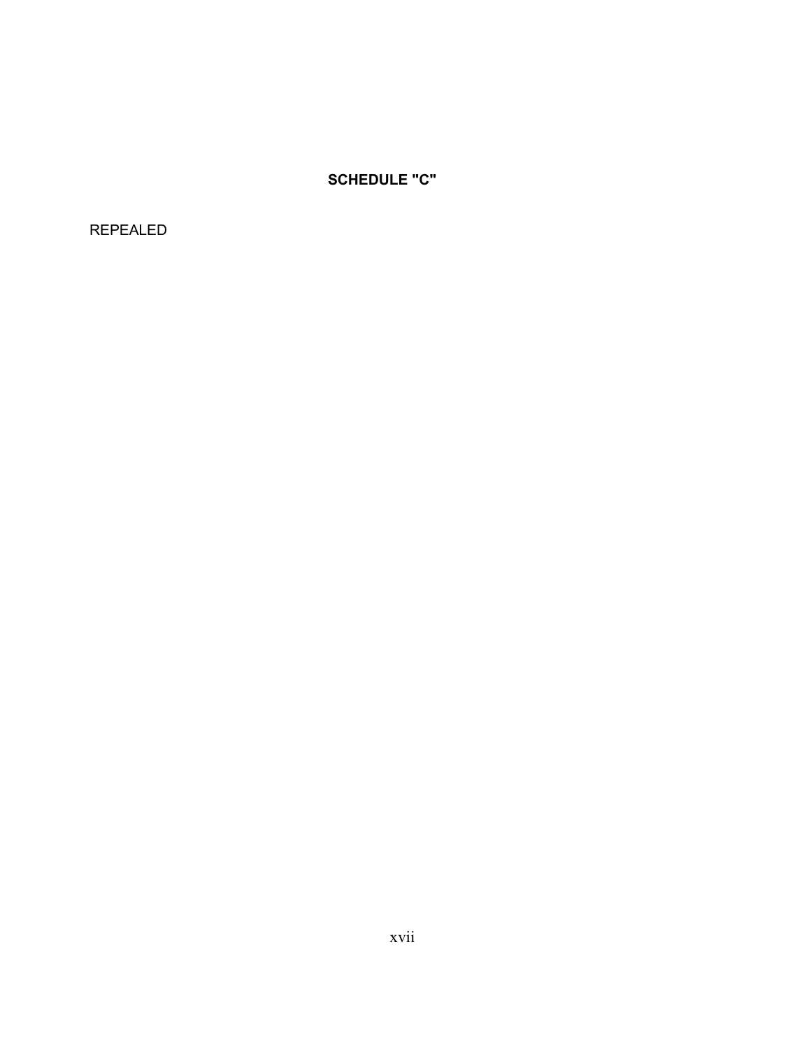## SCHEDULE "C"

REPEALED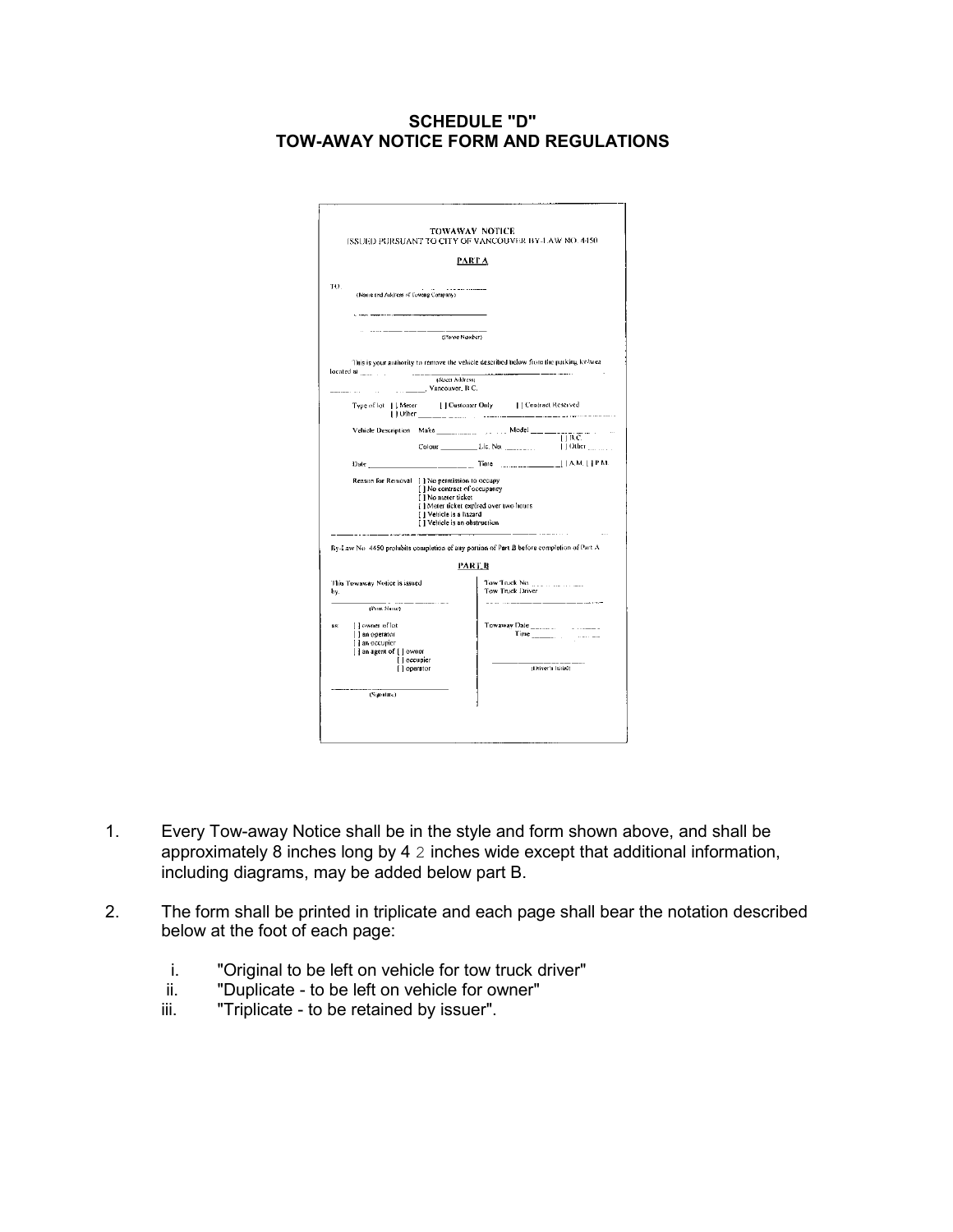**SCHEDULE "D"**
**TOW-AWAY NOTICE FORM AND REGULATIONS**

TOWAWAY NOTICE
ISSUED PURSUANT TO CITY OF VANCOUVER BY-LAW NO. 4450

PART A

TO: ______________________
(Name and Address of Towing Company)

______________________

______________________
(Phone Number)

This is your authority to remove the vehicle described below from the parking lot/area located at ______________________
(Street Address)
______________________, Vancouver, B.C.

Type of lot [ ] Meter [ ] Customer Only [ ] Contract Reserved
[ ] Other ______________________

Vehicle Description Make ____________ Model ____________
Colour ____________ Lic. No. ____________ [ ] B.C. [ ] Other ______

Date ____________ Time ____________ [ ] A.M. [ ] P.M.

Reason for Removal [ ] No permission to occupy
[ ] No contract of occupancy
[ ] No meter ticket
[ ] Meter ticket expired over two hours
[ ] Vehicle is a hazard
[ ] Vehicle is an obstruction

By-Law No. 4450 prohibits completion of any portion of Part B before completion of Part A

PART B

This Towaway Notice is issued by
______________________
(Print Name)

as [ ] owner of lot
[ ] an operator
[ ] an occupier
[ ] an agent of [ ] owner
[ ] occupier
[ ] operator

______________________
(Signature)

Tow Truck No. ____________
Tow Truck Driver
______________________

Towaway Date ____________
Time ____________

______________________
(Driver's Initial)

1. Every Tow-away Notice shall be in the style and form shown above, and shall be approximately 8 inches long by 4 2 inches wide except that additional information, including diagrams, may be added below part B.

2. The form shall be printed in triplicate and each page shall bear the notation described below at the foot of each page:

   i. "Original to be left on vehicle for tow truck driver"
   ii. "Duplicate - to be left on vehicle for owner"
   iii. "Triplicate - to be retained by issuer".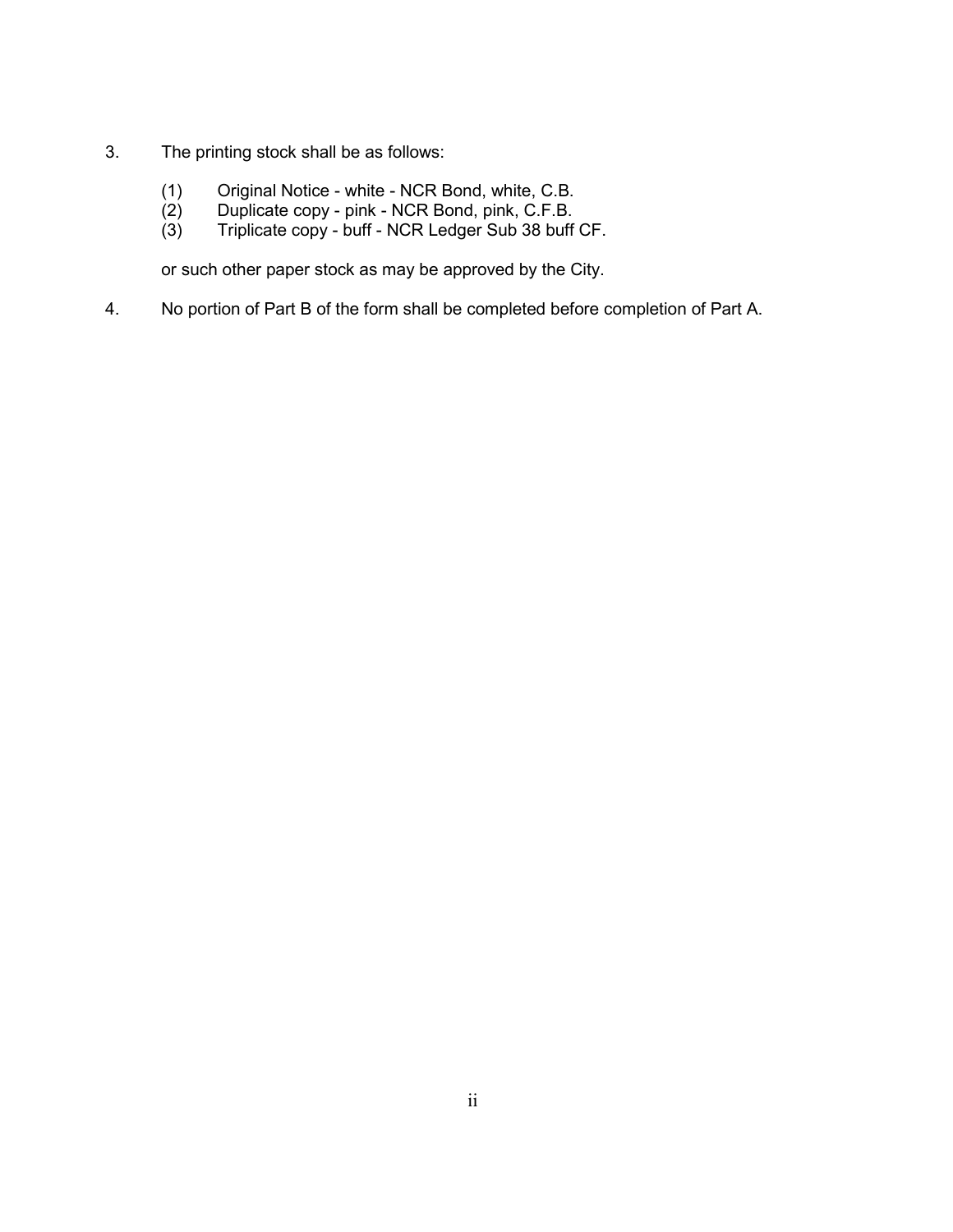3. The printing stock shall be as follows:

   (1) Original Notice - white - NCR Bond, white, C.B.
   (2) Duplicate copy - pink - NCR Bond, pink, C.F.B.
   (3) Triplicate copy - buff - NCR Ledger Sub 38 buff CF.

   or such other paper stock as may be approved by the City.

4. No portion of Part B of the form shall be completed before completion of Part A.